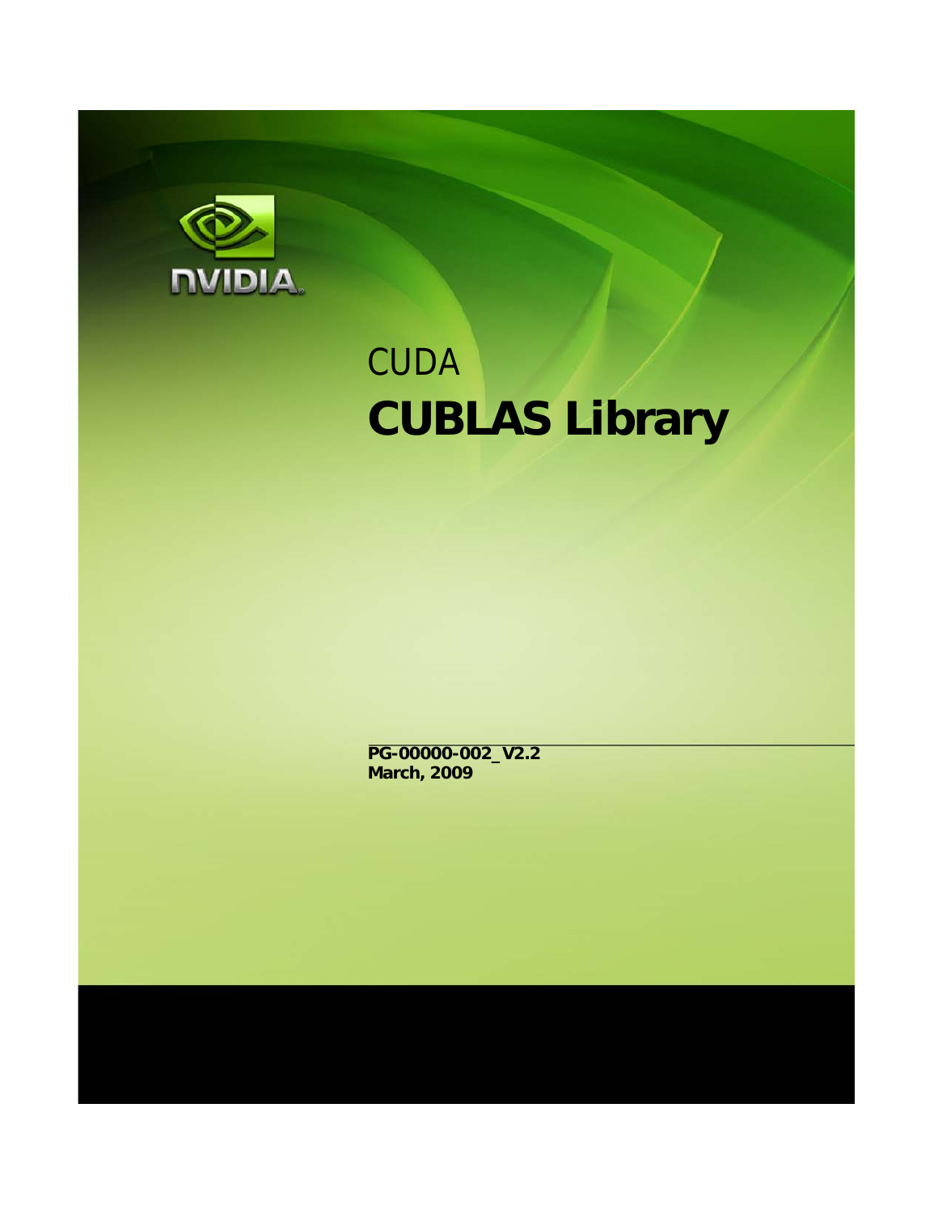NVIDIA

CUDA

# CUBLAS Library

**PG-00000-002_V2.2**
**March, 2009**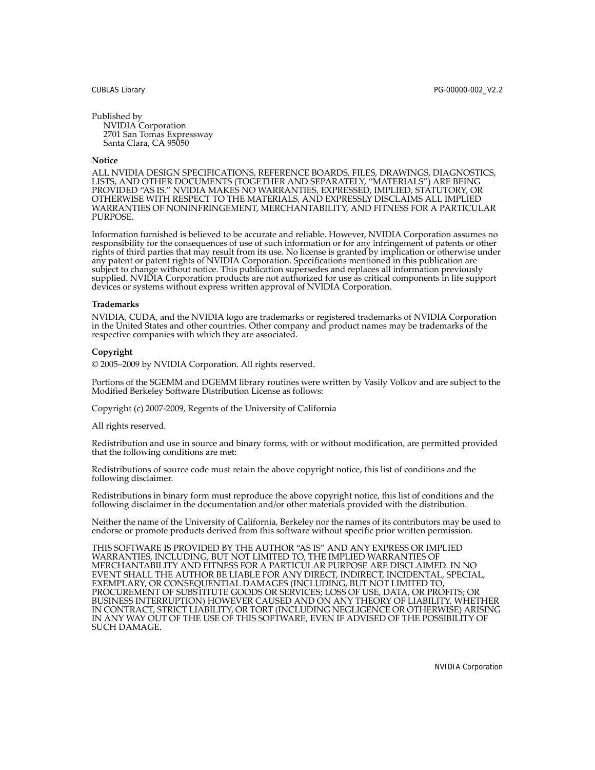Published by
NVIDIA Corporation
2701 San Tomas Expressway
Santa Clara, CA 95050

**Notice**

ALL NVIDIA DESIGN SPECIFICATIONS, REFERENCE BOARDS, FILES, DRAWINGS, DIAGNOSTICS, LISTS, AND OTHER DOCUMENTS (TOGETHER AND SEPARATELY, "MATERIALS") ARE BEING PROVIDED "AS IS." NVIDIA MAKES NO WARRANTIES, EXPRESSED, IMPLIED, STATUTORY, OR OTHERWISE WITH RESPECT TO THE MATERIALS, AND EXPRESSLY DISCLAIMS ALL IMPLIED WARRANTIES OF NONINFRINGEMENT, MERCHANTABILITY, AND FITNESS FOR A PARTICULAR PURPOSE.

Information furnished is believed to be accurate and reliable. However, NVIDIA Corporation assumes no responsibility for the consequences of use of such information or for any infringement of patents or other rights of third parties that may result from its use. No license is granted by implication or otherwise under any patent or patent rights of NVIDIA Corporation. Specifications mentioned in this publication are subject to change without notice. This publication supersedes and replaces all information previously supplied. NVIDIA Corporation products are not authorized for use as critical components in life support devices or systems without express written approval of NVIDIA Corporation.

**Trademarks**

NVIDIA, CUDA, and the NVIDIA logo are trademarks or registered trademarks of NVIDIA Corporation in the United States and other countries. Other company and product names may be trademarks of the respective companies with which they are associated.

**Copyright**

© 2005–2009 by NVIDIA Corporation. All rights reserved.

Portions of the SGEMM and DGEMM library routines were written by Vasily Volkov and are subject to the Modified Berkeley Software Distribution License as follows:

Copyright (c) 2007-2009, Regents of the University of California

All rights reserved.

Redistribution and use in source and binary forms, with or without modification, are permitted provided that the following conditions are met:

Redistributions of source code must retain the above copyright notice, this list of conditions and the following disclaimer.

Redistributions in binary form must reproduce the above copyright notice, this list of conditions and the following disclaimer in the documentation and/or other materials provided with the distribution.

Neither the name of the University of California, Berkeley nor the names of its contributors may be used to endorse or promote products derived from this software without specific prior written permission.

THIS SOFTWARE IS PROVIDED BY THE AUTHOR "AS IS" AND ANY EXPRESS OR IMPLIED WARRANTIES, INCLUDING, BUT NOT LIMITED TO, THE IMPLIED WARRANTIES OF MERCHANTABILITY AND FITNESS FOR A PARTICULAR PURPOSE ARE DISCLAIMED. IN NO EVENT SHALL THE AUTHOR BE LIABLE FOR ANY DIRECT, INDIRECT, INCIDENTAL, SPECIAL, EXEMPLARY, OR CONSEQUENTIAL DAMAGES (INCLUDING, BUT NOT LIMITED TO, PROCUREMENT OF SUBSTITUTE GOODS OR SERVICES; LOSS OF USE, DATA, OR PROFITS; OR BUSINESS INTERRUPTION) HOWEVER CAUSED AND ON ANY THEORY OF LIABILITY, WHETHER IN CONTRACT, STRICT LIABILITY, OR TORT (INCLUDING NEGLIGENCE OR OTHERWISE) ARISING IN ANY WAY OUT OF THE USE OF THIS SOFTWARE, EVEN IF ADVISED OF THE POSSIBILITY OF SUCH DAMAGE.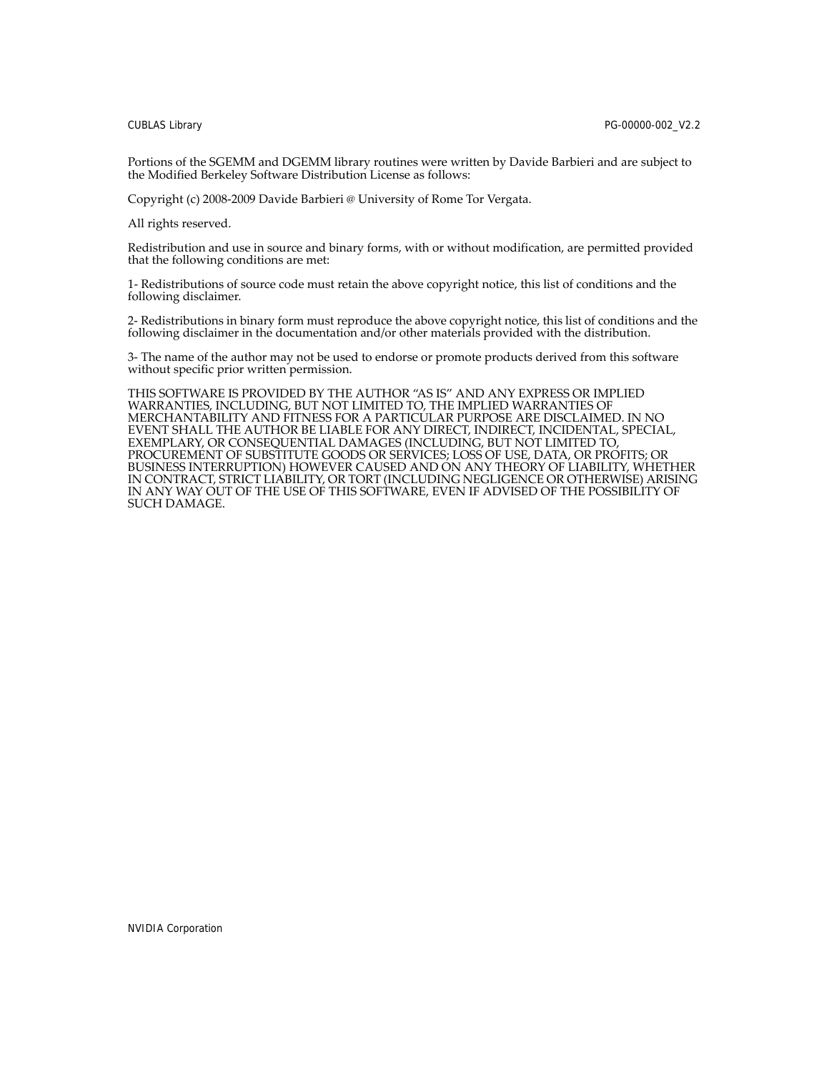Portions of the SGEMM and DGEMM library routines were written by Davide Barbieri and are subject to the Modified Berkeley Software Distribution License as follows:

Copyright (c) 2008-2009 Davide Barbieri @ University of Rome Tor Vergata.

All rights reserved.

Redistribution and use in source and binary forms, with or without modification, are permitted provided that the following conditions are met:

1- Redistributions of source code must retain the above copyright notice, this list of conditions and the following disclaimer.

2- Redistributions in binary form must reproduce the above copyright notice, this list of conditions and the following disclaimer in the documentation and/or other materials provided with the distribution.

3- The name of the author may not be used to endorse or promote products derived from this software without specific prior written permission.

THIS SOFTWARE IS PROVIDED BY THE AUTHOR "AS IS" AND ANY EXPRESS OR IMPLIED WARRANTIES, INCLUDING, BUT NOT LIMITED TO, THE IMPLIED WARRANTIES OF MERCHANTABILITY AND FITNESS FOR A PARTICULAR PURPOSE ARE DISCLAIMED. IN NO EVENT SHALL THE AUTHOR BE LIABLE FOR ANY DIRECT, INDIRECT, INCIDENTAL, SPECIAL, EXEMPLARY, OR CONSEQUENTIAL DAMAGES (INCLUDING, BUT NOT LIMITED TO, PROCUREMENT OF SUBSTITUTE GOODS OR SERVICES; LOSS OF USE, DATA, OR PROFITS; OR BUSINESS INTERRUPTION) HOWEVER CAUSED AND ON ANY THEORY OF LIABILITY, WHETHER IN CONTRACT, STRICT LIABILITY, OR TORT (INCLUDING NEGLIGENCE OR OTHERWISE) ARISING IN ANY WAY OUT OF THE USE OF THIS SOFTWARE, EVEN IF ADVISED OF THE POSSIBILITY OF SUCH DAMAGE.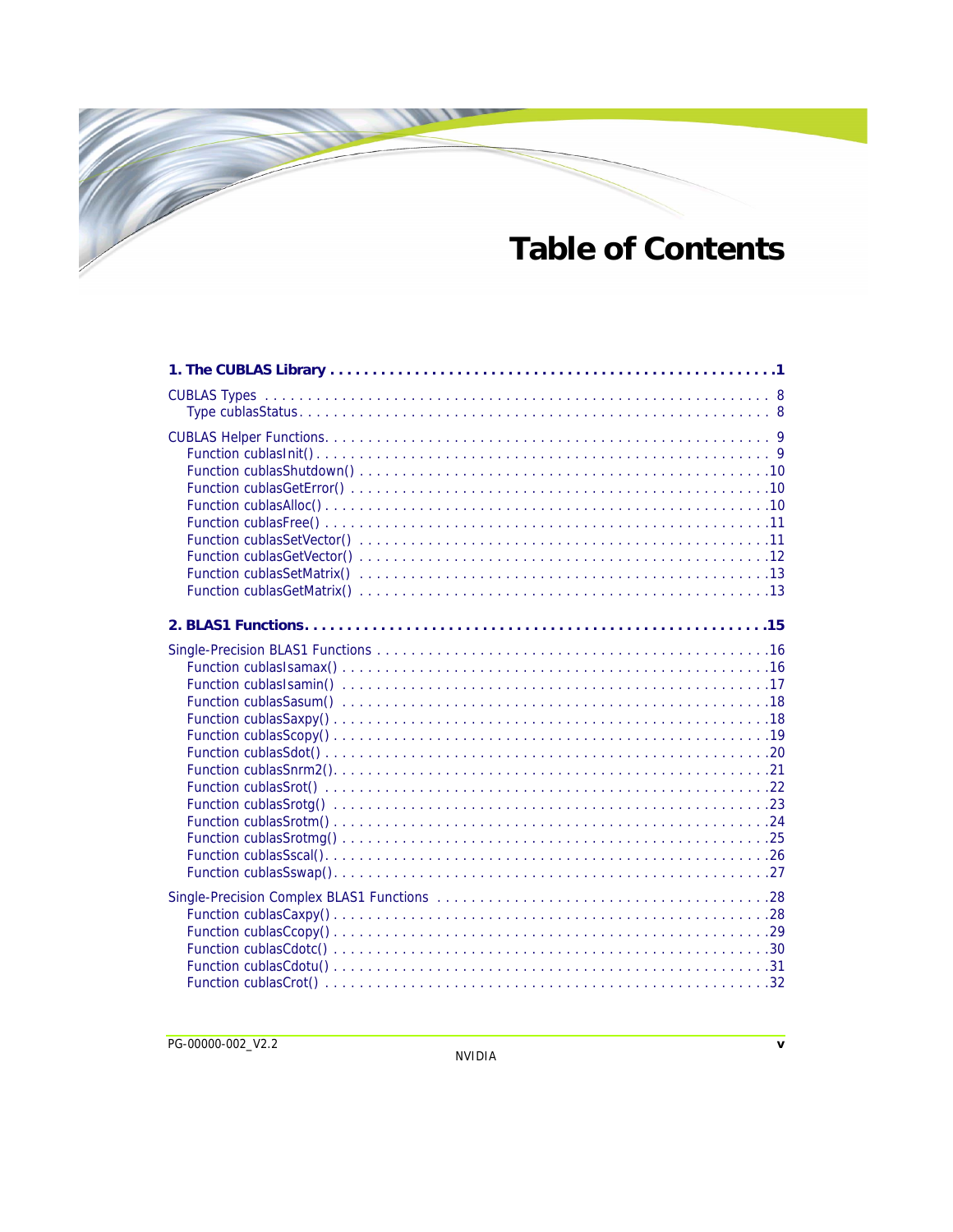# Table of Contents

**1. The CUBLAS Library . . . . . . . . . . . . . . . . . . . . . . . . . . . . . . . . . . . . . . . . . . . . . . . . . . . . .1**

CUBLAS Types . . . . . . . . . . . . . . . . . . . . . . . . . . . . . . . . . . . . . . . . . . . . . . . . . . . . . . . . . . . . 8
  Type cublasStatus. . . . . . . . . . . . . . . . . . . . . . . . . . . . . . . . . . . . . . . . . . . . . . . . . . . . . . . . 8

CUBLAS Helper Functions. . . . . . . . . . . . . . . . . . . . . . . . . . . . . . . . . . . . . . . . . . . . . . . . . . . . 9
  Function cublasInit() . . . . . . . . . . . . . . . . . . . . . . . . . . . . . . . . . . . . . . . . . . . . . . . . . . . . . . 9
  Function cublasShutdown() . . . . . . . . . . . . . . . . . . . . . . . . . . . . . . . . . . . . . . . . . . . . . . . . .10
  Function cublasGetError() . . . . . . . . . . . . . . . . . . . . . . . . . . . . . . . . . . . . . . . . . . . . . . . . . .10
  Function cublasAlloc() . . . . . . . . . . . . . . . . . . . . . . . . . . . . . . . . . . . . . . . . . . . . . . . . . . . . .10
  Function cublasFree() . . . . . . . . . . . . . . . . . . . . . . . . . . . . . . . . . . . . . . . . . . . . . . . . . . . . . .11
  Function cublasSetVector() . . . . . . . . . . . . . . . . . . . . . . . . . . . . . . . . . . . . . . . . . . . . . . . . .11
  Function cublasGetVector() . . . . . . . . . . . . . . . . . . . . . . . . . . . . . . . . . . . . . . . . . . . . . . . . .12
  Function cublasSetMatrix() . . . . . . . . . . . . . . . . . . . . . . . . . . . . . . . . . . . . . . . . . . . . . . . . .13
  Function cublasGetMatrix() . . . . . . . . . . . . . . . . . . . . . . . . . . . . . . . . . . . . . . . . . . . . . . . . .13

**2. BLAS1 Functions. . . . . . . . . . . . . . . . . . . . . . . . . . . . . . . . . . . . . . . . . . . . . . . . . . . . . .15**

Single-Precision BLAS1 Functions . . . . . . . . . . . . . . . . . . . . . . . . . . . . . . . . . . . . . . . . . . . . .16
  Function cublasIsamax() . . . . . . . . . . . . . . . . . . . . . . . . . . . . . . . . . . . . . . . . . . . . . . . . . . .16
  Function cublasIsamin() . . . . . . . . . . . . . . . . . . . . . . . . . . . . . . . . . . . . . . . . . . . . . . . . . . .17
  Function cublasSasum() . . . . . . . . . . . . . . . . . . . . . . . . . . . . . . . . . . . . . . . . . . . . . . . . . . .18
  Function cublasSaxpy() . . . . . . . . . . . . . . . . . . . . . . . . . . . . . . . . . . . . . . . . . . . . . . . . . . . .18
  Function cublasScopy() . . . . . . . . . . . . . . . . . . . . . . . . . . . . . . . . . . . . . . . . . . . . . . . . . . . .19
  Function cublasSdot() . . . . . . . . . . . . . . . . . . . . . . . . . . . . . . . . . . . . . . . . . . . . . . . . . . . . .20
  Function cublasSnrm2(). . . . . . . . . . . . . . . . . . . . . . . . . . . . . . . . . . . . . . . . . . . . . . . . . . . .21
  Function cublasSrot() . . . . . . . . . . . . . . . . . . . . . . . . . . . . . . . . . . . . . . . . . . . . . . . . . . . . .22
  Function cublasSrotg() . . . . . . . . . . . . . . . . . . . . . . . . . . . . . . . . . . . . . . . . . . . . . . . . . . . .23
  Function cublasSrotm() . . . . . . . . . . . . . . . . . . . . . . . . . . . . . . . . . . . . . . . . . . . . . . . . . . . .24
  Function cublasSrotmg() . . . . . . . . . . . . . . . . . . . . . . . . . . . . . . . . . . . . . . . . . . . . . . . . . . .25
  Function cublasSscal(). . . . . . . . . . . . . . . . . . . . . . . . . . . . . . . . . . . . . . . . . . . . . . . . . . . . .26
  Function cublasSswap(). . . . . . . . . . . . . . . . . . . . . . . . . . . . . . . . . . . . . . . . . . . . . . . . . . . .27

Single-Precision Complex BLAS1 Functions . . . . . . . . . . . . . . . . . . . . . . . . . . . . . . . . . . . . . .28
  Function cublasCaxpy() . . . . . . . . . . . . . . . . . . . . . . . . . . . . . . . . . . . . . . . . . . . . . . . . . . . .28
  Function cublasCcopy() . . . . . . . . . . . . . . . . . . . . . . . . . . . . . . . . . . . . . . . . . . . . . . . . . . . .29
  Function cublasCdotc() . . . . . . . . . . . . . . . . . . . . . . . . . . . . . . . . . . . . . . . . . . . . . . . . . . . .30
  Function cublasCdotu() . . . . . . . . . . . . . . . . . . . . . . . . . . . . . . . . . . . . . . . . . . . . . . . . . . . .31
  Function cublasCrot() . . . . . . . . . . . . . . . . . . . . . . . . . . . . . . . . . . . . . . . . . . . . . . . . . . . . .32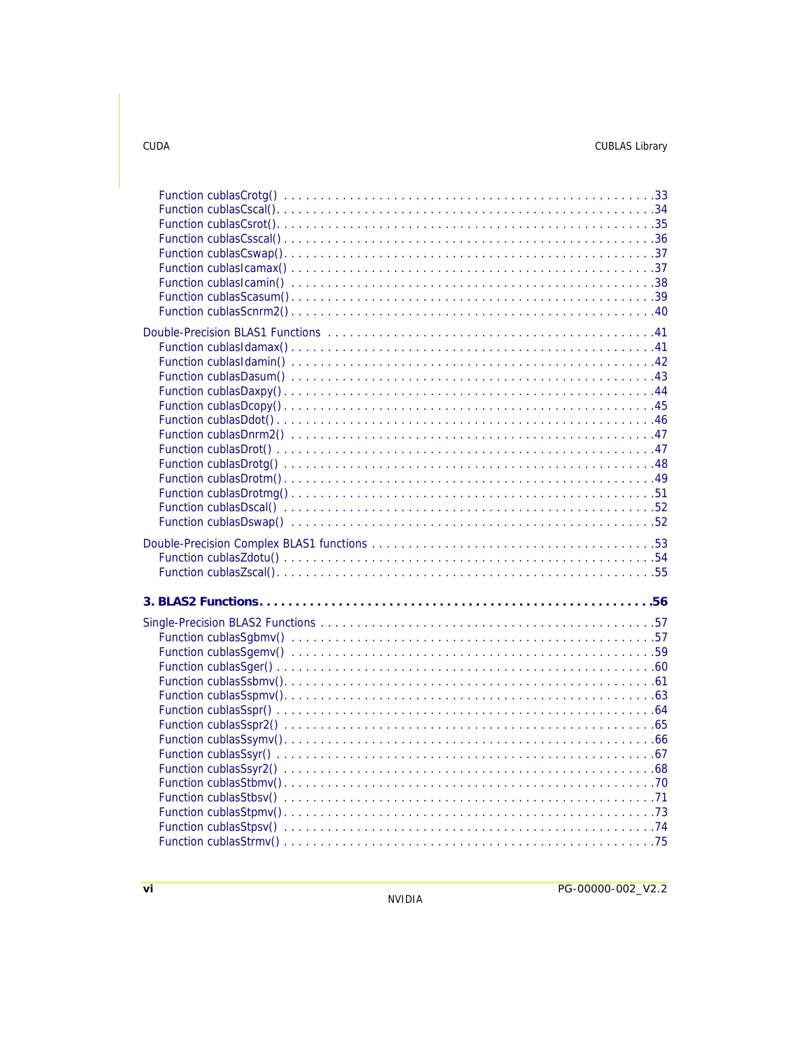Function cublasCrotg() . . . . . . . . . . . . . . . . . . . . . . . . . . . . . . . . . . . . . . . . . . . . . . . . . .33
Function cublasCscal(). . . . . . . . . . . . . . . . . . . . . . . . . . . . . . . . . . . . . . . . . . . . . . . . . . .34
Function cublasCsrot(). . . . . . . . . . . . . . . . . . . . . . . . . . . . . . . . . . . . . . . . . . . . . . . . . . .35
Function cublasCsscal() . . . . . . . . . . . . . . . . . . . . . . . . . . . . . . . . . . . . . . . . . . . . . . . . .36
Function cublasCswap(). . . . . . . . . . . . . . . . . . . . . . . . . . . . . . . . . . . . . . . . . . . . . . . . . .37
Function cublasIcamax() . . . . . . . . . . . . . . . . . . . . . . . . . . . . . . . . . . . . . . . . . . . . . . . .37
Function cublasIcamin() . . . . . . . . . . . . . . . . . . . . . . . . . . . . . . . . . . . . . . . . . . . . . . . .38
Function cublasScasum() . . . . . . . . . . . . . . . . . . . . . . . . . . . . . . . . . . . . . . . . . . . . . . . .39
Function cublasScnrm2() . . . . . . . . . . . . . . . . . . . . . . . . . . . . . . . . . . . . . . . . . . . . . . . .40

Double-Precision BLAS1 Functions . . . . . . . . . . . . . . . . . . . . . . . . . . . . . . . . . . . . . . . . . .41
Function cublasIdamax() . . . . . . . . . . . . . . . . . . . . . . . . . . . . . . . . . . . . . . . . . . . . . . . .41
Function cublasIdamin() . . . . . . . . . . . . . . . . . . . . . . . . . . . . . . . . . . . . . . . . . . . . . . . .42
Function cublasDasum() . . . . . . . . . . . . . . . . . . . . . . . . . . . . . . . . . . . . . . . . . . . . . . . . .43
Function cublasDaxpy() . . . . . . . . . . . . . . . . . . . . . . . . . . . . . . . . . . . . . . . . . . . . . . . . .44
Function cublasDcopy() . . . . . . . . . . . . . . . . . . . . . . . . . . . . . . . . . . . . . . . . . . . . . . . . .45
Function cublasDdot() . . . . . . . . . . . . . . . . . . . . . . . . . . . . . . . . . . . . . . . . . . . . . . . . . .46
Function cublasDnrm2() . . . . . . . . . . . . . . . . . . . . . . . . . . . . . . . . . . . . . . . . . . . . . . . . .47
Function cublasDrot() . . . . . . . . . . . . . . . . . . . . . . . . . . . . . . . . . . . . . . . . . . . . . . . . . .47
Function cublasDrotg() . . . . . . . . . . . . . . . . . . . . . . . . . . . . . . . . . . . . . . . . . . . . . . . . .48
Function cublasDrotm() . . . . . . . . . . . . . . . . . . . . . . . . . . . . . . . . . . . . . . . . . . . . . . . . .49
Function cublasDrotmg() . . . . . . . . . . . . . . . . . . . . . . . . . . . . . . . . . . . . . . . . . . . . . . . .51
Function cublasDscal() . . . . . . . . . . . . . . . . . . . . . . . . . . . . . . . . . . . . . . . . . . . . . . . . .52
Function cublasDswap() . . . . . . . . . . . . . . . . . . . . . . . . . . . . . . . . . . . . . . . . . . . . . . . . .52

Double-Precision Complex BLAS1 functions . . . . . . . . . . . . . . . . . . . . . . . . . . . . . . . . . . . .53
Function cublasZdotu() . . . . . . . . . . . . . . . . . . . . . . . . . . . . . . . . . . . . . . . . . . . . . . . . .54
Function cublasZscal(). . . . . . . . . . . . . . . . . . . . . . . . . . . . . . . . . . . . . . . . . . . . . . . . . .55

**3. BLAS2 Functions. . . . . . . . . . . . . . . . . . . . . . . . . . . . . . . . . . . . . . . . . . . . . . . . . . . . .56**

Single-Precision BLAS2 Functions . . . . . . . . . . . . . . . . . . . . . . . . . . . . . . . . . . . . . . . . . . .57
Function cublasSgbmv() . . . . . . . . . . . . . . . . . . . . . . . . . . . . . . . . . . . . . . . . . . . . . . . . .57
Function cublasSgemv() . . . . . . . . . . . . . . . . . . . . . . . . . . . . . . . . . . . . . . . . . . . . . . . . .59
Function cublasSger() . . . . . . . . . . . . . . . . . . . . . . . . . . . . . . . . . . . . . . . . . . . . . . . . . .60
Function cublasSsbmv(). . . . . . . . . . . . . . . . . . . . . . . . . . . . . . . . . . . . . . . . . . . . . . . . . .61
Function cublasSspmv(). . . . . . . . . . . . . . . . . . . . . . . . . . . . . . . . . . . . . . . . . . . . . . . . . .63
Function cublasSspr() . . . . . . . . . . . . . . . . . . . . . . . . . . . . . . . . . . . . . . . . . . . . . . . . . .64
Function cublasSspr2() . . . . . . . . . . . . . . . . . . . . . . . . . . . . . . . . . . . . . . . . . . . . . . . . .65
Function cublasSsymv(). . . . . . . . . . . . . . . . . . . . . . . . . . . . . . . . . . . . . . . . . . . . . . . . . .66
Function cublasSsyr() . . . . . . . . . . . . . . . . . . . . . . . . . . . . . . . . . . . . . . . . . . . . . . . . . .67
Function cublasSsyr2() . . . . . . . . . . . . . . . . . . . . . . . . . . . . . . . . . . . . . . . . . . . . . . . . .68
Function cublasStbmv(). . . . . . . . . . . . . . . . . . . . . . . . . . . . . . . . . . . . . . . . . . . . . . . . . .70
Function cublasStbsv() . . . . . . . . . . . . . . . . . . . . . . . . . . . . . . . . . . . . . . . . . . . . . . . . .71
Function cublasStpmv(). . . . . . . . . . . . . . . . . . . . . . . . . . . . . . . . . . . . . . . . . . . . . . . . . .73
Function cublasStpsv() . . . . . . . . . . . . . . . . . . . . . . . . . . . . . . . . . . . . . . . . . . . . . . . . .74
Function cublasStrmv() . . . . . . . . . . . . . . . . . . . . . . . . . . . . . . . . . . . . . . . . . . . . . . . . .75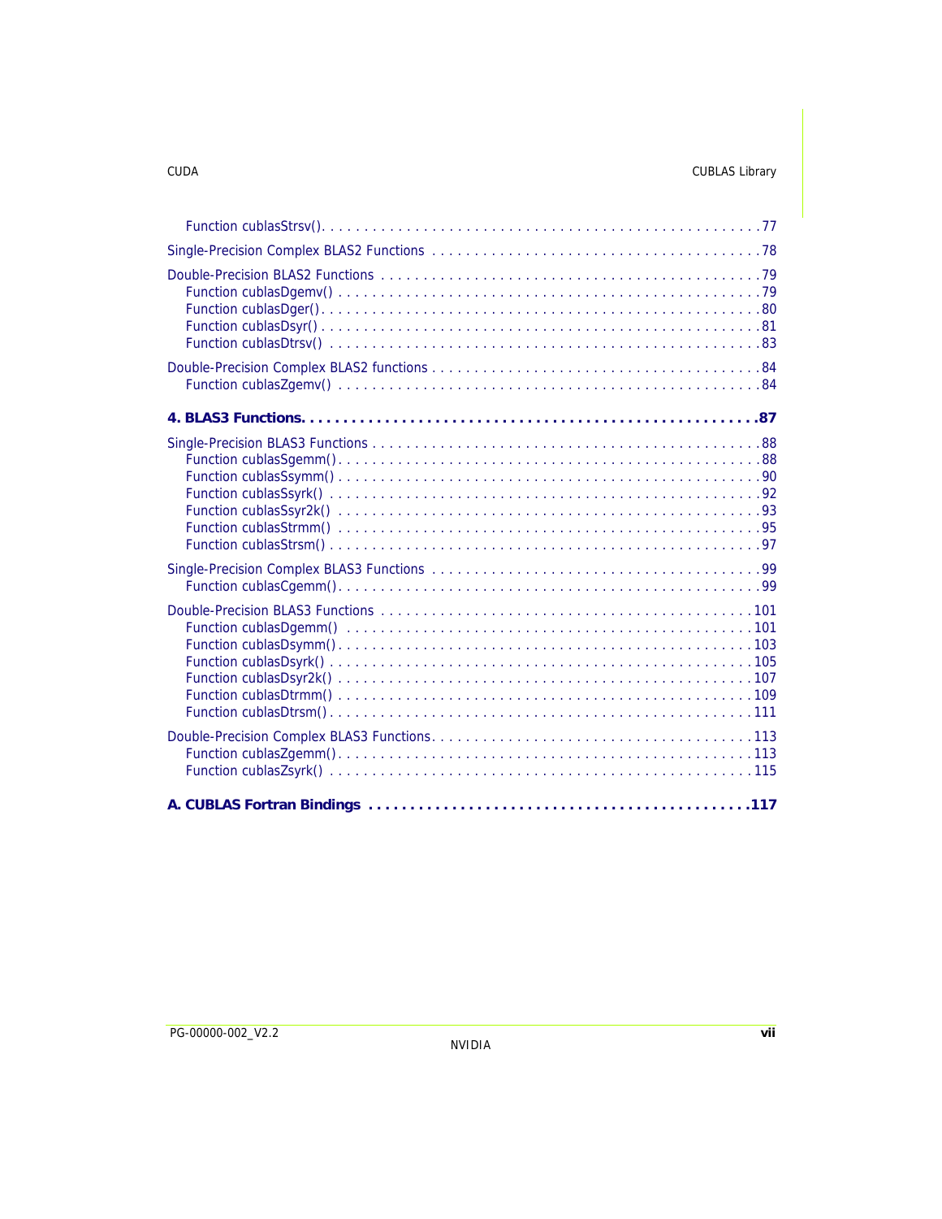Function cublasStrsv() . . . . . . . . . . . . . . . . . . . . . . . . . . . . . . . . . . . . . . . . . . . . . . . . . . . 77

Single-Precision Complex BLAS2 Functions . . . . . . . . . . . . . . . . . . . . . . . . . . . . . . . . . . . . . . 78

Double-Precision BLAS2 Functions . . . . . . . . . . . . . . . . . . . . . . . . . . . . . . . . . . . . . . . . . . . . . 79
Function cublasDgemv() . . . . . . . . . . . . . . . . . . . . . . . . . . . . . . . . . . . . . . . . . . . . . . . . . . 79
Function cublasDger() . . . . . . . . . . . . . . . . . . . . . . . . . . . . . . . . . . . . . . . . . . . . . . . . . . . . 80
Function cublasDsyr() . . . . . . . . . . . . . . . . . . . . . . . . . . . . . . . . . . . . . . . . . . . . . . . . . . . . 81
Function cublasDtrsv() . . . . . . . . . . . . . . . . . . . . . . . . . . . . . . . . . . . . . . . . . . . . . . . . . . . . 83

Double-Precision Complex BLAS2 functions . . . . . . . . . . . . . . . . . . . . . . . . . . . . . . . . . . . . . . 84
Function cublasZgemv() . . . . . . . . . . . . . . . . . . . . . . . . . . . . . . . . . . . . . . . . . . . . . . . . . . 84

**4. BLAS3 Functions. . . . . . . . . . . . . . . . . . . . . . . . . . . . . . . . . . . . . . . . . . . . . . . . . . . . . . 87**

Single-Precision BLAS3 Functions . . . . . . . . . . . . . . . . . . . . . . . . . . . . . . . . . . . . . . . . . . . . . 88
Function cublasSgemm() . . . . . . . . . . . . . . . . . . . . . . . . . . . . . . . . . . . . . . . . . . . . . . . . . . 88
Function cublasSsymm() . . . . . . . . . . . . . . . . . . . . . . . . . . . . . . . . . . . . . . . . . . . . . . . . . . 90
Function cublasSsyrk() . . . . . . . . . . . . . . . . . . . . . . . . . . . . . . . . . . . . . . . . . . . . . . . . . . . 92
Function cublasSsyr2k() . . . . . . . . . . . . . . . . . . . . . . . . . . . . . . . . . . . . . . . . . . . . . . . . . . 93
Function cublasStrmm() . . . . . . . . . . . . . . . . . . . . . . . . . . . . . . . . . . . . . . . . . . . . . . . . . . 95
Function cublasStrsm() . . . . . . . . . . . . . . . . . . . . . . . . . . . . . . . . . . . . . . . . . . . . . . . . . . . 97

Single-Precision Complex BLAS3 Functions . . . . . . . . . . . . . . . . . . . . . . . . . . . . . . . . . . . . . . 99
Function cublasCgemm() . . . . . . . . . . . . . . . . . . . . . . . . . . . . . . . . . . . . . . . . . . . . . . . . . . 99

Double-Precision BLAS3 Functions . . . . . . . . . . . . . . . . . . . . . . . . . . . . . . . . . . . . . . . . . . . . 101
Function cublasDgemm() . . . . . . . . . . . . . . . . . . . . . . . . . . . . . . . . . . . . . . . . . . . . . . . . . 101
Function cublasDsymm() . . . . . . . . . . . . . . . . . . . . . . . . . . . . . . . . . . . . . . . . . . . . . . . . . 103
Function cublasDsyrk() . . . . . . . . . . . . . . . . . . . . . . . . . . . . . . . . . . . . . . . . . . . . . . . . . . 105
Function cublasDsyr2k() . . . . . . . . . . . . . . . . . . . . . . . . . . . . . . . . . . . . . . . . . . . . . . . . . 107
Function cublasDtrmm() . . . . . . . . . . . . . . . . . . . . . . . . . . . . . . . . . . . . . . . . . . . . . . . . . 109
Function cublasDtrsm() . . . . . . . . . . . . . . . . . . . . . . . . . . . . . . . . . . . . . . . . . . . . . . . . . . 111

Double-Precision Complex BLAS3 Functions. . . . . . . . . . . . . . . . . . . . . . . . . . . . . . . . . . . . . 113
Function cublasZgemm() . . . . . . . . . . . . . . . . . . . . . . . . . . . . . . . . . . . . . . . . . . . . . . . . . 113
Function cublasZsyrk() . . . . . . . . . . . . . . . . . . . . . . . . . . . . . . . . . . . . . . . . . . . . . . . . . . 115

**A. CUBLAS Fortran Bindings . . . . . . . . . . . . . . . . . . . . . . . . . . . . . . . . . . . . . . . . . . . . . 117**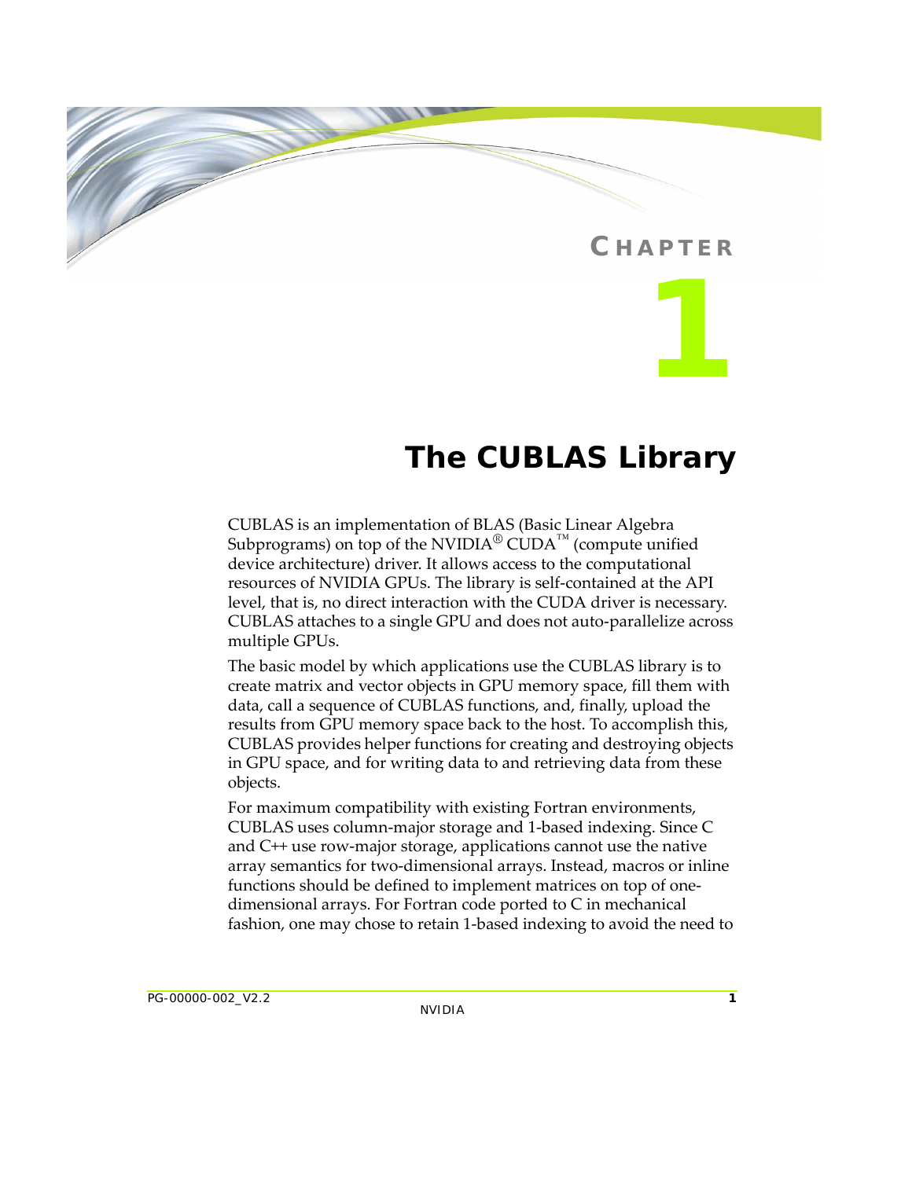# CHAPTER 1

# The CUBLAS Library

CUBLAS is an implementation of BLAS (Basic Linear Algebra Subprograms) on top of the NVIDIA® CUDA™ (compute unified device architecture) driver. It allows access to the computational resources of NVIDIA GPUs. The library is self-contained at the API level, that is, no direct interaction with the CUDA driver is necessary. CUBLAS attaches to a single GPU and does not auto-parallelize across multiple GPUs.

The basic model by which applications use the CUBLAS library is to create matrix and vector objects in GPU memory space, fill them with data, call a sequence of CUBLAS functions, and, finally, upload the results from GPU memory space back to the host. To accomplish this, CUBLAS provides helper functions for creating and destroying objects in GPU space, and for writing data to and retrieving data from these objects.

For maximum compatibility with existing Fortran environments, CUBLAS uses column-major storage and 1-based indexing. Since C and C++ use row-major storage, applications cannot use the native array semantics for two-dimensional arrays. Instead, macros or inline functions should be defined to implement matrices on top of one-dimensional arrays. For Fortran code ported to C in mechanical fashion, one may chose to retain 1-based indexing to avoid the need to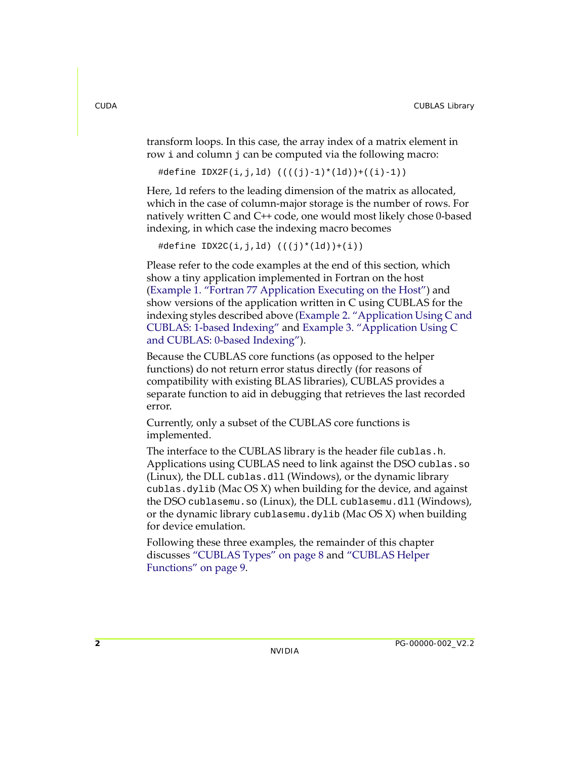transform loops. In this case, the array index of a matrix element in row `i` and column `j` can be computed via the following macro:

```
#define IDX2F(i,j,ld) ((((j)-1)*(ld))+((i)-1))
```

Here, `ld` refers to the leading dimension of the matrix as allocated, which in the case of column-major storage is the number of rows. For natively written C and C++ code, one would most likely chose 0-based indexing, in which case the indexing macro becomes

```
#define IDX2C(i,j,ld) (((j)*(ld))+(i))
```

Please refer to the code examples at the end of this section, which show a tiny application implemented in Fortran on the host (Example 1. "Fortran 77 Application Executing on the Host") and show versions of the application written in C using CUBLAS for the indexing styles described above (Example 2. "Application Using C and CUBLAS: 1-based Indexing" and Example 3. "Application Using C and CUBLAS: 0-based Indexing").

Because the CUBLAS core functions (as opposed to the helper functions) do not return error status directly (for reasons of compatibility with existing BLAS libraries), CUBLAS provides a separate function to aid in debugging that retrieves the last recorded error.

Currently, only a subset of the CUBLAS core functions is implemented.

The interface to the CUBLAS library is the header file `cublas.h`. Applications using CUBLAS need to link against the DSO `cublas.so` (Linux), the DLL `cublas.dll` (Windows), or the dynamic library `cublas.dylib` (Mac OS X) when building for the device, and against the DSO `cublasemu.so` (Linux), the DLL `cublasemu.dll` (Windows), or the dynamic library `cublasemu.dylib` (Mac OS X) when building for device emulation.

Following these three examples, the remainder of this chapter discusses "CUBLAS Types" on page 8 and "CUBLAS Helper Functions" on page 9.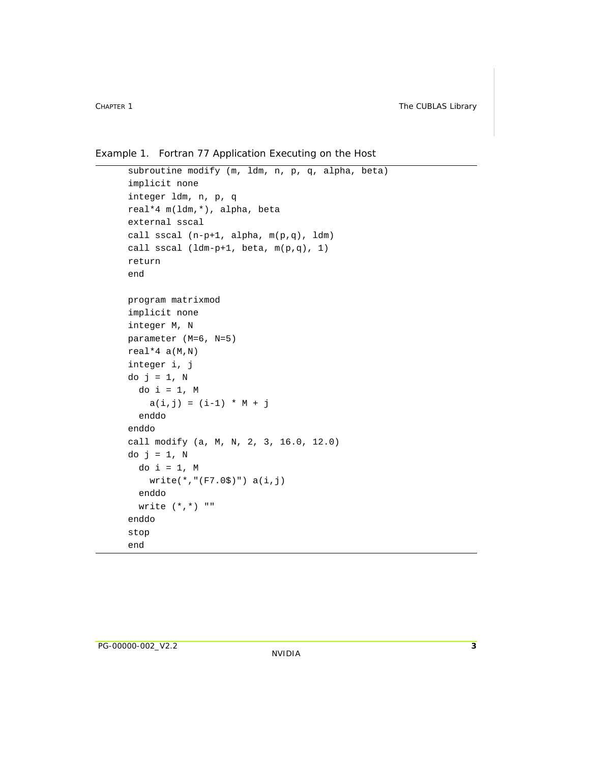Example 1. Fortran 77 Application Executing on the Host

```
      subroutine modify (m, ldm, n, p, q, alpha, beta)
      implicit none
      integer ldm, n, p, q
      real*4 m(ldm,*), alpha, beta
      external sscal
      call sscal (n-p+1, alpha, m(p,q), ldm)
      call sscal (ldm-p+1, beta, m(p,q), 1)
      return
      end

      program matrixmod
      implicit none
      integer M, N
      parameter (M=6, N=5)
      real*4 a(M,N)
      integer i, j
      do j = 1, N
        do i = 1, M
          a(i,j) = (i-1) * M + j
        enddo
      enddo
      call modify (a, M, N, 2, 3, 16.0, 12.0)
      do j = 1, N
        do i = 1, M
          write(*,"(F7.0$)") a(i,j)
        enddo
        write (*,*) ""
      enddo
      stop
      end
```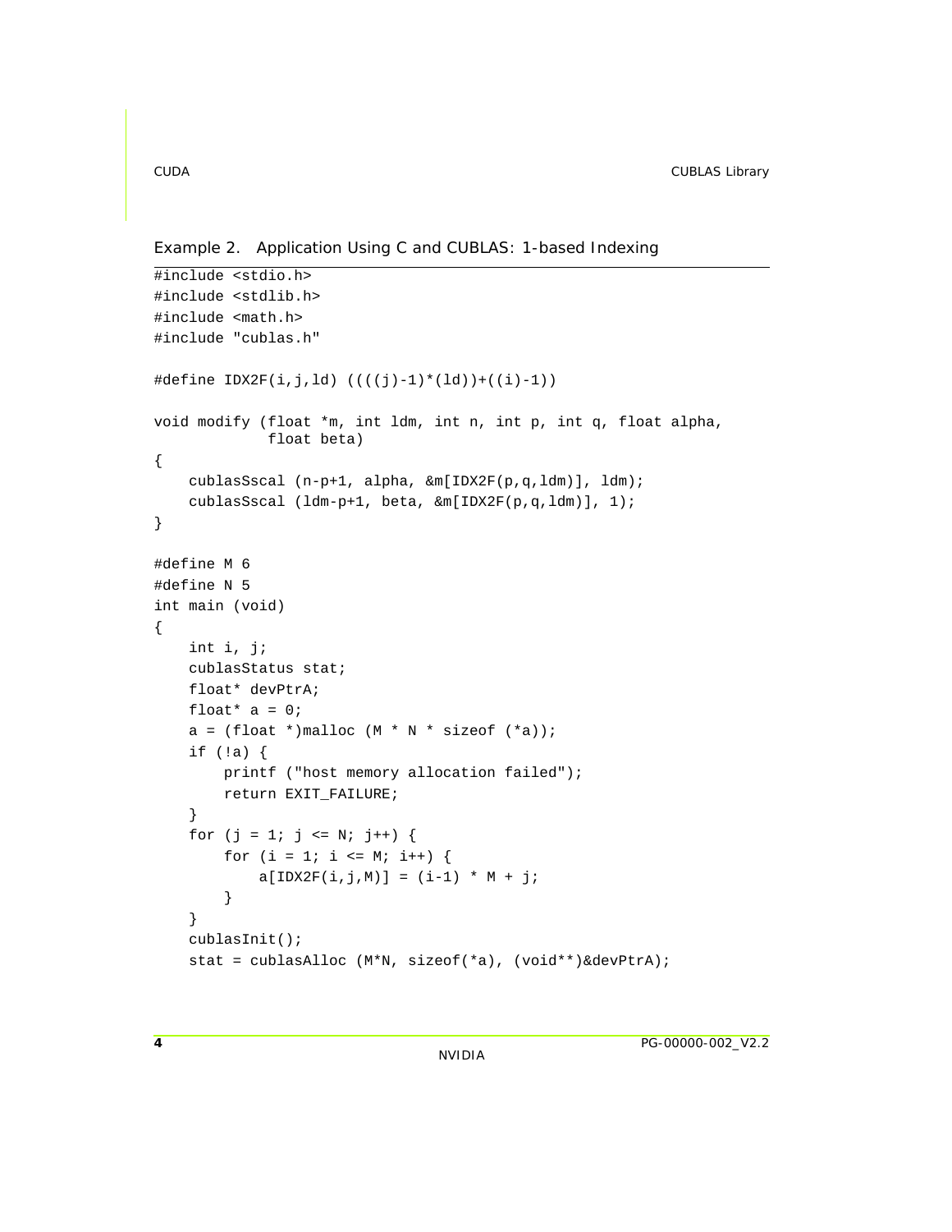Example 2. Application Using C and CUBLAS: 1-based Indexing

```
#include <stdio.h>
#include <stdlib.h>
#include <math.h>
#include "cublas.h"

#define IDX2F(i,j,ld) ((((j)-1)*(ld))+((i)-1))

void modify (float *m, int ldm, int n, int p, int q, float alpha,
             float beta)
{
    cublasSscal (n-p+1, alpha, &m[IDX2F(p,q,ldm)], ldm);
    cublasSscal (ldm-p+1, beta, &m[IDX2F(p,q,ldm)], 1);
}

#define M 6
#define N 5
int main (void)
{
    int i, j;
    cublasStatus stat;
    float* devPtrA;
    float* a = 0;
    a = (float *)malloc (M * N * sizeof (*a));
    if (!a) {
        printf ("host memory allocation failed");
        return EXIT_FAILURE;
    }
    for (j = 1; j <= N; j++) {
        for (i = 1; i <= M; i++) {
            a[IDX2F(i,j,M)] = (i-1) * M + j;
        }
    }
    cublasInit();
    stat = cublasAlloc (M*N, sizeof(*a), (void**)&devPtrA);
```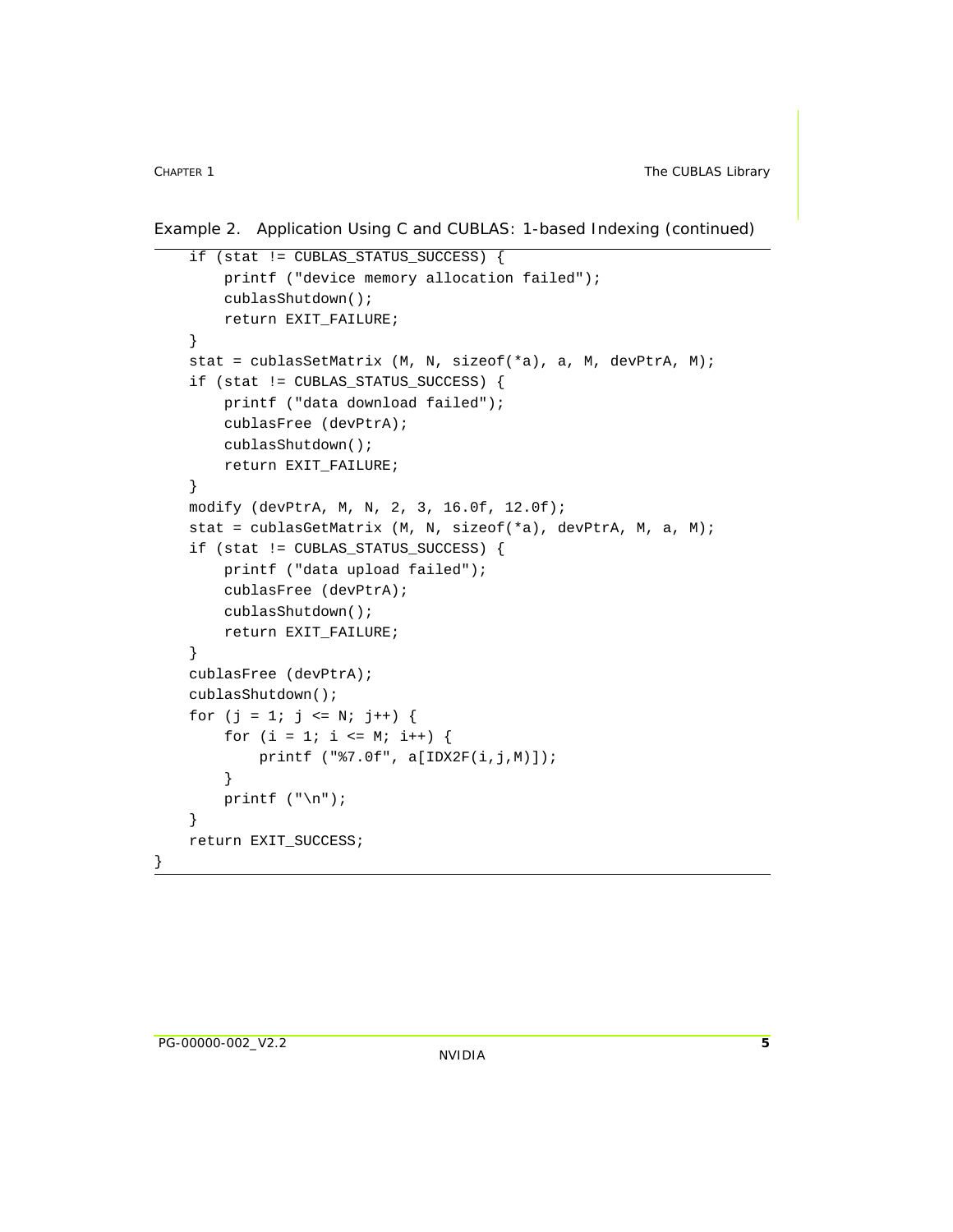Example 2. Application Using C and CUBLAS: 1-based Indexing (continued)

```
    if (stat != CUBLAS_STATUS_SUCCESS) {
        printf ("device memory allocation failed");
        cublasShutdown();
        return EXIT_FAILURE;
    }
    stat = cublasSetMatrix (M, N, sizeof(*a), a, M, devPtrA, M);
    if (stat != CUBLAS_STATUS_SUCCESS) {
        printf ("data download failed");
        cublasFree (devPtrA);
        cublasShutdown();
        return EXIT_FAILURE;
    }
    modify (devPtrA, M, N, 2, 3, 16.0f, 12.0f);
    stat = cublasGetMatrix (M, N, sizeof(*a), devPtrA, M, a, M);
    if (stat != CUBLAS_STATUS_SUCCESS) {
        printf ("data upload failed");
        cublasFree (devPtrA);
        cublasShutdown();
        return EXIT_FAILURE;
    }
    cublasFree (devPtrA);
    cublasShutdown();
    for (j = 1; j <= N; j++) {
        for (i = 1; i <= M; i++) {
            printf ("%7.0f", a[IDX2F(i,j,M)]);
        }
        printf ("\n");
    }
    return EXIT_SUCCESS;
}
```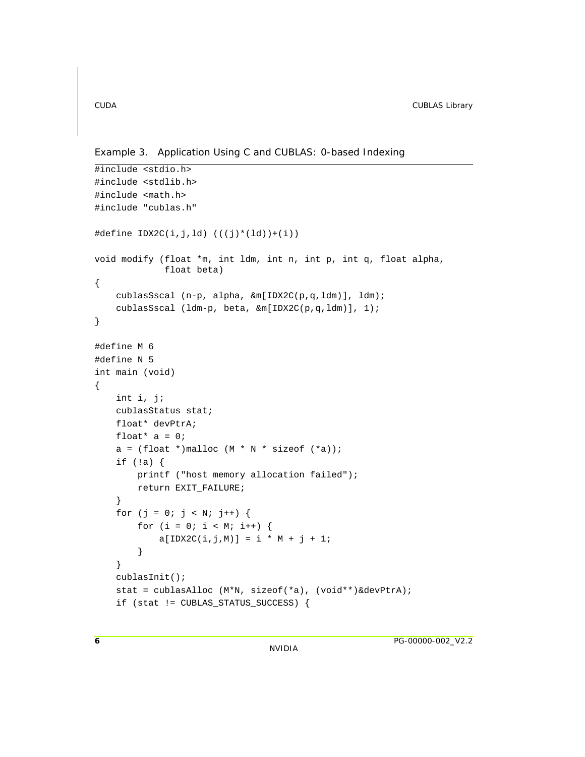Example 3. Application Using C and CUBLAS: 0-based Indexing

```
#include <stdio.h>
#include <stdlib.h>
#include <math.h>
#include "cublas.h"

#define IDX2C(i,j,ld) (((j)*(ld))+(i))

void modify (float *m, int ldm, int n, int p, int q, float alpha,
             float beta)
{
    cublasSscal (n-p, alpha, &m[IDX2C(p,q,ldm)], ldm);
    cublasSscal (ldm-p, beta, &m[IDX2C(p,q,ldm)], 1);
}

#define M 6
#define N 5
int main (void)
{
    int i, j;
    cublasStatus stat;
    float* devPtrA;
    float* a = 0;
    a = (float *)malloc (M * N * sizeof (*a));
    if (!a) {
        printf ("host memory allocation failed");
        return EXIT_FAILURE;
    }
    for (j = 0; j < N; j++) {
        for (i = 0; i < M; i++) {
            a[IDX2C(i,j,M)] = i * M + j + 1;
        }
    }
    cublasInit();
    stat = cublasAlloc (M*N, sizeof(*a), (void**)&devPtrA);
    if (stat != CUBLAS_STATUS_SUCCESS) {
```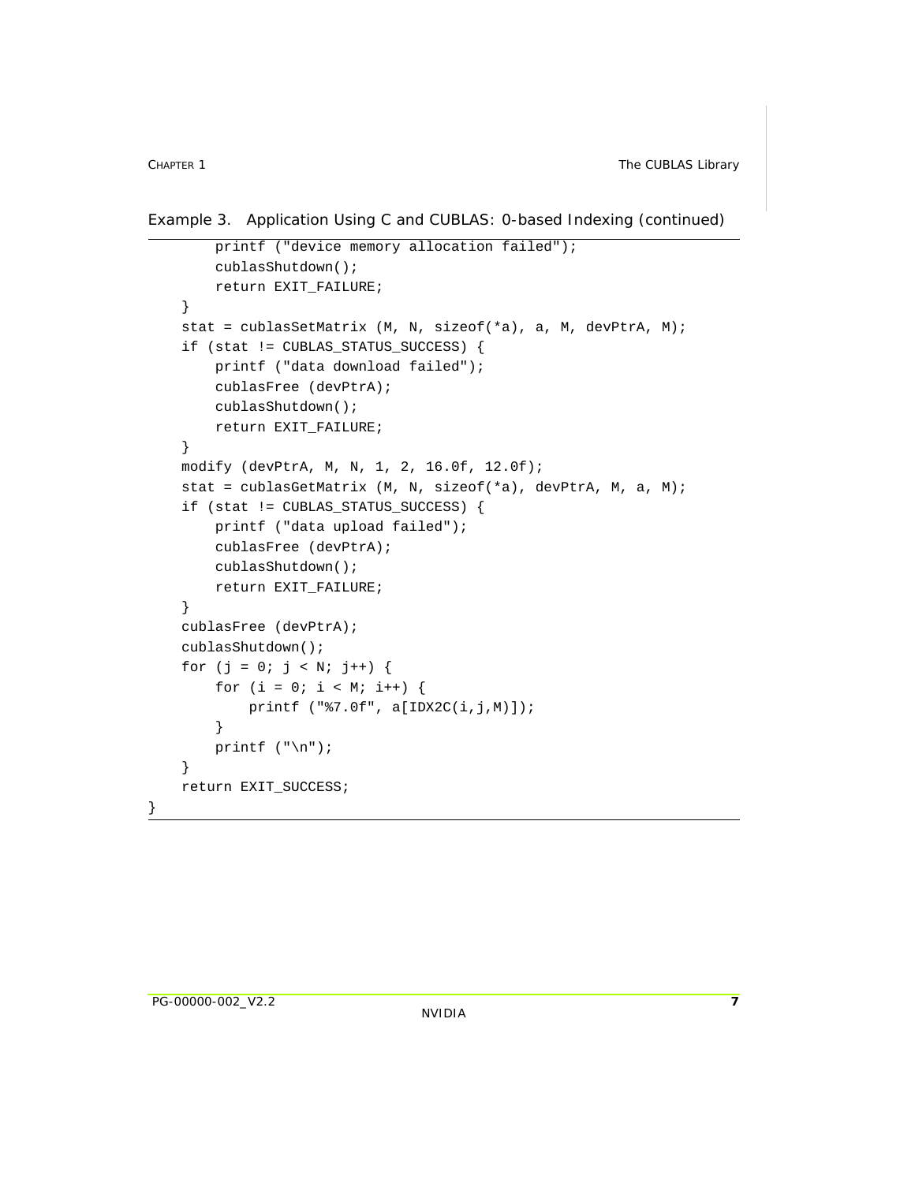Example 3. Application Using C and CUBLAS: 0-based Indexing (continued)

```
        printf ("device memory allocation failed");
        cublasShutdown();
        return EXIT_FAILURE;
    }
    stat = cublasSetMatrix (M, N, sizeof(*a), a, M, devPtrA, M);
    if (stat != CUBLAS_STATUS_SUCCESS) {
        printf ("data download failed");
        cublasFree (devPtrA);
        cublasShutdown();
        return EXIT_FAILURE;
    }
    modify (devPtrA, M, N, 1, 2, 16.0f, 12.0f);
    stat = cublasGetMatrix (M, N, sizeof(*a), devPtrA, M, a, M);
    if (stat != CUBLAS_STATUS_SUCCESS) {
        printf ("data upload failed");
        cublasFree (devPtrA);
        cublasShutdown();
        return EXIT_FAILURE;
    }
    cublasFree (devPtrA);
    cublasShutdown();
    for (j = 0; j < N; j++) {
        for (i = 0; i < M; i++) {
            printf ("%7.0f", a[IDX2C(i,j,M)]);
        }
        printf ("\n");
    }
    return EXIT_SUCCESS;
}
```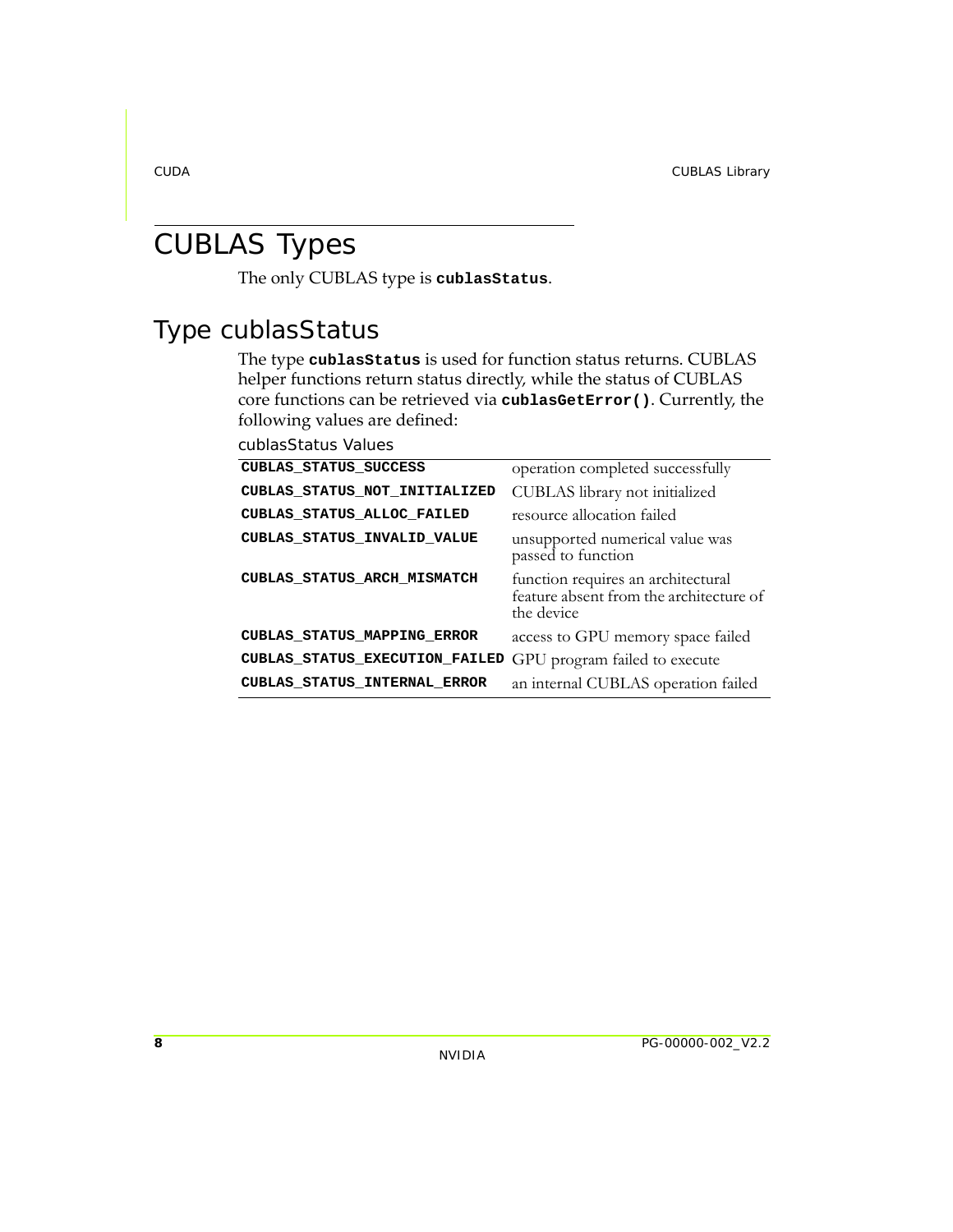# CUBLAS Types

The only CUBLAS type is **cublasStatus**.

## Type cublasStatus

The type **cublasStatus** is used for function status returns. CUBLAS helper functions return status directly, while the status of CUBLAS core functions can be retrieved via **cublasGetError()**. Currently, the following values are defined:

cublasStatus Values

| | |
|---|---|
| **CUBLAS_STATUS_SUCCESS** | operation completed successfully |
| **CUBLAS_STATUS_NOT_INITIALIZED** | CUBLAS library not initialized |
| **CUBLAS_STATUS_ALLOC_FAILED** | resource allocation failed |
| **CUBLAS_STATUS_INVALID_VALUE** | unsupported numerical value was passed to function |
| **CUBLAS_STATUS_ARCH_MISMATCH** | function requires an architectural feature absent from the architecture of the device |
| **CUBLAS_STATUS_MAPPING_ERROR** | access to GPU memory space failed |
| **CUBLAS_STATUS_EXECUTION_FAILED** | GPU program failed to execute |
| **CUBLAS_STATUS_INTERNAL_ERROR** | an internal CUBLAS operation failed |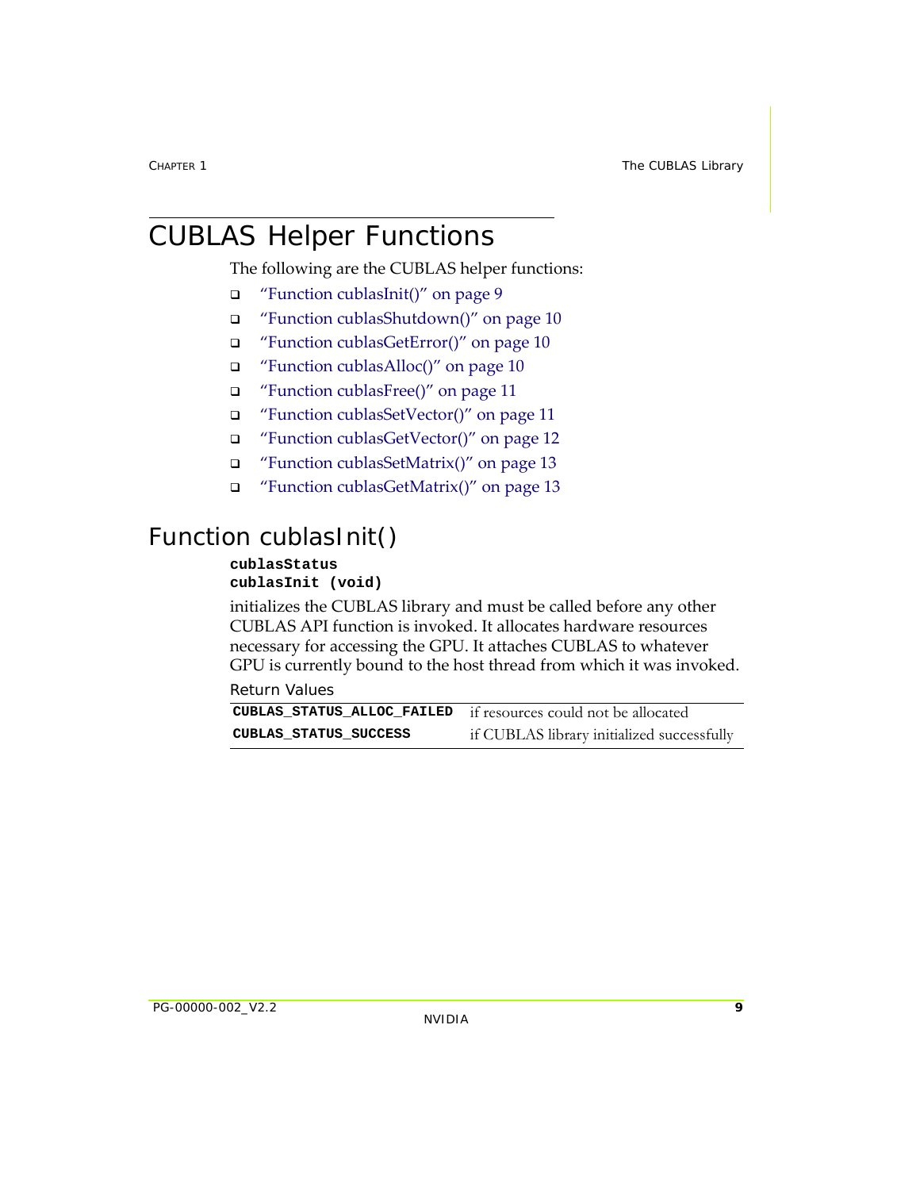# CUBLAS Helper Functions

The following are the CUBLAS helper functions:

- "Function cublasInit()" on page 9
- "Function cublasShutdown()" on page 10
- "Function cublasGetError()" on page 10
- "Function cublasAlloc()" on page 10
- "Function cublasFree()" on page 11
- "Function cublasSetVector()" on page 11
- "Function cublasGetVector()" on page 12
- "Function cublasSetMatrix()" on page 13
- "Function cublasGetMatrix()" on page 13

## Function cublasInit()

```
cublasStatus
cublasInit (void)
```

initializes the CUBLAS library and must be called before any other CUBLAS API function is invoked. It allocates hardware resources necessary for accessing the GPU. It attaches CUBLAS to whatever GPU is currently bound to the host thread from which it was invoked.

Return Values

| | |
|---|---|
| **CUBLAS_STATUS_ALLOC_FAILED** | if resources could not be allocated |
| **CUBLAS_STATUS_SUCCESS** | if CUBLAS library initialized successfully |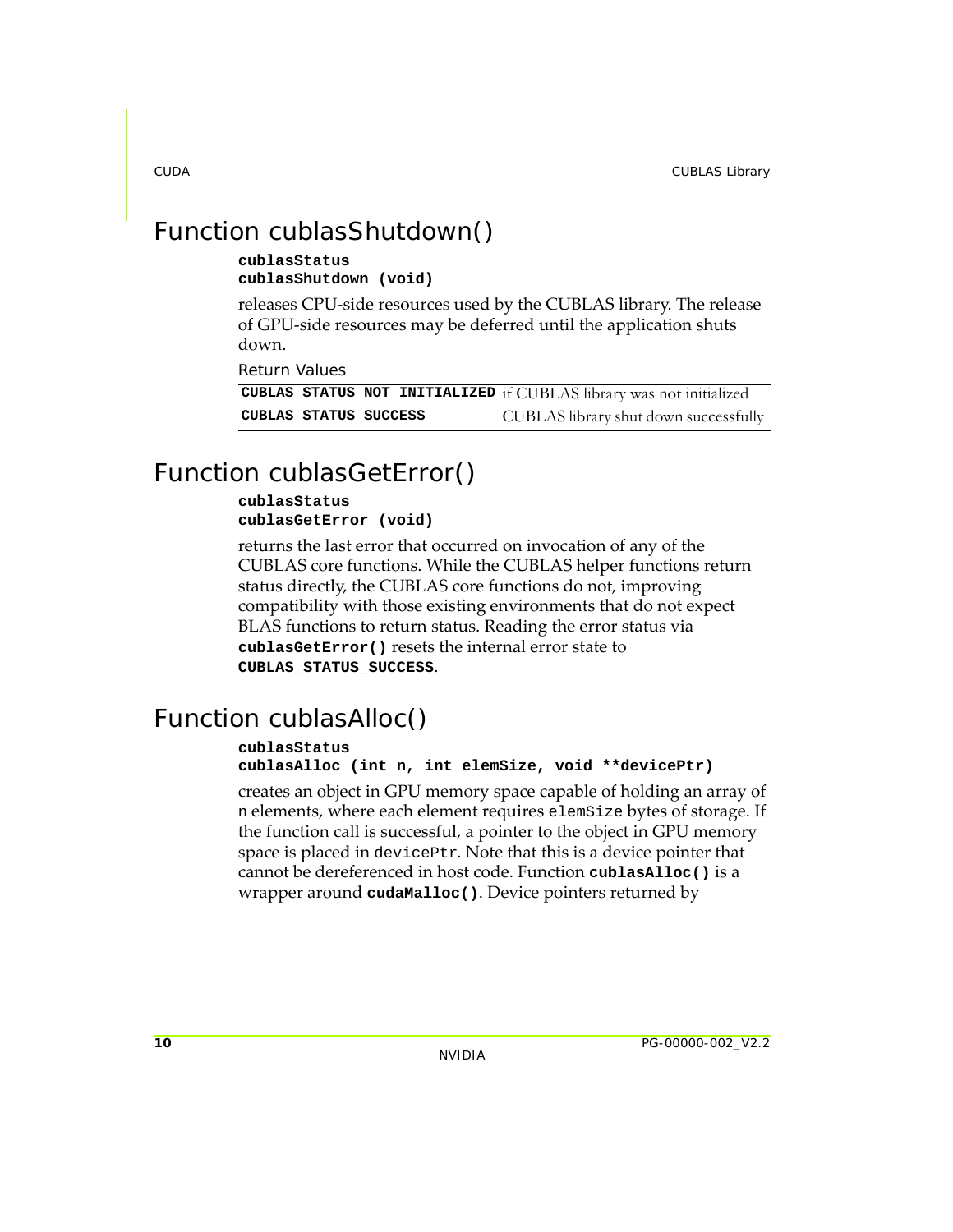## Function cublasShutdown()

**cublasStatus**
**cublasShutdown (void)**

releases CPU-side resources used by the CUBLAS library. The release of GPU-side resources may be deferred until the application shuts down.

Return Values

| | |
|---|---|
| **CUBLAS_STATUS_NOT_INITIALIZED** | if CUBLAS library was not initialized |
| **CUBLAS_STATUS_SUCCESS** | CUBLAS library shut down successfully |

## Function cublasGetError()

**cublasStatus**
**cublasGetError (void)**

returns the last error that occurred on invocation of any of the CUBLAS core functions. While the CUBLAS helper functions return status directly, the CUBLAS core functions do not, improving compatibility with those existing environments that do not expect BLAS functions to return status. Reading the error status via **cublasGetError()** resets the internal error state to **CUBLAS_STATUS_SUCCESS**.

## Function cublasAlloc()

**cublasStatus**
**cublasAlloc (int n, int elemSize, void **devicePtr)**

creates an object in GPU memory space capable of holding an array of `n` elements, where each element requires `elemSize` bytes of storage. If the function call is successful, a pointer to the object in GPU memory space is placed in `devicePtr`. Note that this is a device pointer that cannot be dereferenced in host code. Function **cublasAlloc()** is a wrapper around **cudaMalloc()**. Device pointers returned by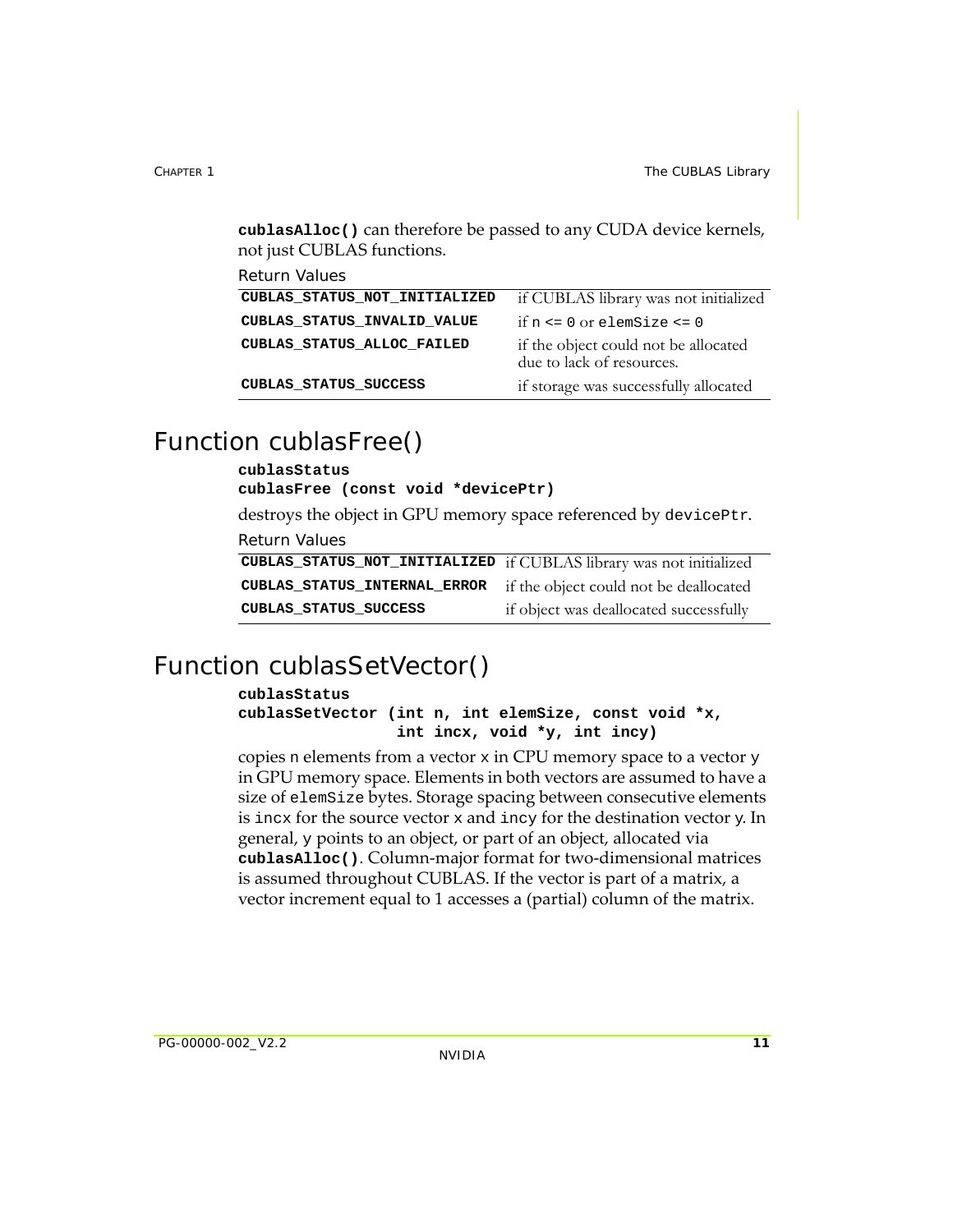**cublasAlloc()** can therefore be passed to any CUDA device kernels, not just CUBLAS functions.

Return Values

| | |
|---|---|
| **CUBLAS_STATUS_NOT_INITIALIZED** | if CUBLAS library was not initialized |
| **CUBLAS_STATUS_INVALID_VALUE** | if `n <= 0` or `elemSize <= 0` |
| **CUBLAS_STATUS_ALLOC_FAILED** | if the object could not be allocated due to lack of resources. |
| **CUBLAS_STATUS_SUCCESS** | if storage was successfully allocated |

# Function cublasFree()

```
cublasStatus
cublasFree (const void *devicePtr)
```

destroys the object in GPU memory space referenced by `devicePtr`.

Return Values

| | |
|---|---|
| **CUBLAS_STATUS_NOT_INITIALIZED** | if CUBLAS library was not initialized |
| **CUBLAS_STATUS_INTERNAL_ERROR** | if the object could not be deallocated |
| **CUBLAS_STATUS_SUCCESS** | if object was deallocated successfully |

# Function cublasSetVector()

```
cublasStatus
cublasSetVector (int n, int elemSize, const void *x,
                 int incx, void *y, int incy)
```

copies `n` elements from a vector `x` in CPU memory space to a vector `y` in GPU memory space. Elements in both vectors are assumed to have a size of `elemSize` bytes. Storage spacing between consecutive elements is `incx` for the source vector `x` and `incy` for the destination vector `y`. In general, `y` points to an object, or part of an object, allocated via **cublasAlloc()**. Column-major format for two-dimensional matrices is assumed throughout CUBLAS. If the vector is part of a matrix, a vector increment equal to 1 accesses a (partial) column of the matrix.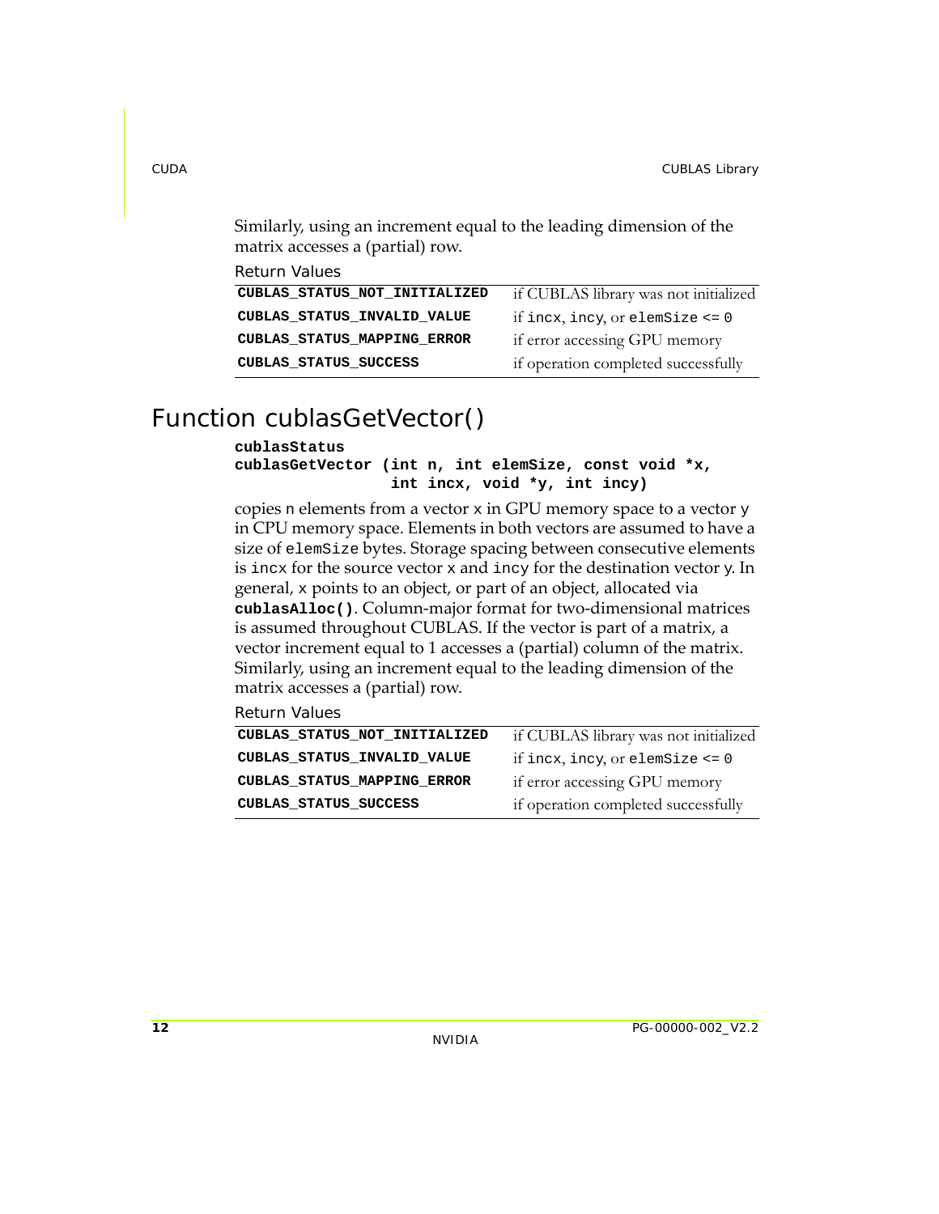Similarly, using an increment equal to the leading dimension of the matrix accesses a (partial) row.

Return Values

| | |
|---|---|
| **CUBLAS_STATUS_NOT_INITIALIZED** | if CUBLAS library was not initialized |
| **CUBLAS_STATUS_INVALID_VALUE** | if `incx`, `incy`, or `elemSize <= 0` |
| **CUBLAS_STATUS_MAPPING_ERROR** | if error accessing GPU memory |
| **CUBLAS_STATUS_SUCCESS** | if operation completed successfully |

# Function cublasGetVector()

```
cublasStatus
cublasGetVector (int n, int elemSize, const void *x,
                 int incx, void *y, int incy)
```

copies `n` elements from a vector `x` in GPU memory space to a vector `y` in CPU memory space. Elements in both vectors are assumed to have a size of `elemSize` bytes. Storage spacing between consecutive elements is `incx` for the source vector `x` and `incy` for the destination vector `y`. In general, `x` points to an object, or part of an object, allocated via **`cublasAlloc()`**. Column-major format for two-dimensional matrices is assumed throughout CUBLAS. If the vector is part of a matrix, a vector increment equal to 1 accesses a (partial) column of the matrix. Similarly, using an increment equal to the leading dimension of the matrix accesses a (partial) row.

Return Values

| | |
|---|---|
| **CUBLAS_STATUS_NOT_INITIALIZED** | if CUBLAS library was not initialized |
| **CUBLAS_STATUS_INVALID_VALUE** | if `incx`, `incy`, or `elemSize <= 0` |
| **CUBLAS_STATUS_MAPPING_ERROR** | if error accessing GPU memory |
| **CUBLAS_STATUS_SUCCESS** | if operation completed successfully |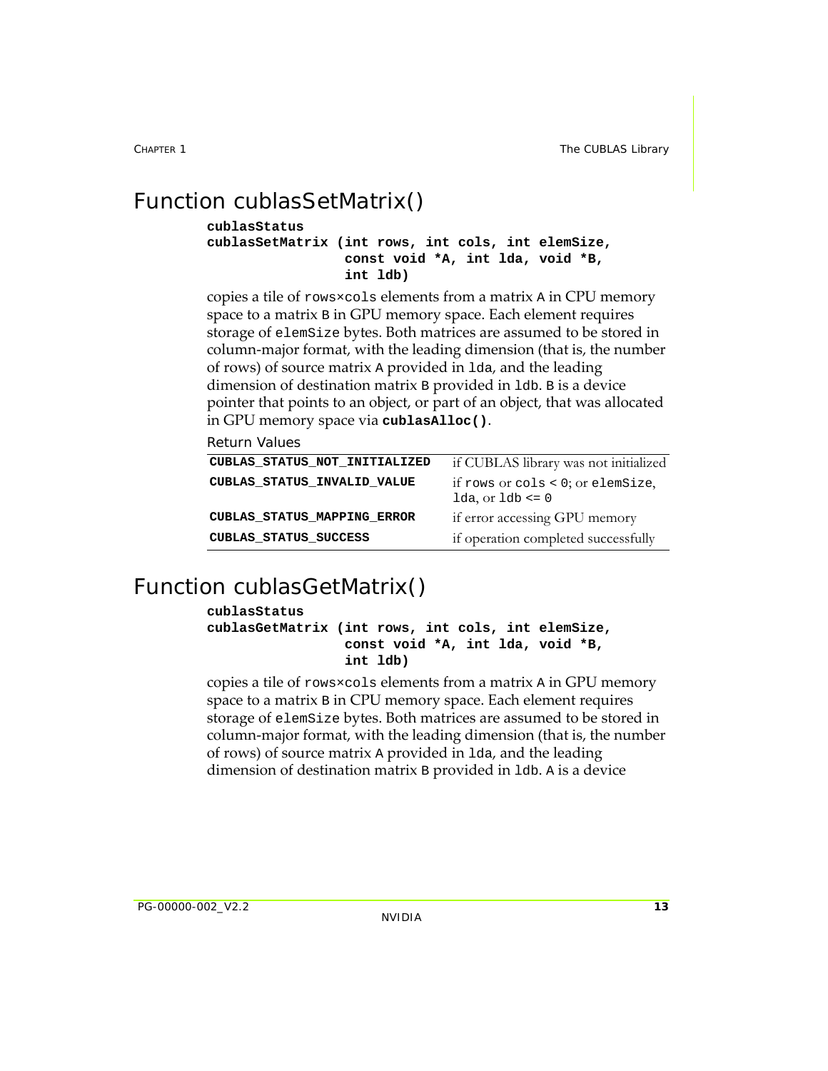## Function cublasSetMatrix()

```
cublasStatus
cublasSetMatrix (int rows, int cols, int elemSize,
                 const void *A, int lda, void *B,
                 int ldb)
```

copies a tile of rows×cols elements from a matrix A in CPU memory space to a matrix B in GPU memory space. Each element requires storage of elemSize bytes. Both matrices are assumed to be stored in column‐major format, with the leading dimension (that is, the number of rows) of source matrix A provided in lda, and the leading dimension of destination matrix B provided in ldb. B is a device pointer that points to an object, or part of an object, that was allocated in GPU memory space via **cublasAlloc()**.

Return Values

| | |
|---|---|
| **CUBLAS_STATUS_NOT_INITIALIZED** | if CUBLAS library was not initialized |
| **CUBLAS_STATUS_INVALID_VALUE** | if rows or cols < 0; or elemSize, lda, or ldb <= 0 |
| **CUBLAS_STATUS_MAPPING_ERROR** | if error accessing GPU memory |
| **CUBLAS_STATUS_SUCCESS** | if operation completed successfully |

## Function cublasGetMatrix()

```
cublasStatus
cublasGetMatrix (int rows, int cols, int elemSize,
                 const void *A, int lda, void *B,
                 int ldb)
```

copies a tile of rows×cols elements from a matrix A in GPU memory space to a matrix B in CPU memory space. Each element requires storage of elemSize bytes. Both matrices are assumed to be stored in column‐major format, with the leading dimension (that is, the number of rows) of source matrix A provided in lda, and the leading dimension of destination matrix B provided in ldb. A is a device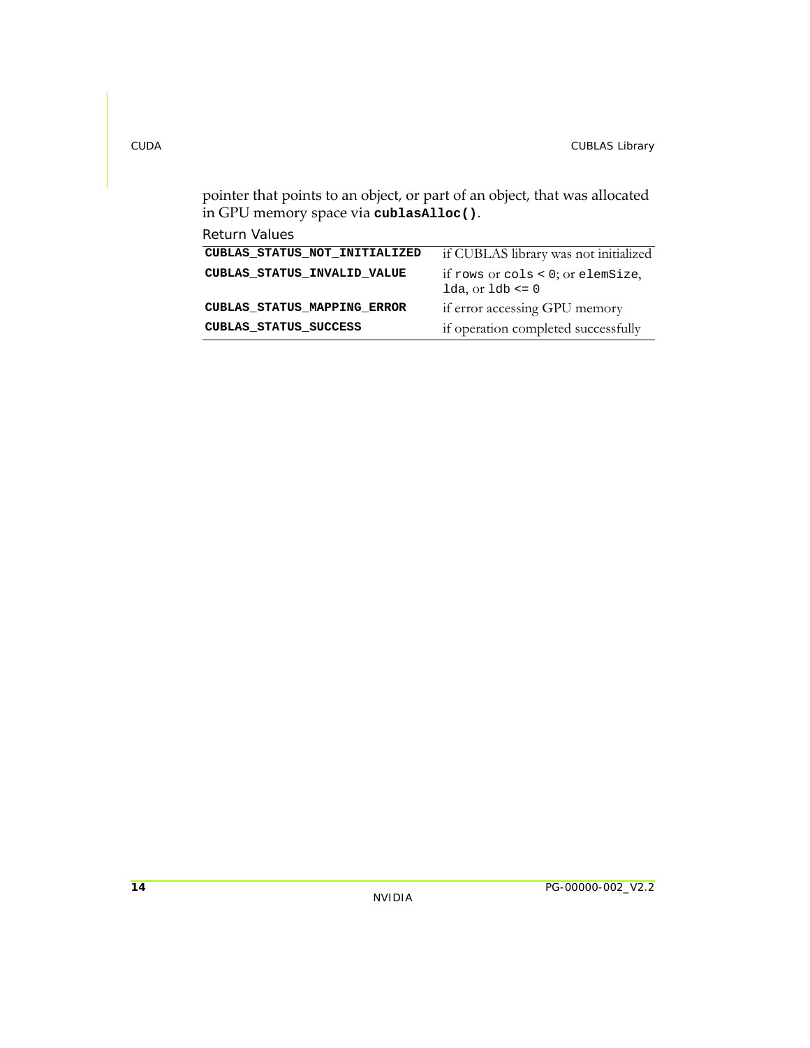pointer that points to an object, or part of an object, that was allocated in GPU memory space via **`cublasAlloc()`**.

Return Values

| | |
|---|---|
| **`CUBLAS_STATUS_NOT_INITIALIZED`** | if CUBLAS library was not initialized |
| **`CUBLAS_STATUS_INVALID_VALUE`** | if `rows` or `cols < 0`; or `elemSize`, `lda`, or `ldb <= 0` |
| **`CUBLAS_STATUS_MAPPING_ERROR`** | if error accessing GPU memory |
| **`CUBLAS_STATUS_SUCCESS`** | if operation completed successfully |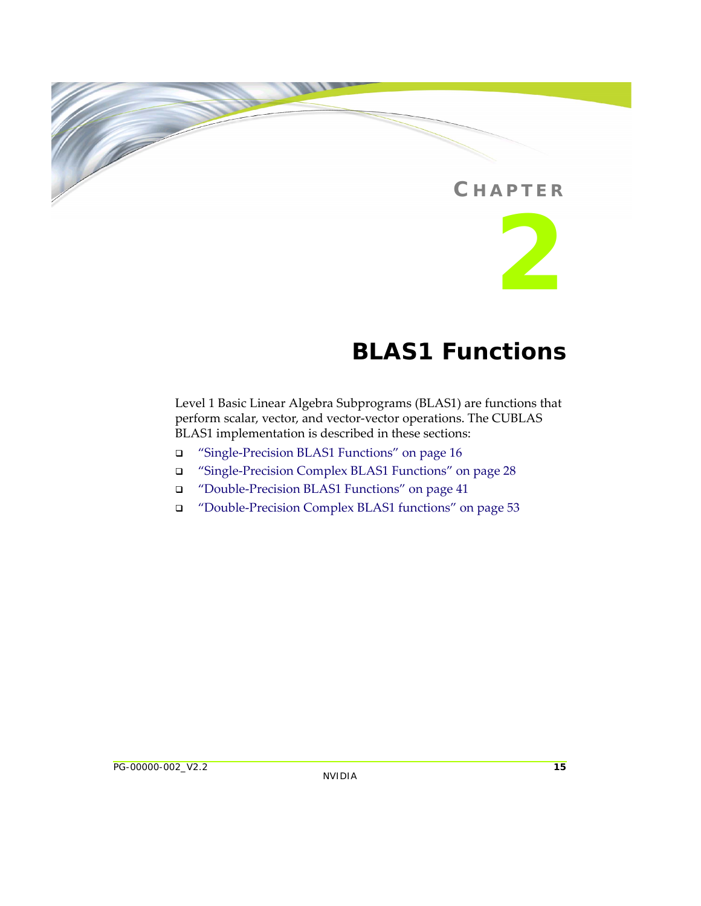# CHAPTER 2

# BLAS1 Functions

Level 1 Basic Linear Algebra Subprograms (BLAS1) are functions that perform scalar, vector, and vector‐vector operations. The CUBLAS BLAS1 implementation is described in these sections:

- "Single‐Precision BLAS1 Functions" on page 16
- "Single‐Precision Complex BLAS1 Functions" on page 28
- "Double‐Precision BLAS1 Functions" on page 41
- "Double‐Precision Complex BLAS1 functions" on page 53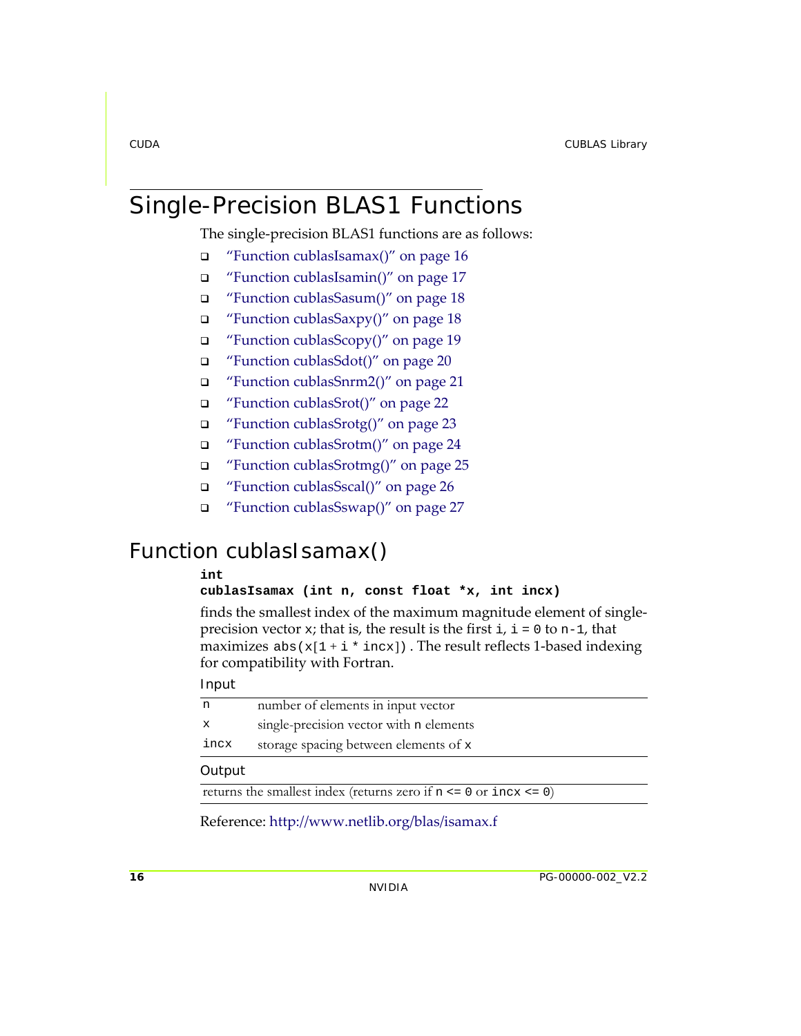# Single-Precision BLAS1 Functions

The single-precision BLAS1 functions are as follows:

- "Function cublasIsamax()" on page 16
- "Function cublasIsamin()" on page 17
- "Function cublasSasum()" on page 18
- "Function cublasSaxpy()" on page 18
- "Function cublasScopy()" on page 19
- "Function cublasSdot()" on page 20
- "Function cublasSnrm2()" on page 21
- "Function cublasSrot()" on page 22
- "Function cublasSrotg()" on page 23
- "Function cublasSrotm()" on page 24
- "Function cublasSrotmg()" on page 25
- "Function cublasSscal()" on page 26
- "Function cublasSswap()" on page 27

## Function cublasIsamax()

```
int
cublasIsamax (int n, const float *x, int incx)
```

finds the smallest index of the maximum magnitude element of single-precision vector `x`; that is, the result is the first `i`, `i = 0` to `n-1`, that maximizes `abs(x[1 + i * incx])`. The result reflects 1-based indexing for compatibility with Fortran.

Input

| | |
|---|---|
| `n` | number of elements in input vector |
| `x` | single-precision vector with `n` elements |
| `incx` | storage spacing between elements of `x` |

Output

| |
|---|
| returns the smallest index (returns zero if `n <= 0` or `incx <= 0`) |

Reference: http://www.netlib.org/blas/isamax.f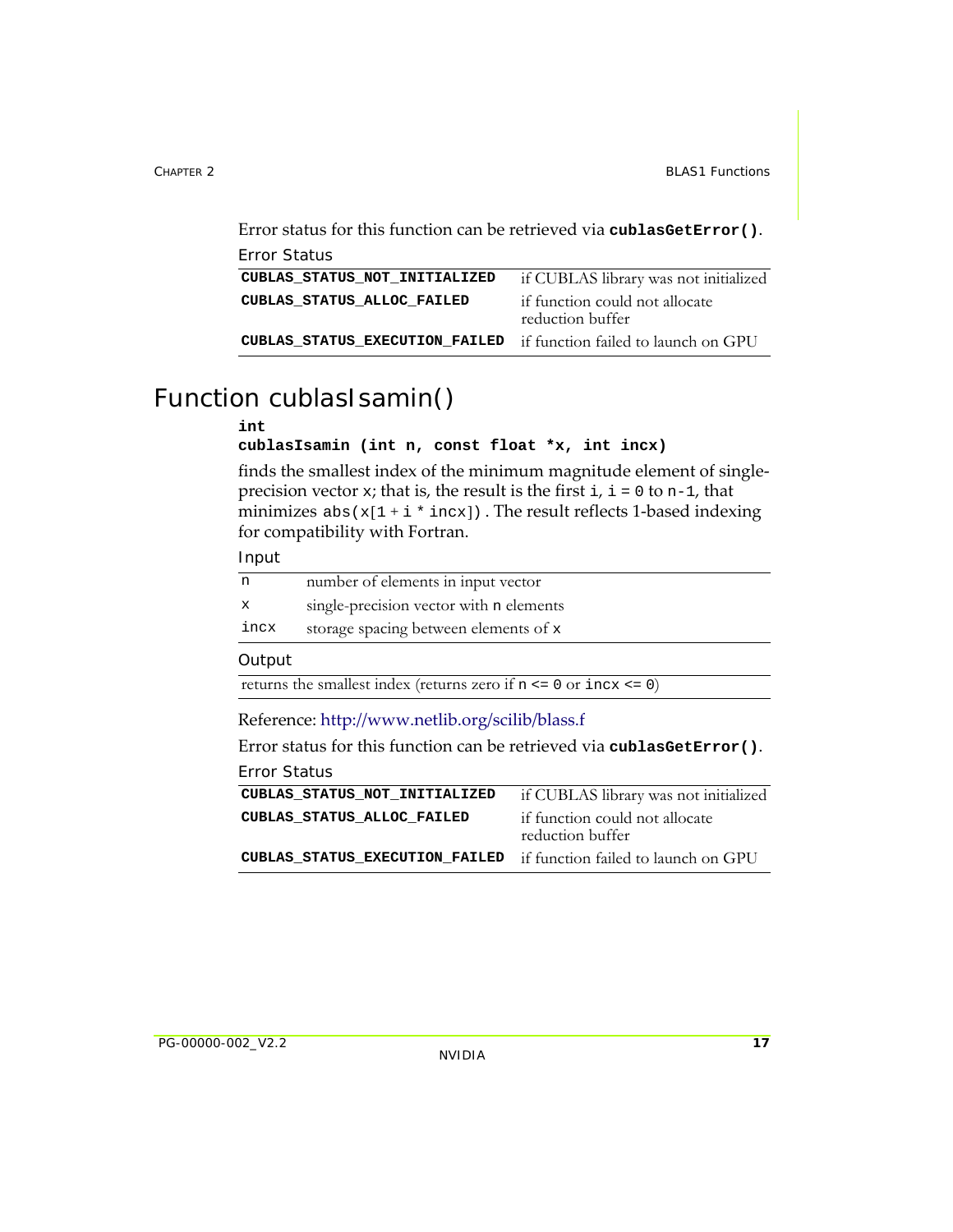Error status for this function can be retrieved via **cublasGetError()**.

Error Status

| | |
|---|---|
| **CUBLAS_STATUS_NOT_INITIALIZED** | if CUBLAS library was not initialized |
| **CUBLAS_STATUS_ALLOC_FAILED** | if function could not allocate reduction buffer |
| **CUBLAS_STATUS_EXECUTION_FAILED** | if function failed to launch on GPU |

# Function cublasIsamin()

```
int
cublasIsamin (int n, const float *x, int incx)
```

finds the smallest index of the minimum magnitude element of single-precision vector `x`; that is, the result is the first `i`, `i = 0` to `n-1`, that minimizes `abs(x[1 + i * incx])` . The result reflects 1-based indexing for compatibility with Fortran.

Input

| | |
|---|---|
| `n` | number of elements in input vector |
| `x` | single-precision vector with `n` elements |
| `incx` | storage spacing between elements of `x` |

Output

returns the smallest index (returns zero if `n <= 0` or `incx <= 0`)

Reference: http://www.netlib.org/scilib/blass.f

Error status for this function can be retrieved via **cublasGetError()**.

Error Status

| | |
|---|---|
| **CUBLAS_STATUS_NOT_INITIALIZED** | if CUBLAS library was not initialized |
| **CUBLAS_STATUS_ALLOC_FAILED** | if function could not allocate reduction buffer |
| **CUBLAS_STATUS_EXECUTION_FAILED** | if function failed to launch on GPU |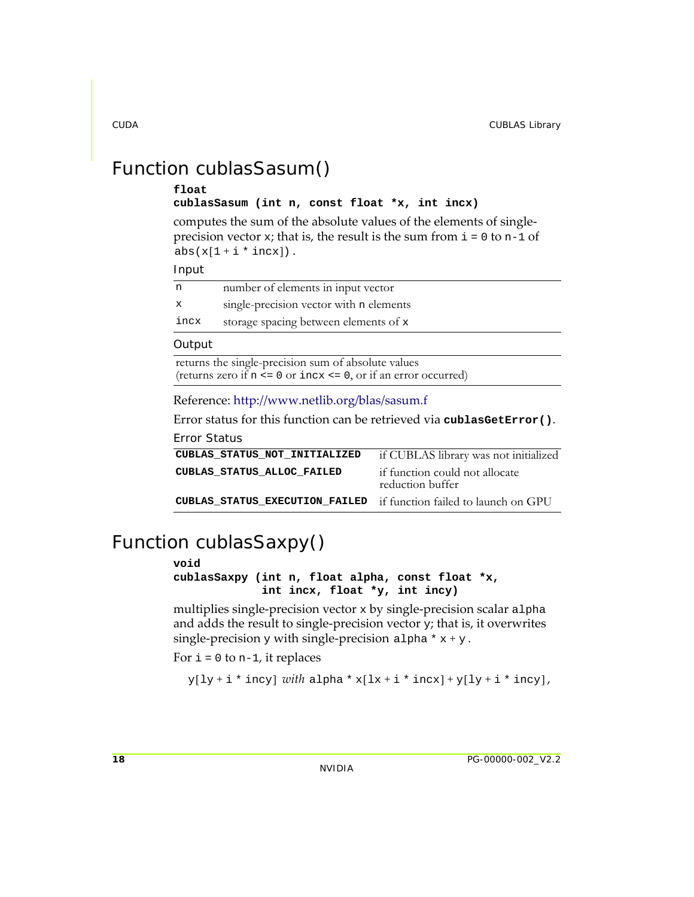# Function cublasSasum()

```
float
cublasSasum (int n, const float *x, int incx)
```

computes the sum of the absolute values of the elements of single-precision vector x; that is, the result is the sum from i = 0 to n-1 of abs(x[1 + i * incx]).

Input

| | |
|---|---|
| n | number of elements in input vector |
| x | single-precision vector with n elements |
| incx | storage spacing between elements of x |

Output

returns the single-precision sum of absolute values (returns zero if n <= 0 or incx <= 0, or if an error occurred)

Reference: http://www.netlib.org/blas/sasum.f

Error status for this function can be retrieved via **cublasGetError()**.

Error Status

| | |
|---|---|
| **CUBLAS_STATUS_NOT_INITIALIZED** | if CUBLAS library was not initialized |
| **CUBLAS_STATUS_ALLOC_FAILED** | if function could not allocate reduction buffer |
| **CUBLAS_STATUS_EXECUTION_FAILED** | if function failed to launch on GPU |

# Function cublasSaxpy()

```
void
cublasSaxpy (int n, float alpha, const float *x,
             int incx, float *y, int incy)
```

multiplies single-precision vector x by single-precision scalar alpha and adds the result to single-precision vector y; that is, it overwrites single-precision y with single-precision alpha * x + y.

For i = 0 to n-1, it replaces

y[ly + i * incy] *with* alpha * x[lx + i * incx] + y[ly + i * incy],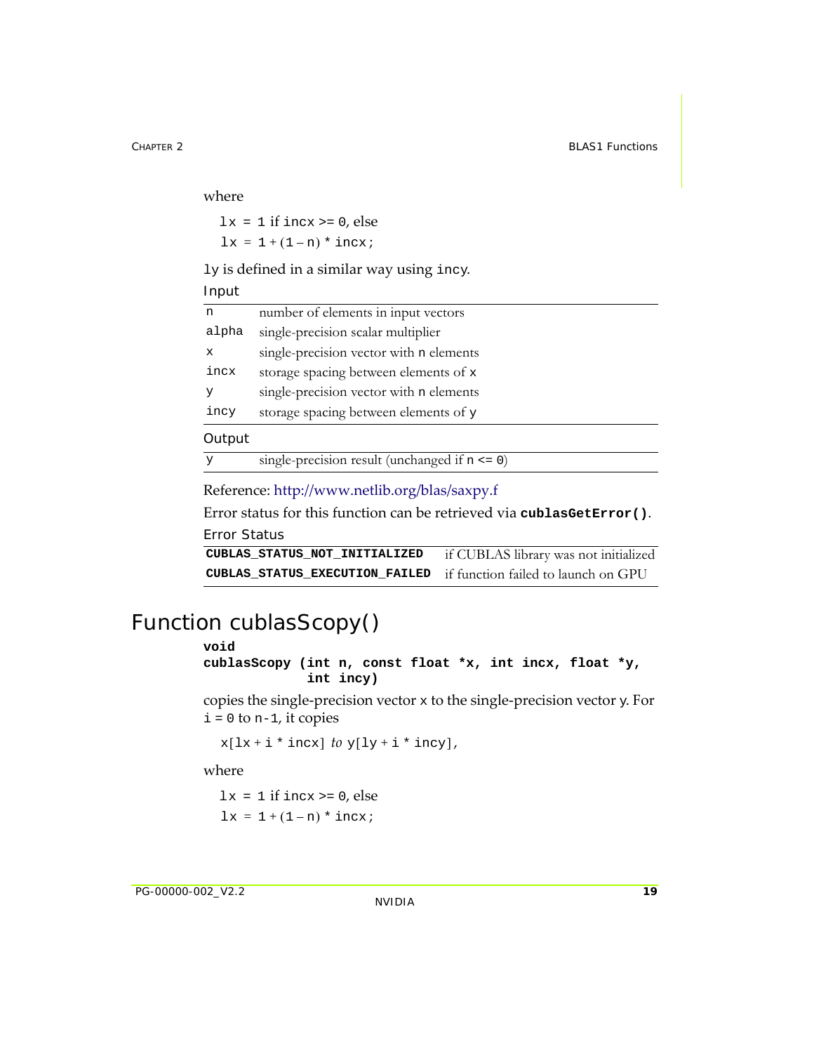where

`lx = 1` if `incx >= 0`, else
`lx = 1 + (1 – n) * incx;`

`ly` is defined in a similar way using `incy`.

Input

| | |
|---|---|
| `n` | number of elements in input vectors |
| `alpha` | single-precision scalar multiplier |
| `x` | single-precision vector with `n` elements |
| `incx` | storage spacing between elements of `x` |
| `y` | single-precision vector with `n` elements |
| `incy` | storage spacing between elements of `y` |

Output

| | |
|---|---|
| `y` | single-precision result (unchanged if `n <= 0`) |

Reference: http://www.netlib.org/blas/saxpy.f

Error status for this function can be retrieved via **`cublasGetError()`**.

Error Status

| | |
|---|---|
| **`CUBLAS_STATUS_NOT_INITIALIZED`** | if CUBLAS library was not initialized |
| **`CUBLAS_STATUS_EXECUTION_FAILED`** | if function failed to launch on GPU |

# Function cublasScopy()

```
void
cublasScopy (int n, const float *x, int incx, float *y,
             int incy)
```

copies the single-precision vector `x` to the single-precision vector y. For `i = 0` to `n-1`, it copies

`x[lx + i * incx]` *to* `y[ly + i * incy]`,

where

`lx = 1` if `incx >= 0`, else
`lx = 1 + (1 – n) * incx;`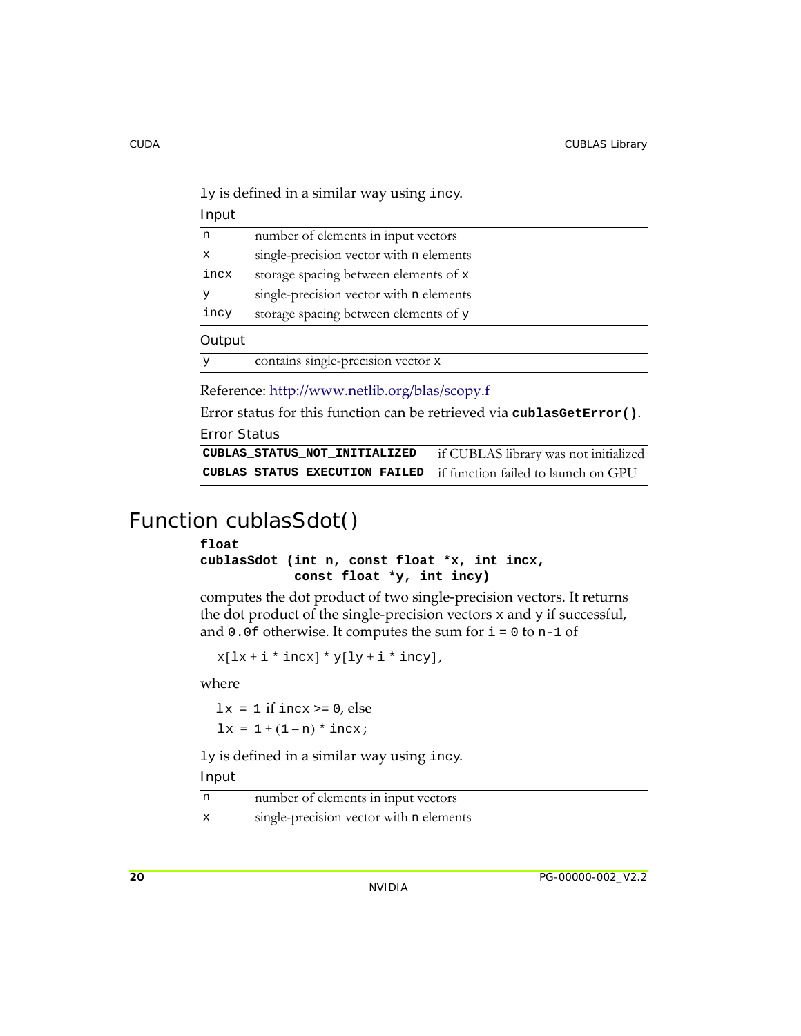ly is defined in a similar way using incy.

Input

| | |
|---|---|
| n | number of elements in input vectors |
| x | single-precision vector with n elements |
| incx | storage spacing between elements of x |
| y | single-precision vector with n elements |
| incy | storage spacing between elements of y |

Output

| | |
|---|---|
| y | contains single-precision vector x |

Reference: http://www.netlib.org/blas/scopy.f

Error status for this function can be retrieved via **cublasGetError()**.

Error Status

| | |
|---|---|
| **CUBLAS_STATUS_NOT_INITIALIZED** | if CUBLAS library was not initialized |
| **CUBLAS_STATUS_EXECUTION_FAILED** | if function failed to launch on GPU |

## Function cublasSdot()

```
float
cublasSdot (int n, const float *x, int incx,
            const float *y, int incy)
```

computes the dot product of two single-precision vectors. It returns the dot product of the single-precision vectors x and y if successful, and 0.0f otherwise. It computes the sum for i = 0 to n-1 of

x[lx + i * incx] * y[ly + i * incy],

where

lx = 1 if incx >= 0, else

lx = 1 + (1 – n) * incx;

ly is defined in a similar way using incy.

Input

| | |
|---|---|
| n | number of elements in input vectors |
| x | single-precision vector with n elements |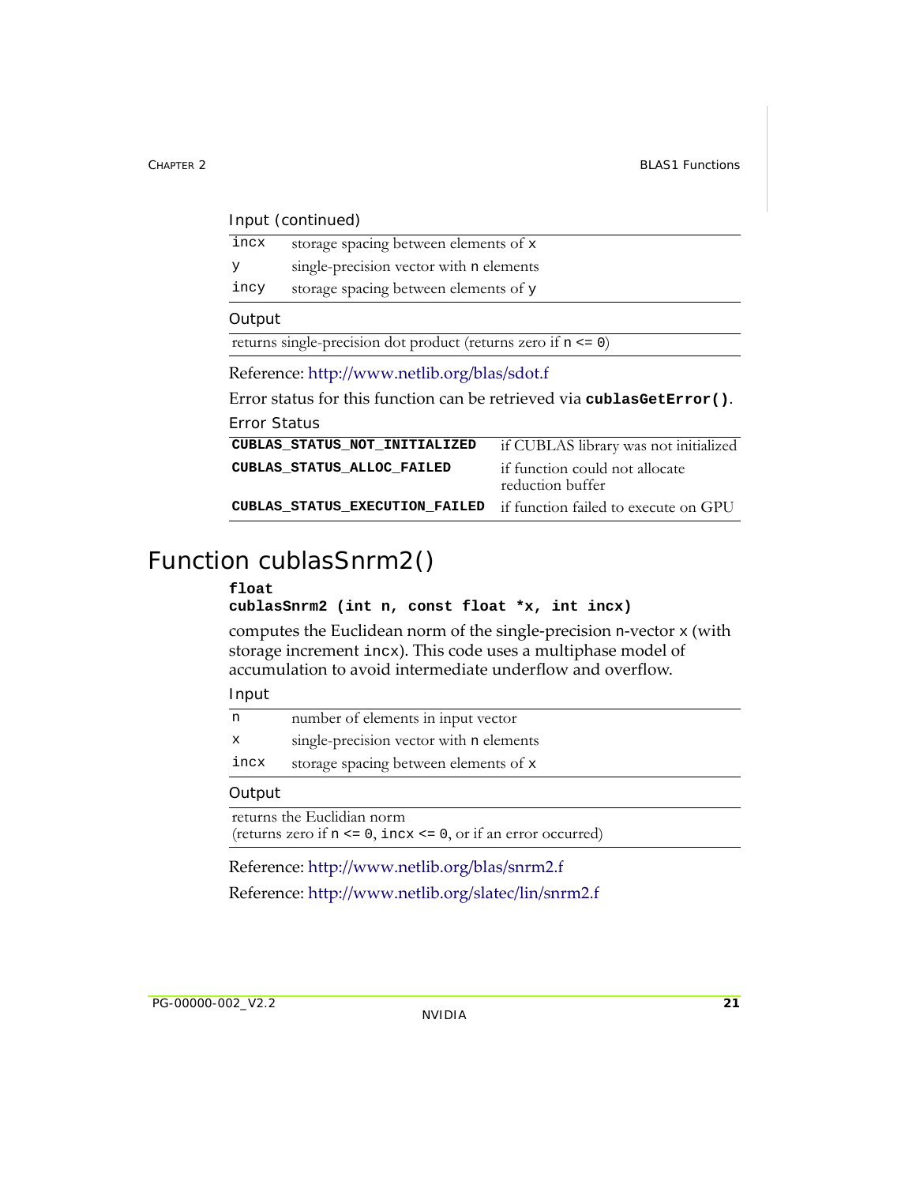Input (continued)

| | |
|---|---|
| `incx` | storage spacing between elements of `x` |
| `y` | single-precision vector with `n` elements |
| `incy` | storage spacing between elements of `y` |

Output

| |
|---|
| returns single-precision dot product (returns zero if `n <= 0`) |

Reference: http://www.netlib.org/blas/sdot.f

Error status for this function can be retrieved via **`cublasGetError()`**.

Error Status

| | |
|---|---|
| **`CUBLAS_STATUS_NOT_INITIALIZED`** | if CUBLAS library was not initialized |
| **`CUBLAS_STATUS_ALLOC_FAILED`** | if function could not allocate reduction buffer |
| **`CUBLAS_STATUS_EXECUTION_FAILED`** | if function failed to execute on GPU |

# Function cublasSnrm2()

```
float
cublasSnrm2 (int n, const float *x, int incx)
```

computes the Euclidean norm of the single-precision n-vector `x` (with storage increment `incx`). This code uses a multiphase model of accumulation to avoid intermediate underflow and overflow.

Input

| | |
|---|---|
| `n` | number of elements in input vector |
| `x` | single-precision vector with `n` elements |
| `incx` | storage spacing between elements of `x` |

Output

| |
|---|
| returns the Euclidian norm (returns zero if `n <= 0`, `incx <= 0`, or if an error occurred) |

Reference: http://www.netlib.org/blas/snrm2.f

Reference: http://www.netlib.org/slatec/lin/snrm2.f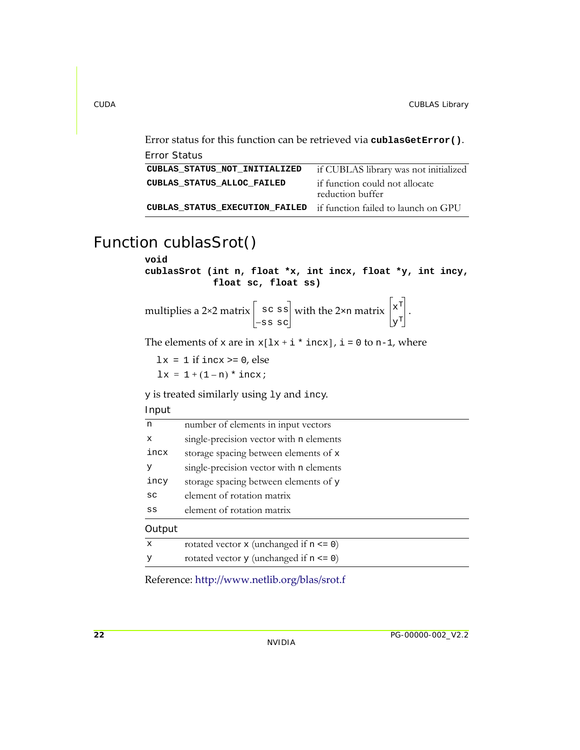Error status for this function can be retrieved via **`cublasGetError()`**.

Error Status

| | |
|---|---|
| **`CUBLAS_STATUS_NOT_INITIALIZED`** | if CUBLAS library was not initialized |
| **`CUBLAS_STATUS_ALLOC_FAILED`** | if function could not allocate reduction buffer |
| **`CUBLAS_STATUS_EXECUTION_FAILED`** | if function failed to launch on GPU |

# Function cublasSrot()

```
void
cublasSrot (int n, float *x, int incx, float *y, int incy,
            float sc, float ss)
```

multiplies a 2×2 matrix $\begin{bmatrix} sc & ss \\ -ss & sc \end{bmatrix}$ with the 2×n matrix $\begin{bmatrix} x^T \\ y^T \end{bmatrix}$.

The elements of `x` are in `x[lx + i * incx]`, `i = 0` to `n-1`, where

`lx = 1` if `incx >= 0`, else

`lx = 1 + (1 – n) * incx;`

`y` is treated similarly using `ly` and `incy`.

Input

| | |
|---|---|
| `n` | number of elements in input vectors |
| `x` | single-precision vector with `n` elements |
| `incx` | storage spacing between elements of `x` |
| `y` | single-precision vector with `n` elements |
| `incy` | storage spacing between elements of `y` |
| `sc` | element of rotation matrix |
| `ss` | element of rotation matrix |

Output

| | |
|---|---|
| `x` | rotated vector `x` (unchanged if `n <= 0`) |
| `y` | rotated vector `y` (unchanged if `n <= 0`) |

Reference: http://www.netlib.org/blas/srot.f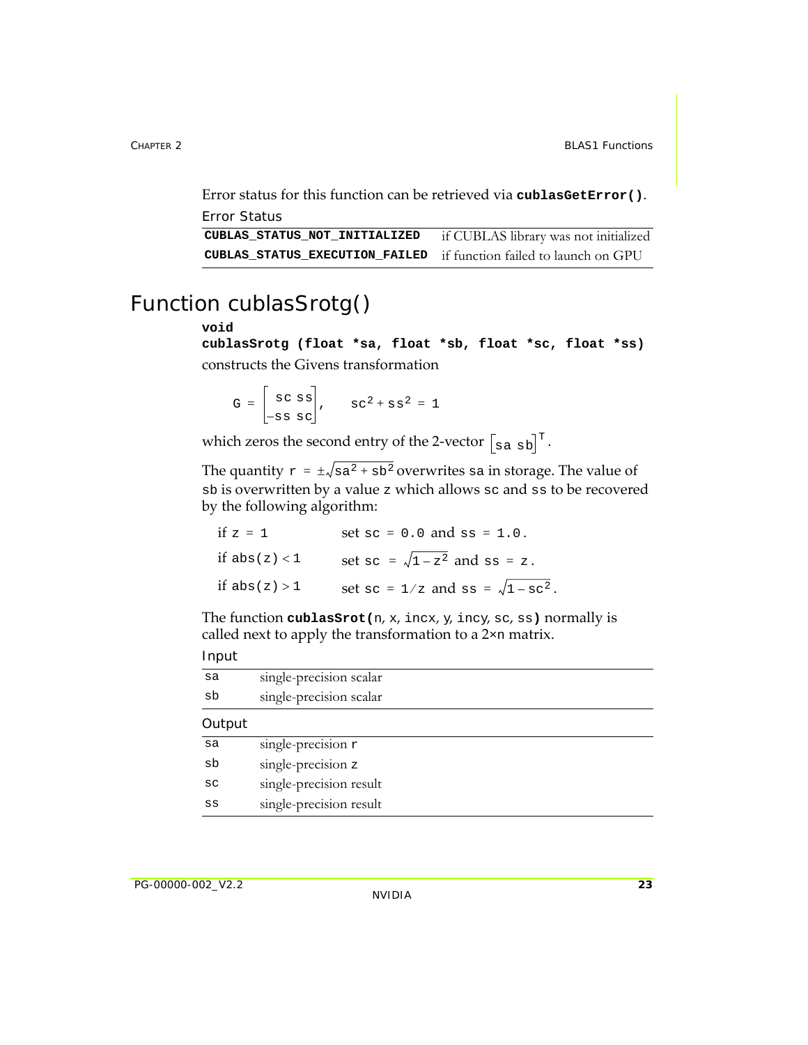Error status for this function can be retrieved via **`cublasGetError()`**.

Error Status

| | |
|---|---|
| **`CUBLAS_STATUS_NOT_INITIALIZED`** | if CUBLAS library was not initialized |
| **`CUBLAS_STATUS_EXECUTION_FAILED`** | if function failed to launch on GPU |

# Function cublasSrotg()

```
void
cublasSrotg (float *sa, float *sb, float *sc, float *ss)
```

constructs the Givens transformation

$$G = \begin{bmatrix} sc & ss \\ -ss & sc \end{bmatrix}, \quad sc^2 + ss^2 = 1$$

which zeros the second entry of the 2-vector $\begin{bmatrix} sa & sb \end{bmatrix}^T$.

The quantity $r = \pm\sqrt{sa^2 + sb^2}$ overwrites sa in storage. The value of sb is overwritten by a value z which allows sc and ss to be recovered by the following algorithm:

| | |
|---|---|
| if $z = 1$ | set $sc = 0.0$ and $ss = 1.0$. |
| if $abs(z) < 1$ | set $sc = \sqrt{1 - z^2}$ and $ss = z$. |
| if $abs(z) > 1$ | set $sc = 1/z$ and $ss = \sqrt{1 - sc^2}$. |

The function **`cublasSrot(`**`n, x, incx, y, incy, sc, ss`**`)`** normally is called next to apply the transformation to a 2×n matrix.

Input

| | |
|---|---|
| `sa` | single-precision scalar |
| `sb` | single-precision scalar |

Output

| | |
|---|---|
| `sa` | single-precision `r` |
| `sb` | single-precision `z` |
| `sc` | single-precision result |
| `ss` | single-precision result |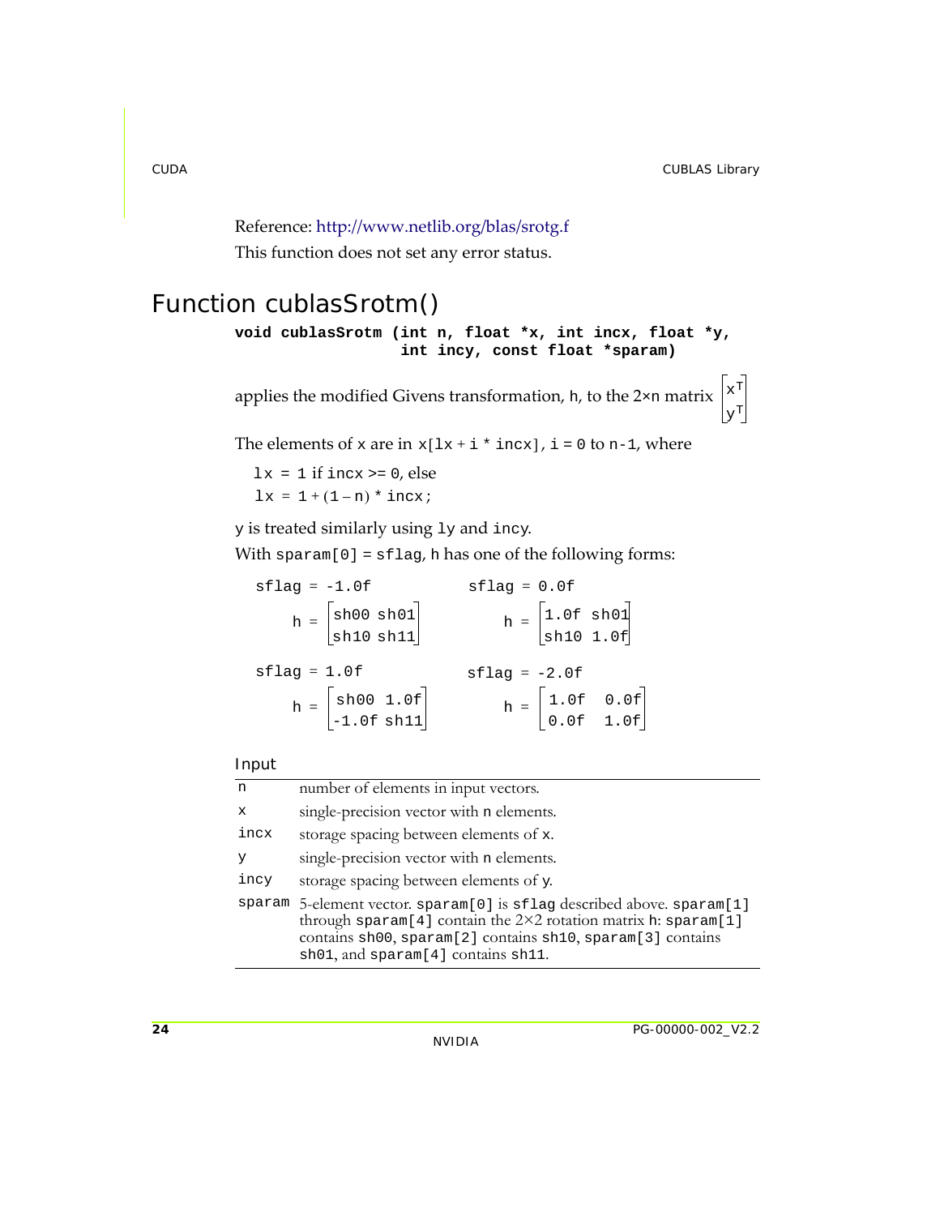Reference: http://www.netlib.org/blas/srotg.f

This function does not set any error status.

## Function cublasSrotm()

```
void cublasSrotm (int n, float *x, int incx, float *y,
                  int incy, const float *sparam)
```

applies the modified Givens transformation, h, to the 2×n matrix $\begin{bmatrix} x^T \\ y^T \end{bmatrix}$

The elements of x are in `x[lx + i * incx]`, i = 0 to n-1, where

`lx = 1` if incx >= 0, else
`lx = 1 + (1 – n) * incx;`

y is treated similarly using ly and incy.

With `sparam[0]` = `sflag`, h has one of the following forms:

sflag = -1.0f

$$h = \begin{bmatrix} sh00 & sh01 \\ sh10 & sh11 \end{bmatrix}$$

sflag = 0.0f

$$h = \begin{bmatrix} 1.0f & sh01 \\ sh10 & 1.0f \end{bmatrix}$$

sflag = 1.0f

$$h = \begin{bmatrix} sh00 & 1.0f \\ -1.0f & sh11 \end{bmatrix}$$

sflag = -2.0f

$$h = \begin{bmatrix} 1.0f & 0.0f \\ 0.0f & 1.0f \end{bmatrix}$$

**Input**

| | |
|---|---|
| n | number of elements in input vectors. |
| x | single-precision vector with n elements. |
| incx | storage spacing between elements of x. |
| y | single-precision vector with n elements. |
| incy | storage spacing between elements of y. |
| sparam | 5-element vector. sparam[0] is sflag described above. sparam[1] through sparam[4] contain the 2×2 rotation matrix h: sparam[1] contains sh00, sparam[2] contains sh10, sparam[3] contains sh01, and sparam[4] contains sh11. |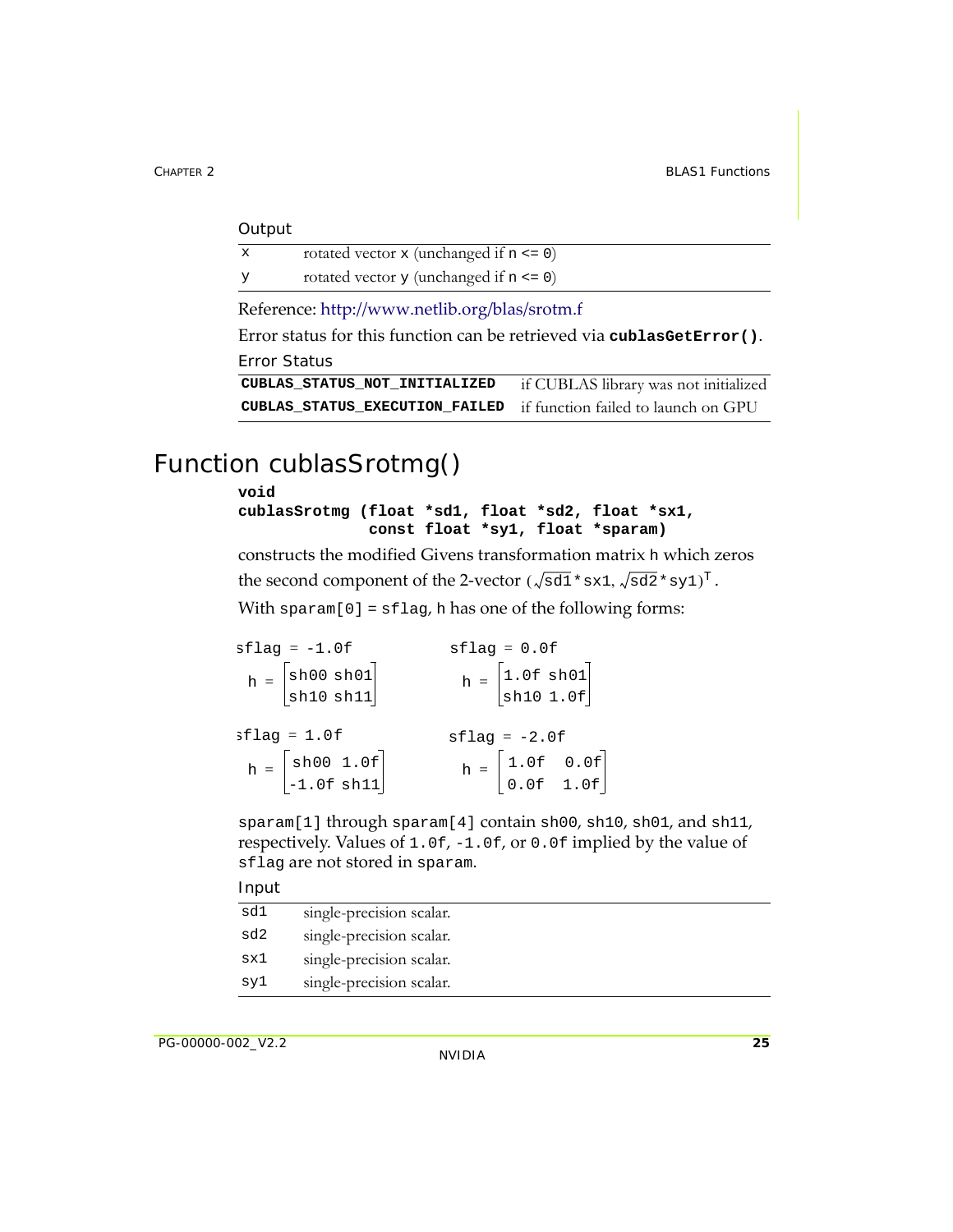Output

| | |
|---|---|
| x | rotated vector x (unchanged if n <= 0) |
| y | rotated vector y (unchanged if n <= 0) |

Reference: http://www.netlib.org/blas/srotm.f

Error status for this function can be retrieved via **cublasGetError()**.

Error Status

| | |
|---|---|
| **CUBLAS_STATUS_NOT_INITIALIZED** | if CUBLAS library was not initialized |
| **CUBLAS_STATUS_EXECUTION_FAILED** | if function failed to launch on GPU |

# Function cublasSrotmg()

```
void
cublasSrotmg (float *sd1, float *sd2, float *sx1,
              const float *sy1, float *sparam)
```

constructs the modified Givens transformation matrix h which zeros the second component of the 2-vector $(\sqrt{sd1} * sx1, \sqrt{sd2} * sy1)^T$.

With sparam[0] = sflag, h has one of the following forms:

sflag = -1.0f

$$h = \begin{bmatrix} sh00 & sh01 \\ sh10 & sh11 \end{bmatrix}$$

sflag = 0.0f

$$h = \begin{bmatrix} 1.0f & sh01 \\ sh10 & 1.0f \end{bmatrix}$$

sflag = 1.0f

$$h = \begin{bmatrix} sh00 & 1.0f \\ -1.0f & sh11 \end{bmatrix}$$

sflag = -2.0f

$$h = \begin{bmatrix} 1.0f & 0.0f \\ 0.0f & 1.0f \end{bmatrix}$$

sparam[1] through sparam[4] contain sh00, sh10, sh01, and sh11, respectively. Values of 1.0f, -1.0f, or 0.0f implied by the value of sflag are not stored in sparam.

Input

| | |
|---|---|
| sd1 | single-precision scalar. |
| sd2 | single-precision scalar. |
| sx1 | single-precision scalar. |
| sy1 | single-precision scalar. |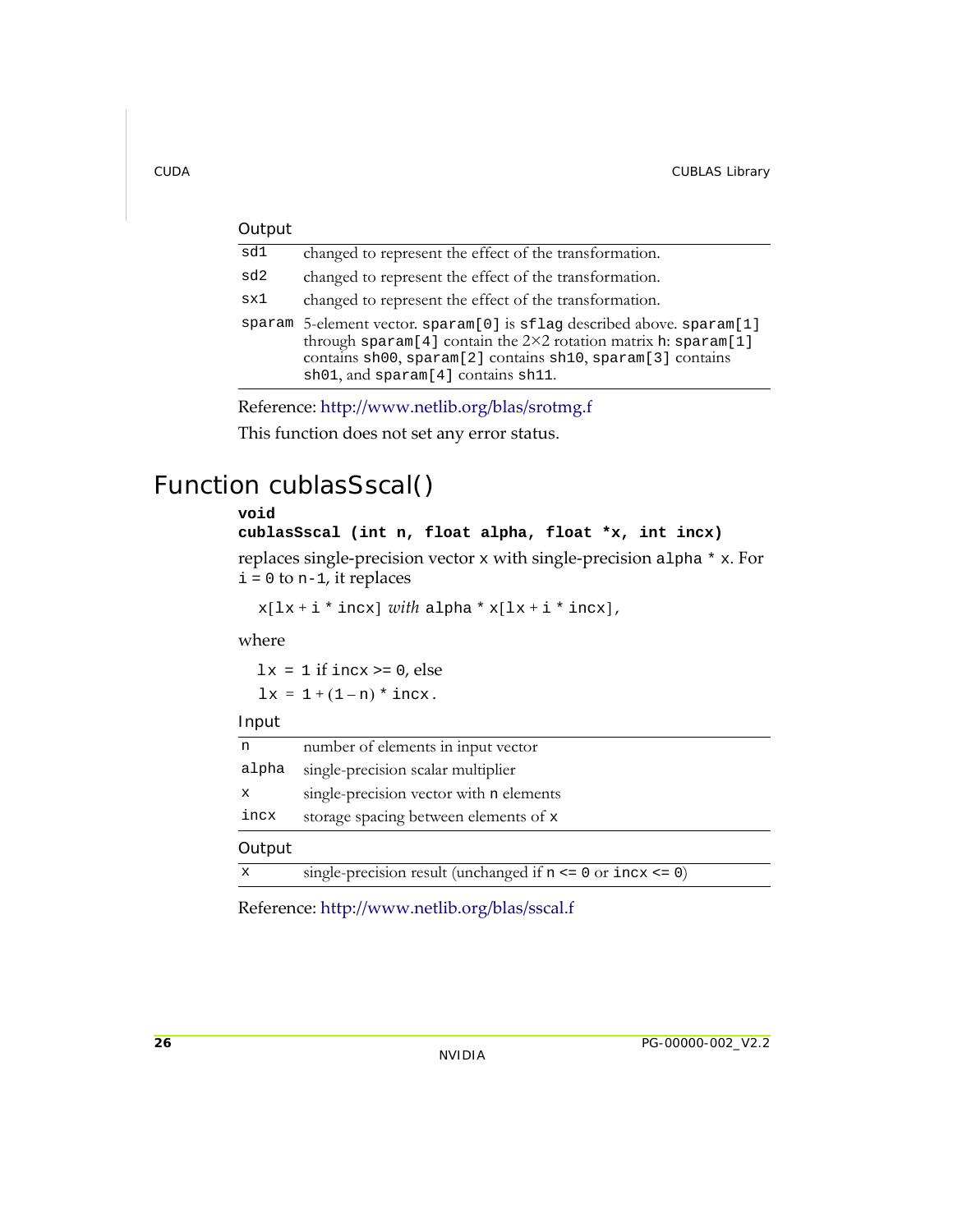Output

| | |
|---|---|
| sd1 | changed to represent the effect of the transformation. |
| sd2 | changed to represent the effect of the transformation. |
| sx1 | changed to represent the effect of the transformation. |
| sparam | 5-element vector. sparam[0] is sflag described above. sparam[1] through sparam[4] contain the 2×2 rotation matrix h: sparam[1] contains sh00, sparam[2] contains sh10, sparam[3] contains sh01, and sparam[4] contains sh11. |

Reference: http://www.netlib.org/blas/srotmg.f

This function does not set any error status.

# Function cublasSscal()

```
void
cublasSscal (int n, float alpha, float *x, int incx)
```

replaces single-precision vector x with single-precision alpha * x. For i = 0 to n-1, it replaces

x[lx + i * incx] *with* alpha * x[lx + i * incx],

where

lx = 1 if incx >= 0, else

lx = 1 + (1 – n) * incx.

Input

| | |
|---|---|
| n | number of elements in input vector |
| alpha | single-precision scalar multiplier |
| x | single-precision vector with n elements |
| incx | storage spacing between elements of x |

Output

| | |
|---|---|
| x | single-precision result (unchanged if n <= 0 or incx <= 0) |

Reference: http://www.netlib.org/blas/sscal.f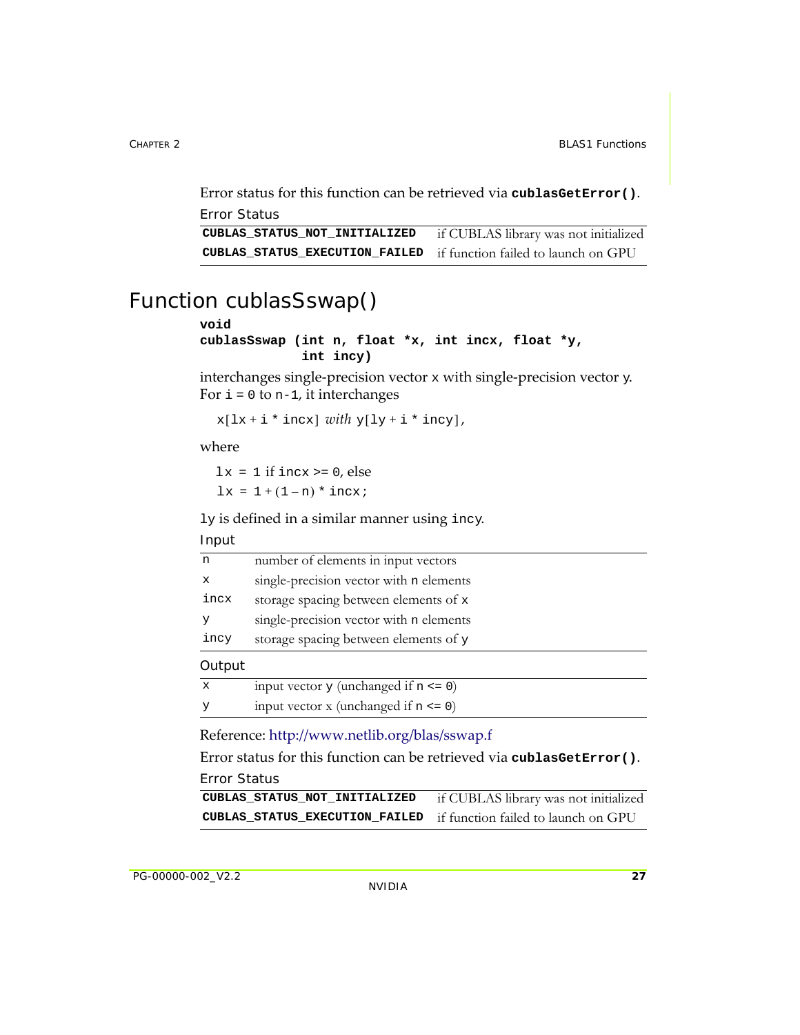Error status for this function can be retrieved via **`cublasGetError()`**.

Error Status

| | |
|---|---|
| **`CUBLAS_STATUS_NOT_INITIALIZED`** | if CUBLAS library was not initialized |
| **`CUBLAS_STATUS_EXECUTION_FAILED`** | if function failed to launch on GPU |

# Function cublasSswap()

```
void
cublasSswap (int n, float *x, int incx, float *y,
             int incy)
```

interchanges single-precision vector `x` with single-precision vector `y`. For `i` = `0` to `n-1`, it interchanges

`x[lx + i * incx]` *with* `y[ly + i * incy]`,

where

`lx = 1` if `incx >= 0`, else
`lx = 1 + (1 – n) * incx;`

`ly` is defined in a similar manner using `incy`.

Input

| | |
|---|---|
| `n` | number of elements in input vectors |
| `x` | single-precision vector with `n` elements |
| `incx` | storage spacing between elements of `x` |
| `y` | single-precision vector with `n` elements |
| `incy` | storage spacing between elements of `y` |

Output

| | |
|---|---|
| `x` | input vector `y` (unchanged if `n <= 0`) |
| `y` | input vector x (unchanged if `n <= 0`) |

Reference: http://www.netlib.org/blas/sswap.f

Error status for this function can be retrieved via **`cublasGetError()`**.

Error Status

| | |
|---|---|
| **`CUBLAS_STATUS_NOT_INITIALIZED`** | if CUBLAS library was not initialized |
| **`CUBLAS_STATUS_EXECUTION_FAILED`** | if function failed to launch on GPU |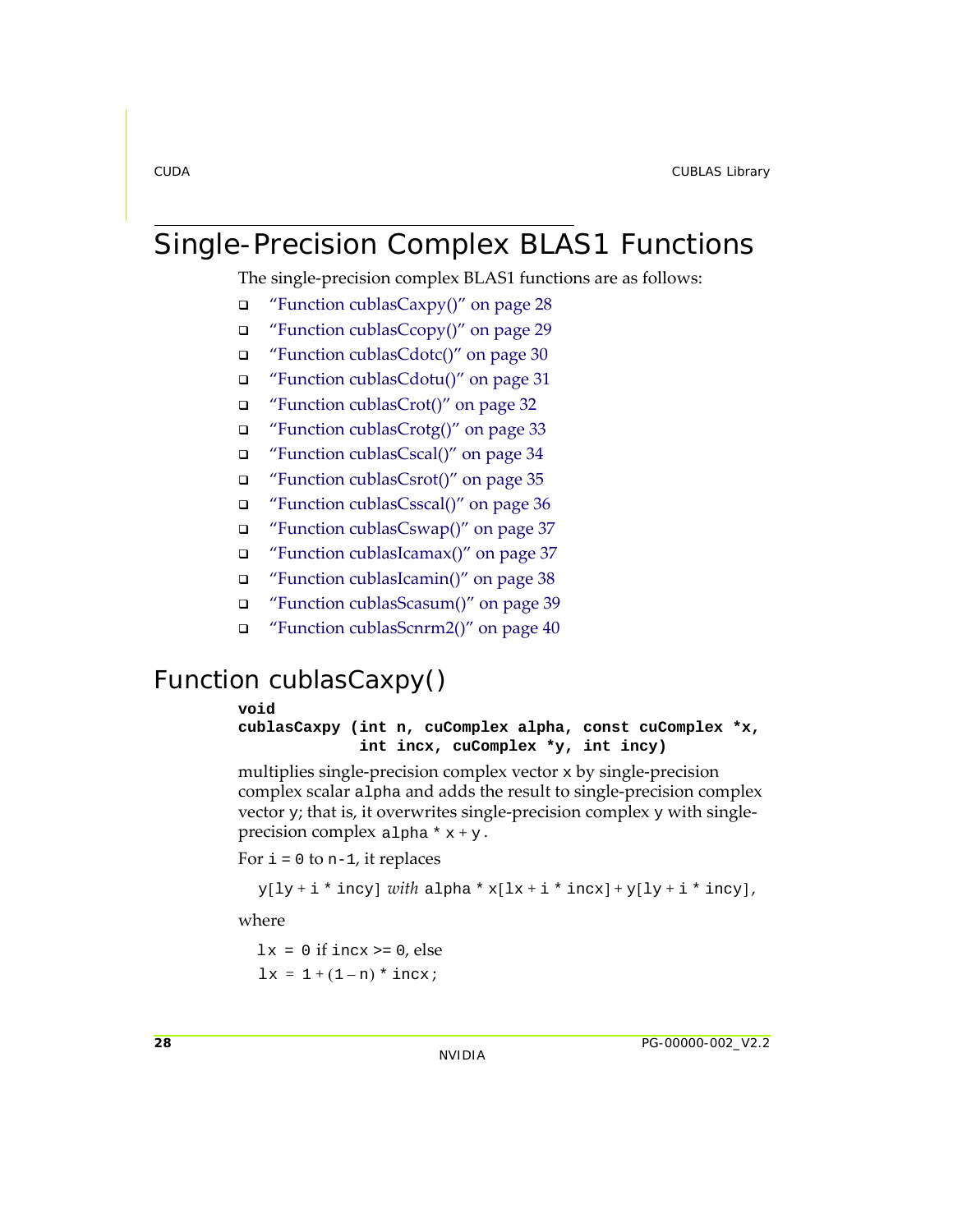# Single-Precision Complex BLAS1 Functions

The single-precision complex BLAS1 functions are as follows:

- "Function cublasCaxpy()" on page 28
- "Function cublasCcopy()" on page 29
- "Function cublasCdotc()" on page 30
- "Function cublasCdotu()" on page 31
- "Function cublasCrot()" on page 32
- "Function cublasCrotg()" on page 33
- "Function cublasCscal()" on page 34
- "Function cublasCsrot()" on page 35
- "Function cublasCsscal()" on page 36
- "Function cublasCswap()" on page 37
- "Function cublasIcamax()" on page 37
- "Function cublasIcamin()" on page 38
- "Function cublasScasum()" on page 39
- "Function cublasScnrm2()" on page 40

## Function cublasCaxpy()

```
void
cublasCaxpy (int n, cuComplex alpha, const cuComplex *x,
             int incx, cuComplex *y, int incy)
```

multiplies single-precision complex vector `x` by single-precision complex scalar `alpha` and adds the result to single-precision complex vector `y`; that is, it overwrites single-precision complex `y` with single-precision complex `alpha * x + y`.

For `i = 0` to `n-1`, it replaces

`y[ly + i * incy]` *with* `alpha * x[lx + i * incx] + y[ly + i * incy]`,

where

`lx = 0` if `incx >= 0`, else

`lx = 1 + (1 – n) * incx;`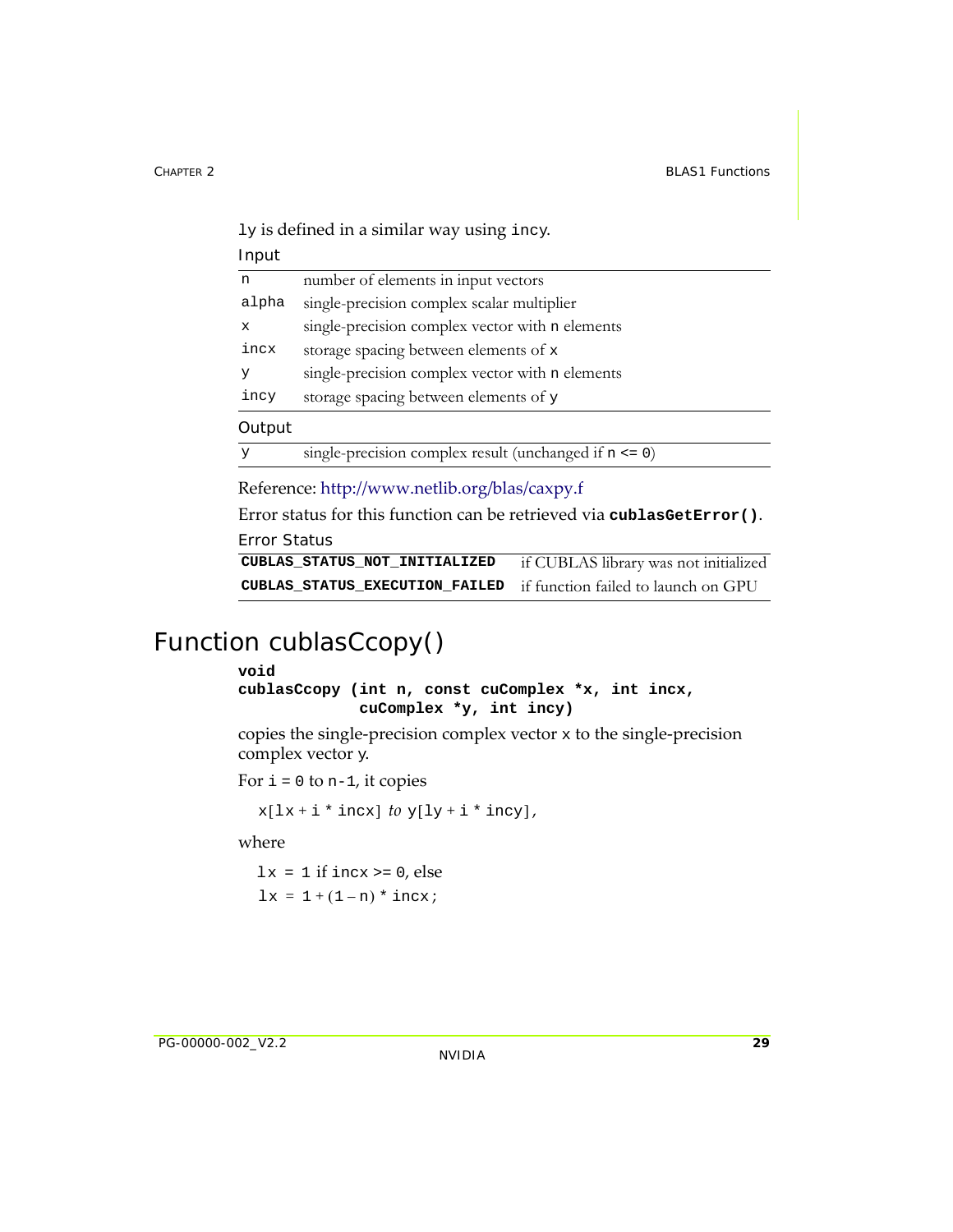ly is defined in a similar way using incy.

Input

| | |
|---|---|
| n | number of elements in input vectors |
| alpha | single-precision complex scalar multiplier |
| x | single-precision complex vector with n elements |
| incx | storage spacing between elements of x |
| y | single-precision complex vector with n elements |
| incy | storage spacing between elements of y |

Output

| | |
|---|---|
| y | single-precision complex result (unchanged if n <= 0) |

Reference: http://www.netlib.org/blas/caxpy.f

Error status for this function can be retrieved via **cublasGetError()**.

Error Status

| | |
|---|---|
| **CUBLAS_STATUS_NOT_INITIALIZED** | if CUBLAS library was not initialized |
| **CUBLAS_STATUS_EXECUTION_FAILED** | if function failed to launch on GPU |

# Function cublasCcopy()

```
void
cublasCcopy (int n, const cuComplex *x, int incx,
             cuComplex *y, int incy)
```

copies the single-precision complex vector x to the single-precision complex vector y.

For i = 0 to n-1, it copies

x[lx + i * incx] *to* y[ly + i * incy],

where

lx = 1 if incx >= 0, else

lx = 1 + (1 – n) * incx;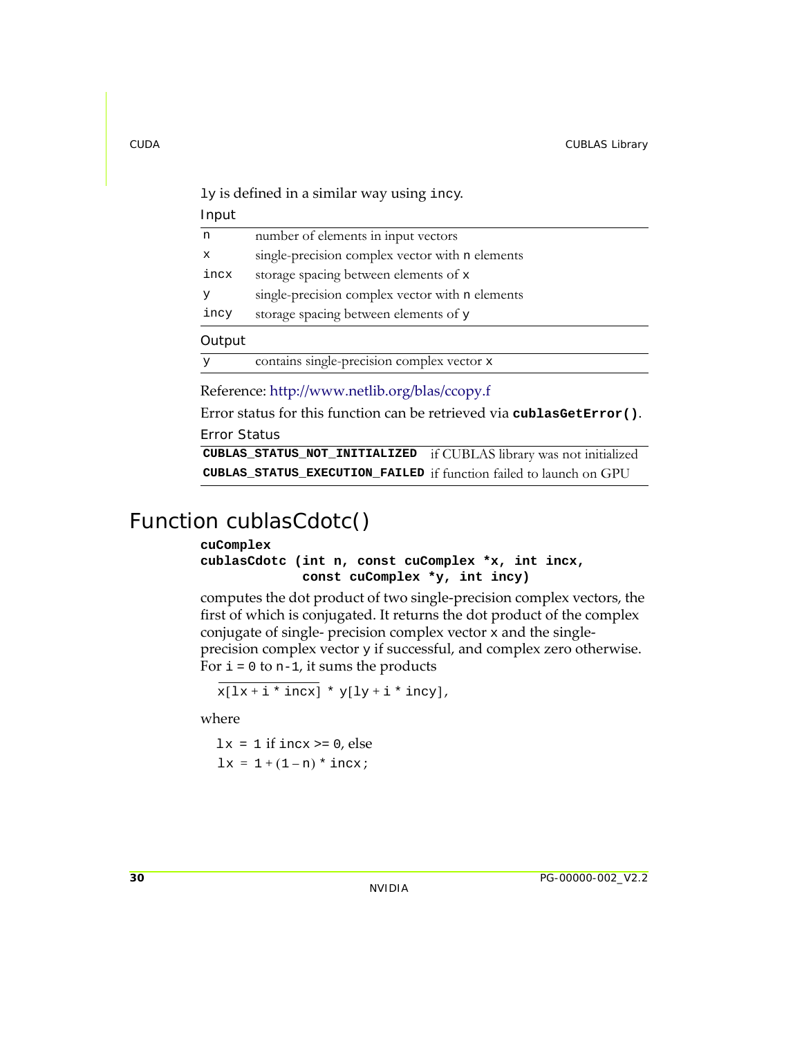ly is defined in a similar way using incy.

Input

| | |
|---|---|
| n | number of elements in input vectors |
| x | single-precision complex vector with n elements |
| incx | storage spacing between elements of x |
| y | single-precision complex vector with n elements |
| incy | storage spacing between elements of y |

Output

| | |
|---|---|
| y | contains single-precision complex vector x |

Reference: http://www.netlib.org/blas/ccopy.f

Error status for this function can be retrieved via **cublasGetError()**.

Error Status

| | |
|---|---|
| **CUBLAS_STATUS_NOT_INITIALIZED** | if CUBLAS library was not initialized |
| **CUBLAS_STATUS_EXECUTION_FAILED** | if function failed to launch on GPU |

# Function cublasCdotc()

```
cuComplex
cublasCdotc (int n, const cuComplex *x, int incx,
             const cuComplex *y, int incy)
```

computes the dot product of two single-precision complex vectors, the first of which is conjugated. It returns the dot product of the complex conjugate of single- precision complex vector x and the single-precision complex vector y if successful, and complex zero otherwise. For i = 0 to n-1, it sums the products

$\overline{x[lx + i * incx]} * y[ly + i * incy]$,

where

lx = 1 if incx >= 0, else

lx = 1 + (1 – n) * incx;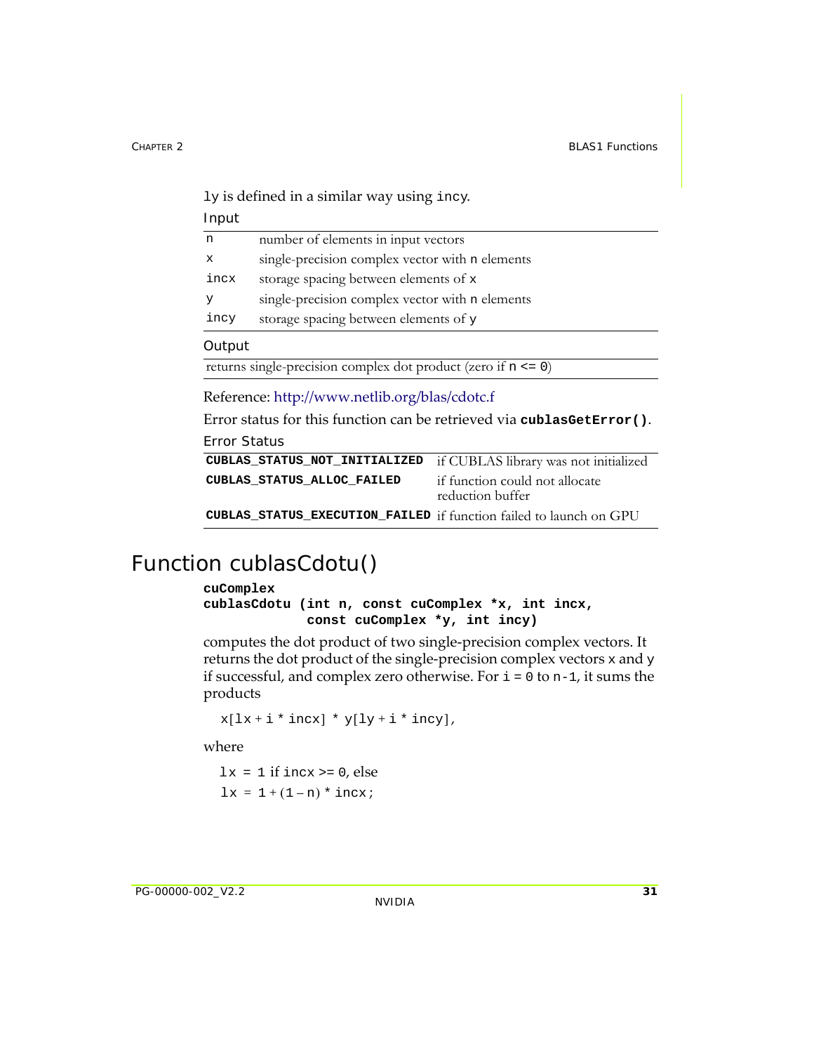ly is defined in a similar way using incy.

Input

| | |
|---|---|
| n | number of elements in input vectors |
| x | single-precision complex vector with n elements |
| incx | storage spacing between elements of x |
| y | single-precision complex vector with n elements |
| incy | storage spacing between elements of y |

Output

| |
|---|
| returns single-precision complex dot product (zero if n <= 0) |

Reference: http://www.netlib.org/blas/cdotc.f

Error status for this function can be retrieved via **cublasGetError()**.

Error Status

| | |
|---|---|
| **CUBLAS_STATUS_NOT_INITIALIZED** | if CUBLAS library was not initialized |
| **CUBLAS_STATUS_ALLOC_FAILED** | if function could not allocate reduction buffer |
| **CUBLAS_STATUS_EXECUTION_FAILED** | if function failed to launch on GPU |

# Function cublasCdotu()

```
cuComplex
cublasCdotu (int n, const cuComplex *x, int incx,
             const cuComplex *y, int incy)
```

computes the dot product of two single-precision complex vectors. It returns the dot product of the single-precision complex vectors x and y if successful, and complex zero otherwise. For i = 0 to n-1, it sums the products

x[lx + i * incx] * y[ly + i * incy],

where

lx = 1 if incx >= 0, else

lx = 1 + (1 – n) * incx;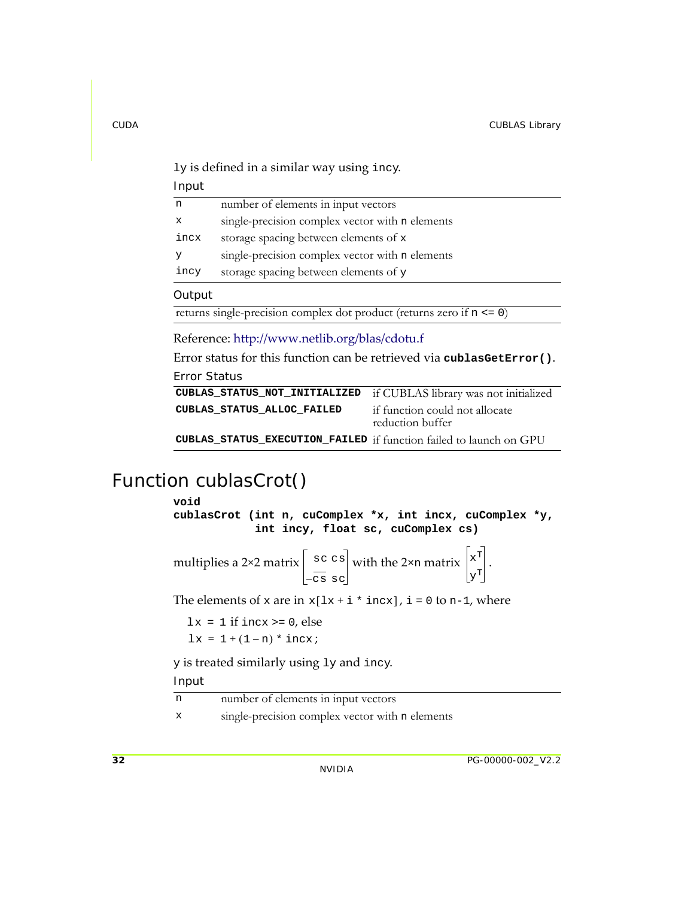ly is defined in a similar way using incy.

Input

| | |
|---|---|
| n | number of elements in input vectors |
| x | single-precision complex vector with n elements |
| incx | storage spacing between elements of x |
| y | single-precision complex vector with n elements |
| incy | storage spacing between elements of y |

Output

| |
|---|
| returns single-precision complex dot product (returns zero if n <= 0) |

Reference: http://www.netlib.org/blas/cdotu.f

Error status for this function can be retrieved via **cublasGetError()**.

Error Status

| | |
|---|---|
| **CUBLAS_STATUS_NOT_INITIALIZED** | if CUBLAS library was not initialized |
| **CUBLAS_STATUS_ALLOC_FAILED** | if function could not allocate reduction buffer |
| **CUBLAS_STATUS_EXECUTION_FAILED** | if function failed to launch on GPU |

## Function cublasCrot()

```
void
cublasCrot (int n, cuComplex *x, int incx, cuComplex *y,
            int incy, float sc, cuComplex cs)
```

multiplies a 2×2 matrix $\begin{bmatrix} sc & cs \\ -\overline{cs} & sc \end{bmatrix}$ with the 2×n matrix $\begin{bmatrix} x^T \\ y^T \end{bmatrix}$.

The elements of x are in x[lx + i * incx], i = 0 to n-1, where

lx = 1 if incx >= 0, else
lx = 1 + (1 – n) * incx;

y is treated similarly using ly and incy.

Input

| | |
|---|---|
| n | number of elements in input vectors |
| x | single-precision complex vector with n elements |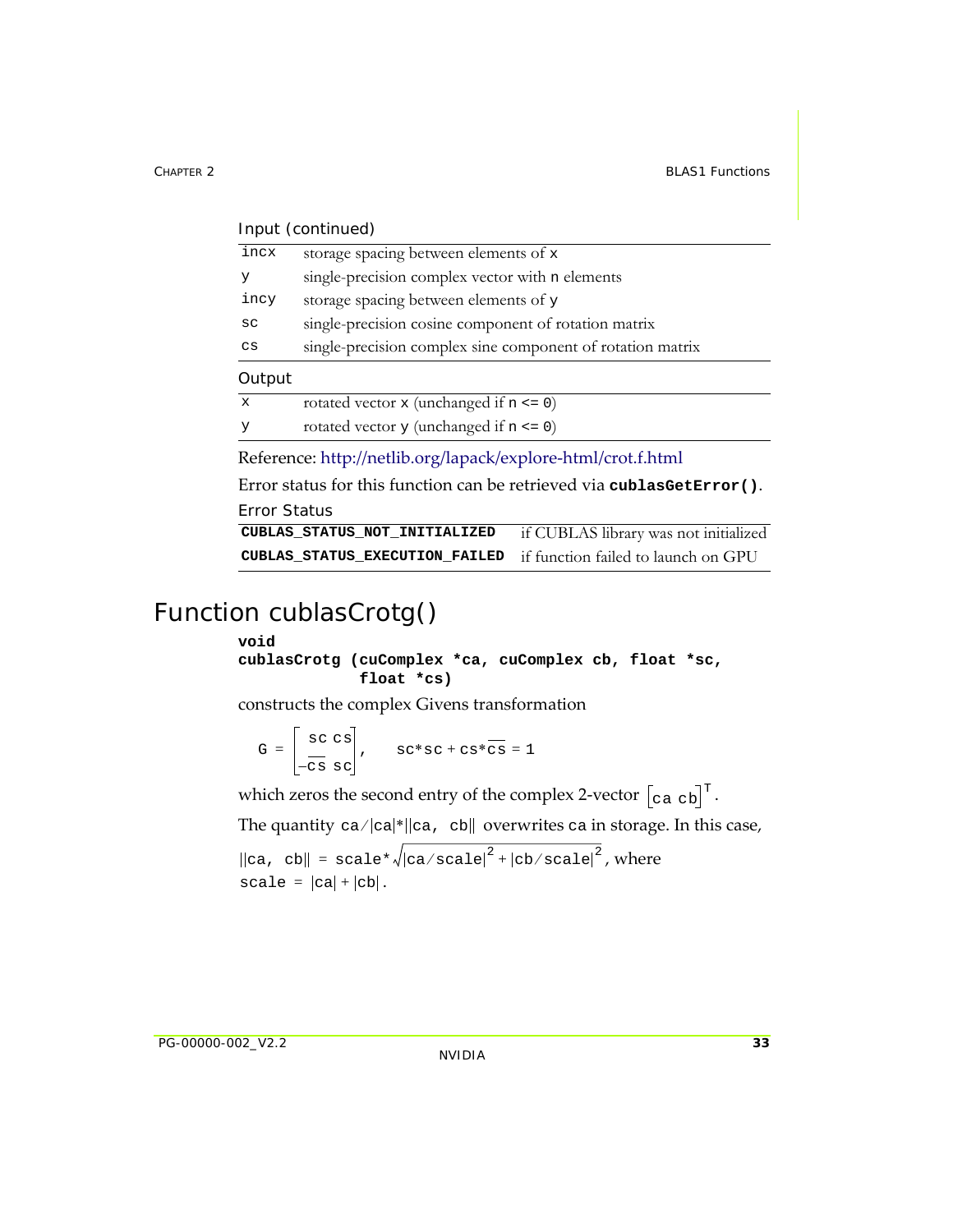Input (continued)

| | |
|---|---|
| incx | storage spacing between elements of x |
| y | single-precision complex vector with n elements |
| incy | storage spacing between elements of y |
| sc | single-precision cosine component of rotation matrix |
| cs | single-precision complex sine component of rotation matrix |

Output

| | |
|---|---|
| x | rotated vector x (unchanged if n <= 0) |
| y | rotated vector y (unchanged if n <= 0) |

Reference: http://netlib.org/lapack/explore-html/crot.f.html

Error status for this function can be retrieved via **cublasGetError()**.

Error Status

| | |
|---|---|
| **CUBLAS_STATUS_NOT_INITIALIZED** | if CUBLAS library was not initialized |
| **CUBLAS_STATUS_EXECUTION_FAILED** | if function failed to launch on GPU |

# Function cublasCrotg()

```
void
cublasCrotg (cuComplex *ca, cuComplex cb, float *sc,
             float *cs)
```

constructs the complex Givens transformation

$$G = \begin{bmatrix} sc & cs \\ -\overline{cs} & sc \end{bmatrix}, \quad sc*sc + cs*\overline{cs} = 1$$

which zeros the second entry of the complex 2-vector $\begin{bmatrix} ca & cb \end{bmatrix}^T$.

The quantity $ca/|ca|*\|ca, cb\|$ overwrites ca in storage. In this case,

$\|ca, cb\| = scale*\sqrt{|ca/scale|^2 + |cb/scale|^2}$, where

$scale = |ca| + |cb|$.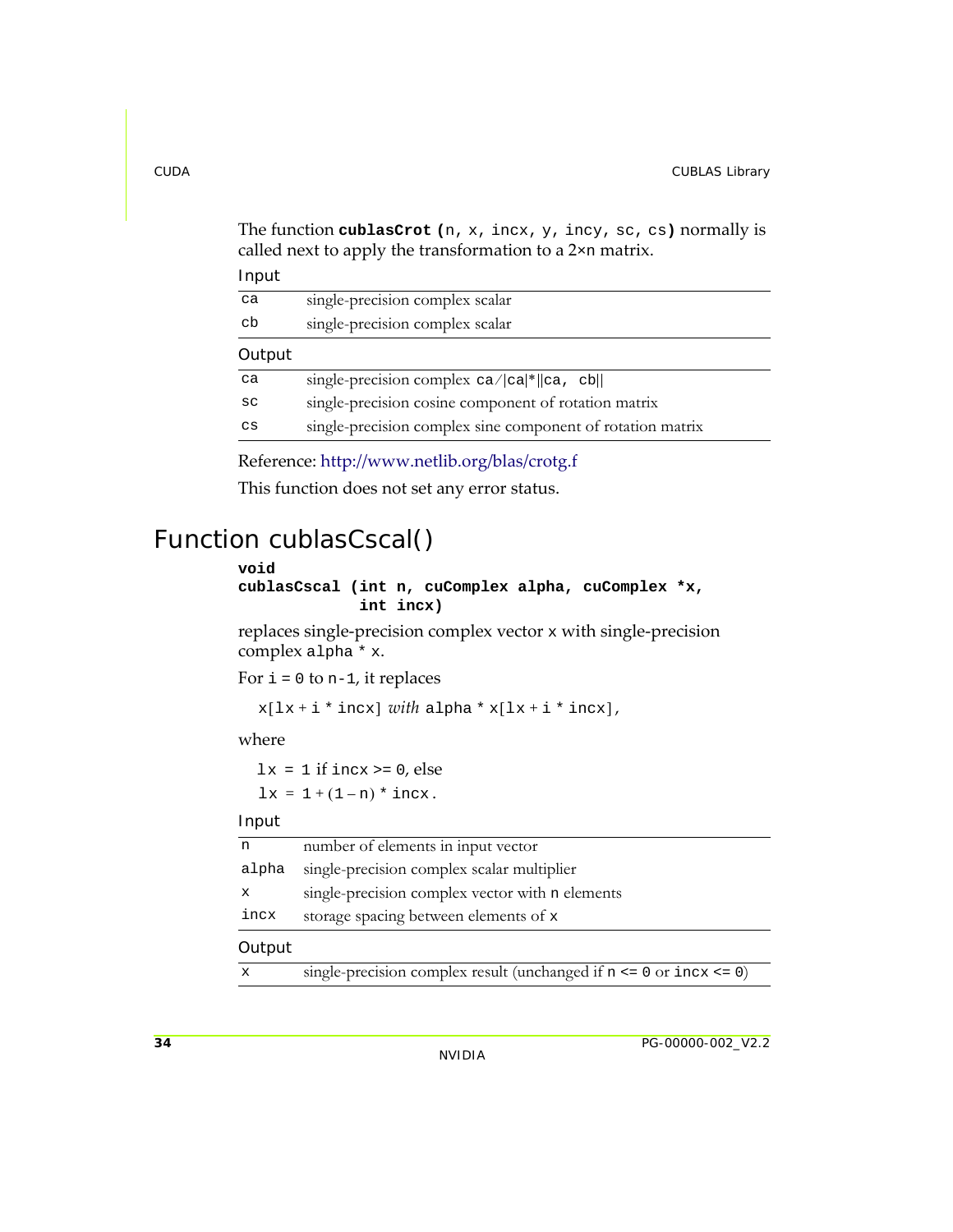The function **cublasCrot (**n, x, incx, y, incy, sc, cs**)** normally is called next to apply the transformation to a 2×n matrix.

Input

| | |
|---|---|
| ca | single-precision complex scalar |
| cb | single-precision complex scalar |

Output

| | |
|---|---|
| ca | single-precision complex ca/\|ca\|*\|\|ca, cb\|\| |
| sc | single-precision cosine component of rotation matrix |
| cs | single-precision complex sine component of rotation matrix |

Reference: http://www.netlib.org/blas/crotg.f

This function does not set any error status.

# Function cublasCscal()

```
void
cublasCscal (int n, cuComplex alpha, cuComplex *x,
             int incx)
```

replaces single-precision complex vector x with single-precision complex alpha * x.

For i = 0 to n-1, it replaces

x[lx + i * incx] *with* alpha * x[lx + i * incx],

where

lx = 1 if incx >= 0, else

lx = 1 + (1 – n) * incx.

Input

| | |
|---|---|
| n | number of elements in input vector |
| alpha | single-precision complex scalar multiplier |
| x | single-precision complex vector with n elements |
| incx | storage spacing between elements of x |

Output

| | |
|---|---|
| x | single-precision complex result (unchanged if n <= 0 or incx <= 0) |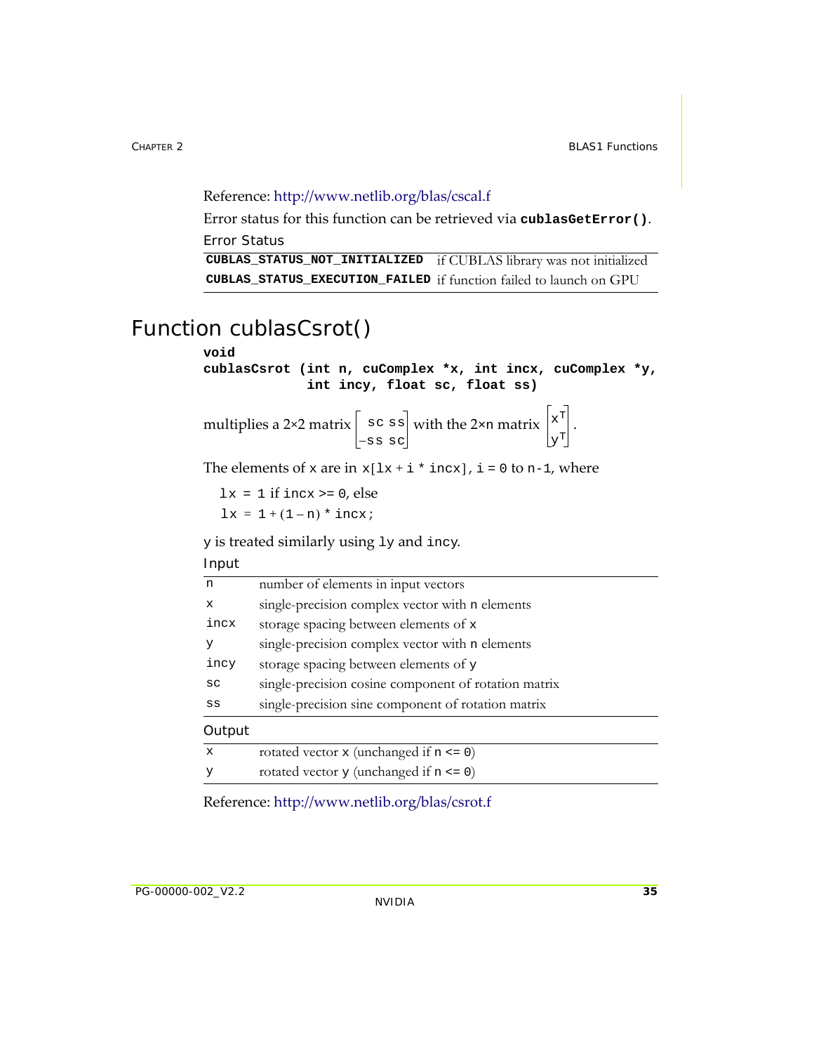Reference: http://www.netlib.org/blas/cscal.f

Error status for this function can be retrieved via **cublasGetError()**.

Error Status

| | |
|---|---|
| **CUBLAS_STATUS_NOT_INITIALIZED** | if CUBLAS library was not initialized |
| **CUBLAS_STATUS_EXECUTION_FAILED** | if function failed to launch on GPU |

# Function cublasCsrot()

```
void
cublasCsrot (int n, cuComplex *x, int incx, cuComplex *y,
             int incy, float sc, float ss)
```

multiplies a 2×2 matrix $\begin{bmatrix} sc & ss \\ -ss & sc \end{bmatrix}$ with the 2×n matrix $\begin{bmatrix} x^T \\ y^T \end{bmatrix}$.

The elements of x are in `x[lx + i * incx]`, `i = 0` to `n-1`, where

`lx = 1` if `incx >= 0`, else
`lx = 1 + (1 – n) * incx;`

y is treated similarly using ly and incy.

Input

| | |
|---|---|
| n | number of elements in input vectors |
| x | single-precision complex vector with n elements |
| incx | storage spacing between elements of x |
| y | single-precision complex vector with n elements |
| incy | storage spacing between elements of y |
| sc | single-precision cosine component of rotation matrix |
| ss | single-precision sine component of rotation matrix |

Output

| | |
|---|---|
| x | rotated vector x (unchanged if n <= 0) |
| y | rotated vector y (unchanged if n <= 0) |

Reference: http://www.netlib.org/blas/csrot.f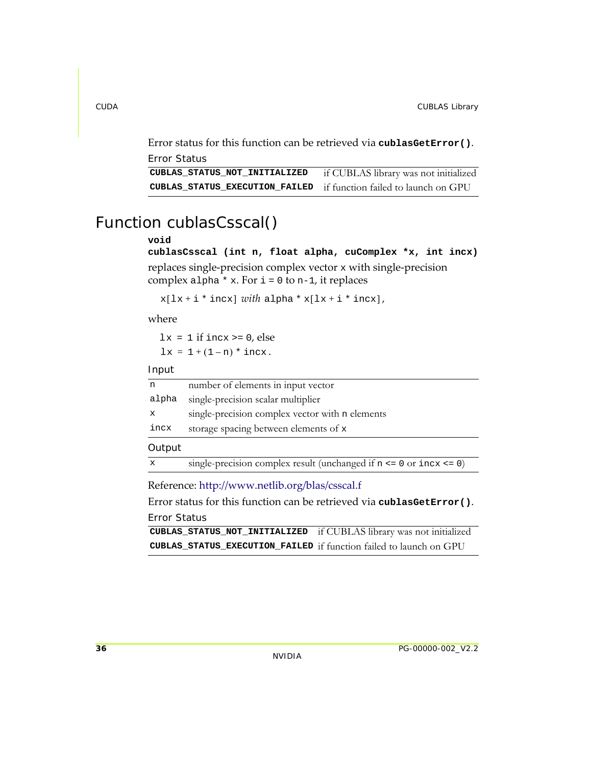Error status for this function can be retrieved via **`cublasGetError()`**.

Error Status

| | |
|---|---|
| **`CUBLAS_STATUS_NOT_INITIALIZED`** | if CUBLAS library was not initialized |
| **`CUBLAS_STATUS_EXECUTION_FAILED`** | if function failed to launch on GPU |

## Function cublasCsscal()

```
void
cublasCsscal (int n, float alpha, cuComplex *x, int incx)
```

replaces single-precision complex vector `x` with single-precision complex `alpha * x`. For `i = 0` to `n-1`, it replaces

`x[lx + i * incx]` *with* `alpha * x[lx + i * incx]`,

where

`lx = 1` if `incx >= 0`, else
`lx = 1 + (1 – n) * incx`.

Input

| | |
|---|---|
| `n` | number of elements in input vector |
| `alpha` | single-precision scalar multiplier |
| `x` | single-precision complex vector with `n` elements |
| `incx` | storage spacing between elements of `x` |

Output

| | |
|---|---|
| `x` | single-precision complex result (unchanged if `n <= 0` or `incx <= 0`) |

Reference: http://www.netlib.org/blas/csscal.f

Error status for this function can be retrieved via **`cublasGetError()`**.

Error Status

| | |
|---|---|
| **`CUBLAS_STATUS_NOT_INITIALIZED`** | if CUBLAS library was not initialized |
| **`CUBLAS_STATUS_EXECUTION_FAILED`** | if function failed to launch on GPU |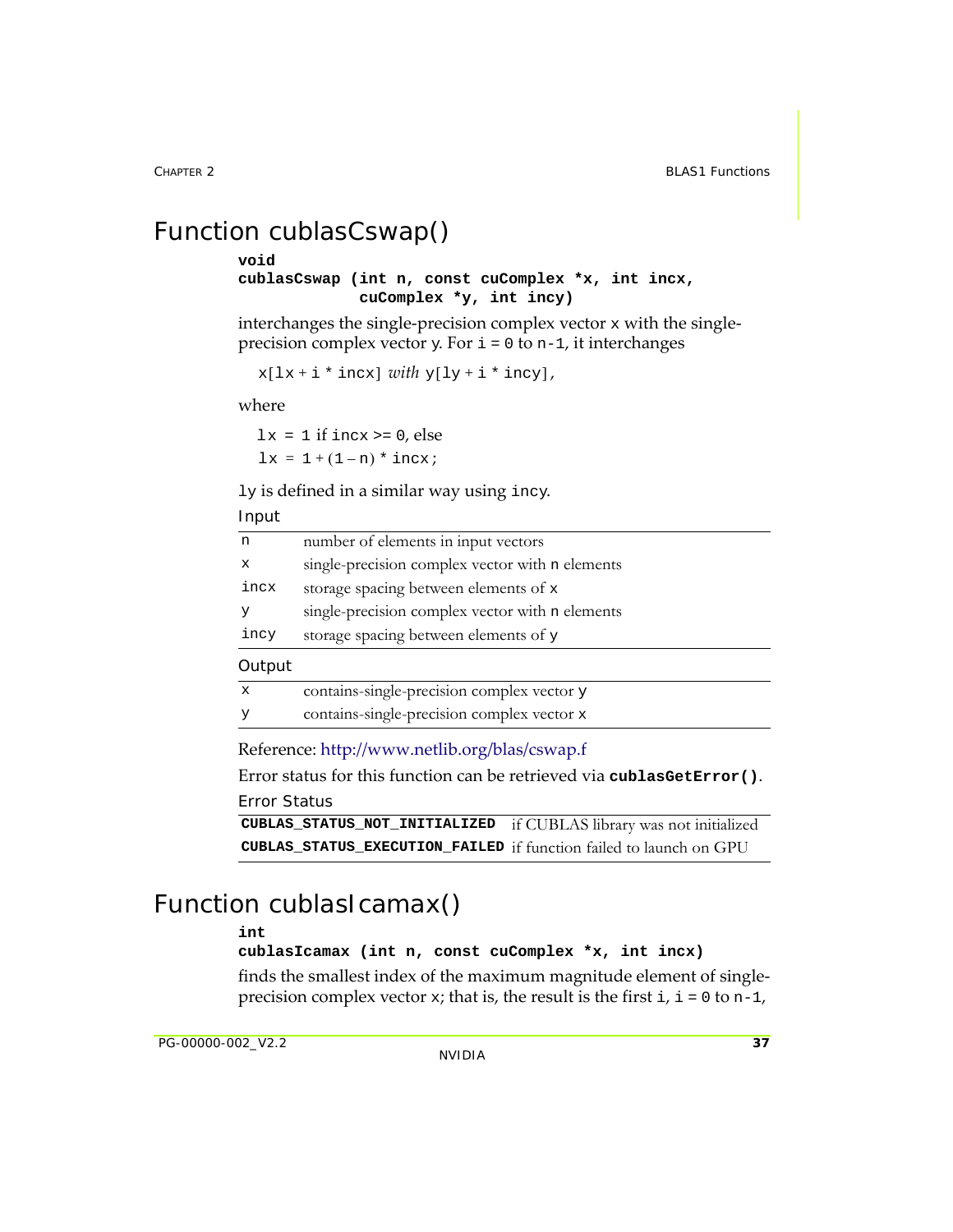# Function cublasCswap()

```
void
cublasCswap (int n, const cuComplex *x, int incx,
             cuComplex *y, int incy)
```

interchanges the single-precision complex vector `x` with the single-precision complex vector `y`. For `i = 0` to `n-1`, it interchanges

`x[lx + i * incx]` *with* `y[ly + i * incy]`,

where

`lx = 1` if `incx >= 0`, else

`lx = 1 + (1 – n) * incx;`

`ly` is defined in a similar way using `incy`.

Input

| | |
|---|---|
| `n` | number of elements in input vectors |
| `x` | single-precision complex vector with `n` elements |
| `incx` | storage spacing between elements of `x` |
| `y` | single-precision complex vector with `n` elements |
| `incy` | storage spacing between elements of `y` |

Output

| | |
|---|---|
| `x` | contains-single-precision complex vector `y` |
| `y` | contains-single-precision complex vector `x` |

Reference: http://www.netlib.org/blas/cswap.f

Error status for this function can be retrieved via **`cublasGetError()`**.

Error Status

| | |
|---|---|
| **`CUBLAS_STATUS_NOT_INITIALIZED`** | if CUBLAS library was not initialized |
| **`CUBLAS_STATUS_EXECUTION_FAILED`** | if function failed to launch on GPU |

# Function cublasIcamax()

```
int
cublasIcamax (int n, const cuComplex *x, int incx)
```

finds the smallest index of the maximum magnitude element of single-precision complex vector `x`; that is, the result is the first `i`, `i = 0` to `n-1`,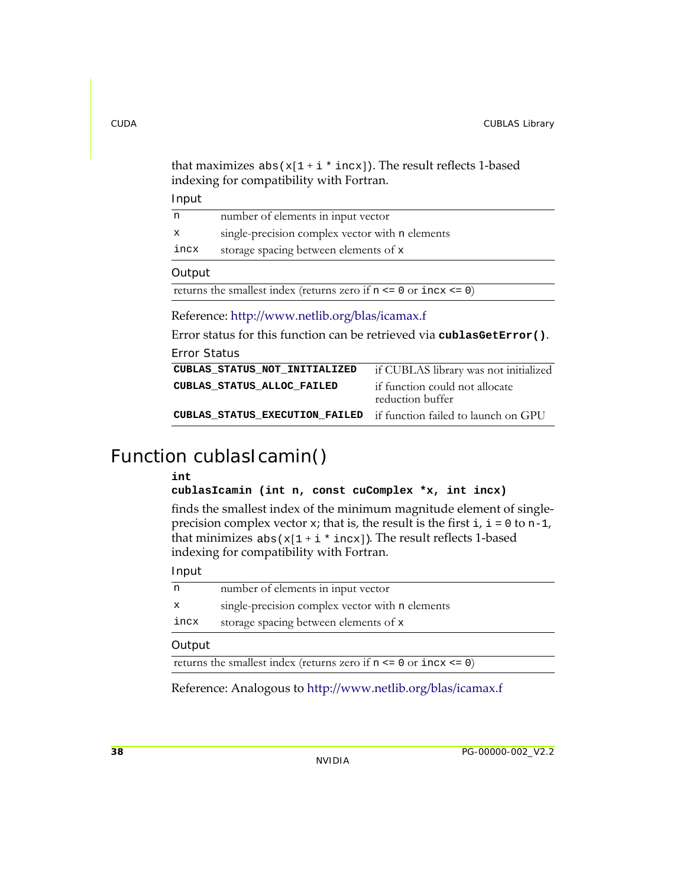that maximizes `abs(x[1 + i * incx])`. The result reflects 1-based indexing for compatibility with Fortran.

Input

| | |
|---|---|
| `n` | number of elements in input vector |
| `x` | single-precision complex vector with `n` elements |
| `incx` | storage spacing between elements of `x` |

Output

returns the smallest index (returns zero if `n <= 0` or `incx <= 0`)

Reference: http://www.netlib.org/blas/icamax.f

Error status for this function can be retrieved via **`cublasGetError()`**.

Error Status

| | |
|---|---|
| **`CUBLAS_STATUS_NOT_INITIALIZED`** | if CUBLAS library was not initialized |
| **`CUBLAS_STATUS_ALLOC_FAILED`** | if function could not allocate reduction buffer |
| **`CUBLAS_STATUS_EXECUTION_FAILED`** | if function failed to launch on GPU |

## Function cublasIcamin()

```
int
cublasIcamin (int n, const cuComplex *x, int incx)
```

finds the smallest index of the minimum magnitude element of single-precision complex vector `x`; that is, the result is the first `i`, `i = 0` to `n-1`, that minimizes `abs(x[1 + i * incx])`. The result reflects 1-based indexing for compatibility with Fortran.

Input

| | |
|---|---|
| `n` | number of elements in input vector |
| `x` | single-precision complex vector with `n` elements |
| `incx` | storage spacing between elements of `x` |

Output

returns the smallest index (returns zero if `n <= 0` or `incx <= 0`)

Reference: Analogous to http://www.netlib.org/blas/icamax.f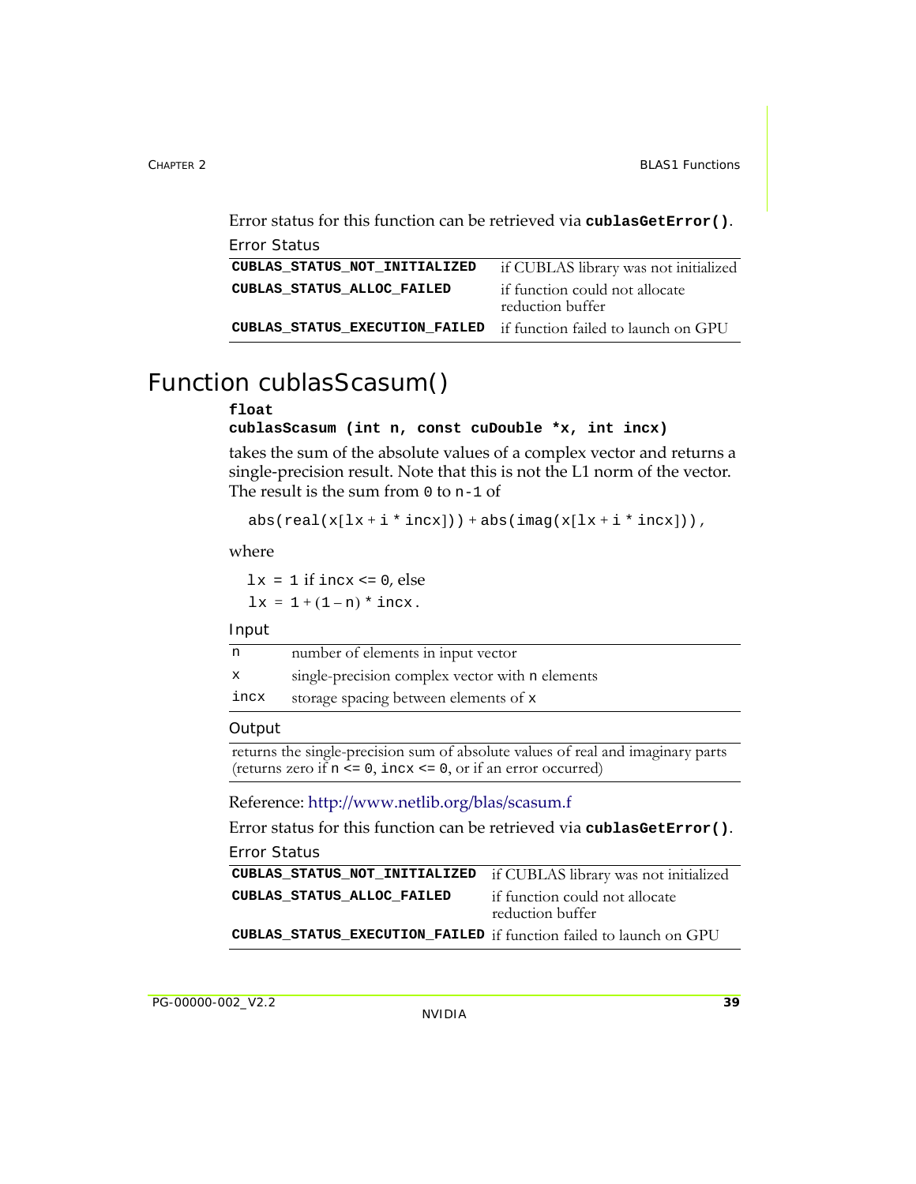Error status for this function can be retrieved via **`cublasGetError()`**.

Error Status

| | |
|---|---|
| **`CUBLAS_STATUS_NOT_INITIALIZED`** | if CUBLAS library was not initialized |
| **`CUBLAS_STATUS_ALLOC_FAILED`** | if function could not allocate reduction buffer |
| **`CUBLAS_STATUS_EXECUTION_FAILED`** | if function failed to launch on GPU |

# Function cublasScasum()

```
float
cublasScasum (int n, const cuDouble *x, int incx)
```

takes the sum of the absolute values of a complex vector and returns a single-precision result. Note that this is not the L1 norm of the vector. The result is the sum from `0` to `n-1` of

`abs(real(x[lx + i * incx])) + abs(imag(x[lx + i * incx]))`,

where

`lx = 1` if `incx <= 0`, else
`lx = 1 + (1 – n) * incx`.

Input

| | |
|---|---|
| `n` | number of elements in input vector |
| `x` | single-precision complex vector with `n` elements |
| `incx` | storage spacing between elements of `x` |

Output

returns the single-precision sum of absolute values of real and imaginary parts (returns zero if `n <= 0`, `incx <= 0`, or if an error occurred)

Reference: http://www.netlib.org/blas/scasum.f

Error status for this function can be retrieved via **`cublasGetError()`**.

Error Status

| | |
|---|---|
| **`CUBLAS_STATUS_NOT_INITIALIZED`** | if CUBLAS library was not initialized |
| **`CUBLAS_STATUS_ALLOC_FAILED`** | if function could not allocate reduction buffer |
| **`CUBLAS_STATUS_EXECUTION_FAILED`** | if function failed to launch on GPU |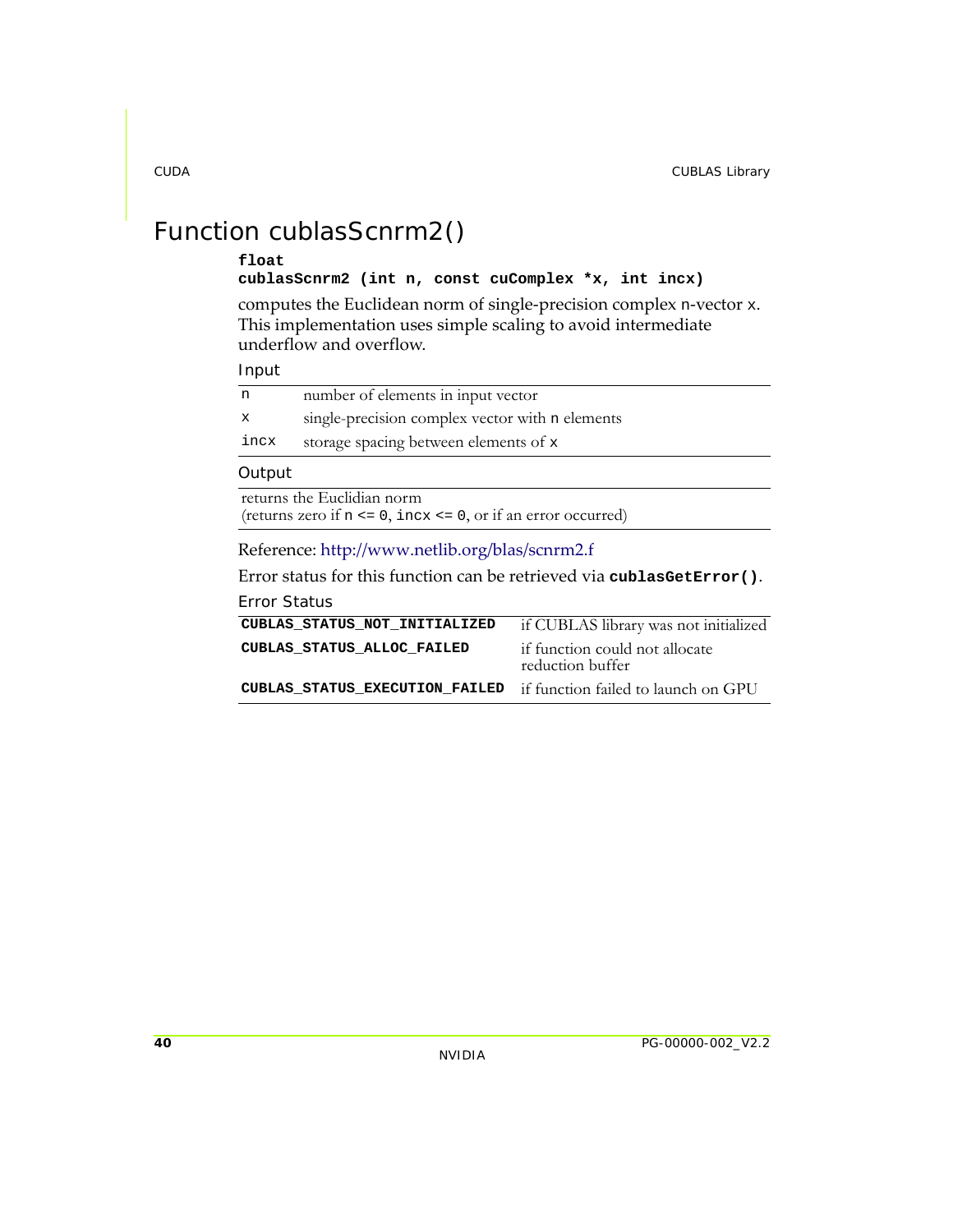# Function cublasScnrm2()

```
float
cublasScnrm2 (int n, const cuComplex *x, int incx)
```

computes the Euclidean norm of single-precision complex n-vector x. This implementation uses simple scaling to avoid intermediate underflow and overflow.

Input

| | |
|---|---|
| n | number of elements in input vector |
| x | single-precision complex vector with n elements |
| incx | storage spacing between elements of x |

Output

returns the Euclidian norm
(returns zero if n <= 0, incx <= 0, or if an error occurred)

Reference: http://www.netlib.org/blas/scnrm2.f

Error status for this function can be retrieved via **cublasGetError()**.

Error Status

| | |
|---|---|
| **CUBLAS_STATUS_NOT_INITIALIZED** | if CUBLAS library was not initialized |
| **CUBLAS_STATUS_ALLOC_FAILED** | if function could not allocate reduction buffer |
| **CUBLAS_STATUS_EXECUTION_FAILED** | if function failed to launch on GPU |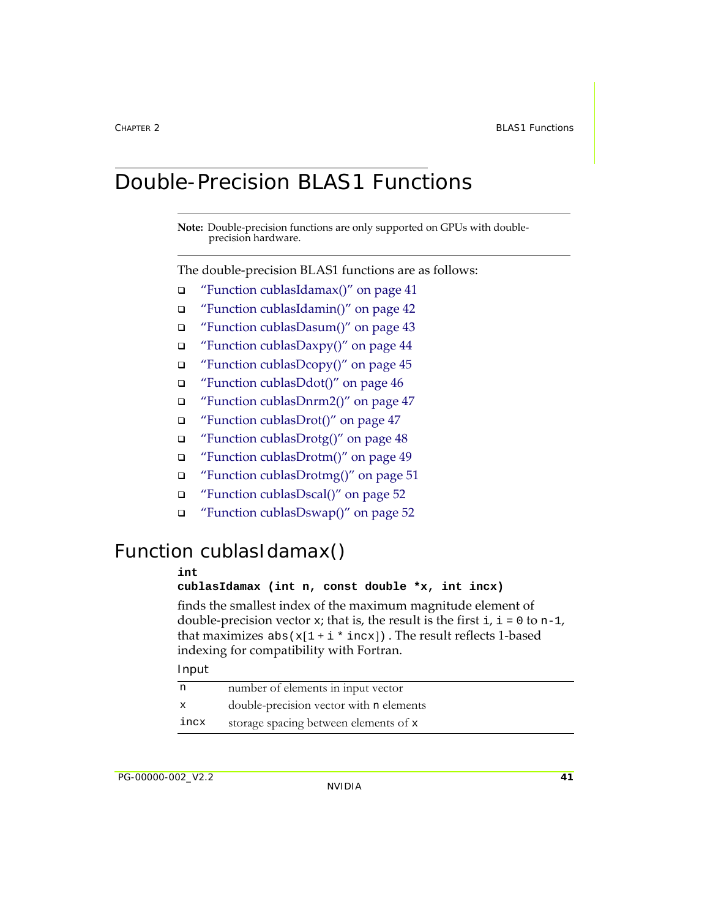# Double-Precision BLAS1 Functions

**Note:** Double-precision functions are only supported on GPUs with double-precision hardware.

The double-precision BLAS1 functions are as follows:

- "Function cublasIdamax()" on page 41
- "Function cublasIdamin()" on page 42
- "Function cublasDasum()" on page 43
- "Function cublasDaxpy()" on page 44
- "Function cublasDcopy()" on page 45
- "Function cublasDdot()" on page 46
- "Function cublasDnrm2()" on page 47
- "Function cublasDrot()" on page 47
- "Function cublasDrotg()" on page 48
- "Function cublasDrotm()" on page 49
- "Function cublasDrotmg()" on page 51
- "Function cublasDscal()" on page 52
- "Function cublasDswap()" on page 52

## Function cublasIdamax()

```
int
cublasIdamax (int n, const double *x, int incx)
```

finds the smallest index of the maximum magnitude element of double-precision vector `x`; that is, the result is the first `i`, `i = 0` to `n-1`, that maximizes `abs(x[1 + i * incx])`. The result reflects 1-based indexing for compatibility with Fortran.

Input

| | |
|---|---|
| `n` | number of elements in input vector |
| `x` | double-precision vector with `n` elements |
| `incx` | storage spacing between elements of `x` |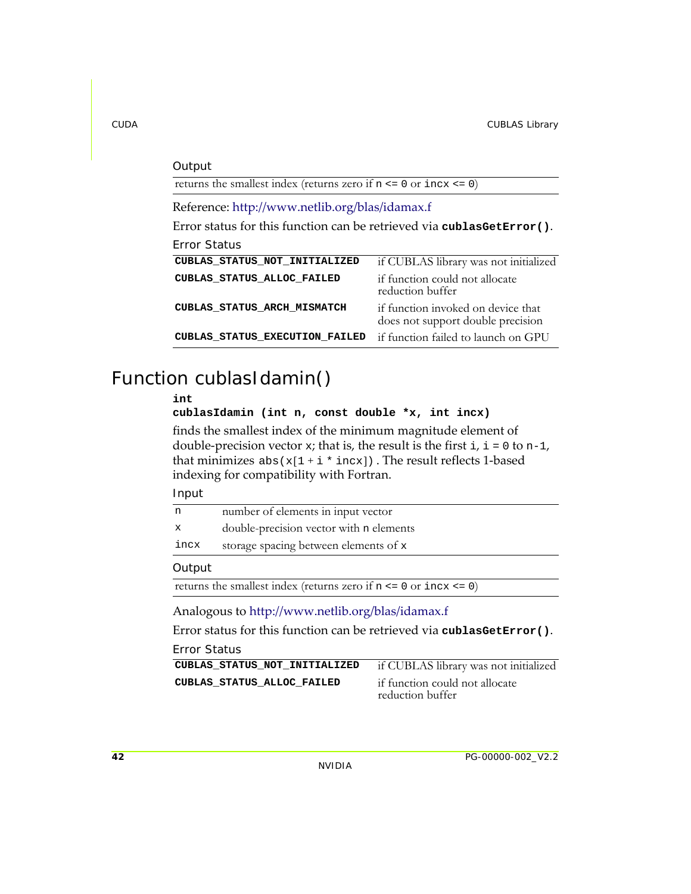Output

| |
|---|
| returns the smallest index (returns zero if `n <= 0` or `incx <= 0`) |

Reference: http://www.netlib.org/blas/idamax.f

Error status for this function can be retrieved via **`cublasGetError()`**.

Error Status

| | |
|---|---|
| **CUBLAS_STATUS_NOT_INITIALIZED** | if CUBLAS library was not initialized |
| **CUBLAS_STATUS_ALLOC_FAILED** | if function could not allocate reduction buffer |
| **CUBLAS_STATUS_ARCH_MISMATCH** | if function invoked on device that does not support double precision |
| **CUBLAS_STATUS_EXECUTION_FAILED** | if function failed to launch on GPU |

# Function cublasIdamin()

```
int
cublasIdamin (int n, const double *x, int incx)
```

finds the smallest index of the minimum magnitude element of double-precision vector `x`; that is, the result is the first `i`, `i = 0` to `n-1`, that minimizes `abs(x[1 + i * incx])`. The result reflects 1-based indexing for compatibility with Fortran.

Input

| | |
|---|---|
| `n` | number of elements in input vector |
| `x` | double-precision vector with `n` elements |
| `incx` | storage spacing between elements of `x` |

Output

| |
|---|
| returns the smallest index (returns zero if `n <= 0` or `incx <= 0`) |

Analogous to http://www.netlib.org/blas/idamax.f

Error status for this function can be retrieved via **`cublasGetError()`**.

Error Status

| | |
|---|---|
| **CUBLAS_STATUS_NOT_INITIALIZED** | if CUBLAS library was not initialized |
| **CUBLAS_STATUS_ALLOC_FAILED** | if function could not allocate reduction buffer |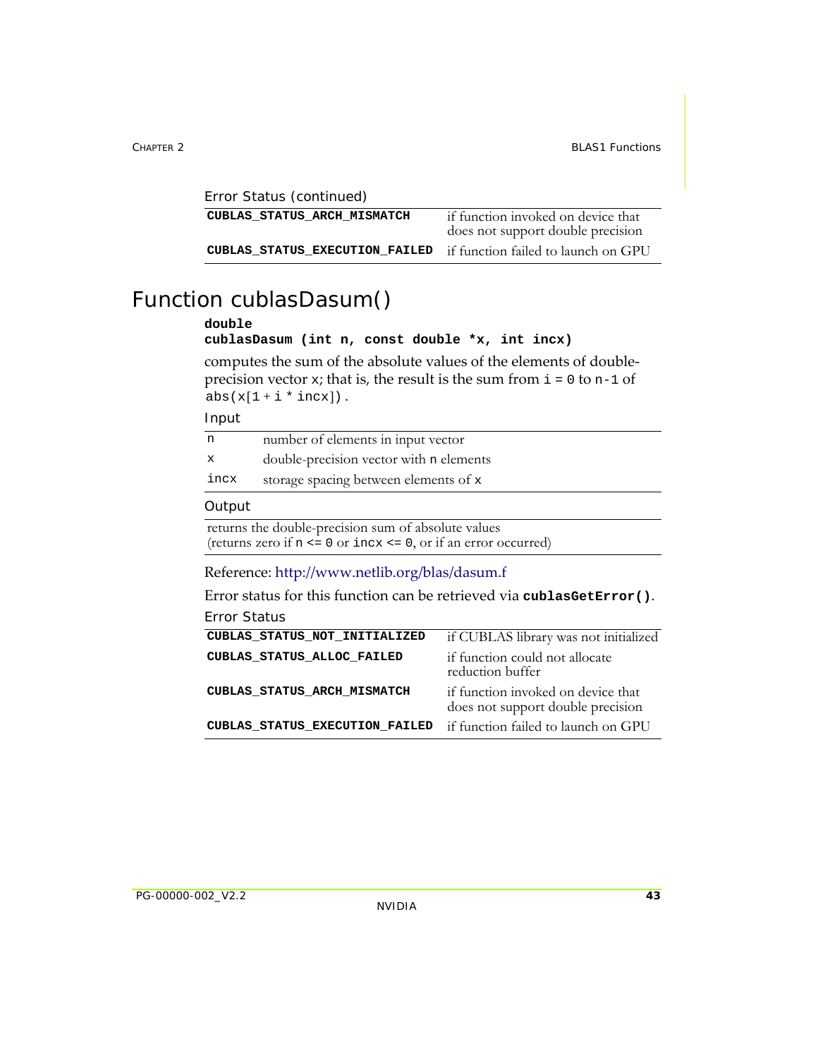Error Status (continued)

| | |
|---|---|
| **CUBLAS_STATUS_ARCH_MISMATCH** | if function invoked on device that does not support double precision |
| **CUBLAS_STATUS_EXECUTION_FAILED** | if function failed to launch on GPU |

# Function cublasDasum()

```
double
cublasDasum (int n, const double *x, int incx)
```

computes the sum of the absolute values of the elements of double-precision vector `x`; that is, the result is the sum from `i = 0` to `n-1` of `abs(x[1 + i * incx])`.

Input

| | |
|---|---|
| `n` | number of elements in input vector |
| `x` | double-precision vector with `n` elements |
| `incx` | storage spacing between elements of `x` |

Output

returns the double-precision sum of absolute values (returns zero if `n <= 0` or `incx <= 0`, or if an error occurred)

Reference: http://www.netlib.org/blas/dasum.f

Error status for this function can be retrieved via **`cublasGetError()`**.

Error Status

| | |
|---|---|
| **CUBLAS_STATUS_NOT_INITIALIZED** | if CUBLAS library was not initialized |
| **CUBLAS_STATUS_ALLOC_FAILED** | if function could not allocate reduction buffer |
| **CUBLAS_STATUS_ARCH_MISMATCH** | if function invoked on device that does not support double precision |
| **CUBLAS_STATUS_EXECUTION_FAILED** | if function failed to launch on GPU |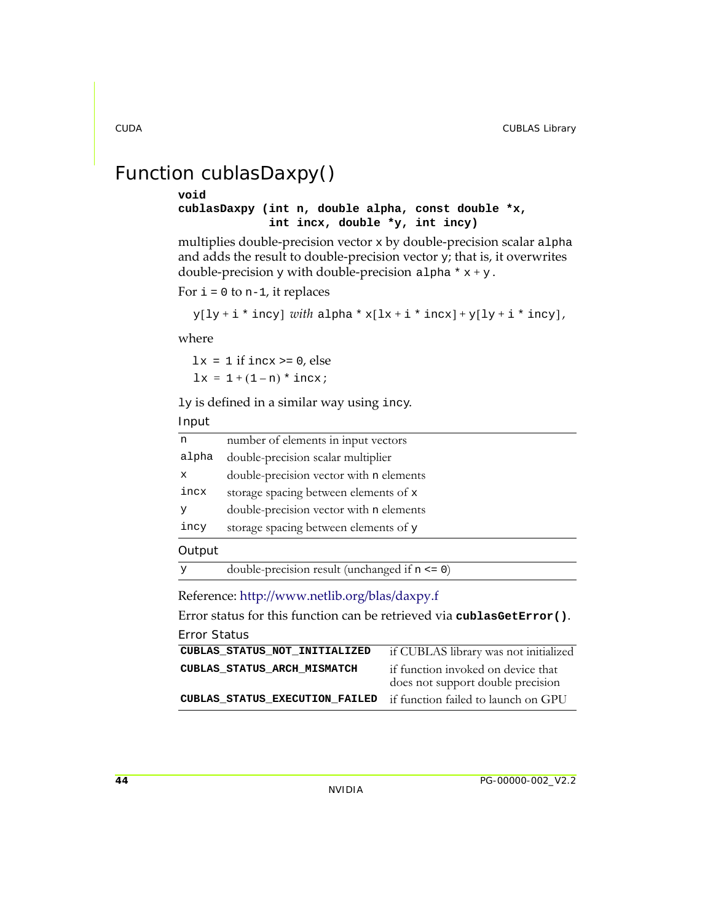# Function cublasDaxpy()

```
void
cublasDaxpy (int n, double alpha, const double *x,
             int incx, double *y, int incy)
```

multiplies double-precision vector `x` by double-precision scalar `alpha` and adds the result to double-precision vector `y`; that is, it overwrites double-precision `y` with double-precision `alpha * x + y`.

For `i = 0` to `n-1`, it replaces

`y[ly + i * incy]` *with* `alpha * x[lx + i * incx] + y[ly + i * incy]`,

where

`lx = 1` if `incx >= 0`, else

`lx = 1 + (1 – n) * incx;`

`ly` is defined in a similar way using `incy`.

Input

| | |
|---|---|
| `n` | number of elements in input vectors |
| `alpha` | double-precision scalar multiplier |
| `x` | double-precision vector with `n` elements |
| `incx` | storage spacing between elements of `x` |
| `y` | double-precision vector with `n` elements |
| `incy` | storage spacing between elements of `y` |

Output

| | |
|---|---|
| `y` | double-precision result (unchanged if `n <= 0`) |

Reference: http://www.netlib.org/blas/daxpy.f

Error status for this function can be retrieved via **`cublasGetError()`**.

Error Status

| | |
|---|---|
| **`CUBLAS_STATUS_NOT_INITIALIZED`** | if CUBLAS library was not initialized |
| **`CUBLAS_STATUS_ARCH_MISMATCH`** | if function invoked on device that does not support double precision |
| **`CUBLAS_STATUS_EXECUTION_FAILED`** | if function failed to launch on GPU |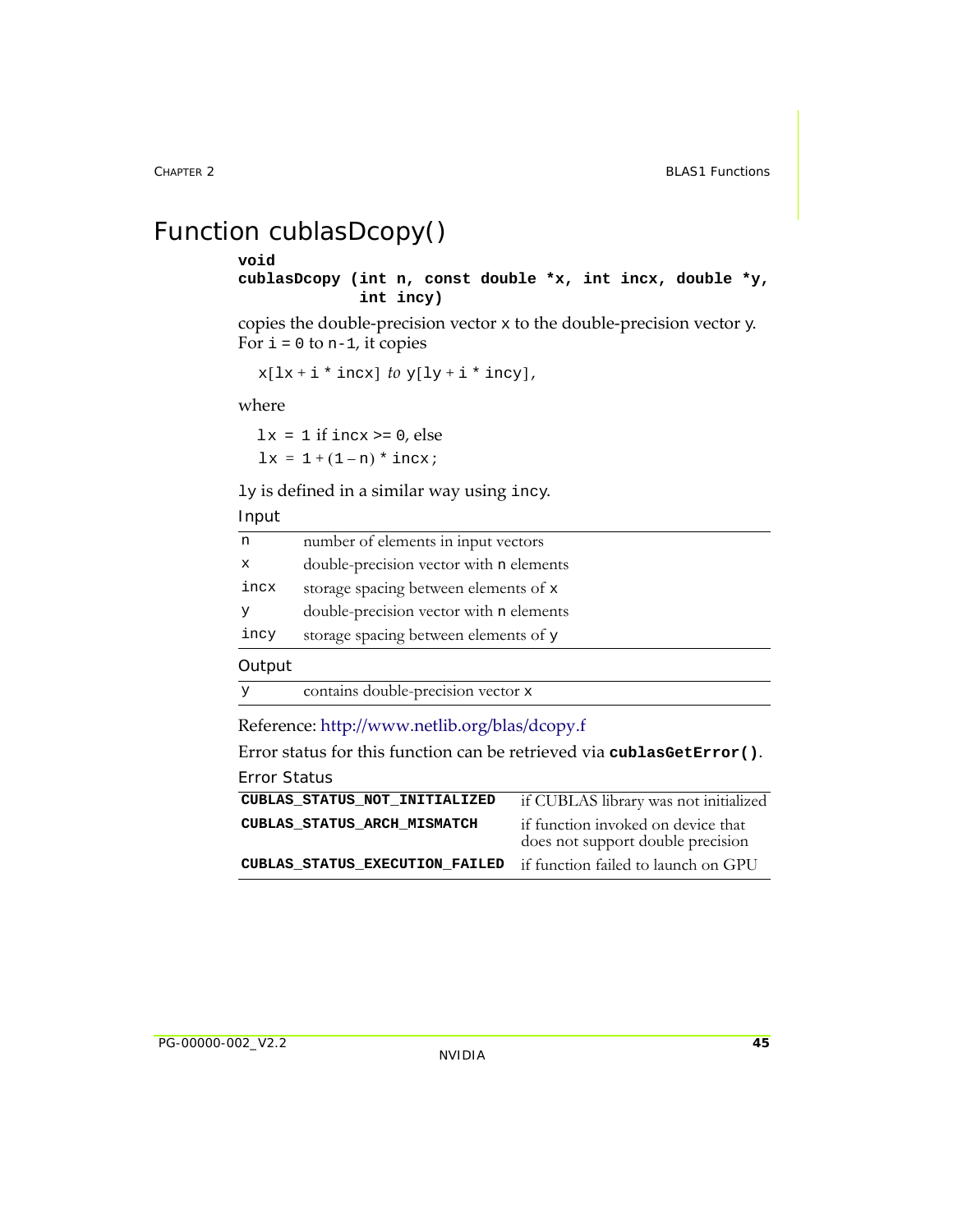# Function cublasDcopy()

```
void
cublasDcopy (int n, const double *x, int incx, double *y,
             int incy)
```

copies the double-precision vector x to the double-precision vector y. For i = 0 to n-1, it copies

x[lx + i * incx] *to* y[ly + i * incy],

where

lx = 1 if incx >= 0, else

lx = 1 + (1 – n) * incx;

ly is defined in a similar way using incy.

Input

| | |
|---|---|
| n | number of elements in input vectors |
| x | double-precision vector with n elements |
| incx | storage spacing between elements of x |
| y | double-precision vector with n elements |
| incy | storage spacing between elements of y |

Output

| | |
|---|---|
| y | contains double-precision vector x |

Reference: http://www.netlib.org/blas/dcopy.f

Error status for this function can be retrieved via **cublasGetError()**.

Error Status

| | |
|---|---|
| **CUBLAS_STATUS_NOT_INITIALIZED** | if CUBLAS library was not initialized |
| **CUBLAS_STATUS_ARCH_MISMATCH** | if function invoked on device that does not support double precision |
| **CUBLAS_STATUS_EXECUTION_FAILED** | if function failed to launch on GPU |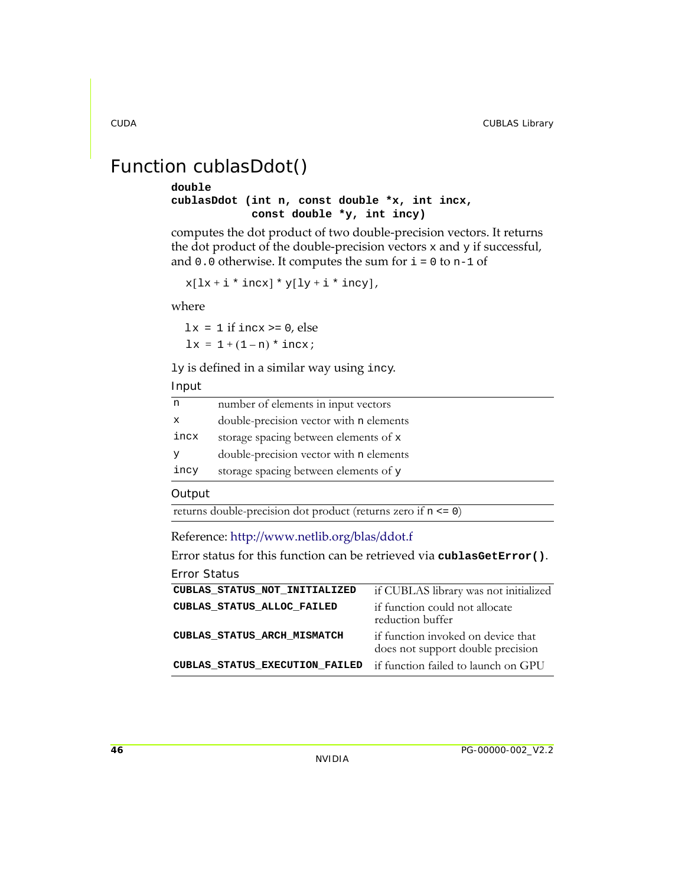## Function cublasDdot()

```
double
cublasDdot (int n, const double *x, int incx,
            const double *y, int incy)
```

computes the dot product of two double-precision vectors. It returns the dot product of the double-precision vectors `x` and `y` if successful, and `0.0` otherwise. It computes the sum for `i = 0` to `n-1` of

`x[lx + i * incx] * y[ly + i * incy]`,

where

`lx = 1` if `incx >= 0`, else
`lx = 1 + (1 – n) * incx;`

`ly` is defined in a similar way using `incy`.

Input

| | |
|---|---|
| `n` | number of elements in input vectors |
| `x` | double-precision vector with `n` elements |
| `incx` | storage spacing between elements of `x` |
| `y` | double-precision vector with `n` elements |
| `incy` | storage spacing between elements of `y` |

Output

| |
|---|
| returns double-precision dot product (returns zero if `n <= 0`) |

Reference: http://www.netlib.org/blas/ddot.f

Error status for this function can be retrieved via **`cublasGetError()`**.

Error Status

| | |
|---|---|
| **`CUBLAS_STATUS_NOT_INITIALIZED`** | if CUBLAS library was not initialized |
| **`CUBLAS_STATUS_ALLOC_FAILED`** | if function could not allocate reduction buffer |
| **`CUBLAS_STATUS_ARCH_MISMATCH`** | if function invoked on device that does not support double precision |
| **`CUBLAS_STATUS_EXECUTION_FAILED`** | if function failed to launch on GPU |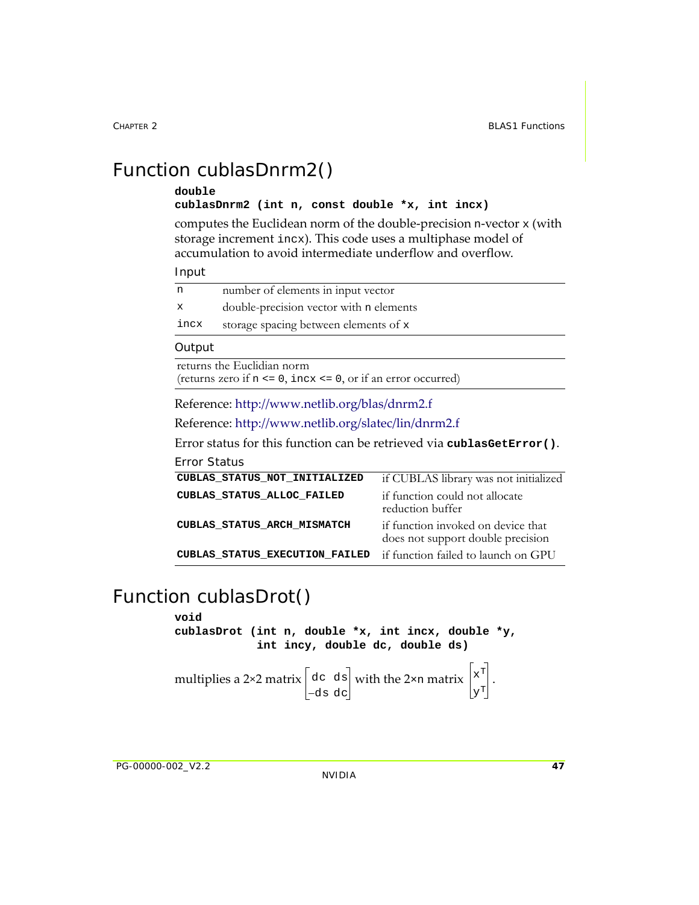# Function cublasDnrm2()

```
double
cublasDnrm2 (int n, const double *x, int incx)
```

computes the Euclidean norm of the double-precision n-vector x (with storage increment incx). This code uses a multiphase model of accumulation to avoid intermediate underflow and overflow.

Input

| | |
|---|---|
| n | number of elements in input vector |
| x | double-precision vector with n elements |
| incx | storage spacing between elements of x |

Output

| |
|---|
| returns the Euclidian norm<br>(returns zero if n <= 0, incx <= 0, or if an error occurred) |

Reference: http://www.netlib.org/blas/dnrm2.f

Reference: http://www.netlib.org/slatec/lin/dnrm2.f

Error status for this function can be retrieved via **cublasGetError()**.

Error Status

| | |
|---|---|
| **CUBLAS_STATUS_NOT_INITIALIZED** | if CUBLAS library was not initialized |
| **CUBLAS_STATUS_ALLOC_FAILED** | if function could not allocate reduction buffer |
| **CUBLAS_STATUS_ARCH_MISMATCH** | if function invoked on device that does not support double precision |
| **CUBLAS_STATUS_EXECUTION_FAILED** | if function failed to launch on GPU |

# Function cublasDrot()

```
void
cublasDrot (int n, double *x, int incx, double *y,
            int incy, double dc, double ds)
```

multiplies a 2×2 matrix $\begin{bmatrix} dc & ds \\ -ds & dc \end{bmatrix}$ with the 2×n matrix $\begin{bmatrix} x^T \\ y^T \end{bmatrix}$.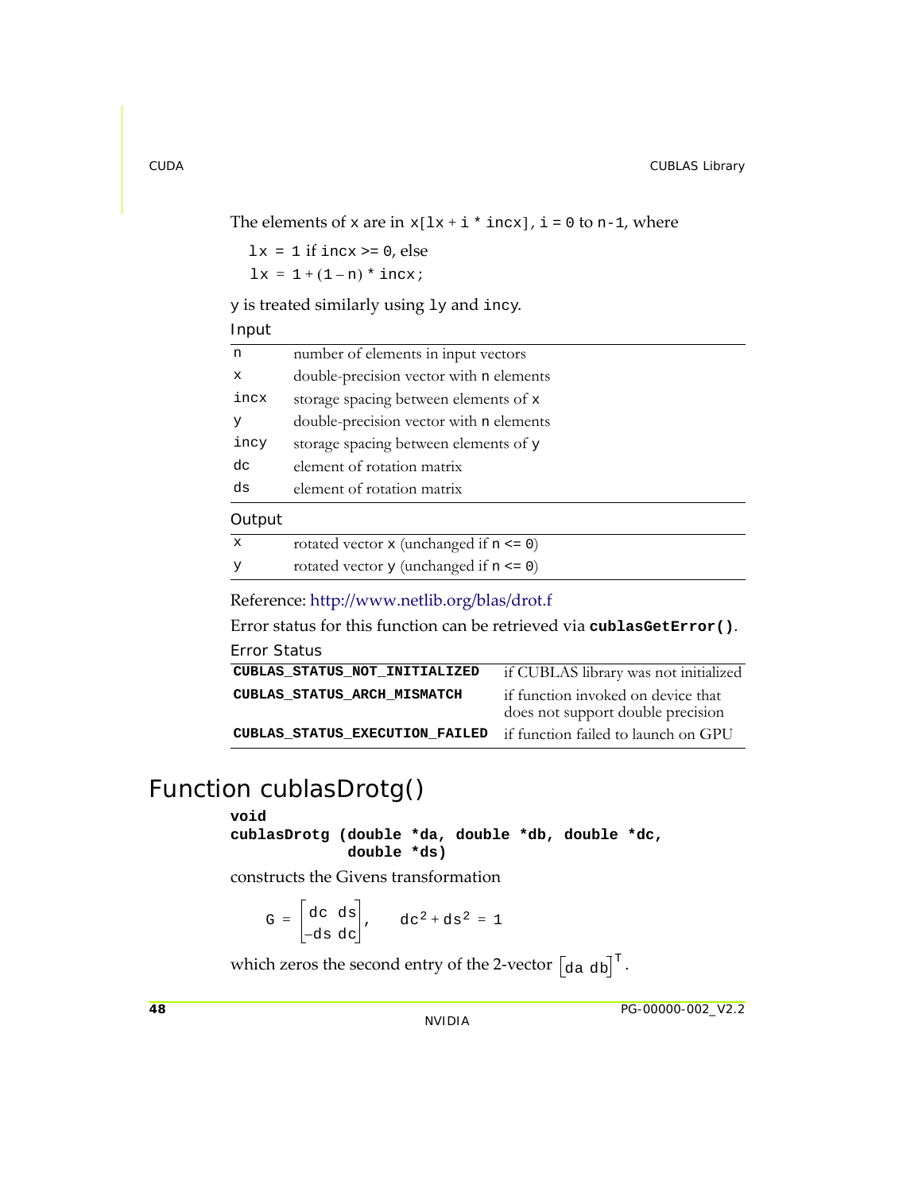The elements of `x` are in `x[lx + i * incx]`, `i = 0` to `n-1`, where

`lx = 1` if `incx >= 0`, else

`lx = 1 + (1 – n) * incx;`

`y` is treated similarly using `ly` and `incy`.

Input

| | |
|---|---|
| `n` | number of elements in input vectors |
| `x` | double-precision vector with `n` elements |
| `incx` | storage spacing between elements of `x` |
| `y` | double-precision vector with `n` elements |
| `incy` | storage spacing between elements of `y` |
| `dc` | element of rotation matrix |
| `ds` | element of rotation matrix |

Output

| | |
|---|---|
| `x` | rotated vector `x` (unchanged if `n <= 0`) |
| `y` | rotated vector `y` (unchanged if `n <= 0`) |

Reference: http://www.netlib.org/blas/drot.f

Error status for this function can be retrieved via **`cublasGetError()`**.

Error Status

| | |
|---|---|
| **`CUBLAS_STATUS_NOT_INITIALIZED`** | if CUBLAS library was not initialized |
| **`CUBLAS_STATUS_ARCH_MISMATCH`** | if function invoked on device that does not support double precision |
| **`CUBLAS_STATUS_EXECUTION_FAILED`** | if function failed to launch on GPU |

# Function cublasDrotg()

```
void
cublasDrotg (double *da, double *db, double *dc,
             double *ds)
```

constructs the Givens transformation

$$G = \begin{bmatrix} dc & ds \\ -ds & dc \end{bmatrix}, \quad dc^2 + ds^2 = 1$$

which zeros the second entry of the 2-vector $\begin{bmatrix} da & db \end{bmatrix}^T$.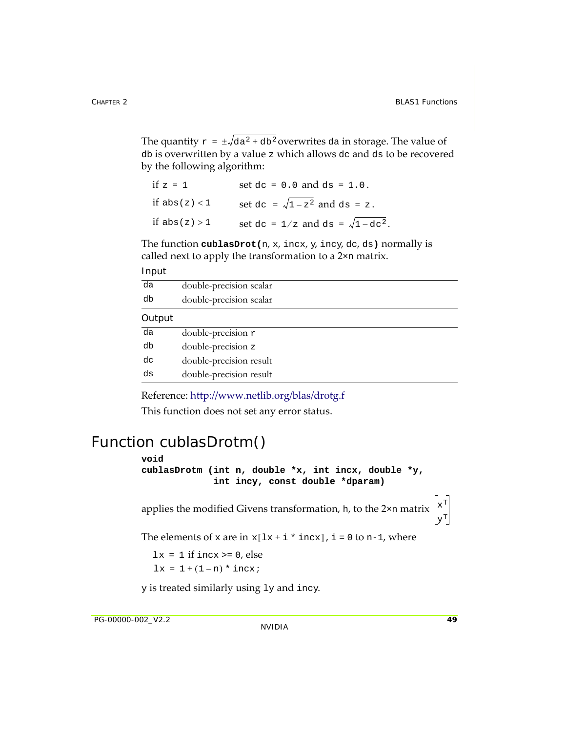The quantity $r = \pm\sqrt{da^2 + db^2}$ overwrites da in storage. The value of db is overwritten by a value z which allows dc and ds to be recovered by the following algorithm:

| | |
|---|---|
| if $z = 1$ | set $dc = 0.0$ and $ds = 1.0$. |
| if $abs(z) < 1$ | set $dc = \sqrt{1 - z^2}$ and $ds = z$. |
| if $abs(z) > 1$ | set $dc = 1/z$ and $ds = \sqrt{1 - dc^2}$. |

The function **cublasDrot(**n, x, incx, y, incy, dc, ds**)** normally is called next to apply the transformation to a 2×n matrix.

Input

| | |
|---|---|
| da | double-precision scalar |
| db | double-precision scalar |

Output

| | |
|---|---|
| da | double-precision r |
| db | double-precision z |
| dc | double-precision result |
| ds | double-precision result |

Reference: http://www.netlib.org/blas/drotg.f

This function does not set any error status.

# Function cublasDrotm()

```
void
cublasDrotm (int n, double *x, int incx, double *y,
             int incy, const double *dparam)
```

applies the modified Givens transformation, h, to the 2×n matrix $\begin{bmatrix} x^T \\ y^T \end{bmatrix}$

The elements of x are in x[lx + i * incx], i = 0 to n-1, where

lx = 1 if incx >= 0, else

lx = 1 + (1 – n) * incx;

y is treated similarly using ly and incy.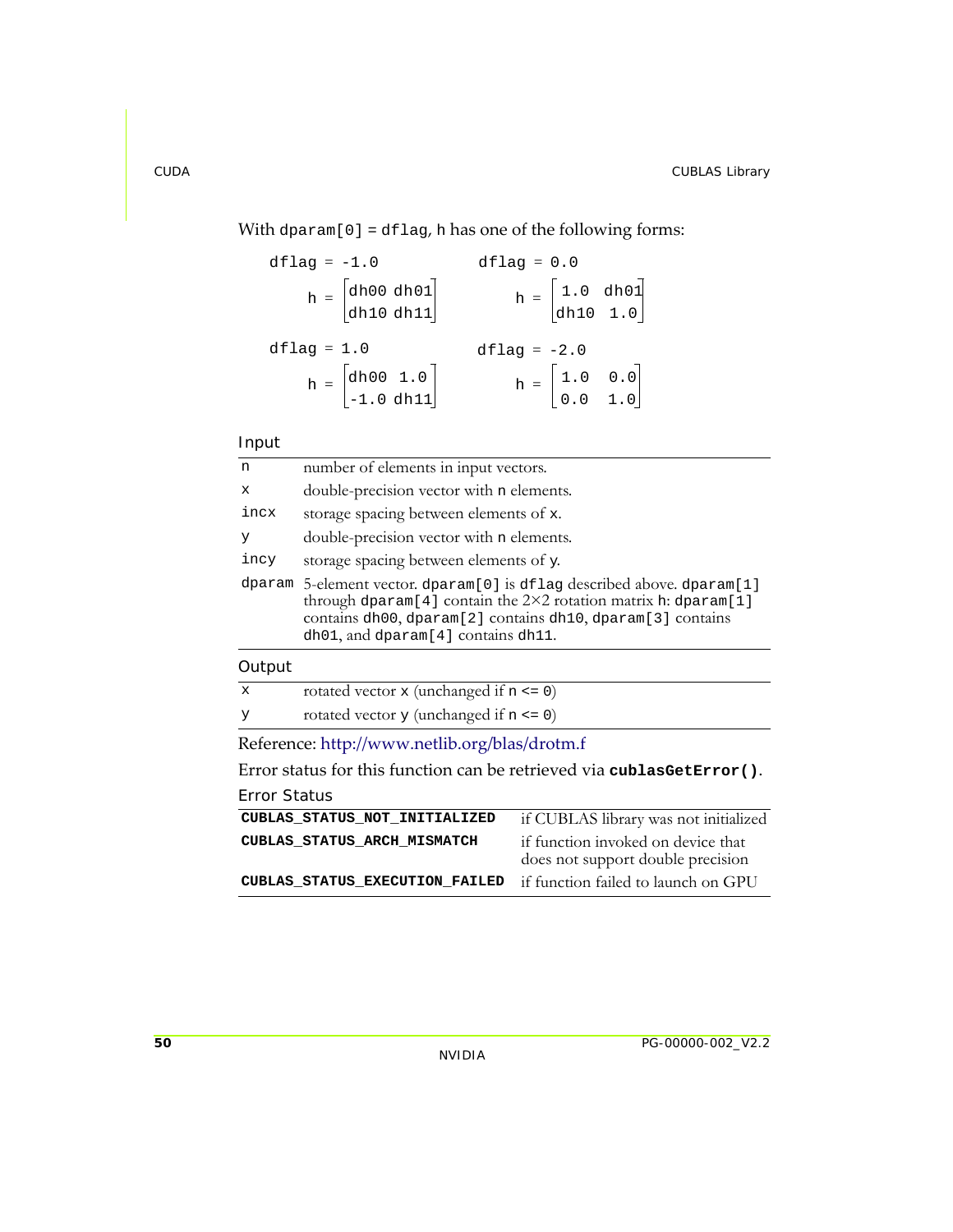With `dparam[0] = dflag`, `h` has one of the following forms:

```
dflag = -1.0                  dflag = 0.0
    h = [dh00 dh01]               h = [1.0  dh01]
        [dh10 dh11]                   [dh10  1.0]

dflag = 1.0                   dflag = -2.0
    h = [dh00  1.0]               h = [1.0   0.0]
        [-1.0 dh11]                   [0.0   1.0]
```

Input

| | |
|---|---|
| `n` | number of elements in input vectors. |
| `x` | double-precision vector with `n` elements. |
| `incx` | storage spacing between elements of `x`. |
| `y` | double-precision vector with `n` elements. |
| `incy` | storage spacing between elements of `y`. |
| `dparam` | 5-element vector. `dparam[0]` is `dflag` described above. `dparam[1]` through `dparam[4]` contain the 2×2 rotation matrix `h`: `dparam[1]` contains `dh00`, `dparam[2]` contains `dh10`, `dparam[3]` contains `dh01`, and `dparam[4]` contains `dh11`. |

Output

| | |
|---|---|
| `x` | rotated vector `x` (unchanged if `n <= 0`) |
| `y` | rotated vector `y` (unchanged if `n <= 0`) |

Reference: http://www.netlib.org/blas/drotm.f

Error status for this function can be retrieved via **`cublasGetError()`**.

Error Status

| | |
|---|---|
| **`CUBLAS_STATUS_NOT_INITIALIZED`** | if CUBLAS library was not initialized |
| **`CUBLAS_STATUS_ARCH_MISMATCH`** | if function invoked on device that does not support double precision |
| **`CUBLAS_STATUS_EXECUTION_FAILED`** | if function failed to launch on GPU |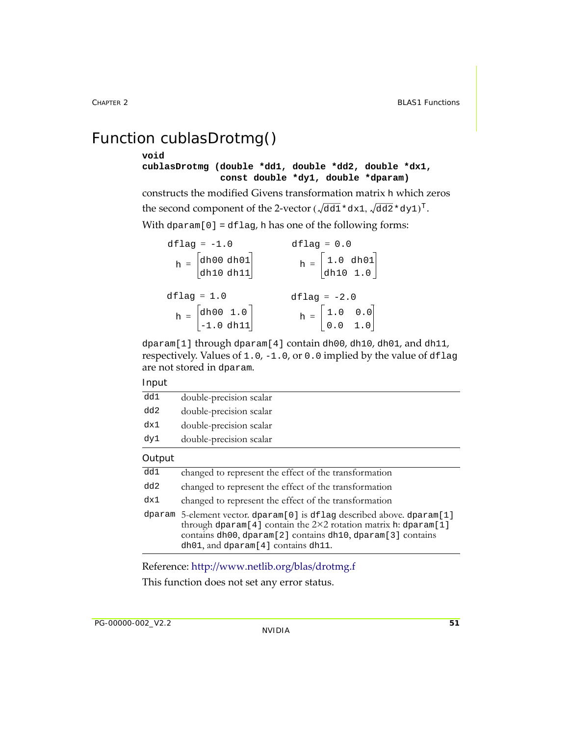# Function cublasDrotmg()

```
void
cublasDrotmg (double *dd1, double *dd2, double *dx1,
              const double *dy1, double *dparam)
```

constructs the modified Givens transformation matrix h which zeros the second component of the 2-vector $(\sqrt{dd1} * dx1, \sqrt{dd2} * dy1)^T$.

With dparam[0] = dflag, h has one of the following forms:

dflag = -1.0

$$h = \begin{bmatrix} dh00 & dh01 \\ dh10 & dh11 \end{bmatrix}$$

dflag = 0.0

$$h = \begin{bmatrix} 1.0 & dh01 \\ dh10 & 1.0 \end{bmatrix}$$

dflag = 1.0

$$h = \begin{bmatrix} dh00 & 1.0 \\ -1.0 & dh11 \end{bmatrix}$$

dflag = -2.0

$$h = \begin{bmatrix} 1.0 & 0.0 \\ 0.0 & 1.0 \end{bmatrix}$$

dparam[1] through dparam[4] contain dh00, dh10, dh01, and dh11, respectively. Values of 1.0, -1.0, or 0.0 implied by the value of dflag are not stored in dparam.

Input

| | |
|---|---|
| dd1 | double-precision scalar |
| dd2 | double-precision scalar |
| dx1 | double-precision scalar |
| dy1 | double-precision scalar |

Output

| | |
|---|---|
| dd1 | changed to represent the effect of the transformation |
| dd2 | changed to represent the effect of the transformation |
| dx1 | changed to represent the effect of the transformation |
| dparam | 5-element vector. dparam[0] is dflag described above. dparam[1] through dparam[4] contain the 2×2 rotation matrix h: dparam[1] contains dh00, dparam[2] contains dh10, dparam[3] contains dh01, and dparam[4] contains dh11. |

Reference: http://www.netlib.org/blas/drotmg.f

This function does not set any error status.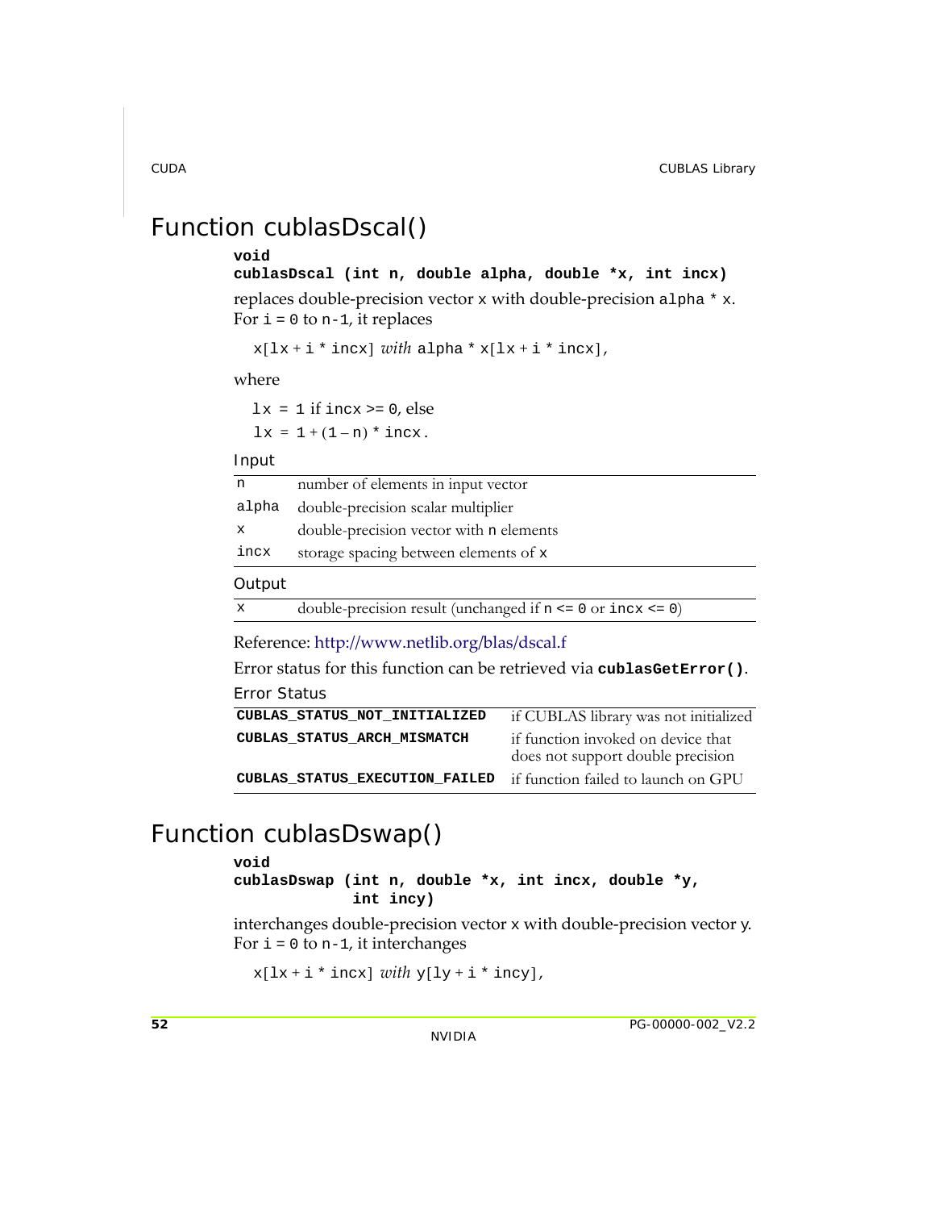## Function cublasDscal()

```
void
cublasDscal (int n, double alpha, double *x, int incx)
```

replaces double-precision vector `x` with double-precision `alpha * x`. For `i = 0` to `n-1`, it replaces

`x[lx + i * incx]` *with* `alpha * x[lx + i * incx]`,

where

`lx = 1` if `incx >= 0`, else
`lx = 1 + (1 – n) * incx`.

Input

| | |
|---|---|
| `n` | number of elements in input vector |
| `alpha` | double-precision scalar multiplier |
| `x` | double-precision vector with `n` elements |
| `incx` | storage spacing between elements of `x` |

Output

| | |
|---|---|
| `x` | double-precision result (unchanged if `n <= 0` or `incx <= 0`) |

Reference: http://www.netlib.org/blas/dscal.f

Error status for this function can be retrieved via **`cublasGetError()`**.

Error Status

| | |
|---|---|
| **`CUBLAS_STATUS_NOT_INITIALIZED`** | if CUBLAS library was not initialized |
| **`CUBLAS_STATUS_ARCH_MISMATCH`** | if function invoked on device that does not support double precision |
| **`CUBLAS_STATUS_EXECUTION_FAILED`** | if function failed to launch on GPU |

## Function cublasDswap()

```
void
cublasDswap (int n, double *x, int incx, double *y,
             int incy)
```

interchanges double-precision vector `x` with double-precision vector `y`. For `i = 0` to `n-1`, it interchanges

`x[lx + i * incx]` *with* `y[ly + i * incy]`,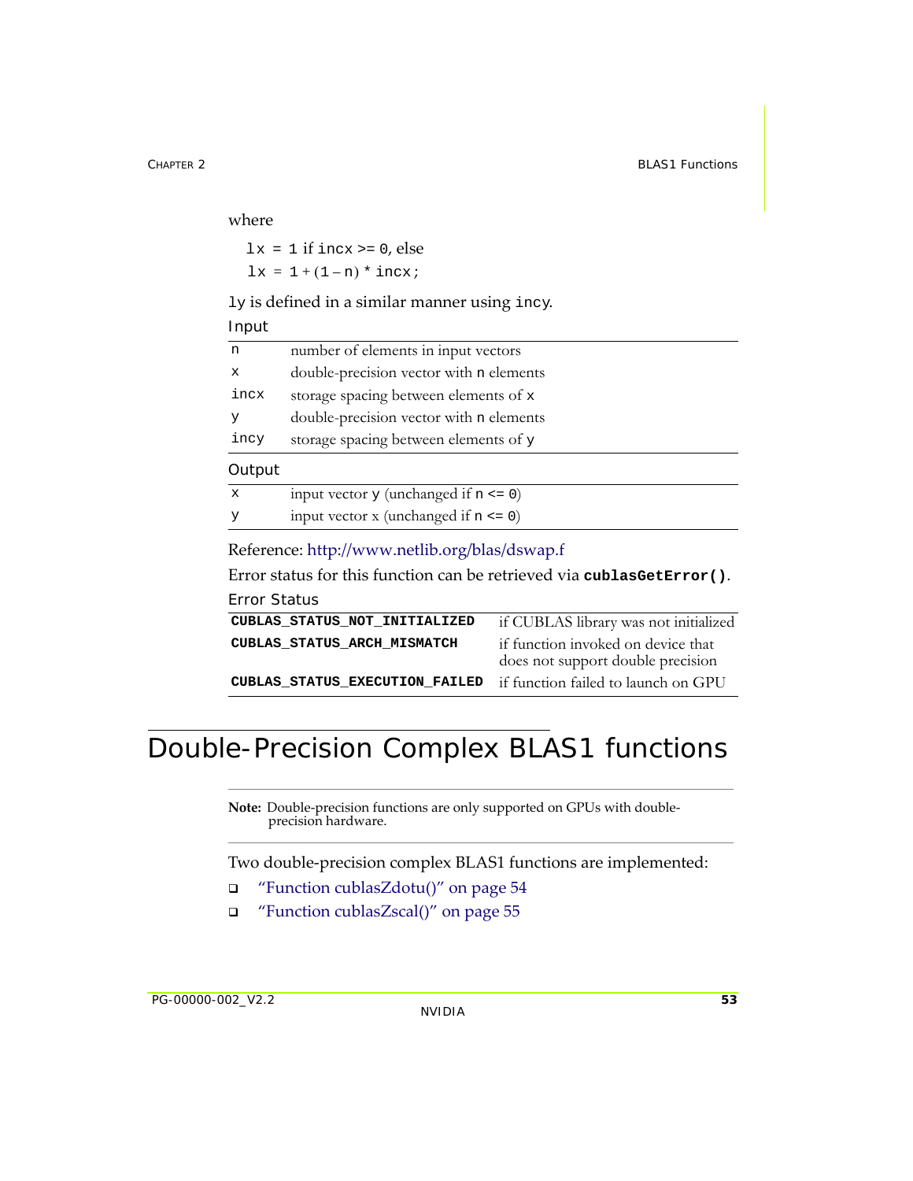where

`lx = 1` if `incx >= 0`, else
`lx = 1 + (1 – n) * incx;`

`ly` is defined in a similar manner using `incy`.

Input

| | |
|---|---|
| `n` | number of elements in input vectors |
| `x` | double-precision vector with `n` elements |
| `incx` | storage spacing between elements of `x` |
| `y` | double-precision vector with `n` elements |
| `incy` | storage spacing between elements of `y` |

Output

| | |
|---|---|
| `x` | input vector `y` (unchanged if `n <= 0`) |
| `y` | input vector x (unchanged if `n <= 0`) |

Reference: http://www.netlib.org/blas/dswap.f

Error status for this function can be retrieved via **`cublasGetError()`**.

Error Status

| | |
|---|---|
| **`CUBLAS_STATUS_NOT_INITIALIZED`** | if CUBLAS library was not initialized |
| **`CUBLAS_STATUS_ARCH_MISMATCH`** | if function invoked on device that does not support double precision |
| **`CUBLAS_STATUS_EXECUTION_FAILED`** | if function failed to launch on GPU |

# Double-Precision Complex BLAS1 functions

**Note:** Double-precision functions are only supported on GPUs with double-precision hardware.

Two double-precision complex BLAS1 functions are implemented:

- "Function cublasZdotu()" on page 54
- "Function cublasZscal()" on page 55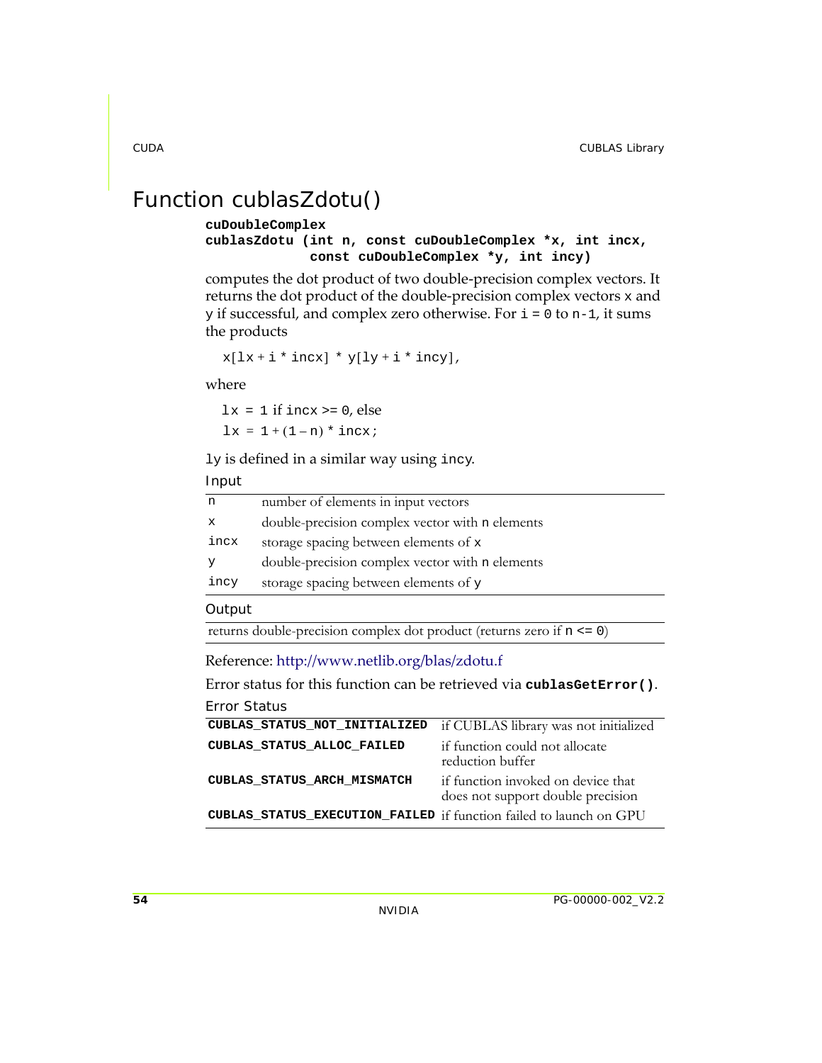# Function cublasZdotu()

```
cuDoubleComplex
cublasZdotu (int n, const cuDoubleComplex *x, int incx,
             const cuDoubleComplex *y, int incy)
```

computes the dot product of two double-precision complex vectors. It returns the dot product of the double-precision complex vectors `x` and `y` if successful, and complex zero otherwise. For `i = 0` to `n-1`, it sums the products

`x[lx + i * incx] * y[ly + i * incy]`,

where

`lx = 1` if `incx >= 0`, else

`lx = 1 + (1 – n) * incx;`

`ly` is defined in a similar way using `incy`.

Input

| | |
|---|---|
| `n` | number of elements in input vectors |
| `x` | double-precision complex vector with `n` elements |
| `incx` | storage spacing between elements of `x` |
| `y` | double-precision complex vector with `n` elements |
| `incy` | storage spacing between elements of `y` |

Output

| |
|---|
| returns double-precision complex dot product (returns zero if `n <= 0`) |

Reference: http://www.netlib.org/blas/zdotu.f

Error status for this function can be retrieved via **`cublasGetError()`**.

Error Status

| | |
|---|---|
| **`CUBLAS_STATUS_NOT_INITIALIZED`** | if CUBLAS library was not initialized |
| **`CUBLAS_STATUS_ALLOC_FAILED`** | if function could not allocate reduction buffer |
| **`CUBLAS_STATUS_ARCH_MISMATCH`** | if function invoked on device that does not support double precision |
| **`CUBLAS_STATUS_EXECUTION_FAILED`** | if function failed to launch on GPU |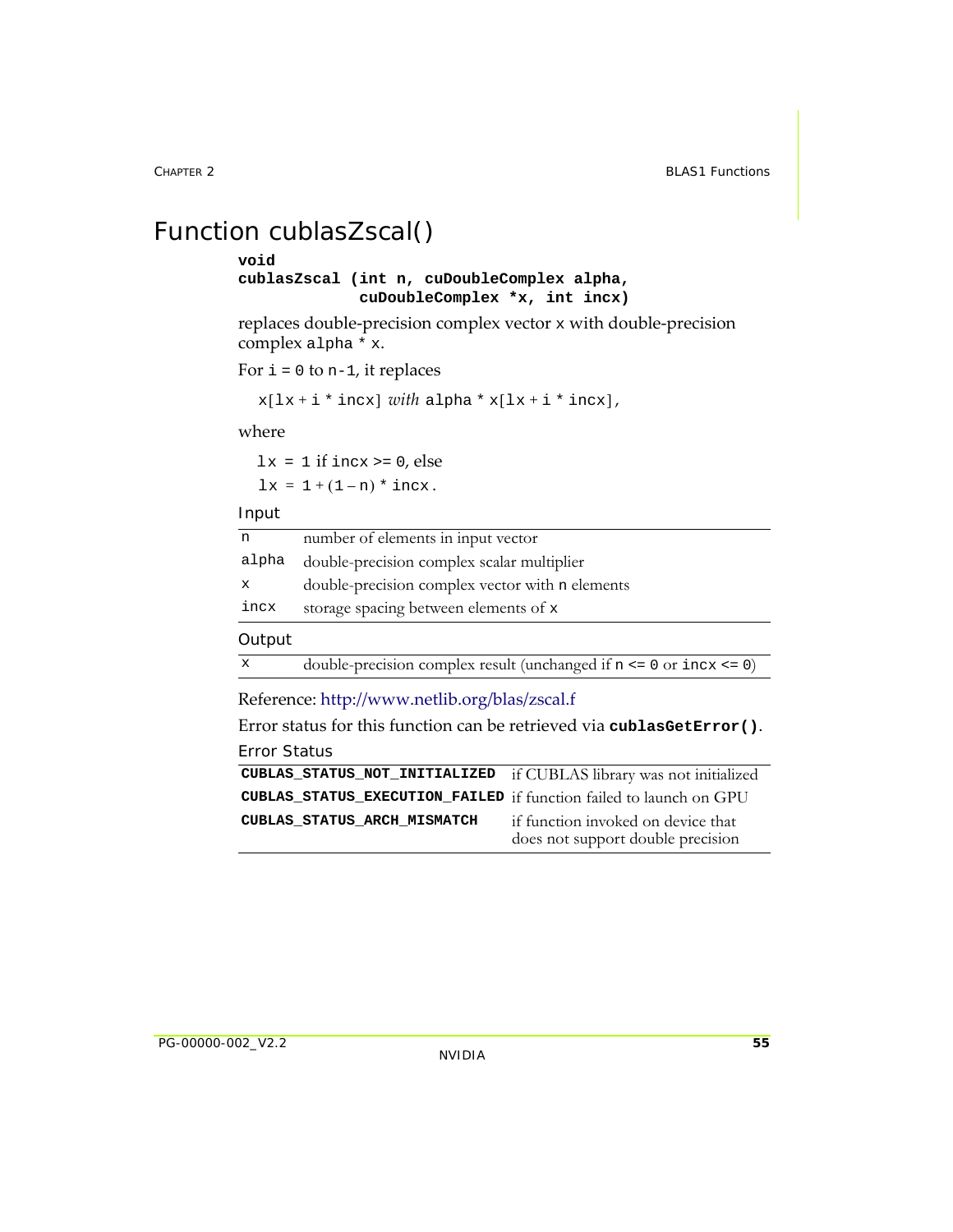# Function cublasZscal()

```
void
cublasZscal (int n, cuDoubleComplex alpha,
             cuDoubleComplex *x, int incx)
```

replaces double-precision complex vector `x` with double-precision complex `alpha * x`.

For `i` = `0` to `n-1`, it replaces

`x[lx + i * incx]` *with* `alpha * x[lx + i * incx]`,

where

`lx = 1` if `incx >= 0`, else

`lx = 1 + (1 – n) * incx`.

Input

| | |
|---|---|
| `n` | number of elements in input vector |
| `alpha` | double-precision complex scalar multiplier |
| `x` | double-precision complex vector with `n` elements |
| `incx` | storage spacing between elements of `x` |

Output

| | |
|---|---|
| `x` | double-precision complex result (unchanged if `n <= 0` or `incx <= 0`) |

Reference: http://www.netlib.org/blas/zscal.f

Error status for this function can be retrieved via **`cublasGetError()`**.

Error Status

| | |
|---|---|
| **`CUBLAS_STATUS_NOT_INITIALIZED`** | if CUBLAS library was not initialized |
| **`CUBLAS_STATUS_EXECUTION_FAILED`** | if function failed to launch on GPU |
| **`CUBLAS_STATUS_ARCH_MISMATCH`** | if function invoked on device that does not support double precision |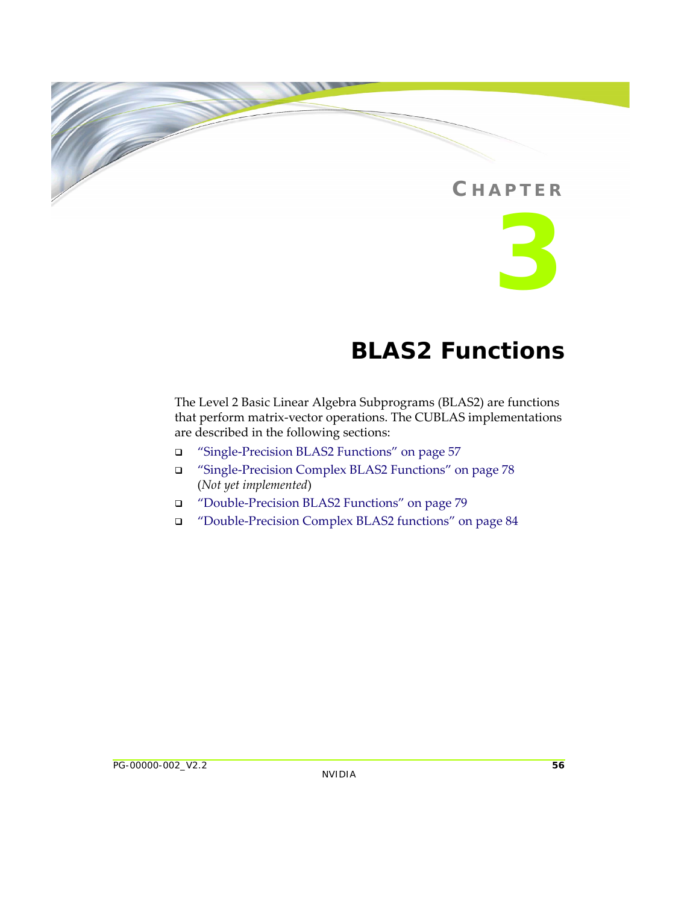# CHAPTER 3

# BLAS2 Functions

The Level 2 Basic Linear Algebra Subprograms (BLAS2) are functions that perform matrix‐vector operations. The CUBLAS implementations are described in the following sections:

- "Single‐Precision BLAS2 Functions" on page 57
- "Single‐Precision Complex BLAS2 Functions" on page 78 (*Not yet implemented*)
- "Double‐Precision BLAS2 Functions" on page 79
- "Double‐Precision Complex BLAS2 functions" on page 84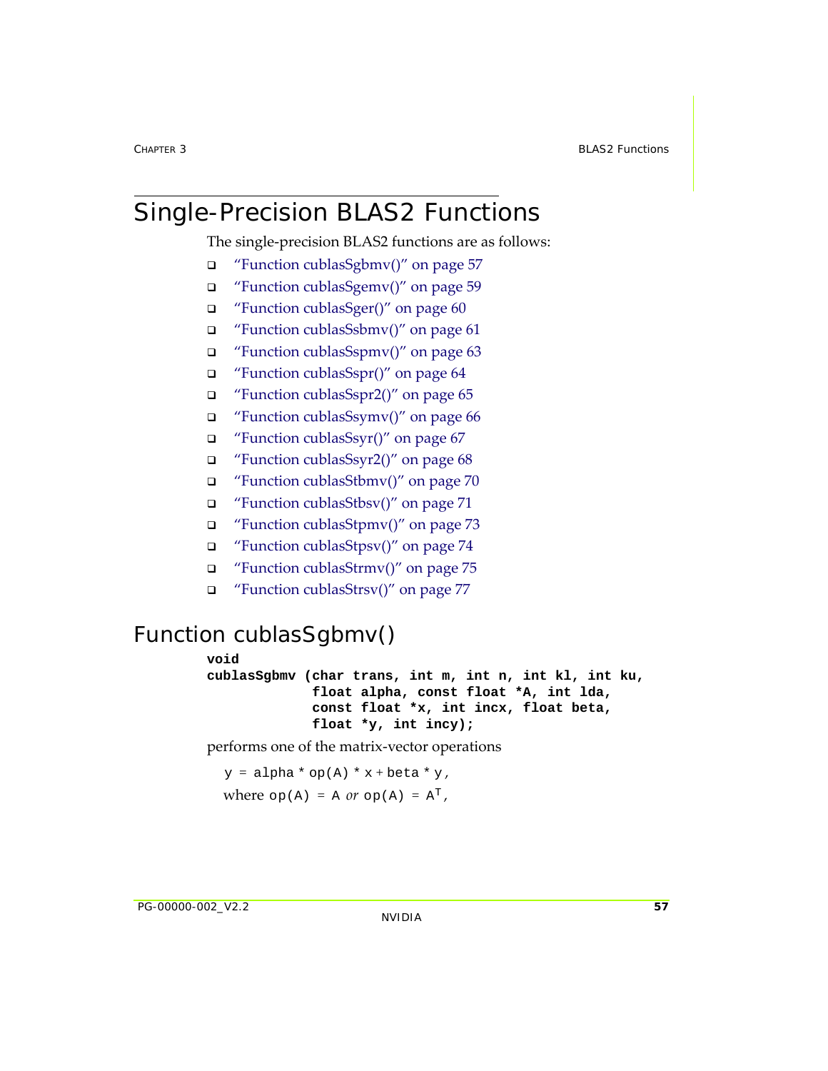# Single-Precision BLAS2 Functions

The single-precision BLAS2 functions are as follows:

- "Function cublasSgbmv()" on page 57
- "Function cublasSgemv()" on page 59
- "Function cublasSger()" on page 60
- "Function cublasSsbmv()" on page 61
- "Function cublasSspmv()" on page 63
- "Function cublasSspr()" on page 64
- "Function cublasSspr2()" on page 65
- "Function cublasSsymv()" on page 66
- "Function cublasSsyr()" on page 67
- "Function cublasSsyr2()" on page 68
- "Function cublasStbmv()" on page 70
- "Function cublasStbsv()" on page 71
- "Function cublasStpmv()" on page 73
- "Function cublasStpsv()" on page 74
- "Function cublasStrmv()" on page 75
- "Function cublasStrsv()" on page 77

## Function cublasSgbmv()

```
void
cublasSgbmv (char trans, int m, int n, int kl, int ku,
             float alpha, const float *A, int lda,
             const float *x, int incx, float beta,
             float *y, int incy);
```

performs one of the matrix-vector operations

y = alpha * op(A) * x + beta * y,

where op(A) = A *or* op(A) = $A^T$,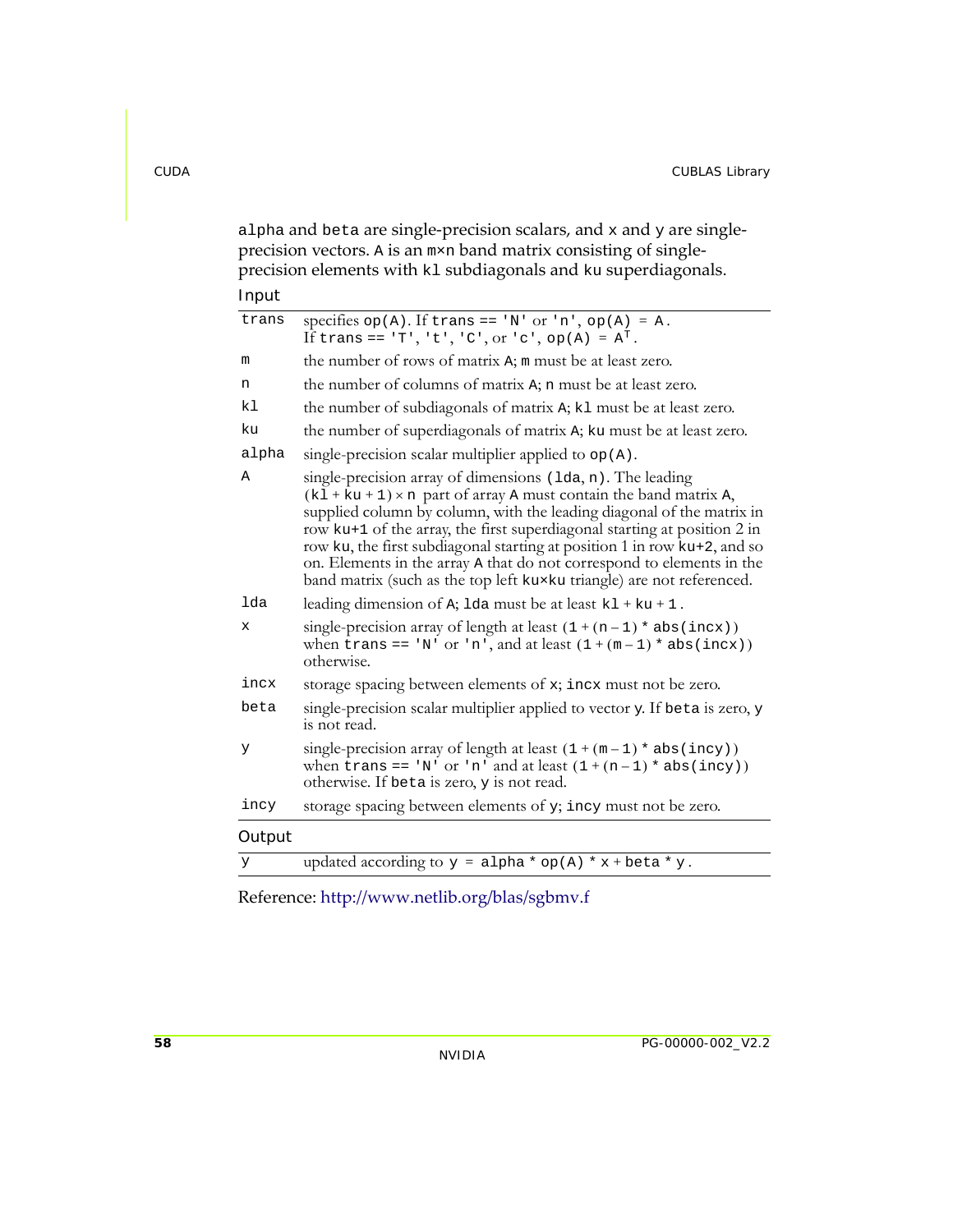alpha and beta are single-precision scalars, and x and y are single-precision vectors. A is an m×n band matrix consisting of single-precision elements with kl subdiagonals and ku superdiagonals.

Input

| | |
|---|---|
| trans | specifies op(A). If trans == 'N' or 'n', op(A) = A. If trans == 'T', 't', 'C', or 'c', op(A) = $A^T$. |
| m | the number of rows of matrix A; m must be at least zero. |
| n | the number of columns of matrix A; n must be at least zero. |
| kl | the number of subdiagonals of matrix A; kl must be at least zero. |
| ku | the number of superdiagonals of matrix A; ku must be at least zero. |
| alpha | single-precision scalar multiplier applied to op(A). |
| A | single-precision array of dimensions (lda, n). The leading (kl + ku + 1) × n part of array A must contain the band matrix A, supplied column by column, with the leading diagonal of the matrix in row ku+1 of the array, the first superdiagonal starting at position 2 in row ku, the first subdiagonal starting at position 1 in row ku+2, and so on. Elements in the array A that do not correspond to elements in the band matrix (such as the top left ku×ku triangle) are not referenced. |
| lda | leading dimension of A; lda must be at least kl + ku + 1. |
| x | single-precision array of length at least (1 + (n – 1) * abs(incx)) when trans == 'N' or 'n', and at least (1 + (m – 1) * abs(incx)) otherwise. |
| incx | storage spacing between elements of x; incx must not be zero. |
| beta | single-precision scalar multiplier applied to vector y. If beta is zero, y is not read. |
| y | single-precision array of length at least (1 + (m – 1) * abs(incy)) when trans == 'N' or 'n' and at least (1 + (n – 1) * abs(incy)) otherwise. If beta is zero, y is not read. |
| incy | storage spacing between elements of y; incy must not be zero. |

Output

| | |
|---|---|
| y | updated according to y = alpha * op(A) * x + beta * y. |

Reference: http://www.netlib.org/blas/sgbmv.f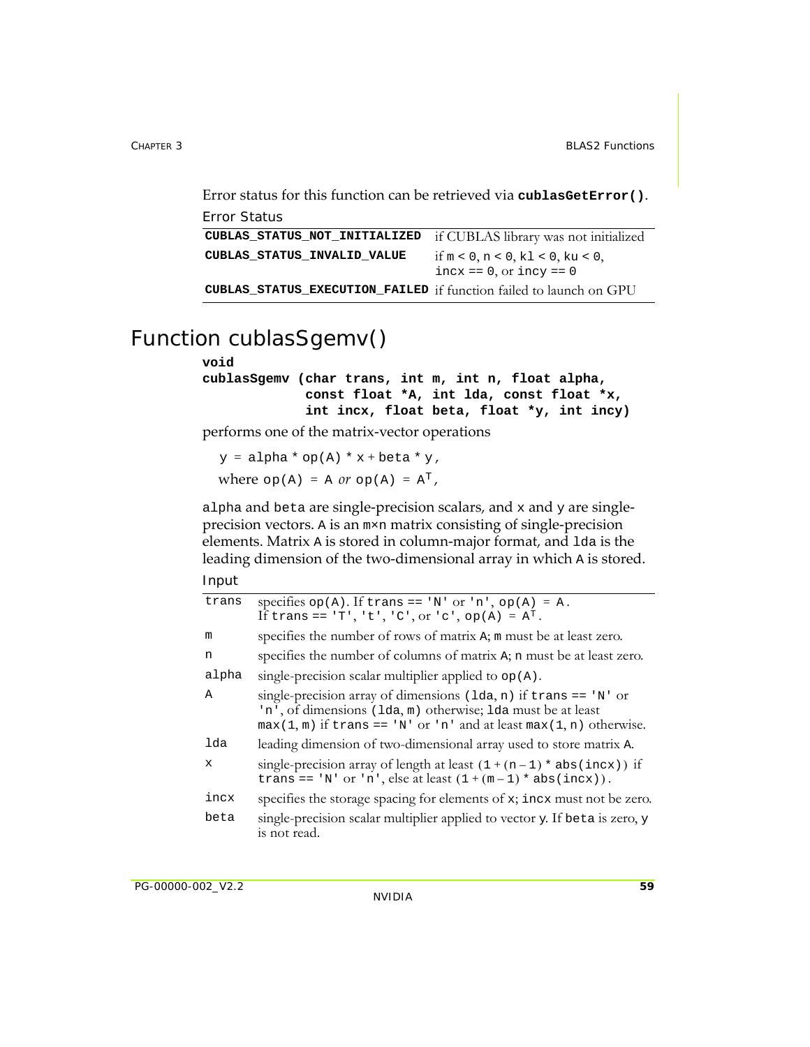Error status for this function can be retrieved via **cublasGetError()**.

Error Status

| | |
|---|---|
| **CUBLAS_STATUS_NOT_INITIALIZED** | if CUBLAS library was not initialized |
| **CUBLAS_STATUS_INVALID_VALUE** | if m < 0, n < 0, kl < 0, ku < 0, incx == 0, or incy == 0 |
| **CUBLAS_STATUS_EXECUTION_FAILED** | if function failed to launch on GPU |

# Function cublasSgemv()

```
void
cublasSgemv (char trans, int m, int n, float alpha,
             const float *A, int lda, const float *x,
             int incx, float beta, float *y, int incy)
```

performs one of the matrix-vector operations

y = alpha * op(A) * x + beta * y,

where op(A) = A *or* op(A) = $A^T$,

alpha and beta are single-precision scalars, and x and y are single-precision vectors. A is an m×n matrix consisting of single-precision elements. Matrix A is stored in column-major format, and lda is the leading dimension of the two-dimensional array in which A is stored.

Input

| | |
|---|---|
| trans | specifies op(A). If trans == 'N' or 'n', op(A) = A. If trans == 'T', 't', 'C', or 'c', op(A) = $A^T$. |
| m | specifies the number of rows of matrix A; m must be at least zero. |
| n | specifies the number of columns of matrix A; n must be at least zero. |
| alpha | single-precision scalar multiplier applied to op(A). |
| A | single-precision array of dimensions (lda, n) if trans == 'N' or 'n', of dimensions (lda, m) otherwise; lda must be at least max(1, m) if trans == 'N' or 'n' and at least max(1, n) otherwise. |
| lda | leading dimension of two-dimensional array used to store matrix A. |
| x | single-precision array of length at least (1 + (n – 1) * abs(incx)) if trans == 'N' or 'n', else at least (1 + (m – 1) * abs(incx)). |
| incx | specifies the storage spacing for elements of x; incx must not be zero. |
| beta | single-precision scalar multiplier applied to vector y. If beta is zero, y is not read. |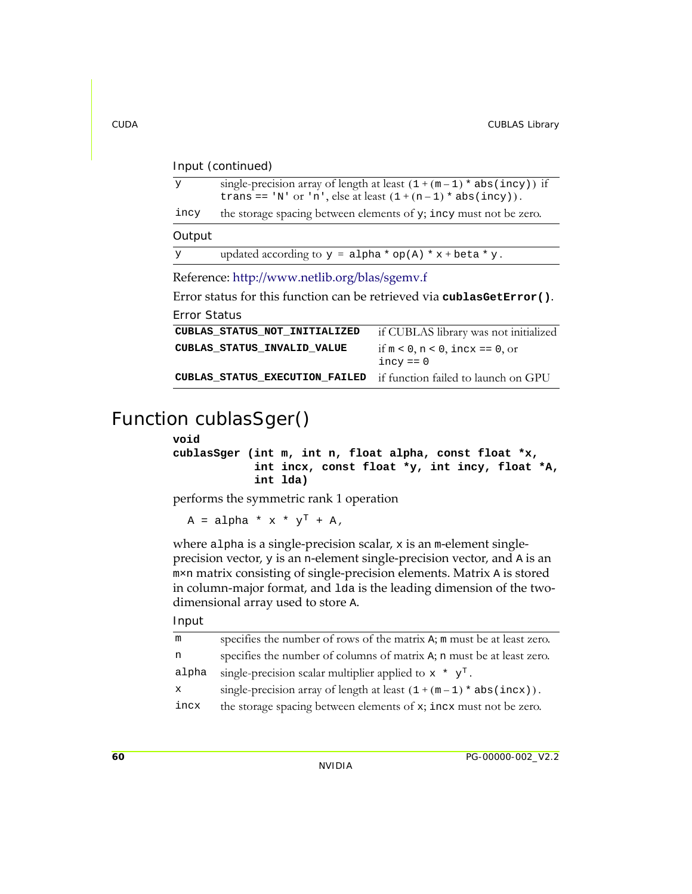Input (continued)

| | |
|---|---|
| y | single-precision array of length at least (1 + (m − 1) * abs(incy)) if trans == 'N' or 'n', else at least (1 + (n − 1) * abs(incy)). |
| incy | the storage spacing between elements of y; incy must not be zero. |

Output

| | |
|---|---|
| y | updated according to y = alpha * op(A) * x + beta * y. |

Reference: http://www.netlib.org/blas/sgemv.f

Error status for this function can be retrieved via **cublasGetError()**.

Error Status

| | |
|---|---|
| **CUBLAS_STATUS_NOT_INITIALIZED** | if CUBLAS library was not initialized |
| **CUBLAS_STATUS_INVALID_VALUE** | if m < 0, n < 0, incx == 0, or incy == 0 |
| **CUBLAS_STATUS_EXECUTION_FAILED** | if function failed to launch on GPU |

## Function cublasSger()

```
void
cublasSger (int m, int n, float alpha, const float *x,
            int incx, const float *y, int incy, float *A,
            int lda)
```

performs the symmetric rank 1 operation

$$A = \text{alpha} * x * y^T + A,$$

where alpha is a single-precision scalar, x is an m-element single-precision vector, y is an n-element single-precision vector, and A is an m×n matrix consisting of single-precision elements. Matrix A is stored in column-major format, and lda is the leading dimension of the two-dimensional array used to store A.

Input

| | |
|---|---|
| m | specifies the number of rows of the matrix A; m must be at least zero. |
| n | specifies the number of columns of matrix A; n must be at least zero. |
| alpha | single-precision scalar multiplier applied to $x * y^T$. |
| x | single-precision array of length at least (1 + (m − 1) * abs(incx)). |
| incx | the storage spacing between elements of x; incx must not be zero. |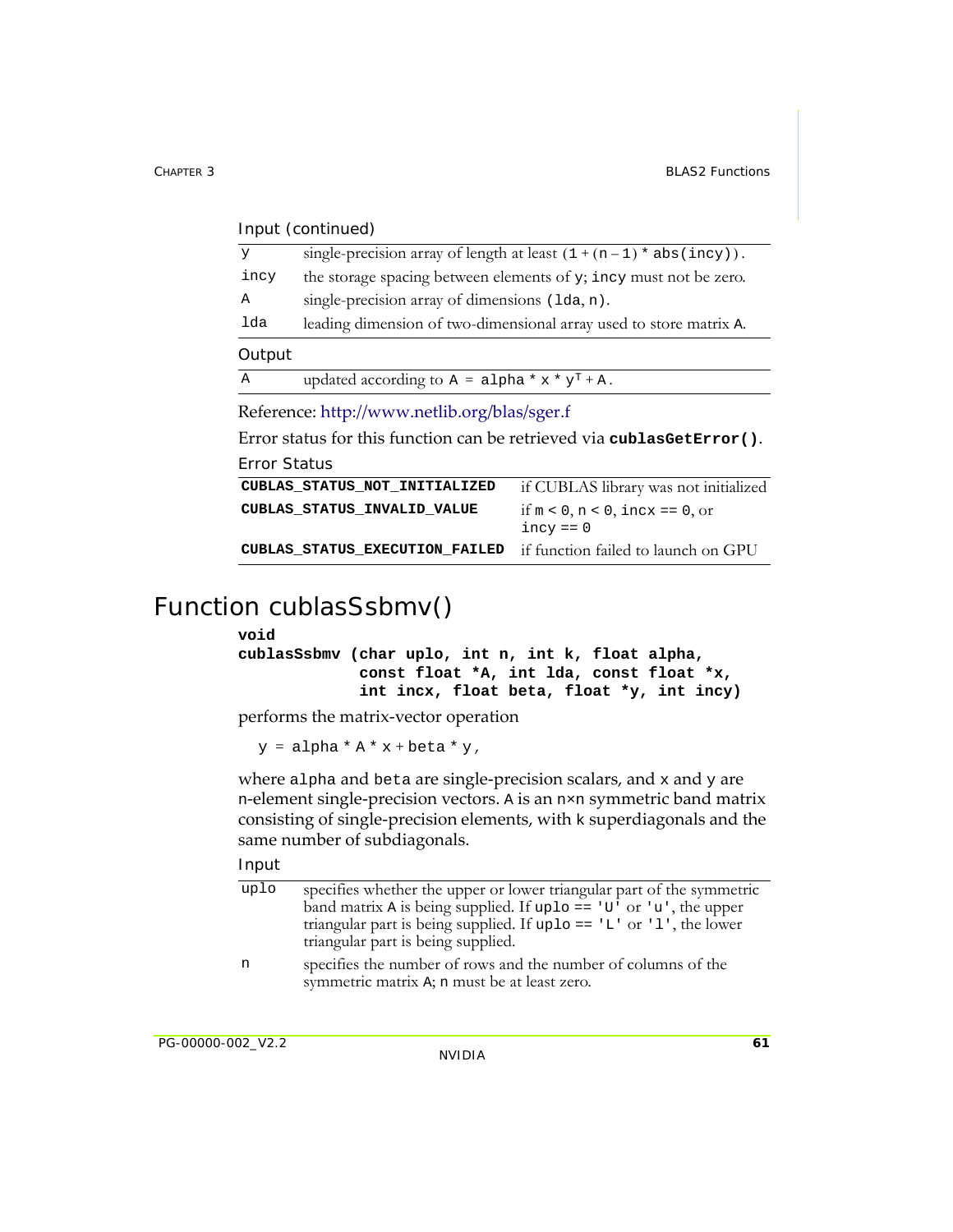Input (continued)

| | |
|---|---|
| y | single-precision array of length at least (1 + (n – 1) * abs(incy)). |
| incy | the storage spacing between elements of y; incy must not be zero. |
| A | single-precision array of dimensions (lda, n). |
| lda | leading dimension of two-dimensional array used to store matrix A. |

Output

| | |
|---|---|
| A | updated according to $A = alpha * x * y^T + A$. |

Reference: http://www.netlib.org/blas/sger.f

Error status for this function can be retrieved via **cublasGetError()**.

Error Status

| | |
|---|---|
| **CUBLAS_STATUS_NOT_INITIALIZED** | if CUBLAS library was not initialized |
| **CUBLAS_STATUS_INVALID_VALUE** | if m < 0, n < 0, incx == 0, or incy == 0 |
| **CUBLAS_STATUS_EXECUTION_FAILED** | if function failed to launch on GPU |

# Function cublasSsbmv()

```
void
cublasSsbmv (char uplo, int n, int k, float alpha,
             const float *A, int lda, const float *x,
             int incx, float beta, float *y, int incy)
```

performs the matrix-vector operation

y = alpha * A * x + beta * y,

where alpha and beta are single-precision scalars, and x and y are n-element single-precision vectors. A is an n×n symmetric band matrix consisting of single-precision elements, with k superdiagonals and the same number of subdiagonals.

Input

| | |
|---|---|
| uplo | specifies whether the upper or lower triangular part of the symmetric band matrix A is being supplied. If uplo == 'U' or 'u', the upper triangular part is being supplied. If uplo == 'L' or 'l', the lower triangular part is being supplied. |
| n | specifies the number of rows and the number of columns of the symmetric matrix A; n must be at least zero. |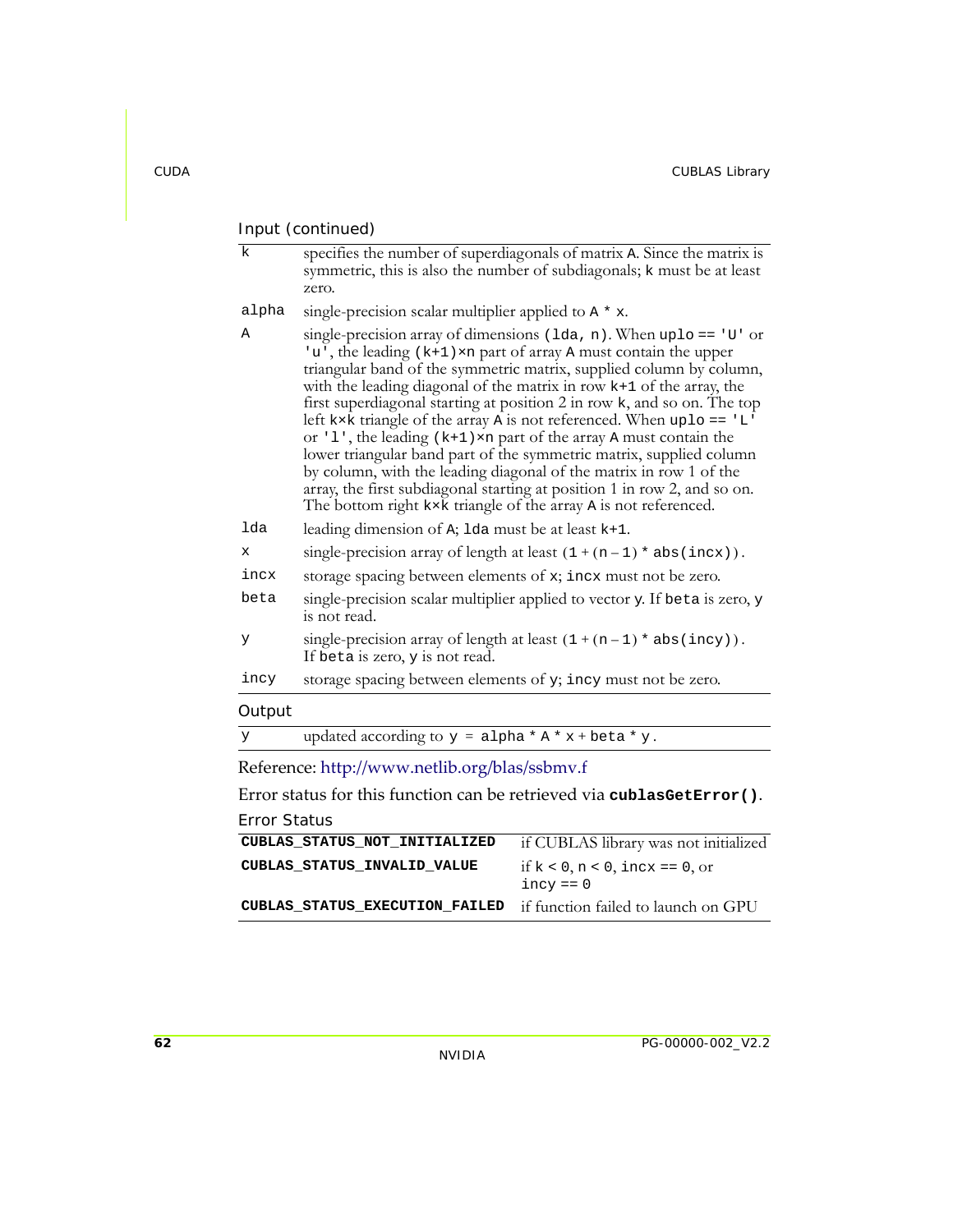Input (continued)

| | |
|---|---|
| k | specifies the number of superdiagonals of matrix A. Since the matrix is symmetric, this is also the number of subdiagonals; k must be at least zero. |
| alpha | single-precision scalar multiplier applied to A * x. |
| A | single-precision array of dimensions (lda, n). When uplo == 'U' or 'u', the leading (k+1)×n part of array A must contain the upper triangular band of the symmetric matrix, supplied column by column, with the leading diagonal of the matrix in row k+1 of the array, the first superdiagonal starting at position 2 in row k, and so on. The top left k×k triangle of the array A is not referenced. When uplo == 'L' or 'l', the leading (k+1)×n part of the array A must contain the lower triangular band part of the symmetric matrix, supplied column by column, with the leading diagonal of the matrix in row 1 of the array, the first subdiagonal starting at position 1 in row 2, and so on. The bottom right k×k triangle of the array A is not referenced. |
| lda | leading dimension of A; lda must be at least k+1. |
| x | single-precision array of length at least (1 + (n – 1) * abs(incx)). |
| incx | storage spacing between elements of x; incx must not be zero. |
| beta | single-precision scalar multiplier applied to vector y. If beta is zero, y is not read. |
| y | single-precision array of length at least (1 + (n – 1) * abs(incy)). If beta is zero, y is not read. |
| incy | storage spacing between elements of y; incy must not be zero. |

Output

| | |
|---|---|
| y | updated according to y = alpha * A * x + beta * y. |

Reference: http://www.netlib.org/blas/ssbmv.f

Error status for this function can be retrieved via **cublasGetError()**.

Error Status

| | |
|---|---|
| **CUBLAS_STATUS_NOT_INITIALIZED** | if CUBLAS library was not initialized |
| **CUBLAS_STATUS_INVALID_VALUE** | if k < 0, n < 0, incx == 0, or incy == 0 |
| **CUBLAS_STATUS_EXECUTION_FAILED** | if function failed to launch on GPU |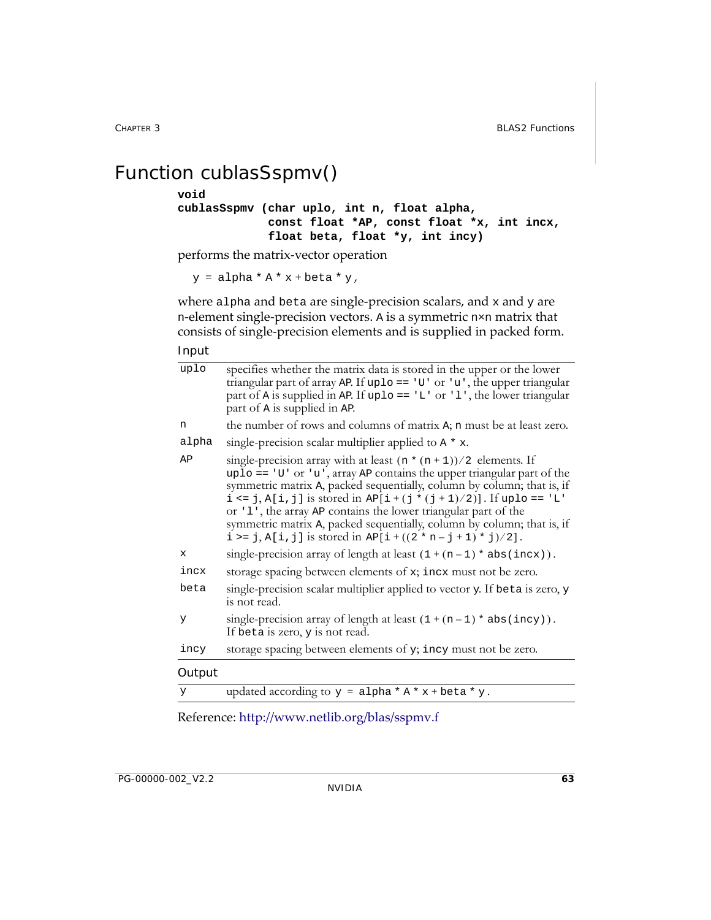# Function cublasSspmv()

```
void
cublasSspmv (char uplo, int n, float alpha,
             const float *AP, const float *x, int incx,
             float beta, float *y, int incy)
```

performs the matrix-vector operation

`y = alpha * A * x + beta * y,`

where alpha and beta are single-precision scalars, and x and y are n-element single-precision vectors. A is a symmetric n×n matrix that consists of single-precision elements and is supplied in packed form.

Input

| | |
|---|---|
| uplo | specifies whether the matrix data is stored in the upper or the lower triangular part of array AP. If uplo == 'U' or 'u', the upper triangular part of A is supplied in AP. If uplo == 'L' or 'l', the lower triangular part of A is supplied in AP. |
| n | the number of rows and columns of matrix A; n must be at least zero. |
| alpha | single-precision scalar multiplier applied to A * x. |
| AP | single-precision array with at least (n * (n + 1))/2 elements. If uplo == 'U' or 'u', array AP contains the upper triangular part of the symmetric matrix A, packed sequentially, column by column; that is, if i <= j, A[i,j] is stored in AP[i + (j * (j + 1)/2)]. If uplo == 'L' or 'l', the array AP contains the lower triangular part of the symmetric matrix A, packed sequentially, column by column; that is, if i >= j, A[i,j] is stored in AP[i + ((2 * n – j + 1) * j)/2]. |
| x | single-precision array of length at least (1 + (n – 1) * abs(incx)). |
| incx | storage spacing between elements of x; incx must not be zero. |
| beta | single-precision scalar multiplier applied to vector y. If beta is zero, y is not read. |
| y | single-precision array of length at least (1 + (n – 1) * abs(incy)). If beta is zero, y is not read. |
| incy | storage spacing between elements of y; incy must not be zero. |

Output

| | |
|---|---|
| y | updated according to y = alpha * A * x + beta * y. |

Reference: http://www.netlib.org/blas/sspmv.f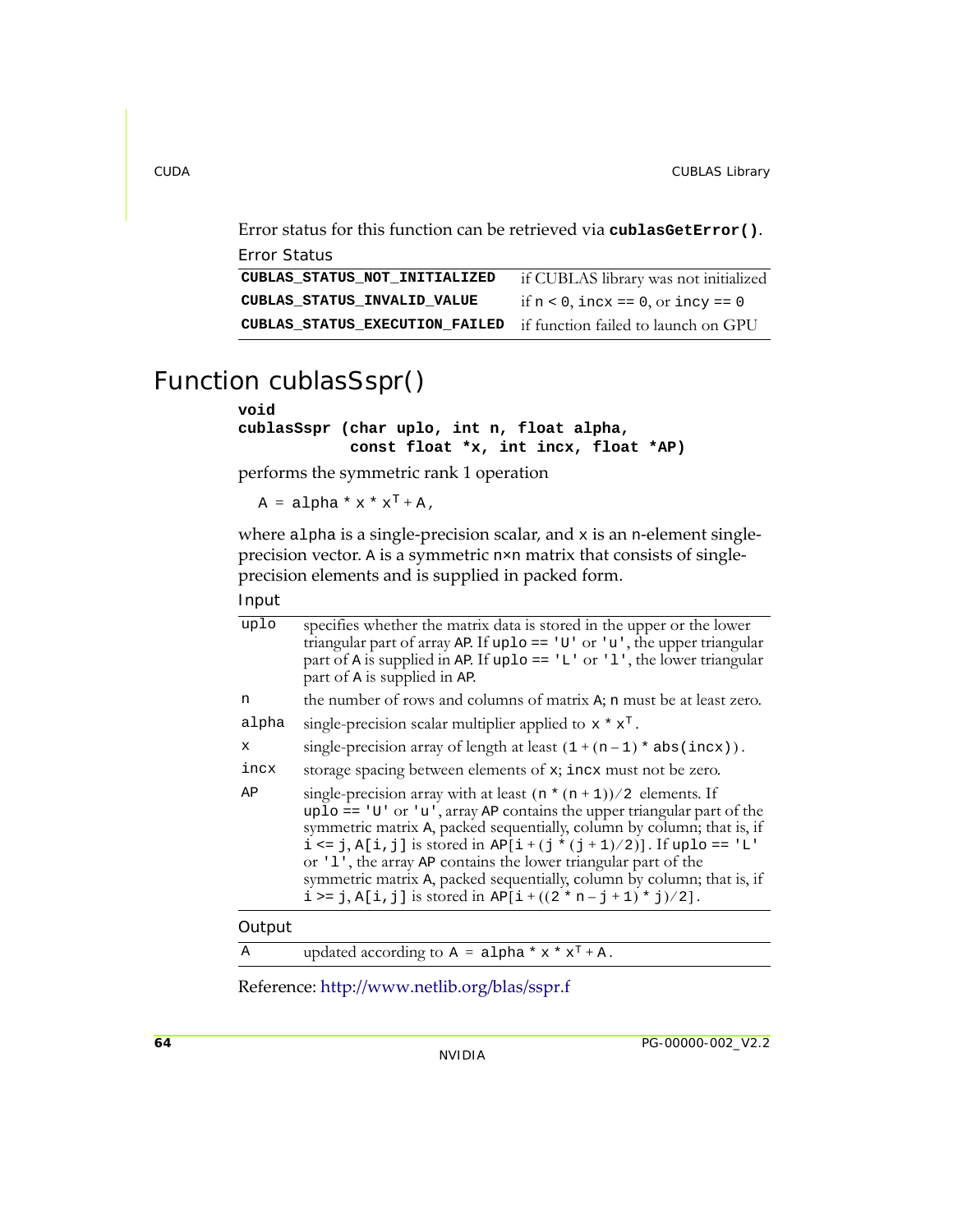Error status for this function can be retrieved via **`cublasGetError()`**.

Error Status

| | |
|---|---|
| **`CUBLAS_STATUS_NOT_INITIALIZED`** | if CUBLAS library was not initialized |
| **`CUBLAS_STATUS_INVALID_VALUE`** | if `n < 0`, `incx == 0`, or `incy == 0` |
| **`CUBLAS_STATUS_EXECUTION_FAILED`** | if function failed to launch on GPU |

# Function cublasSspr()

```
void
cublasSspr (char uplo, int n, float alpha,
            const float *x, int incx, float *AP)
```

performs the symmetric rank 1 operation

$A = alpha * x * x^T + A$,

where `alpha` is a single-precision scalar, and `x` is an `n`-element single-precision vector. `A` is a symmetric `n×n` matrix that consists of single-precision elements and is supplied in packed form.

Input

| | |
|---|---|
| `uplo` | specifies whether the matrix data is stored in the upper or the lower triangular part of array `AP`. If `uplo == 'U'` or `'u'`, the upper triangular part of `A` is supplied in `AP`. If `uplo == 'L'` or `'l'`, the lower triangular part of `A` is supplied in `AP`. |
| `n` | the number of rows and columns of matrix `A`; `n` must be at least zero. |
| `alpha` | single-precision scalar multiplier applied to $x * x^T$. |
| `x` | single-precision array of length at least `(1 + (n – 1) * abs(incx))`. |
| `incx` | storage spacing between elements of `x`; `incx` must not be zero. |
| `AP` | single-precision array with at least `(n * (n + 1))/2` elements. If `uplo == 'U'` or `'u'`, array `AP` contains the upper triangular part of the symmetric matrix `A`, packed sequentially, column by column; that is, if `i <= j`, `A[i,j]` is stored in `AP[i + (j * (j + 1)/2)]`. If `uplo == 'L'` or `'l'`, the array `AP` contains the lower triangular part of the symmetric matrix `A`, packed sequentially, column by column; that is, if `i >= j`, `A[i,j]` is stored in `AP[i + ((2 * n – j + 1) * j)/2]`. |

Output

| | |
|---|---|
| `A` | updated according to $A = alpha * x * x^T + A$. |

Reference: http://www.netlib.org/blas/sspr.f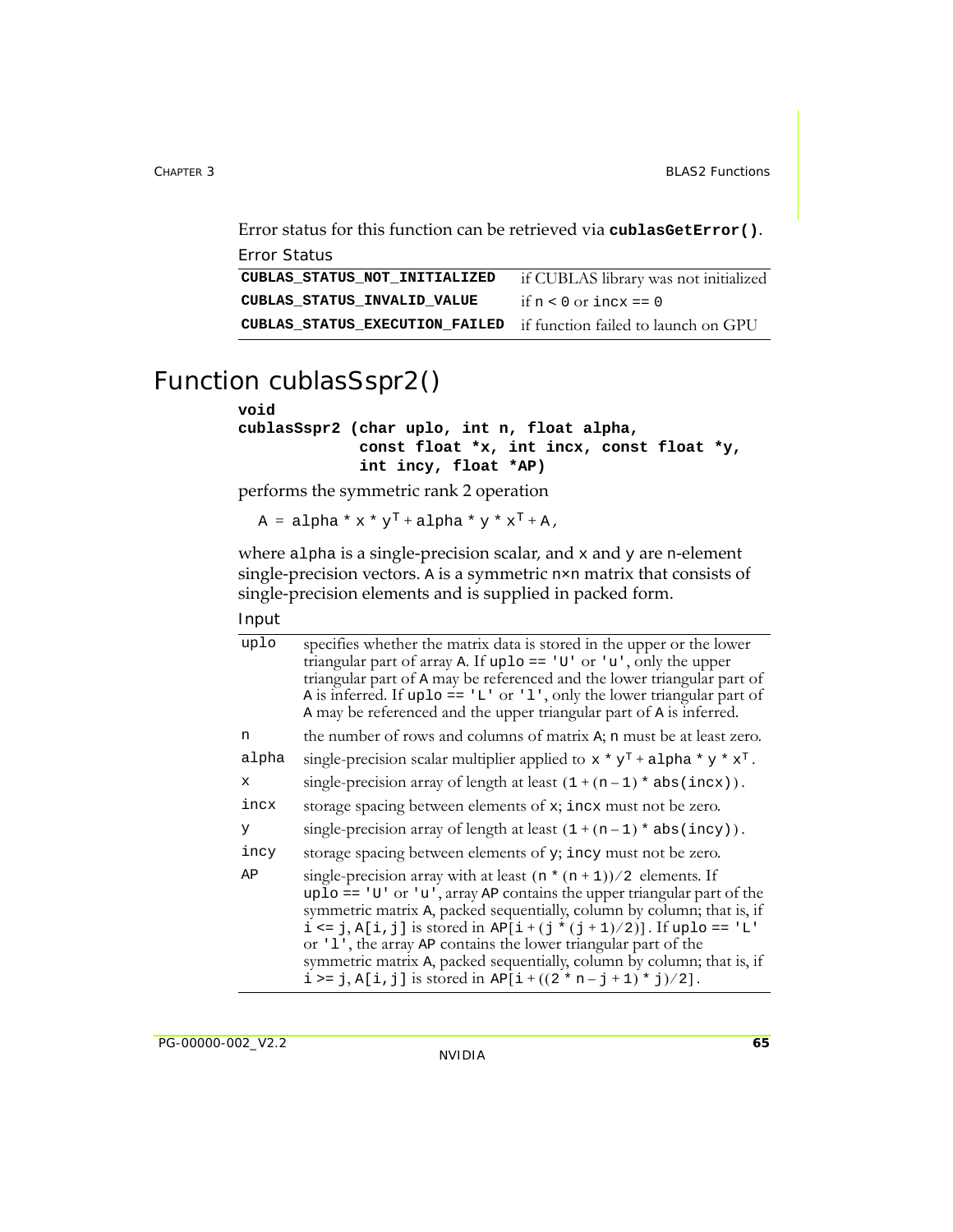Error status for this function can be retrieved via **cublasGetError()**.

Error Status

| | |
|---|---|
| **CUBLAS_STATUS_NOT_INITIALIZED** | if CUBLAS library was not initialized |
| **CUBLAS_STATUS_INVALID_VALUE** | if n < 0 or incx == 0 |
| **CUBLAS_STATUS_EXECUTION_FAILED** | if function failed to launch on GPU |

# Function cublasSspr2()

```
void
cublasSspr2 (char uplo, int n, float alpha,
             const float *x, int incx, const float *y,
             int incy, float *AP)
```

performs the symmetric rank 2 operation

$$A = alpha * x * y^T + alpha * y * x^T + A,$$

where alpha is a single-precision scalar, and x and y are n-element single-precision vectors. A is a symmetric n×n matrix that consists of single-precision elements and is supplied in packed form.

Input

| | |
|---|---|
| uplo | specifies whether the matrix data is stored in the upper or the lower triangular part of array A. If uplo == 'U' or 'u', only the upper triangular part of A may be referenced and the lower triangular part of A is inferred. If uplo == 'L' or 'l', only the lower triangular part of A may be referenced and the upper triangular part of A is inferred. |
| n | the number of rows and columns of matrix A; n must be at least zero. |
| alpha | single-precision scalar multiplier applied to $x * y^T + alpha * y * x^T$. |
| x | single-precision array of length at least (1 + (n – 1) * abs(incx)). |
| incx | storage spacing between elements of x; incx must not be zero. |
| y | single-precision array of length at least (1 + (n – 1) * abs(incy)). |
| incy | storage spacing between elements of y; incy must not be zero. |
| AP | single-precision array with at least (n * (n + 1))/2 elements. If uplo == 'U' or 'u', array AP contains the upper triangular part of the symmetric matrix A, packed sequentially, column by column; that is, if i <= j, A[i,j] is stored in AP[i + (j * (j + 1)/2)]. If uplo == 'L' or 'l', the array AP contains the lower triangular part of the symmetric matrix A, packed sequentially, column by column; that is, if i >= j, A[i,j] is stored in AP[i + ((2 * n – j + 1) * j)/2]. |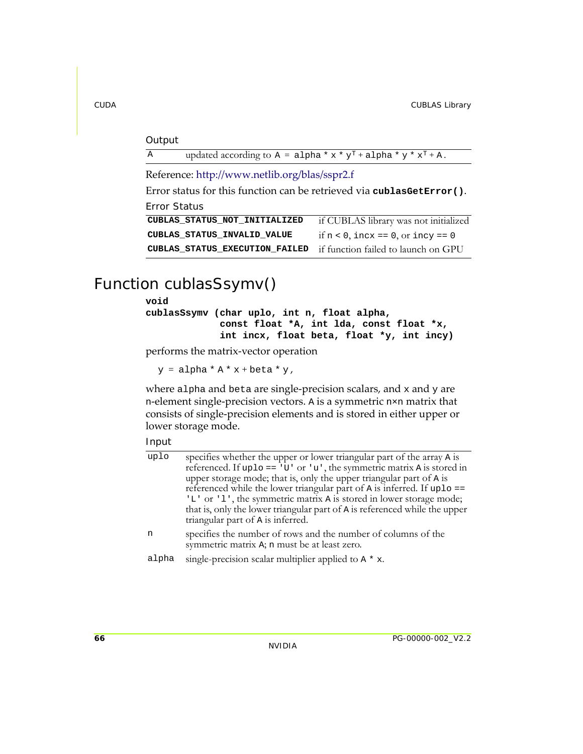Output

| | |
|---|---|
| A | updated according to $A = alpha * x * y^T + alpha * y * x^T + A$. |

Reference: http://www.netlib.org/blas/sspr2.f

Error status for this function can be retrieved via **cublasGetError()**.

Error Status

| | |
|---|---|
| **CUBLAS_STATUS_NOT_INITIALIZED** | if CUBLAS library was not initialized |
| **CUBLAS_STATUS_INVALID_VALUE** | if n < 0, incx == 0, or incy == 0 |
| **CUBLAS_STATUS_EXECUTION_FAILED** | if function failed to launch on GPU |

# Function cublasSsymv()

```
void
cublasSsymv (char uplo, int n, float alpha,
             const float *A, int lda, const float *x,
             int incx, float beta, float *y, int incy)
```

performs the matrix-vector operation

$$y = alpha * A * x + beta * y,$$

where alpha and beta are single-precision scalars, and x and y are n-element single-precision vectors. A is a symmetric n×n matrix that consists of single-precision elements and is stored in either upper or lower storage mode.

Input

| | |
|---|---|
| uplo | specifies whether the upper or lower triangular part of the array A is referenced. If uplo == 'U' or 'u', the symmetric matrix A is stored in upper storage mode; that is, only the upper triangular part of A is referenced while the lower triangular part of A is inferred. If uplo == 'L' or 'l', the symmetric matrix A is stored in lower storage mode; that is, only the lower triangular part of A is referenced while the upper triangular part of A is inferred. |
| n | specifies the number of rows and the number of columns of the symmetric matrix A; n must be at least zero. |
| alpha | single-precision scalar multiplier applied to A * x. |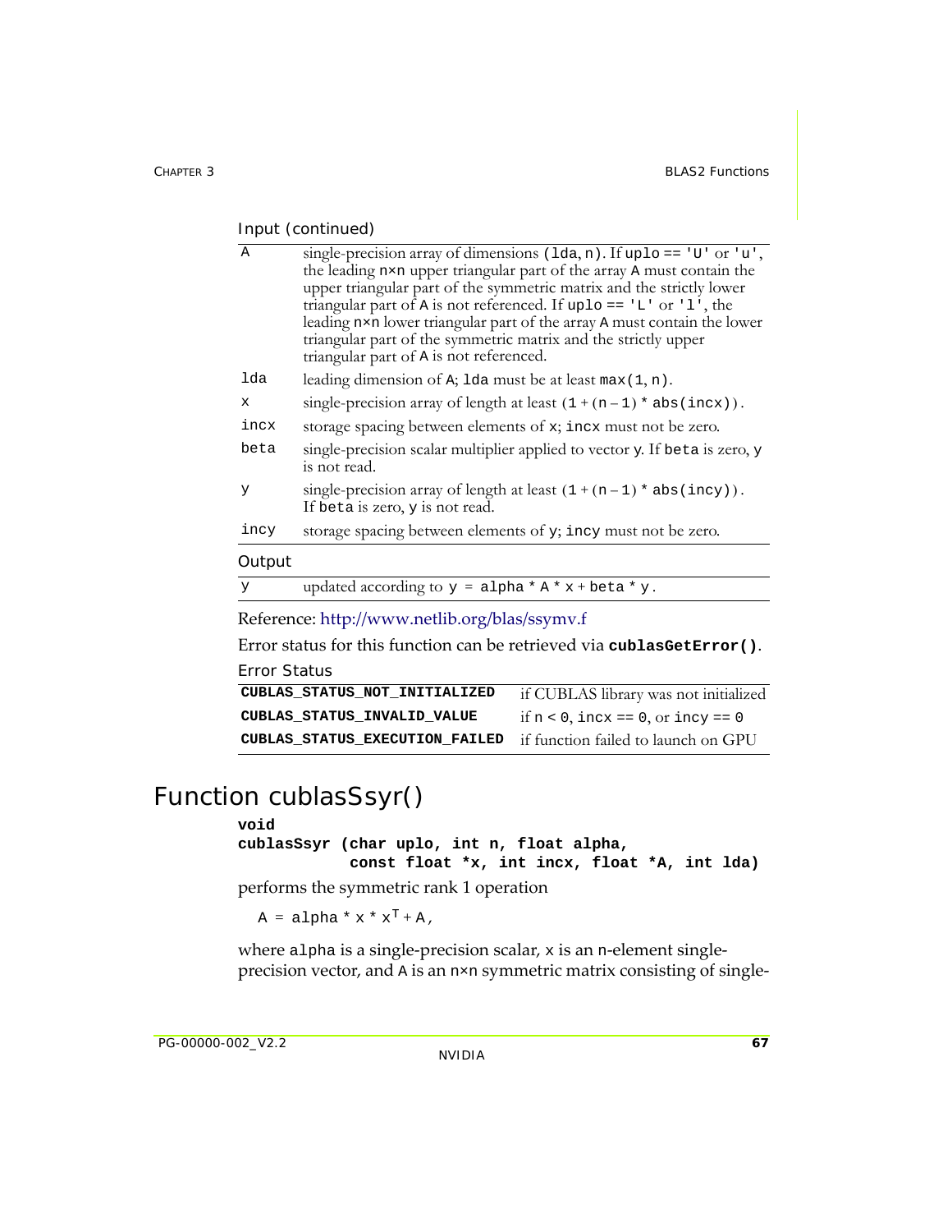Input (continued)

| | |
|---|---|
| A | single-precision array of dimensions (lda, n). If uplo == 'U' or 'u', the leading n×n upper triangular part of the array A must contain the upper triangular part of the symmetric matrix and the strictly lower triangular part of A is not referenced. If uplo == 'L' or 'l', the leading n×n lower triangular part of the array A must contain the lower triangular part of the symmetric matrix and the strictly upper triangular part of A is not referenced. |
| lda | leading dimension of A; lda must be at least max(1, n). |
| x | single-precision array of length at least (1 + (n – 1) * abs(incx)). |
| incx | storage spacing between elements of x; incx must not be zero. |
| beta | single-precision scalar multiplier applied to vector y. If beta is zero, y is not read. |
| y | single-precision array of length at least (1 + (n – 1) * abs(incy)). If beta is zero, y is not read. |
| incy | storage spacing between elements of y; incy must not be zero. |

Output

| | |
|---|---|
| y | updated according to y = alpha * A * x + beta * y. |

Reference: http://www.netlib.org/blas/ssymv.f

Error status for this function can be retrieved via **cublasGetError()**.

Error Status

| | |
|---|---|
| **CUBLAS_STATUS_NOT_INITIALIZED** | if CUBLAS library was not initialized |
| **CUBLAS_STATUS_INVALID_VALUE** | if n < 0, incx == 0, or incy == 0 |
| **CUBLAS_STATUS_EXECUTION_FAILED** | if function failed to launch on GPU |

# Function cublasSsyr()

```
void
cublasSsyr (char uplo, int n, float alpha,
            const float *x, int incx, float *A, int lda)
```

performs the symmetric rank 1 operation

$A = alpha * x * x^T + A$,

where alpha is a single-precision scalar, x is an n-element single-precision vector, and A is an n×n symmetric matrix consisting of single-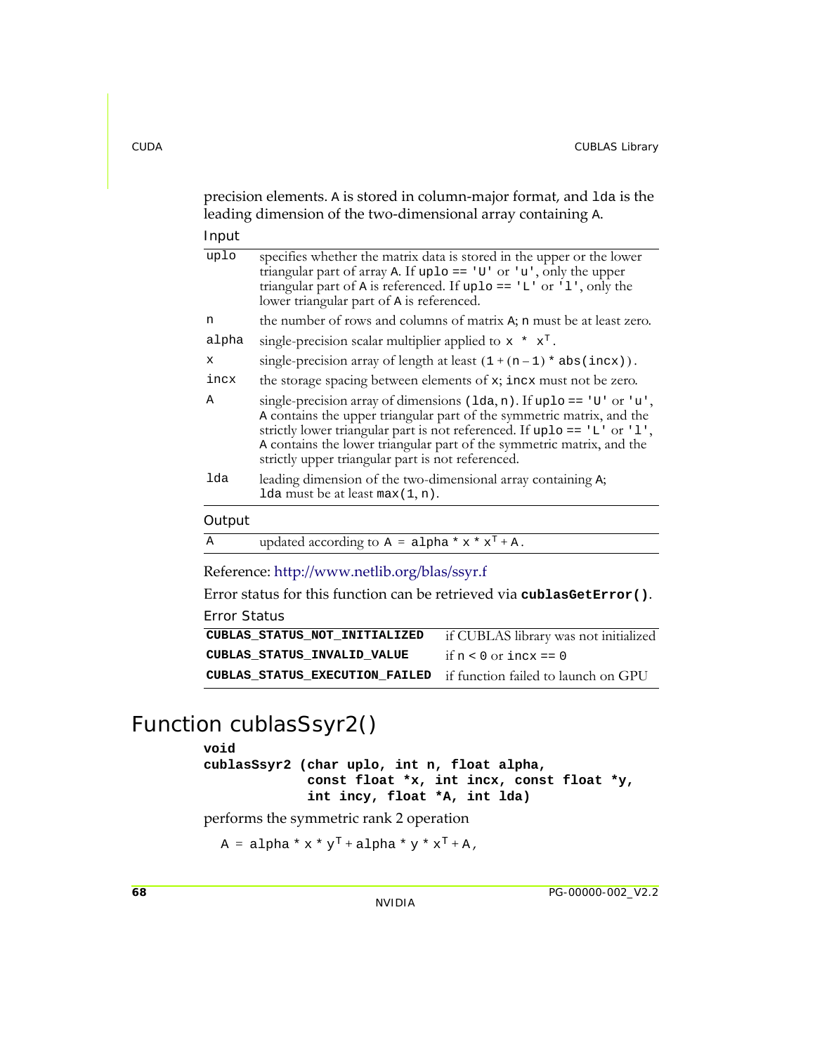precision elements. A is stored in column-major format, and lda is the leading dimension of the two-dimensional array containing A.

Input

| | |
|---|---|
| uplo | specifies whether the matrix data is stored in the upper or the lower triangular part of array A. If uplo == 'U' or 'u', only the upper triangular part of A is referenced. If uplo == 'L' or 'l', only the lower triangular part of A is referenced. |
| n | the number of rows and columns of matrix A; n must be at least zero. |
| alpha | single-precision scalar multiplier applied to $x * x^T$. |
| x | single-precision array of length at least (1 + (n – 1) * abs(incx)). |
| incx | the storage spacing between elements of x; incx must not be zero. |
| A | single-precision array of dimensions (lda, n). If uplo == 'U' or 'u', A contains the upper triangular part of the symmetric matrix, and the strictly lower triangular part is not referenced. If uplo == 'L' or 'l', A contains the lower triangular part of the symmetric matrix, and the strictly upper triangular part is not referenced. |
| lda | leading dimension of the two-dimensional array containing A; lda must be at least max(1, n). |

Output

| | |
|---|---|
| A | updated according to $A = alpha * x * x^T + A$. |

Reference: http://www.netlib.org/blas/ssyr.f

Error status for this function can be retrieved via **cublasGetError()**.

Error Status

| | |
|---|---|
| **CUBLAS_STATUS_NOT_INITIALIZED** | if CUBLAS library was not initialized |
| **CUBLAS_STATUS_INVALID_VALUE** | if n < 0 or incx == 0 |
| **CUBLAS_STATUS_EXECUTION_FAILED** | if function failed to launch on GPU |

# Function cublasSsyr2()

```
void
cublasSsyr2 (char uplo, int n, float alpha,
             const float *x, int incx, const float *y,
             int incy, float *A, int lda)
```

performs the symmetric rank 2 operation

$$A = alpha * x * y^T + alpha * y * x^T + A,$$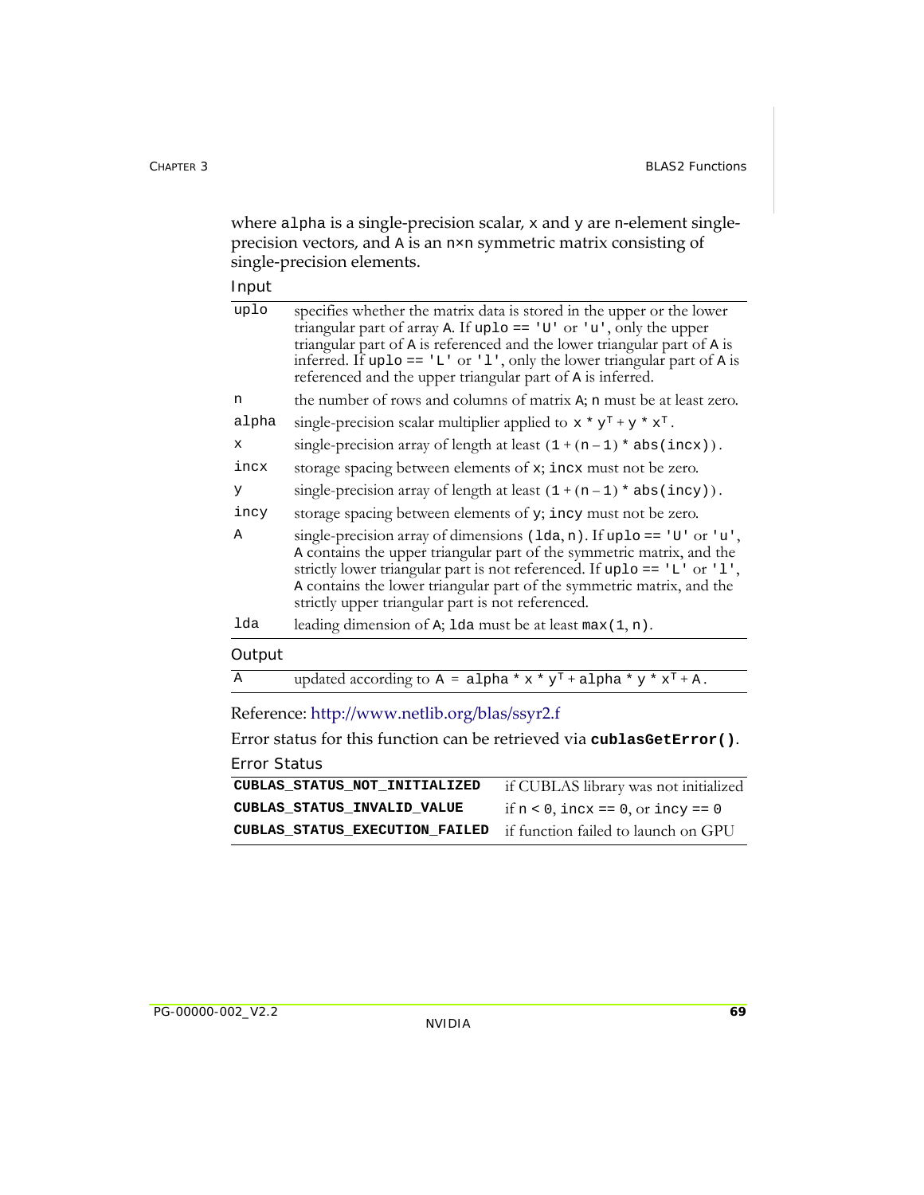where alpha is a single-precision scalar, x and y are n-element single-precision vectors, and A is an n×n symmetric matrix consisting of single-precision elements.

Input

| | |
|---|---|
| uplo | specifies whether the matrix data is stored in the upper or the lower triangular part of array A. If uplo == 'U' or 'u', only the upper triangular part of A is referenced and the lower triangular part of A is inferred. If uplo == 'L' or 'l', only the lower triangular part of A is referenced and the upper triangular part of A is inferred. |
| n | the number of rows and columns of matrix A; n must be at least zero. |
| alpha | single-precision scalar multiplier applied to $x * y^T + y * x^T$. |
| x | single-precision array of length at least (1 + (n – 1) * abs(incx)). |
| incx | storage spacing between elements of x; incx must not be zero. |
| y | single-precision array of length at least (1 + (n – 1) * abs(incy)). |
| incy | storage spacing between elements of y; incy must not be zero. |
| A | single-precision array of dimensions (lda, n). If uplo == 'U' or 'u', A contains the upper triangular part of the symmetric matrix, and the strictly lower triangular part is not referenced. If uplo == 'L' or 'l', A contains the lower triangular part of the symmetric matrix, and the strictly upper triangular part is not referenced. |
| lda | leading dimension of A; lda must be at least max(1, n). |

Output

| | |
|---|---|
| A | updated according to $A = alpha * x * y^T + alpha * y * x^T + A$. |

Reference: http://www.netlib.org/blas/ssyr2.f

Error status for this function can be retrieved via **cublasGetError()**.

Error Status

| | |
|---|---|
| **CUBLAS_STATUS_NOT_INITIALIZED** | if CUBLAS library was not initialized |
| **CUBLAS_STATUS_INVALID_VALUE** | if n < 0, incx == 0, or incy == 0 |
| **CUBLAS_STATUS_EXECUTION_FAILED** | if function failed to launch on GPU |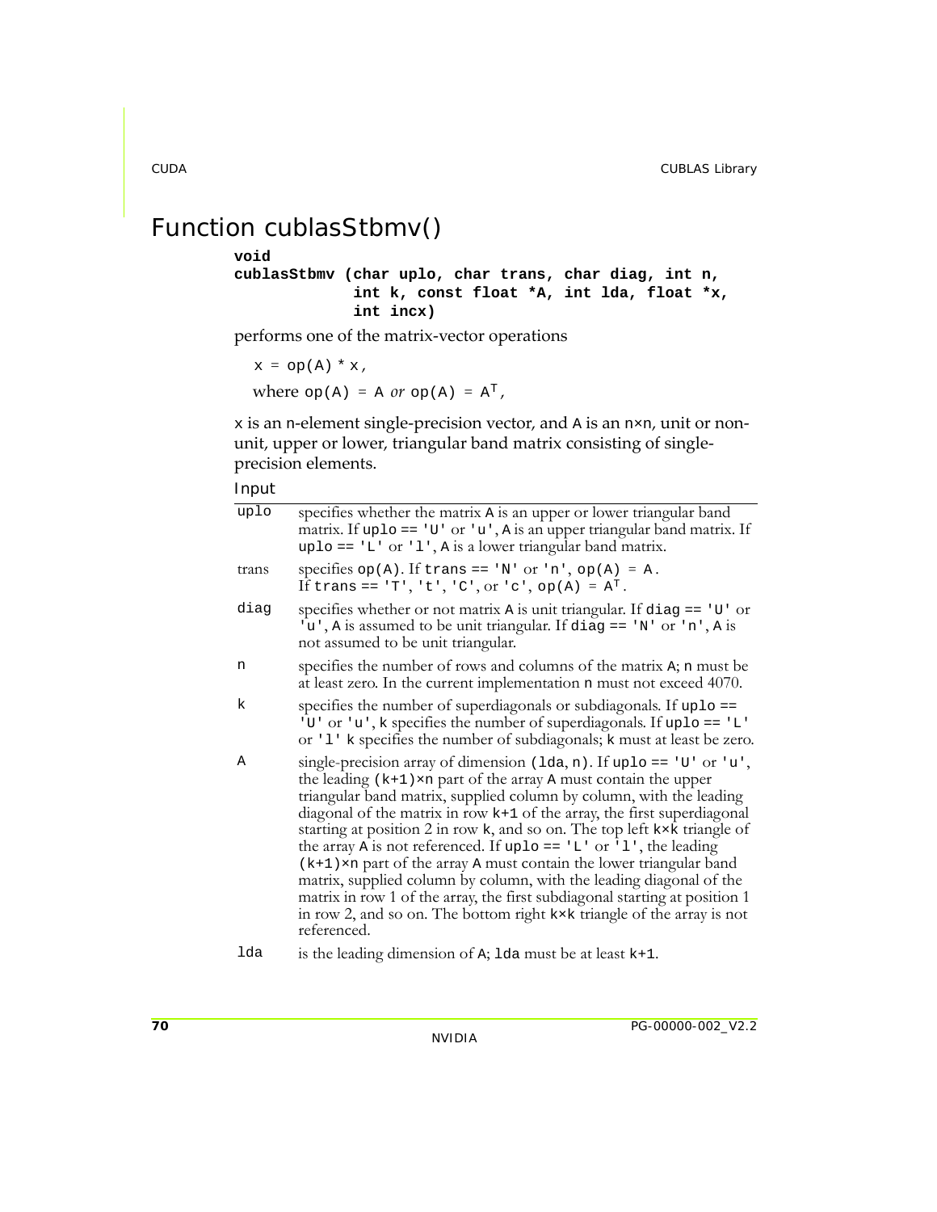# Function cublasStbmv()

```
void
cublasStbmv (char uplo, char trans, char diag, int n,
             int k, const float *A, int lda, float *x,
             int incx)
```

performs one of the matrix-vector operations

x = op(A) * x,

where op(A) = A *or* op(A) = $A^T$,

x is an n-element single-precision vector, and A is an n×n, unit or non-unit, upper or lower, triangular band matrix consisting of single-precision elements.

Input

| | |
|---|---|
| uplo | specifies whether the matrix A is an upper or lower triangular band matrix. If uplo == 'U' or 'u', A is an upper triangular band matrix. If uplo == 'L' or 'l', A is a lower triangular band matrix. |
| trans | specifies op(A). If trans == 'N' or 'n', op(A) = A. If trans == 'T', 't', 'C', or 'c', op(A) = $A^T$. |
| diag | specifies whether or not matrix A is unit triangular. If diag == 'U' or 'u', A is assumed to be unit triangular. If diag == 'N' or 'n', A is not assumed to be unit triangular. |
| n | specifies the number of rows and columns of the matrix A; n must be at least zero. In the current implementation n must not exceed 4070. |
| k | specifies the number of superdiagonals or subdiagonals. If uplo == 'U' or 'u', k specifies the number of superdiagonals. If uplo == 'L' or 'l' k specifies the number of subdiagonals; k must at least be zero. |
| A | single-precision array of dimension (lda, n). If uplo == 'U' or 'u', the leading (k+1)×n part of the array A must contain the upper triangular band matrix, supplied column by column, with the leading diagonal of the matrix in row k+1 of the array, the first superdiagonal starting at position 2 in row k, and so on. The top left k×k triangle of the array A is not referenced. If uplo == 'L' or 'l', the leading (k+1)×n part of the array A must contain the lower triangular band matrix, supplied column by column, with the leading diagonal of the matrix in row 1 of the array, the first subdiagonal starting at position 1 in row 2, and so on. The bottom right k×k triangle of the array is not referenced. |
| lda | is the leading dimension of A; lda must be at least k+1. |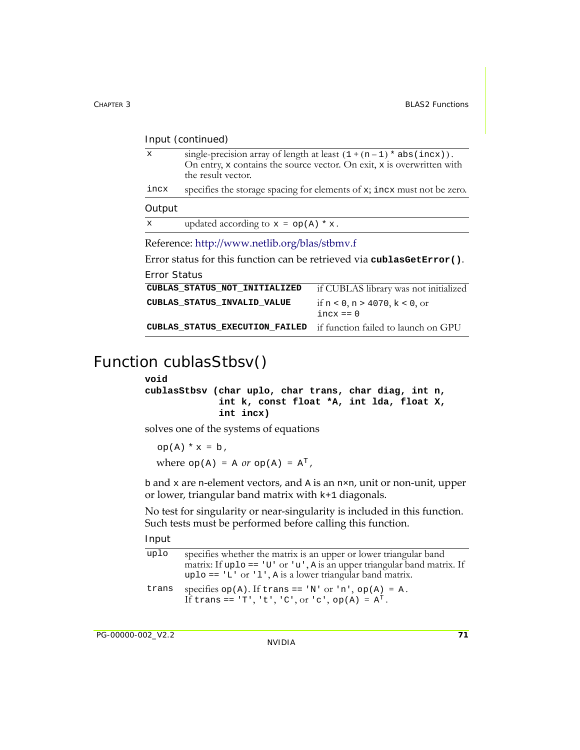Input (continued)

| | |
|---|---|
| x | single-precision array of length at least (1 + (n – 1) * abs(incx)). On entry, x contains the source vector. On exit, x is overwritten with the result vector. |
| incx | specifies the storage spacing for elements of x; incx must not be zero. |

Output

| | |
|---|---|
| x | updated according to x = op(A) * x. |

Reference: http://www.netlib.org/blas/stbmv.f

Error status for this function can be retrieved via **cublasGetError()**.

Error Status

| | |
|---|---|
| **CUBLAS_STATUS_NOT_INITIALIZED** | if CUBLAS library was not initialized |
| **CUBLAS_STATUS_INVALID_VALUE** | if n < 0, n > 4070, k < 0, or incx == 0 |
| **CUBLAS_STATUS_EXECUTION_FAILED** | if function failed to launch on GPU |

# Function cublasStbsv()

```
void
cublasStbsv (char uplo, char trans, char diag, int n,
             int k, const float *A, int lda, float X,
             int incx)
```

solves one of the systems of equations

op(A) * x = b,

where op(A) = A *or* op(A) = $A^T$,

b and x are n-element vectors, and A is an n×n, unit or non-unit, upper or lower, triangular band matrix with k+1 diagonals.

No test for singularity or near-singularity is included in this function. Such tests must be performed before calling this function.

Input

| | |
|---|---|
| uplo | specifies whether the matrix is an upper or lower triangular band matrix: If uplo == 'U' or 'u', A is an upper triangular band matrix. If uplo == 'L' or 'l', A is a lower triangular band matrix. |
| trans | specifies op(A). If trans == 'N' or 'n', op(A) = A. If trans == 'T', 't', 'C', or 'c', op(A) = $A^T$. |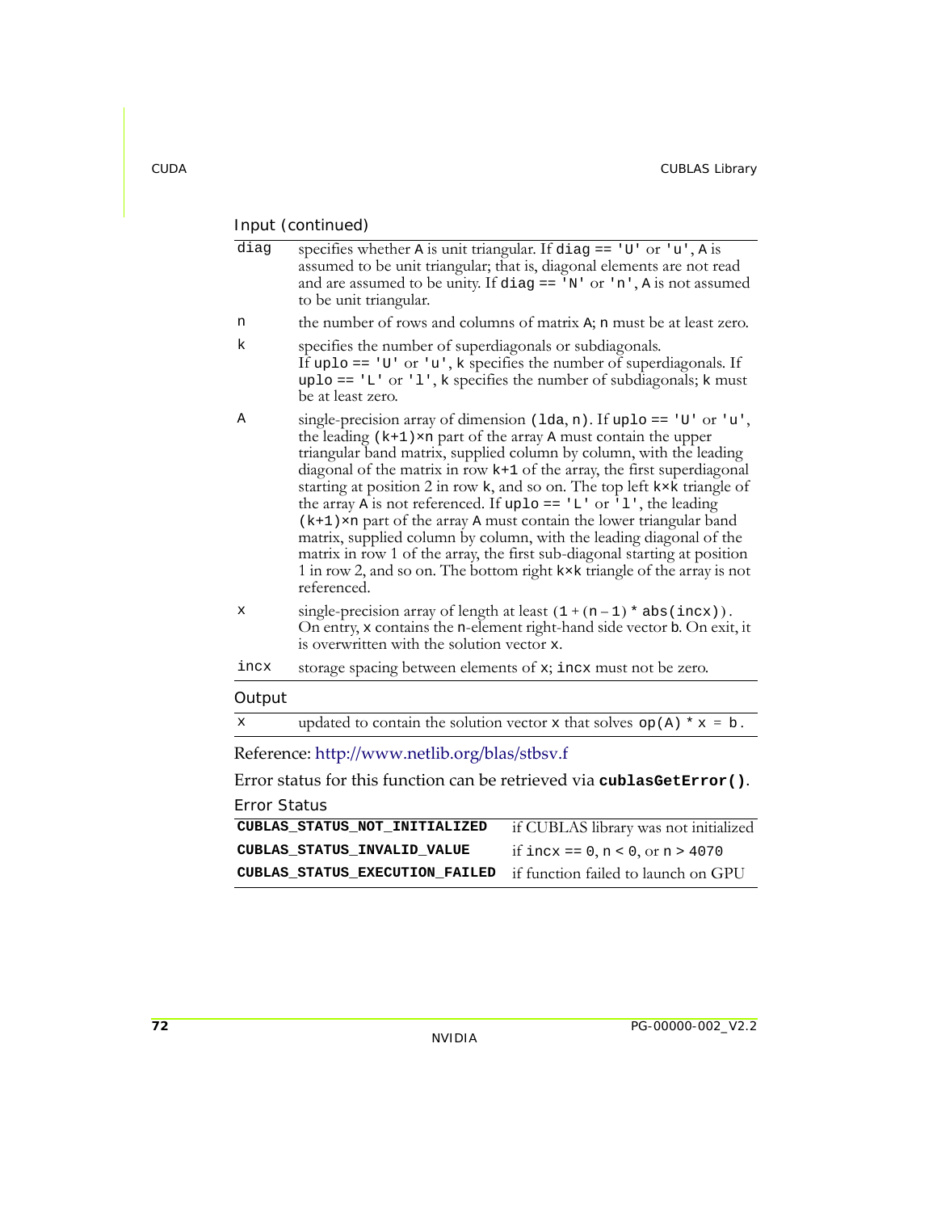Input (continued)

| | |
|---|---|
| `diag` | specifies whether `A` is unit triangular. If `diag == 'U'` or `'u'`, `A` is assumed to be unit triangular; that is, diagonal elements are not read and are assumed to be unity. If `diag == 'N'` or `'n'`, `A` is not assumed to be unit triangular. |
| `n` | the number of rows and columns of matrix `A`; `n` must be at least zero. |
| `k` | specifies the number of superdiagonals or subdiagonals. If `uplo == 'U'` or `'u'`, `k` specifies the number of superdiagonals. If `uplo == 'L'` or `'l'`, `k` specifies the number of subdiagonals; `k` must be at least zero. |
| `A` | single-precision array of dimension `(lda, n)`. If `uplo == 'U'` or `'u'`, the leading `(k+1)×n` part of the array `A` must contain the upper triangular band matrix, supplied column by column, with the leading diagonal of the matrix in row `k+1` of the array, the first superdiagonal starting at position 2 in row `k`, and so on. The top left `k×k` triangle of the array `A` is not referenced. If `uplo == 'L'` or `'l'`, the leading `(k+1)×n` part of the array `A` must contain the lower triangular band matrix, supplied column by column, with the leading diagonal of the matrix in row 1 of the array, the first sub-diagonal starting at position 1 in row 2, and so on. The bottom right `k×k` triangle of the array is not referenced. |
| `x` | single-precision array of length at least `(1 + (n – 1) * abs(incx))`. On entry, `x` contains the `n`-element right-hand side vector `b`. On exit, it is overwritten with the solution vector `x`. |
| `incx` | storage spacing between elements of `x`; `incx` must not be zero. |

Output

| | |
|---|---|
| `x` | updated to contain the solution vector `x` that solves `op(A) * x = b`. |

Reference: http://www.netlib.org/blas/stbsv.f

Error status for this function can be retrieved via **`cublasGetError()`**.

Error Status

| | |
|---|---|
| **`CUBLAS_STATUS_NOT_INITIALIZED`** | if CUBLAS library was not initialized |
| **`CUBLAS_STATUS_INVALID_VALUE`** | if `incx == 0`, `n < 0`, or `n > 4070` |
| **`CUBLAS_STATUS_EXECUTION_FAILED`** | if function failed to launch on GPU |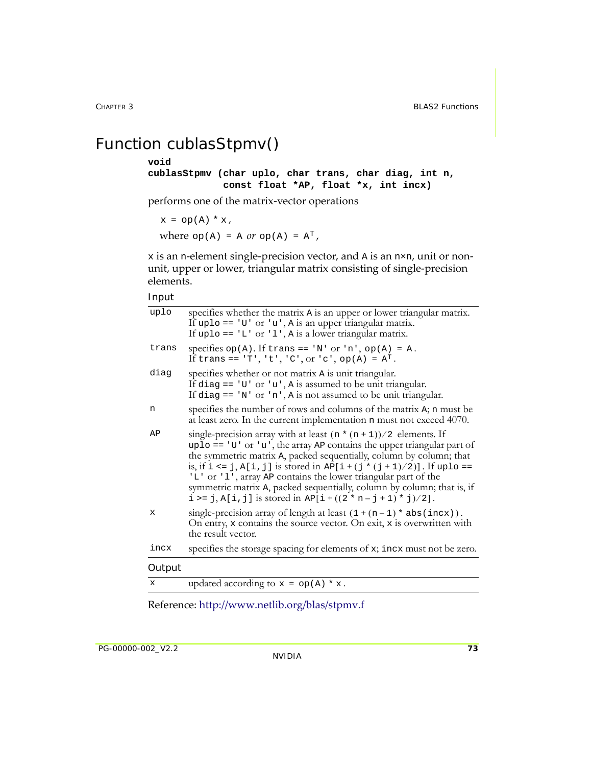# Function cublasStpmv()

```
void
cublasStpmv (char uplo, char trans, char diag, int n,
             const float *AP, float *x, int incx)
```

performs one of the matrix-vector operations

`x = op(A) * x,`

where `op(A) = A` *or* `op(A) =` $A^T$,

`x` is an `n`-element single-precision vector, and `A` is an `n×n`, unit or non-unit, upper or lower, triangular matrix consisting of single-precision elements.

Input

| | |
|---|---|
| `uplo` | specifies whether the matrix `A` is an upper or lower triangular matrix. If `uplo == 'U'` or `'u'`, `A` is an upper triangular matrix. If `uplo == 'L'` or `'l'`, `A` is a lower triangular matrix. |
| `trans` | specifies `op(A)`. If `trans == 'N'` or `'n'`, `op(A) = A`. If `trans == 'T'`, `'t'`, `'C'`, or `'c'`, `op(A) =` $A^T$. |
| `diag` | specifies whether or not matrix `A` is unit triangular. If `diag == 'U'` or `'u'`, `A` is assumed to be unit triangular. If `diag == 'N'` or `'n'`, `A` is not assumed to be unit triangular. |
| `n` | specifies the number of rows and columns of the matrix `A`; `n` must be at least zero. In the current implementation `n` must not exceed 4070. |
| `AP` | single-precision array with at least `(n * (n + 1))/2` elements. If `uplo == 'U'` or `'u'`, the array `AP` contains the upper triangular part of the symmetric matrix `A`, packed sequentially, column by column; that is, if `i <= j`, `A[i,j]` is stored in `AP[i + (j * (j + 1)/2)]`. If `uplo == 'L'` or `'l'`, array `AP` contains the lower triangular part of the symmetric matrix `A`, packed sequentially, column by column; that is, if `i >= j`, `A[i,j]` is stored in `AP[i + ((2 * n – j + 1) * j)/2]`. |
| `x` | single-precision array of length at least `(1 + (n – 1) * abs(incx))`. On entry, `x` contains the source vector. On exit, `x` is overwritten with the result vector. |
| `incx` | specifies the storage spacing for elements of `x`; `incx` must not be zero. |

Output

| | |
|---|---|
| `x` | updated according to `x = op(A) * x`. |

Reference: http://www.netlib.org/blas/stpmv.f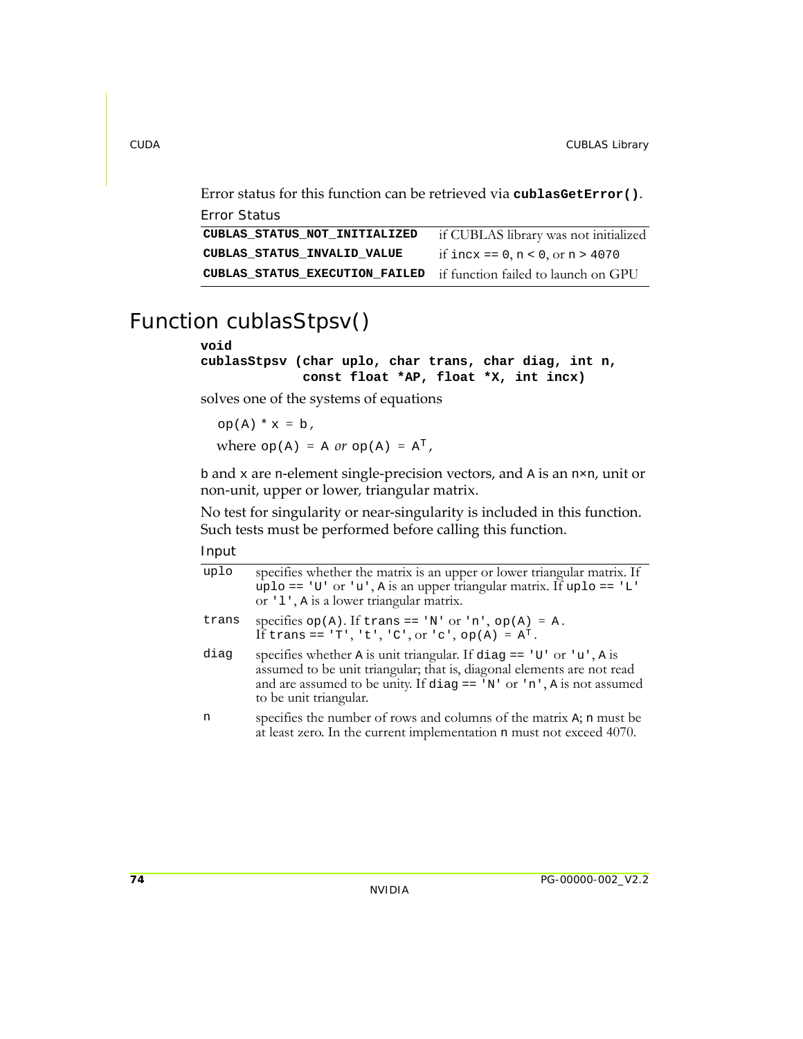Error status for this function can be retrieved via **cublasGetError()**.

Error Status

| | |
|---|---|
| **CUBLAS_STATUS_NOT_INITIALIZED** | if CUBLAS library was not initialized |
| **CUBLAS_STATUS_INVALID_VALUE** | if `incx == 0`, `n < 0`, or `n > 4070` |
| **CUBLAS_STATUS_EXECUTION_FAILED** | if function failed to launch on GPU |

# Function cublasStpsv()

```
void
cublasStpsv (char uplo, char trans, char diag, int n,
             const float *AP, float *X, int incx)
```

solves one of the systems of equations

`op(A) * x = b`,

where `op(A) = A` *or* $op(A) = A^T$,

`b` and `x` are `n`-element single-precision vectors, and `A` is an `n×n`, unit or non-unit, upper or lower, triangular matrix.

No test for singularity or near-singularity is included in this function. Such tests must be performed before calling this function.

Input

| | |
|---|---|
| `uplo` | specifies whether the matrix is an upper or lower triangular matrix. If `uplo == 'U'` or `'u'`, `A` is an upper triangular matrix. If `uplo == 'L'` or `'l'`, `A` is a lower triangular matrix. |
| `trans` | specifies `op(A)`. If `trans == 'N'` or `'n'`, `op(A) = A`. If `trans == 'T'`, `'t'`, `'C'`, or `'c'`, $op(A) = A^T$. |
| `diag` | specifies whether `A` is unit triangular. If `diag == 'U'` or `'u'`, `A` is assumed to be unit triangular; that is, diagonal elements are not read and are assumed to be unity. If `diag == 'N'` or `'n'`, `A` is not assumed to be unit triangular. |
| `n` | specifies the number of rows and columns of the matrix `A`; `n` must be at least zero. In the current implementation `n` must not exceed 4070. |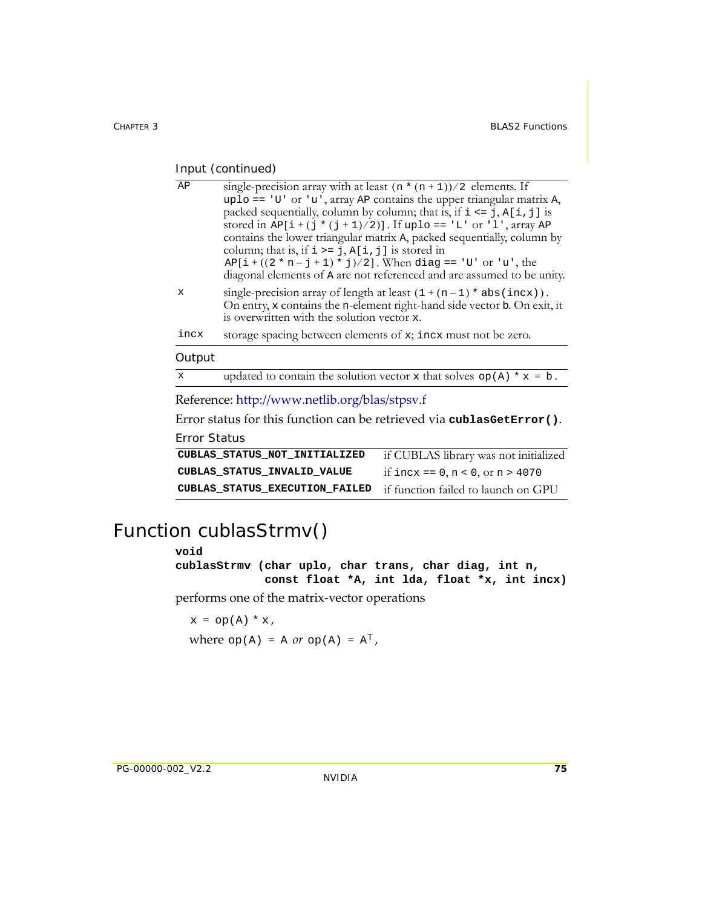Input (continued)

| | |
|---|---|
| AP | single-precision array with at least (n * (n + 1))/2 elements. If uplo == 'U' or 'u', array AP contains the upper triangular matrix A, packed sequentially, column by column; that is, if i <= j, A[i,j] is stored in AP[i + (j * (j + 1)/2)]. If uplo == 'L' or 'l', array AP contains the lower triangular matrix A, packed sequentially, column by column; that is, if i >= j, A[i,j] is stored in AP[i + ((2 * n – j + 1) * j)/2]. When diag == 'U' or 'u', the diagonal elements of A are not referenced and are assumed to be unity. |
| x | single-precision array of length at least (1 + (n – 1) * abs(incx)). On entry, x contains the n-element right-hand side vector b. On exit, it is overwritten with the solution vector x. |
| incx | storage spacing between elements of x; incx must not be zero. |

Output

| | |
|---|---|
| x | updated to contain the solution vector x that solves op(A) * x = b. |

Reference: http://www.netlib.org/blas/stpsv.f

Error status for this function can be retrieved via **cublasGetError()**.

Error Status

| | |
|---|---|
| **CUBLAS_STATUS_NOT_INITIALIZED** | if CUBLAS library was not initialized |
| **CUBLAS_STATUS_INVALID_VALUE** | if incx == 0, n < 0, or n > 4070 |
| **CUBLAS_STATUS_EXECUTION_FAILED** | if function failed to launch on GPU |

# Function cublasStrmv()

```
void
cublasStrmv (char uplo, char trans, char diag, int n,
             const float *A, int lda, float *x, int incx)
```

performs one of the matrix-vector operations

x = op(A) * x,

where op(A) = A *or* op(A) = $A^T$,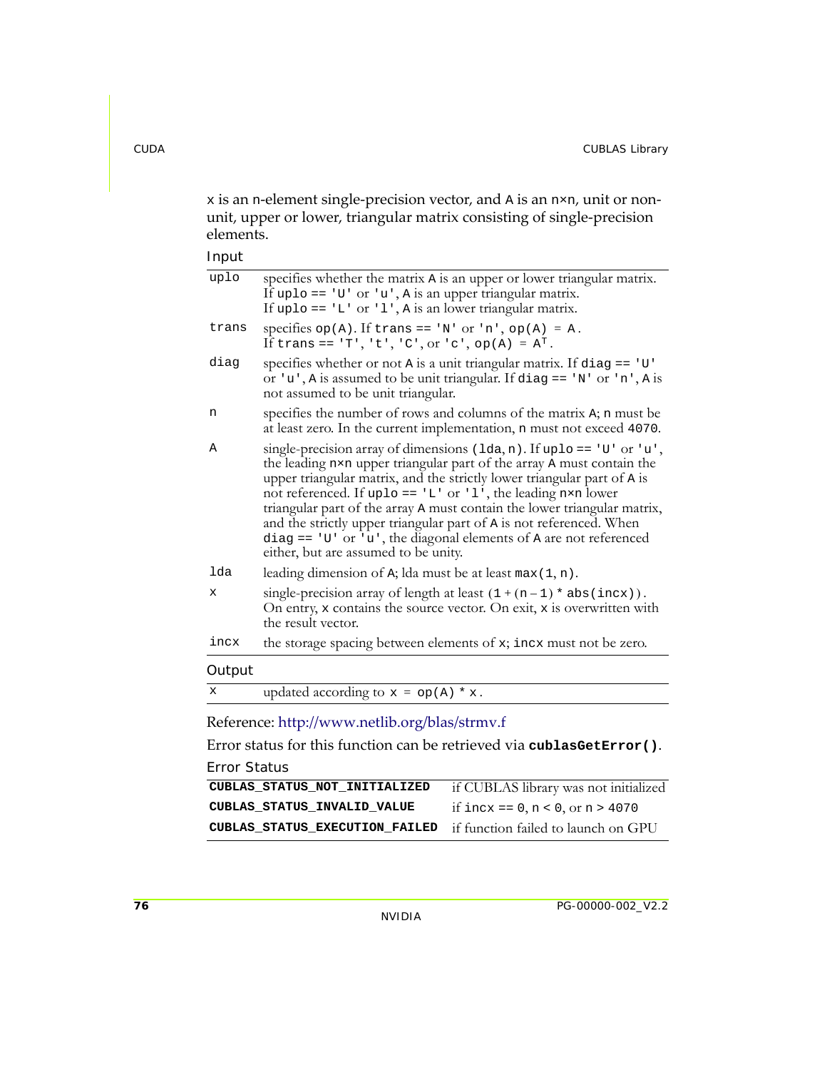x is an n-element single-precision vector, and A is an n×n, unit or non-unit, upper or lower, triangular matrix consisting of single-precision elements.

Input

| | |
|---|---|
| uplo | specifies whether the matrix A is an upper or lower triangular matrix. If uplo == 'U' or 'u', A is an upper triangular matrix. If uplo == 'L' or 'l', A is an lower triangular matrix. |
| trans | specifies op(A). If trans == 'N' or 'n', op(A) = A. If trans == 'T', 't', 'C', or 'c', op(A) = $A^T$. |
| diag | specifies whether or not A is a unit triangular matrix. If diag == 'U' or 'u', A is assumed to be unit triangular. If diag == 'N' or 'n', A is not assumed to be unit triangular. |
| n | specifies the number of rows and columns of the matrix A; n must be at least zero. In the current implementation, n must not exceed 4070. |
| A | single-precision array of dimensions (lda, n). If uplo == 'U' or 'u', the leading n×n upper triangular part of the array A must contain the upper triangular matrix, and the strictly lower triangular part of A is not referenced. If uplo == 'L' or 'l', the leading n×n lower triangular part of the array A must contain the lower triangular matrix, and the strictly upper triangular part of A is not referenced. When diag == 'U' or 'u', the diagonal elements of A are not referenced either, but are assumed to be unity. |
| lda | leading dimension of A; lda must be at least max(1, n). |
| x | single-precision array of length at least (1 + (n – 1) * abs(incx)). On entry, x contains the source vector. On exit, x is overwritten with the result vector. |
| incx | the storage spacing between elements of x; incx must not be zero. |

Output

| | |
|---|---|
| x | updated according to x = op(A) * x. |

Reference: http://www.netlib.org/blas/strmv.f

Error status for this function can be retrieved via **cublasGetError()**.

Error Status

| | |
|---|---|
| **CUBLAS_STATUS_NOT_INITIALIZED** | if CUBLAS library was not initialized |
| **CUBLAS_STATUS_INVALID_VALUE** | if incx == 0, n < 0, or n > 4070 |
| **CUBLAS_STATUS_EXECUTION_FAILED** | if function failed to launch on GPU |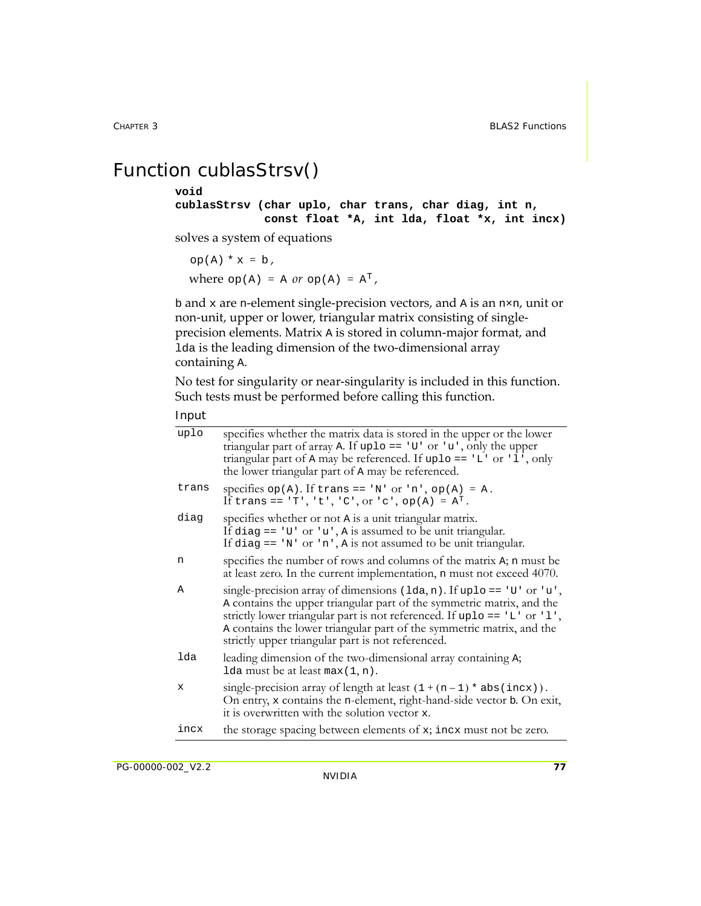# Function cublasStrsv()

```
void
cublasStrsv (char uplo, char trans, char diag, int n,
             const float *A, int lda, float *x, int incx)
```

solves a system of equations

`op(A) * x = b,`

where `op(A) = A` *or* `op(A) =` $A^T$,

`b` and `x` are `n`-element single-precision vectors, and `A` is an `n×n`, unit or non-unit, upper or lower, triangular matrix consisting of single-precision elements. Matrix `A` is stored in column-major format, and `lda` is the leading dimension of the two-dimensional array containing `A`.

No test for singularity or near-singularity is included in this function. Such tests must be performed before calling this function.

Input

| | |
|---|---|
| `uplo` | specifies whether the matrix data is stored in the upper or the lower triangular part of array `A`. If `uplo == 'U'` or `'u'`, only the upper triangular part of `A` may be referenced. If `uplo == 'L'` or `'l'`, only the lower triangular part of `A` may be referenced. |
| `trans` | specifies `op(A)`. If `trans == 'N'` or `'n'`, `op(A) = A`. If `trans == 'T'`, `'t'`, `'C'`, or `'c'`, `op(A) =` $A^T$. |
| `diag` | specifies whether or not `A` is a unit triangular matrix. If `diag == 'U'` or `'u'`, `A` is assumed to be unit triangular. If `diag == 'N'` or `'n'`, `A` is not assumed to be unit triangular. |
| `n` | specifies the number of rows and columns of the matrix `A`; `n` must be at least zero. In the current implementation, `n` must not exceed 4070. |
| `A` | single-precision array of dimensions `(lda, n)`. If `uplo == 'U'` or `'u'`, `A` contains the upper triangular part of the symmetric matrix, and the strictly lower triangular part is not referenced. If `uplo == 'L'` or `'l'`, `A` contains the lower triangular part of the symmetric matrix, and the strictly upper triangular part is not referenced. |
| `lda` | leading dimension of the two-dimensional array containing `A`; `lda` must be at least `max(1, n)`. |
| `x` | single-precision array of length at least `(1 + (n – 1) * abs(incx))`. On entry, `x` contains the `n`-element, right-hand-side vector `b`. On exit, it is overwritten with the solution vector `x`. |
| `incx` | the storage spacing between elements of `x`; `incx` must not be zero. |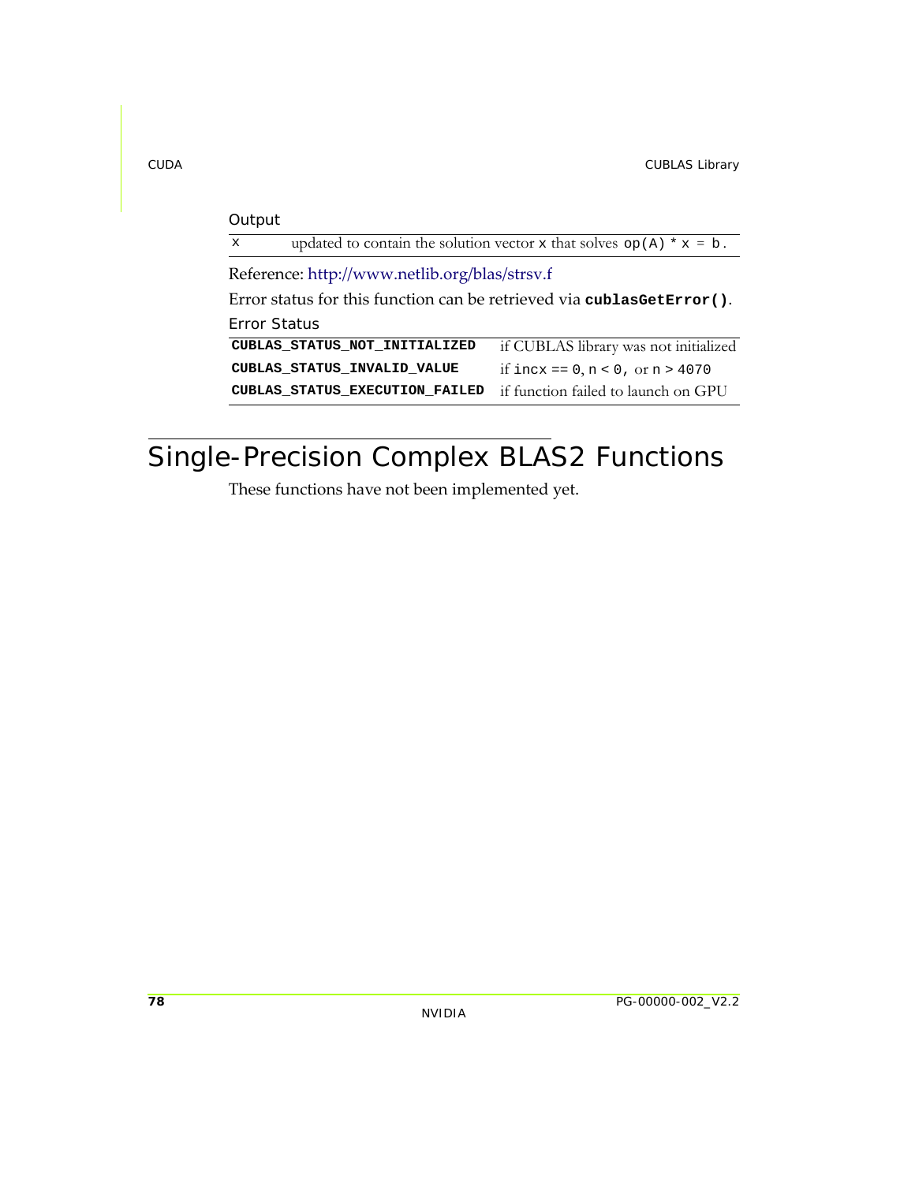Output

| | |
|---|---|
| `x` | updated to contain the solution vector `x` that solves `op(A) * x = b`. |

Reference: http://www.netlib.org/blas/strsv.f

Error status for this function can be retrieved via **`cublasGetError()`**.

Error Status

| | |
|---|---|
| **`CUBLAS_STATUS_NOT_INITIALIZED`** | if CUBLAS library was not initialized |
| **`CUBLAS_STATUS_INVALID_VALUE`** | if `incx == 0`, `n < 0`, or `n > 4070` |
| **`CUBLAS_STATUS_EXECUTION_FAILED`** | if function failed to launch on GPU |

# Single-Precision Complex BLAS2 Functions

These functions have not been implemented yet.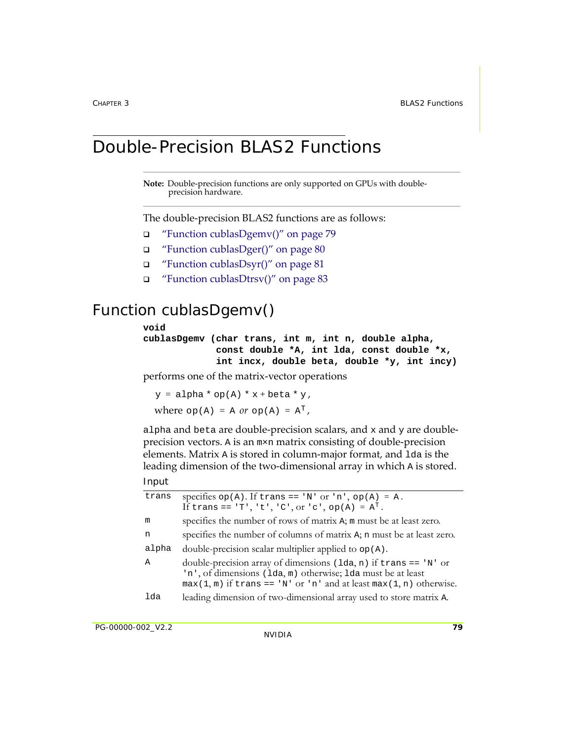## Double-Precision BLAS2 Functions

**Note:** Double-precision functions are only supported on GPUs with double-precision hardware.

The double-precision BLAS2 functions are as follows:

- "Function cublasDgemv()" on page 79
- "Function cublasDger()" on page 80
- "Function cublasDsyr()" on page 81
- "Function cublasDtrsv()" on page 83

### Function cublasDgemv()

```
void
cublasDgemv (char trans, int m, int n, double alpha,
             const double *A, int lda, const double *x,
             int incx, double beta, double *y, int incy)
```

performs one of the matrix-vector operations

y = alpha * op(A) * x + beta * y,

where op(A) = A *or* op(A) = $A^T$,

alpha and beta are double-precision scalars, and x and y are double-precision vectors. A is an m×n matrix consisting of double-precision elements. Matrix A is stored in column-major format, and lda is the leading dimension of the two-dimensional array in which A is stored.

Input

| | |
|---|---|
| trans | specifies op(A). If trans == 'N' or 'n', op(A) = A. If trans == 'T', 't', 'C', or 'c', op(A) = $A^T$. |
| m | specifies the number of rows of matrix A; m must be at least zero. |
| n | specifies the number of columns of matrix A; n must be at least zero. |
| alpha | double-precision scalar multiplier applied to op(A). |
| A | double-precision array of dimensions (lda, n) if trans == 'N' or 'n', of dimensions (lda, m) otherwise; lda must be at least max(1, m) if trans == 'N' or 'n' and at least max(1, n) otherwise. |
| lda | leading dimension of two-dimensional array used to store matrix A. |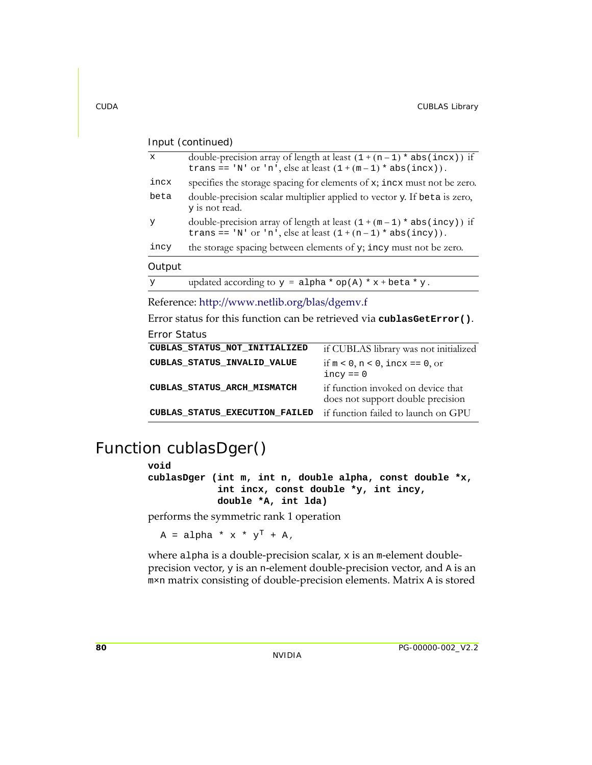Input (continued)

| | |
|---|---|
| x | double-precision array of length at least (1 + (n – 1) * abs(incx)) if trans == 'N' or 'n', else at least (1 + (m – 1) * abs(incx)). |
| incx | specifies the storage spacing for elements of x; incx must not be zero. |
| beta | double-precision scalar multiplier applied to vector y. If beta is zero, y is not read. |
| y | double-precision array of length at least (1 + (m – 1) * abs(incy)) if trans == 'N' or 'n', else at least (1 + (n – 1) * abs(incy)). |
| incy | the storage spacing between elements of y; incy must not be zero. |

Output

| | |
|---|---|
| y | updated according to y = alpha * op(A) * x + beta * y. |

Reference: http://www.netlib.org/blas/dgemv.f

Error status for this function can be retrieved via **cublasGetError()**.

Error Status

| | |
|---|---|
| **CUBLAS_STATUS_NOT_INITIALIZED** | if CUBLAS library was not initialized |
| **CUBLAS_STATUS_INVALID_VALUE** | if m < 0, n < 0, incx == 0, or incy == 0 |
| **CUBLAS_STATUS_ARCH_MISMATCH** | if function invoked on device that does not support double precision |
| **CUBLAS_STATUS_EXECUTION_FAILED** | if function failed to launch on GPU |

# Function cublasDger()

```
void
cublasDger (int m, int n, double alpha, const double *x,
            int incx, const double *y, int incy,
            double *A, int lda)
```

performs the symmetric rank 1 operation

$$A = \text{alpha} * x * y^T + A,$$

where alpha is a double-precision scalar, x is an m-element double-precision vector, y is an n-element double-precision vector, and A is an m×n matrix consisting of double-precision elements. Matrix A is stored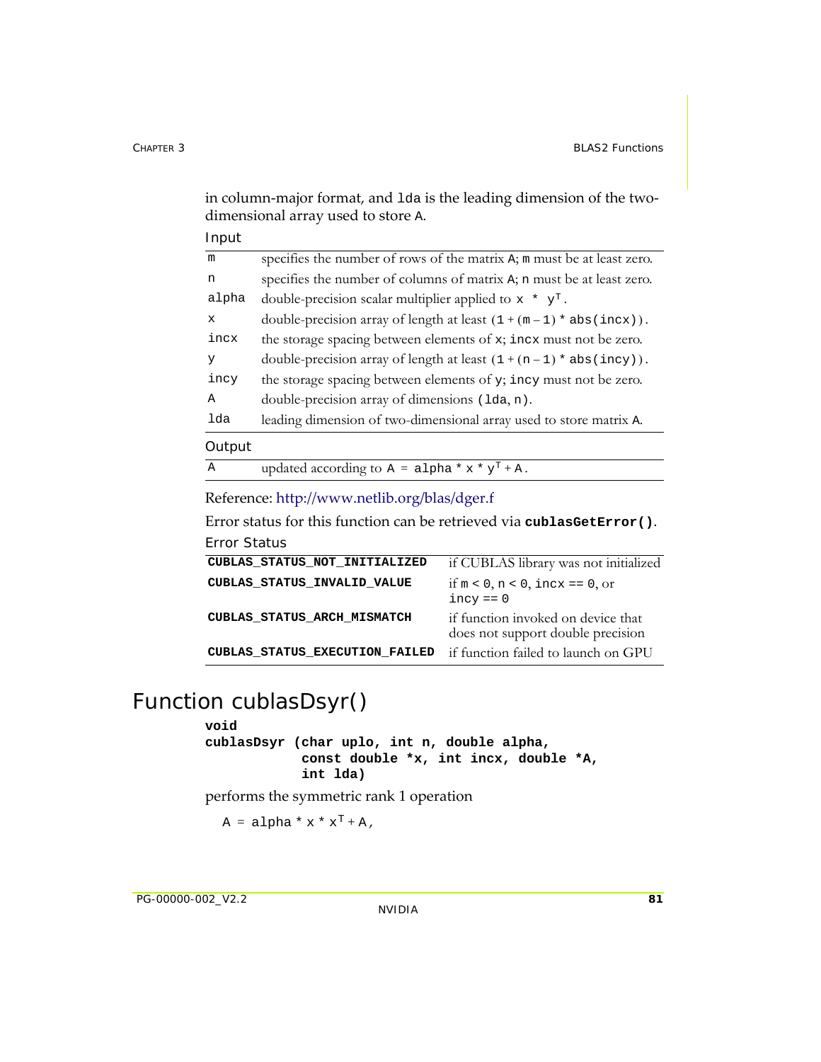in column-major format, and lda is the leading dimension of the two-dimensional array used to store A.

Input

| | |
|---|---|
| m | specifies the number of rows of the matrix A; m must be at least zero. |
| n | specifies the number of columns of matrix A; n must be at least zero. |
| alpha | double-precision scalar multiplier applied to x * y$^T$. |
| x | double-precision array of length at least (1 + (m − 1) * abs(incx)). |
| incx | the storage spacing between elements of x; incx must not be zero. |
| y | double-precision array of length at least (1 + (n − 1) * abs(incy)). |
| incy | the storage spacing between elements of y; incy must not be zero. |
| A | double-precision array of dimensions (lda, n). |
| lda | leading dimension of two-dimensional array used to store matrix A. |

Output

| | |
|---|---|
| A | updated according to A = alpha * x * y$^T$ + A. |

Reference: http://www.netlib.org/blas/dger.f

Error status for this function can be retrieved via **cublasGetError()**.

Error Status

| | |
|---|---|
| **CUBLAS_STATUS_NOT_INITIALIZED** | if CUBLAS library was not initialized |
| **CUBLAS_STATUS_INVALID_VALUE** | if m < 0, n < 0, incx == 0, or incy == 0 |
| **CUBLAS_STATUS_ARCH_MISMATCH** | if function invoked on device that does not support double precision |
| **CUBLAS_STATUS_EXECUTION_FAILED** | if function failed to launch on GPU |

# Function cublasDsyr()

```
void
cublasDsyr (char uplo, int n, double alpha,
            const double *x, int incx, double *A,
            int lda)
```

performs the symmetric rank 1 operation

A = alpha * x * x$^T$ + A,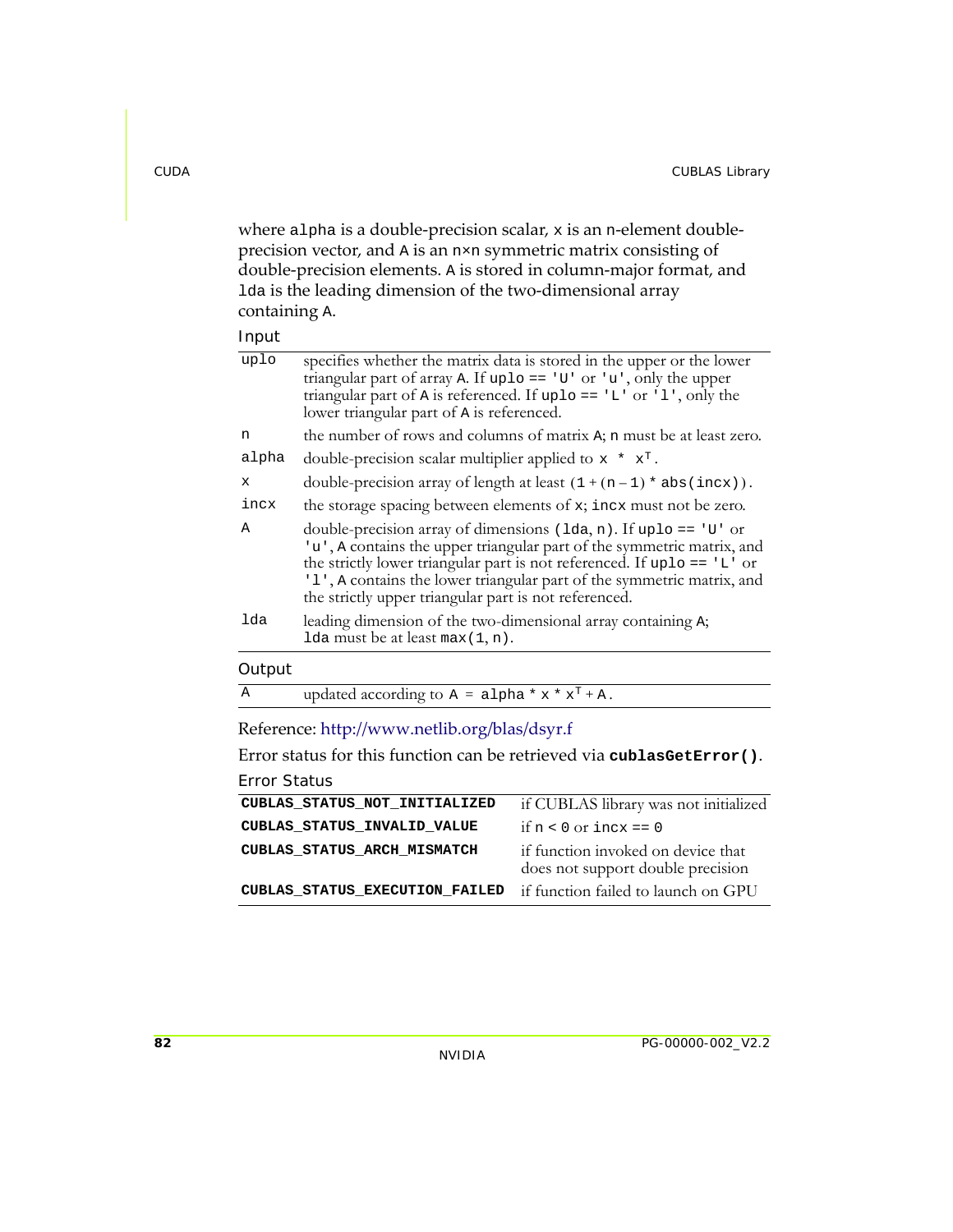where alpha is a double-precision scalar, x is an n-element double-precision vector, and A is an n×n symmetric matrix consisting of double-precision elements. A is stored in column-major format, and lda is the leading dimension of the two-dimensional array containing A.

Input

| | |
|---|---|
| uplo | specifies whether the matrix data is stored in the upper or the lower triangular part of array A. If uplo == 'U' or 'u', only the upper triangular part of A is referenced. If uplo == 'L' or 'l', only the lower triangular part of A is referenced. |
| n | the number of rows and columns of matrix A; n must be at least zero. |
| alpha | double-precision scalar multiplier applied to $x * x^T$. |
| x | double-precision array of length at least (1 + (n – 1) * abs(incx)). |
| incx | the storage spacing between elements of x; incx must not be zero. |
| A | double-precision array of dimensions (lda, n). If uplo == 'U' or 'u', A contains the upper triangular part of the symmetric matrix, and the strictly lower triangular part is not referenced. If uplo == 'L' or 'l', A contains the lower triangular part of the symmetric matrix, and the strictly upper triangular part is not referenced. |
| lda | leading dimension of the two-dimensional array containing A; lda must be at least max(1, n). |

Output

| | |
|---|---|
| A | updated according to $A = alpha * x * x^T + A$. |

Reference: http://www.netlib.org/blas/dsyr.f

Error status for this function can be retrieved via **cublasGetError()**.

Error Status

| | |
|---|---|
| **CUBLAS_STATUS_NOT_INITIALIZED** | if CUBLAS library was not initialized |
| **CUBLAS_STATUS_INVALID_VALUE** | if n < 0 or incx == 0 |
| **CUBLAS_STATUS_ARCH_MISMATCH** | if function invoked on device that does not support double precision |
| **CUBLAS_STATUS_EXECUTION_FAILED** | if function failed to launch on GPU |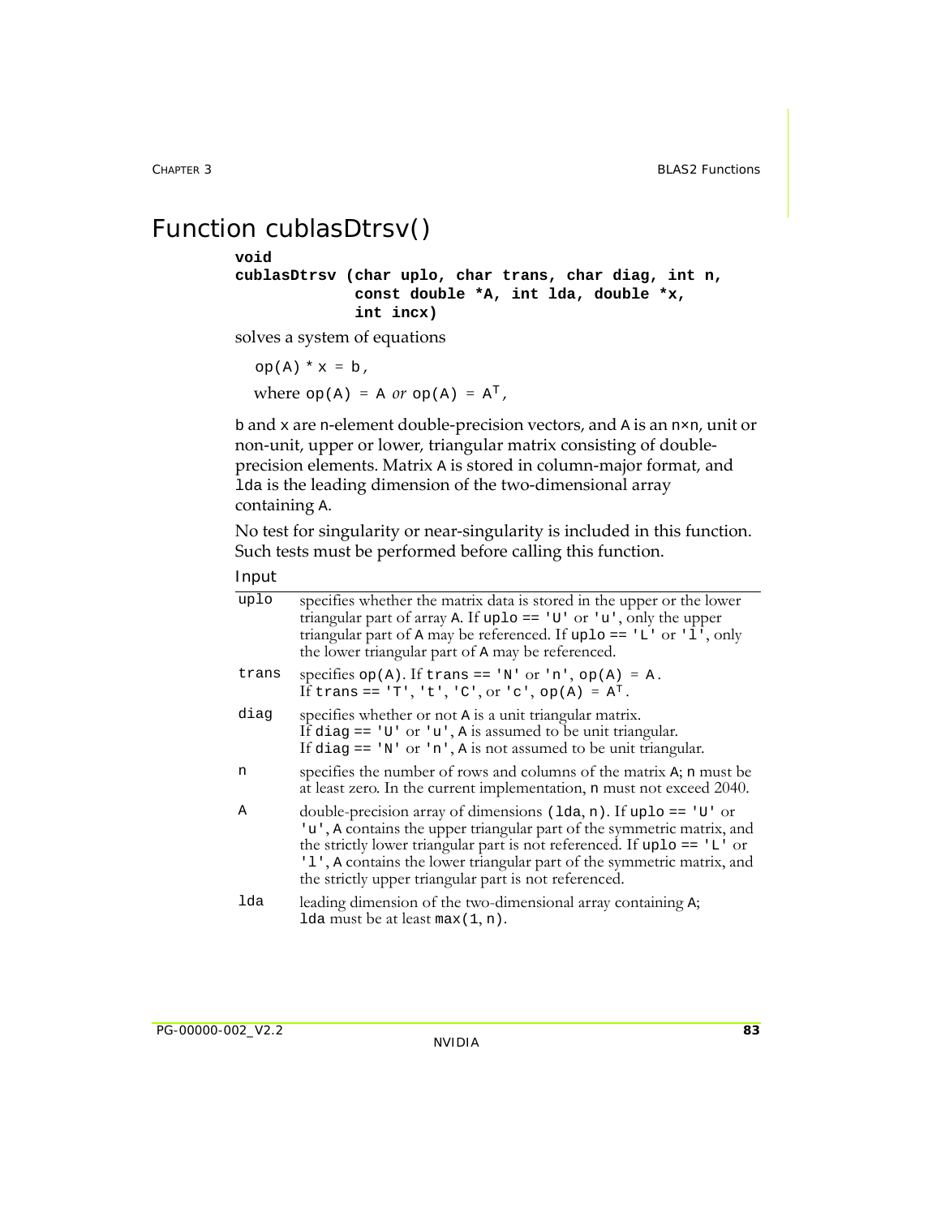# Function cublasDtrsv()

```
void
cublasDtrsv (char uplo, char trans, char diag, int n,
             const double *A, int lda, double *x,
             int incx)
```

solves a system of equations

`op(A) * x = b`,

where `op(A) = A` *or* `op(A) = A`$^T$,

`b` and `x` are `n`-element double-precision vectors, and `A` is an `n×n`, unit or non-unit, upper or lower, triangular matrix consisting of double-precision elements. Matrix `A` is stored in column-major format, and `lda` is the leading dimension of the two-dimensional array containing `A`.

No test for singularity or near-singularity is included in this function. Such tests must be performed before calling this function.

Input

| | |
|---|---|
| `uplo` | specifies whether the matrix data is stored in the upper or the lower triangular part of array `A`. If `uplo == 'U'` or `'u'`, only the upper triangular part of `A` may be referenced. If `uplo == 'L'` or `'l'`, only the lower triangular part of `A` may be referenced. |
| `trans` | specifies `op(A)`. If `trans == 'N'` or `'n'`, `op(A) = A`. If `trans == 'T'`, `'t'`, `'C'`, or `'c'`, `op(A) = A`$^T$. |
| `diag` | specifies whether or not `A` is a unit triangular matrix. If `diag == 'U'` or `'u'`, `A` is assumed to be unit triangular. If `diag == 'N'` or `'n'`, `A` is not assumed to be unit triangular. |
| `n` | specifies the number of rows and columns of the matrix `A`; `n` must be at least zero. In the current implementation, `n` must not exceed 2040. |
| `A` | double-precision array of dimensions `(lda, n)`. If `uplo == 'U'` or `'u'`, `A` contains the upper triangular part of the symmetric matrix, and the strictly lower triangular part is not referenced. If `uplo == 'L'` or `'l'`, `A` contains the lower triangular part of the symmetric matrix, and the strictly upper triangular part is not referenced. |
| `lda` | leading dimension of the two-dimensional array containing `A`; `lda` must be at least `max(1, n)`. |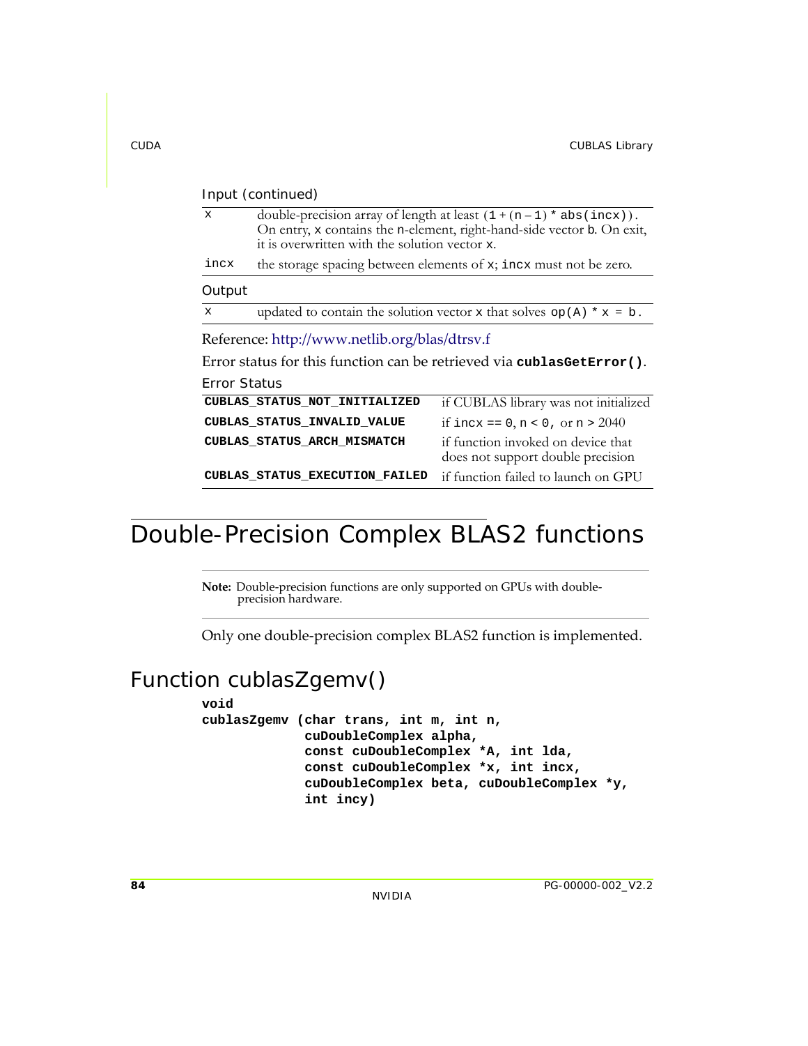Input (continued)

| | |
|---|---|
| x | double-precision array of length at least (1 + (n – 1) * abs(incx)). On entry, x contains the n-element, right-hand-side vector b. On exit, it is overwritten with the solution vector x. |
| incx | the storage spacing between elements of x; incx must not be zero. |

Output

| | |
|---|---|
| x | updated to contain the solution vector x that solves op(A) * x = b. |

Reference: http://www.netlib.org/blas/dtrsv.f

Error status for this function can be retrieved via **cublasGetError()**.

Error Status

| | |
|---|---|
| **CUBLAS_STATUS_NOT_INITIALIZED** | if CUBLAS library was not initialized |
| **CUBLAS_STATUS_INVALID_VALUE** | if incx == 0, n < 0, or n > 2040 |
| **CUBLAS_STATUS_ARCH_MISMATCH** | if function invoked on device that does not support double precision |
| **CUBLAS_STATUS_EXECUTION_FAILED** | if function failed to launch on GPU |

# Double-Precision Complex BLAS2 functions

**Note:** Double-precision functions are only supported on GPUs with double-precision hardware.

Only one double-precision complex BLAS2 function is implemented.

## Function cublasZgemv()

```
void
cublasZgemv (char trans, int m, int n,
             cuDoubleComplex alpha,
             const cuDoubleComplex *A, int lda,
             const cuDoubleComplex *x, int incx,
             cuDoubleComplex beta, cuDoubleComplex *y,
             int incy)
```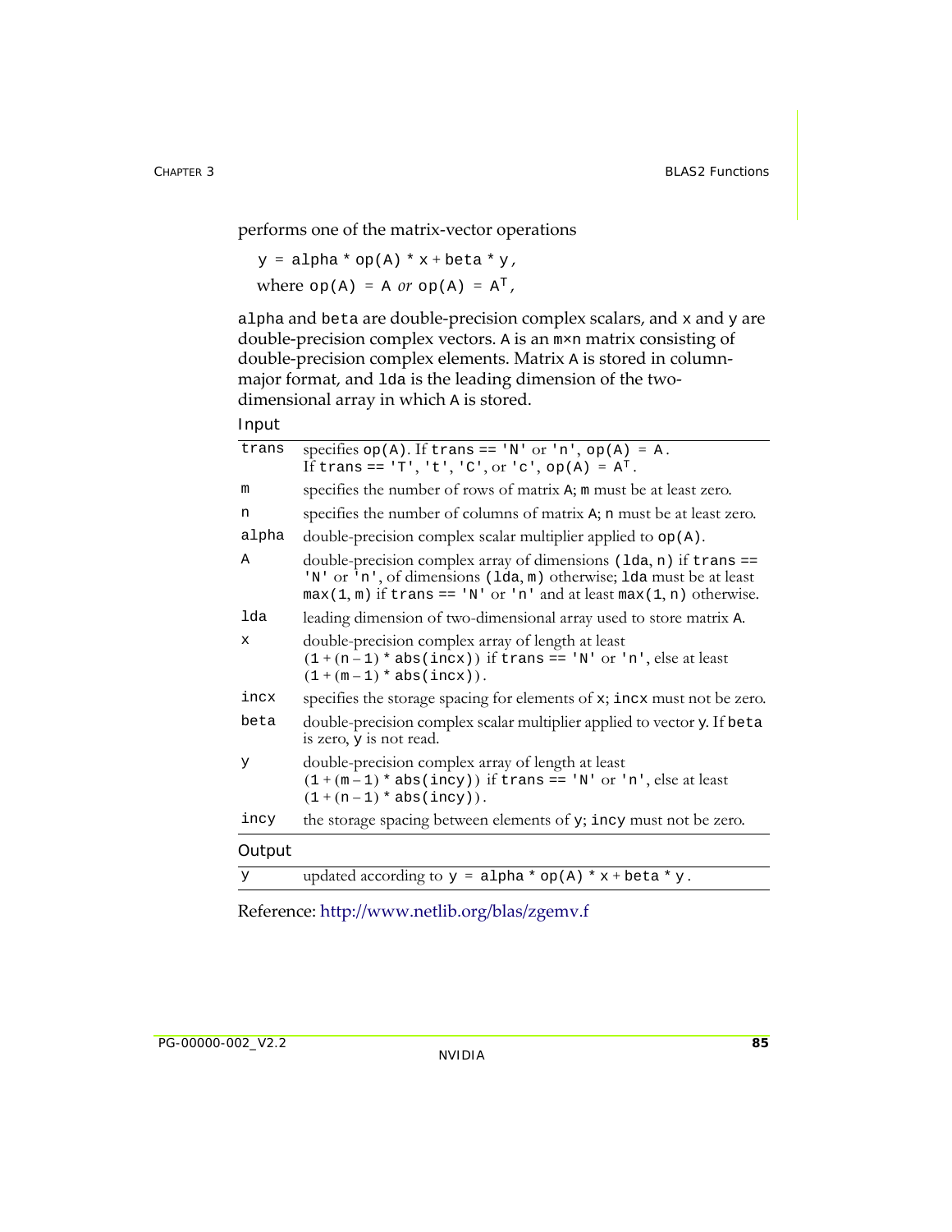performs one of the matrix-vector operations

```
y = alpha * op(A) * x + beta * y,
```

where `op(A) = A` *or* `op(A) = A`$^T$,

`alpha` and `beta` are double-precision complex scalars, and `x` and `y` are double-precision complex vectors. `A` is an `m×n` matrix consisting of double-precision complex elements. Matrix `A` is stored in column-major format, and `lda` is the leading dimension of the two-dimensional array in which `A` is stored.

### Input

| | |
|---|---|
| `trans` | specifies `op(A)`. If `trans == 'N'` or `'n'`, `op(A) = A`. If `trans == 'T'`, `'t'`, `'C'`, or `'c'`, `op(A) = A`$^T$. |
| `m` | specifies the number of rows of matrix `A`; `m` must be at least zero. |
| `n` | specifies the number of columns of matrix `A`; `n` must be at least zero. |
| `alpha` | double-precision complex scalar multiplier applied to `op(A)`. |
| `A` | double-precision complex array of dimensions `(lda, n)` if `trans == 'N'` or `'n'`, of dimensions `(lda, m)` otherwise; `lda` must be at least `max(1, m)` if `trans == 'N'` or `'n'` and at least `max(1, n)` otherwise. |
| `lda` | leading dimension of two-dimensional array used to store matrix `A`. |
| `x` | double-precision complex array of length at least `(1 + (n - 1) * abs(incx))` if `trans == 'N'` or `'n'`, else at least `(1 + (m - 1) * abs(incx))`. |
| `incx` | specifies the storage spacing for elements of `x`; `incx` must not be zero. |
| `beta` | double-precision complex scalar multiplier applied to vector `y`. If `beta` is zero, `y` is not read. |
| `y` | double-precision complex array of length at least `(1 + (m - 1) * abs(incy))` if `trans == 'N'` or `'n'`, else at least `(1 + (n - 1) * abs(incy))`. |
| `incy` | the storage spacing between elements of `y`; `incy` must not be zero. |

### Output

| | |
|---|---|
| `y` | updated according to `y = alpha * op(A) * x + beta * y`. |

Reference: http://www.netlib.org/blas/zgemv.f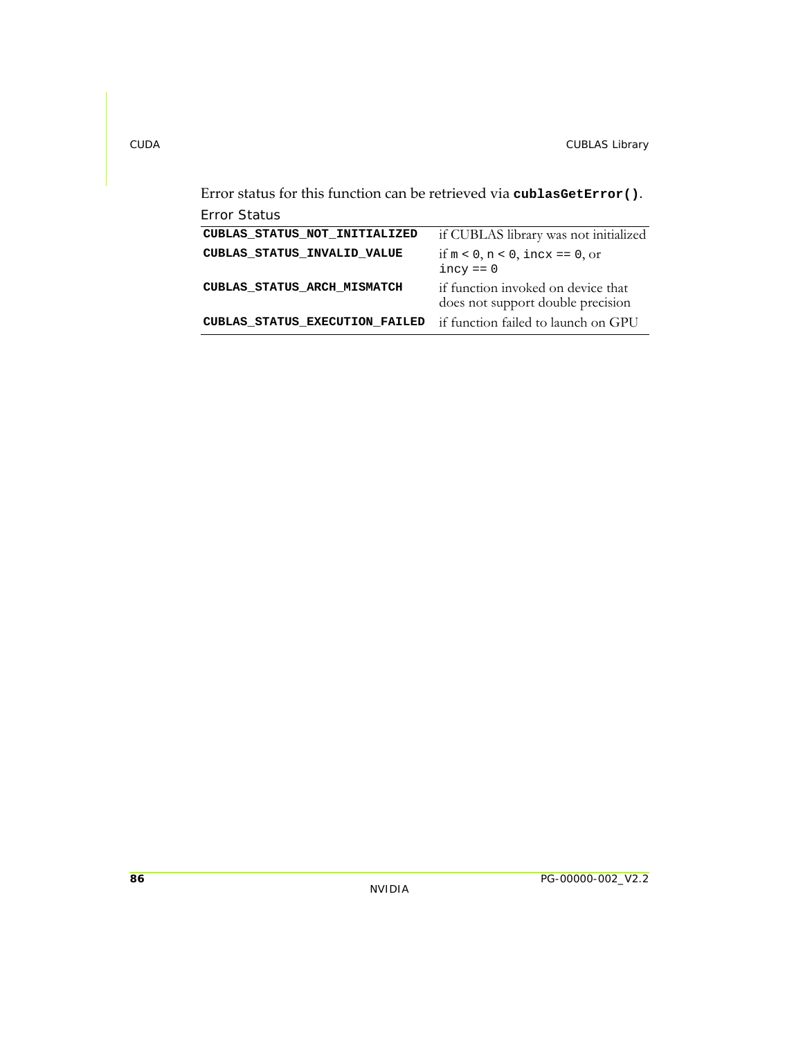Error status for this function can be retrieved via **`cublasGetError()`**.

Error Status

| | |
|---|---|
| **`CUBLAS_STATUS_NOT_INITIALIZED`** | if CUBLAS library was not initialized |
| **`CUBLAS_STATUS_INVALID_VALUE`** | if `m < 0`, `n < 0`, `incx == 0`, or `incy == 0` |
| **`CUBLAS_STATUS_ARCH_MISMATCH`** | if function invoked on device that does not support double precision |
| **`CUBLAS_STATUS_EXECUTION_FAILED`** | if function failed to launch on GPU |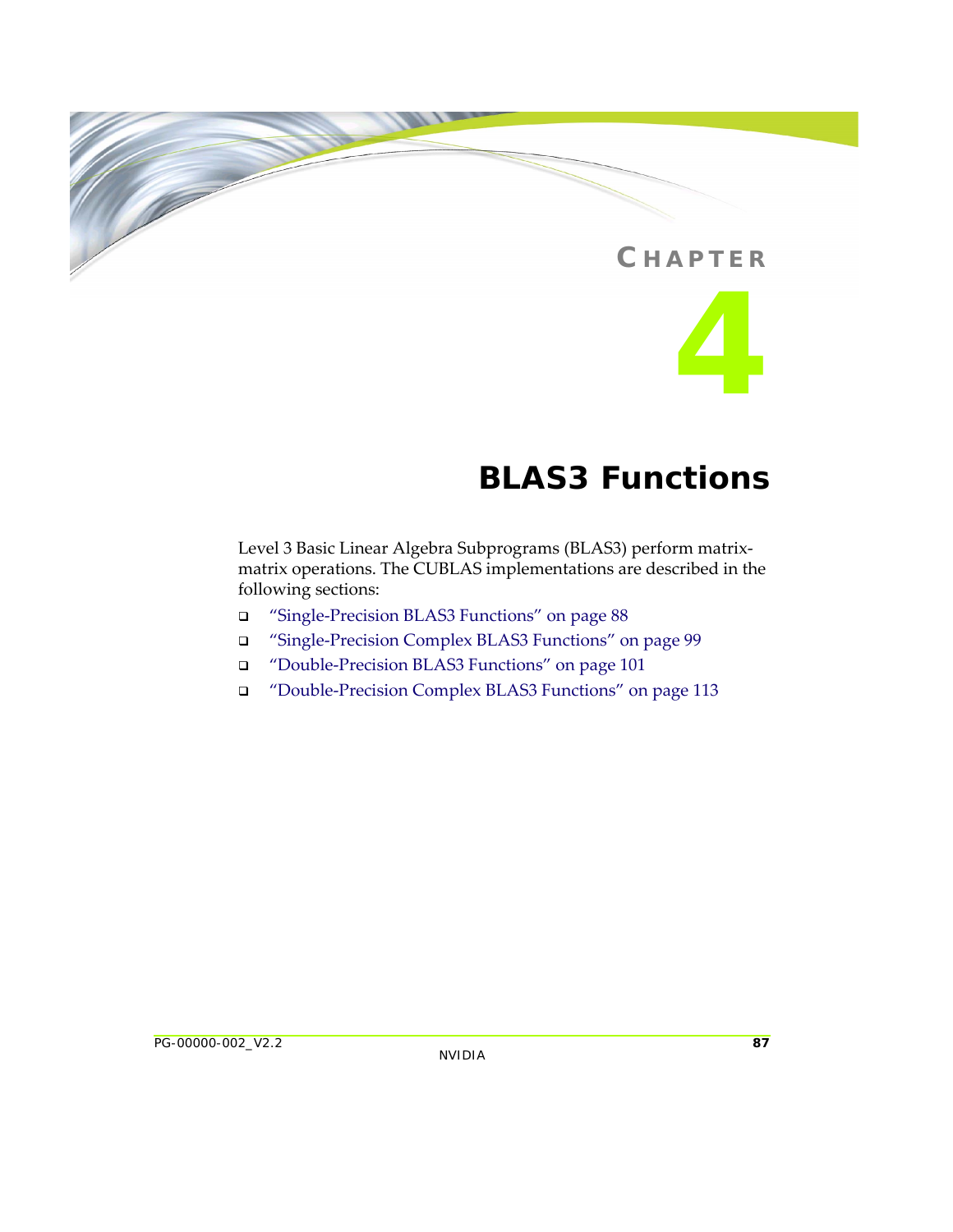# CHAPTER 4

# BLAS3 Functions

Level 3 Basic Linear Algebra Subprograms (BLAS3) perform matrix-matrix operations. The CUBLAS implementations are described in the following sections:

- "Single-Precision BLAS3 Functions" on page 88
- "Single-Precision Complex BLAS3 Functions" on page 99
- "Double-Precision BLAS3 Functions" on page 101
- "Double-Precision Complex BLAS3 Functions" on page 113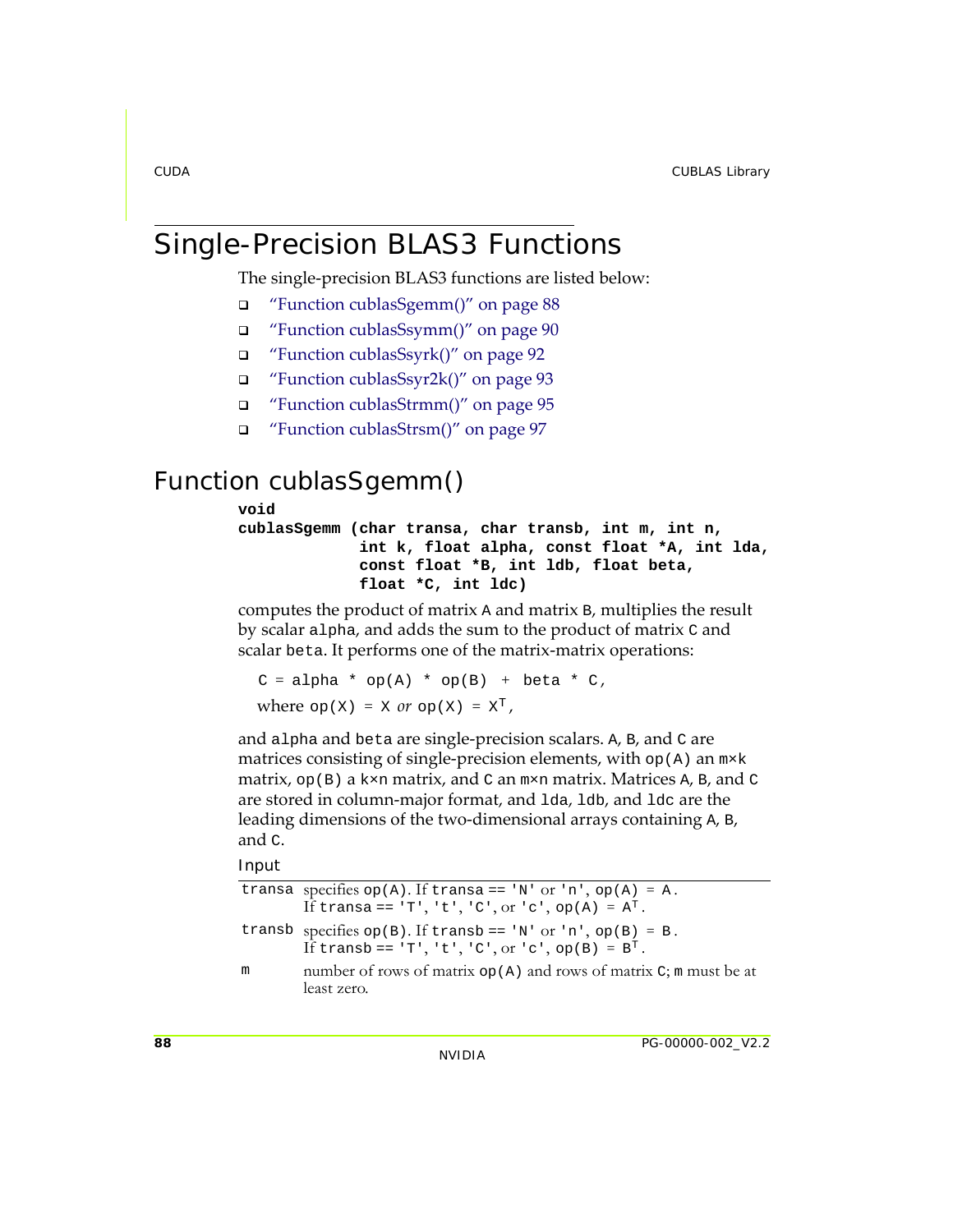# Single-Precision BLAS3 Functions

The single-precision BLAS3 functions are listed below:

- "Function cublasSgemm()" on page 88
- "Function cublasSsymm()" on page 90
- "Function cublasSsyrk()" on page 92
- "Function cublasSsyr2k()" on page 93
- "Function cublasStrmm()" on page 95
- "Function cublasStrsm()" on page 97

## Function cublasSgemm()

```
void
cublasSgemm (char transa, char transb, int m, int n,
             int k, float alpha, const float *A, int lda,
             const float *B, int ldb, float beta,
             float *C, int ldc)
```

computes the product of matrix A and matrix B, multiplies the result by scalar alpha, and adds the sum to the product of matrix C and scalar beta. It performs one of the matrix-matrix operations:

C = alpha * op(A) * op(B) + beta * C,

where op(X) = X *or* op(X) = $X^T$,

and alpha and beta are single-precision scalars. A, B, and C are matrices consisting of single-precision elements, with op(A) an m×k matrix, op(B) a k×n matrix, and C an m×n matrix. Matrices A, B, and C are stored in column-major format, and lda, ldb, and ldc are the leading dimensions of the two-dimensional arrays containing A, B, and C.

Input

| | |
|---|---|
| transa | specifies op(A). If transa == 'N' or 'n', op(A) = A. If transa == 'T', 't', 'C', or 'c', op(A) = $A^T$. |
| transb | specifies op(B). If transb == 'N' or 'n', op(B) = B. If transb == 'T', 't', 'C', or 'c', op(B) = $B^T$. |
| m | number of rows of matrix op(A) and rows of matrix C; m must be at least zero. |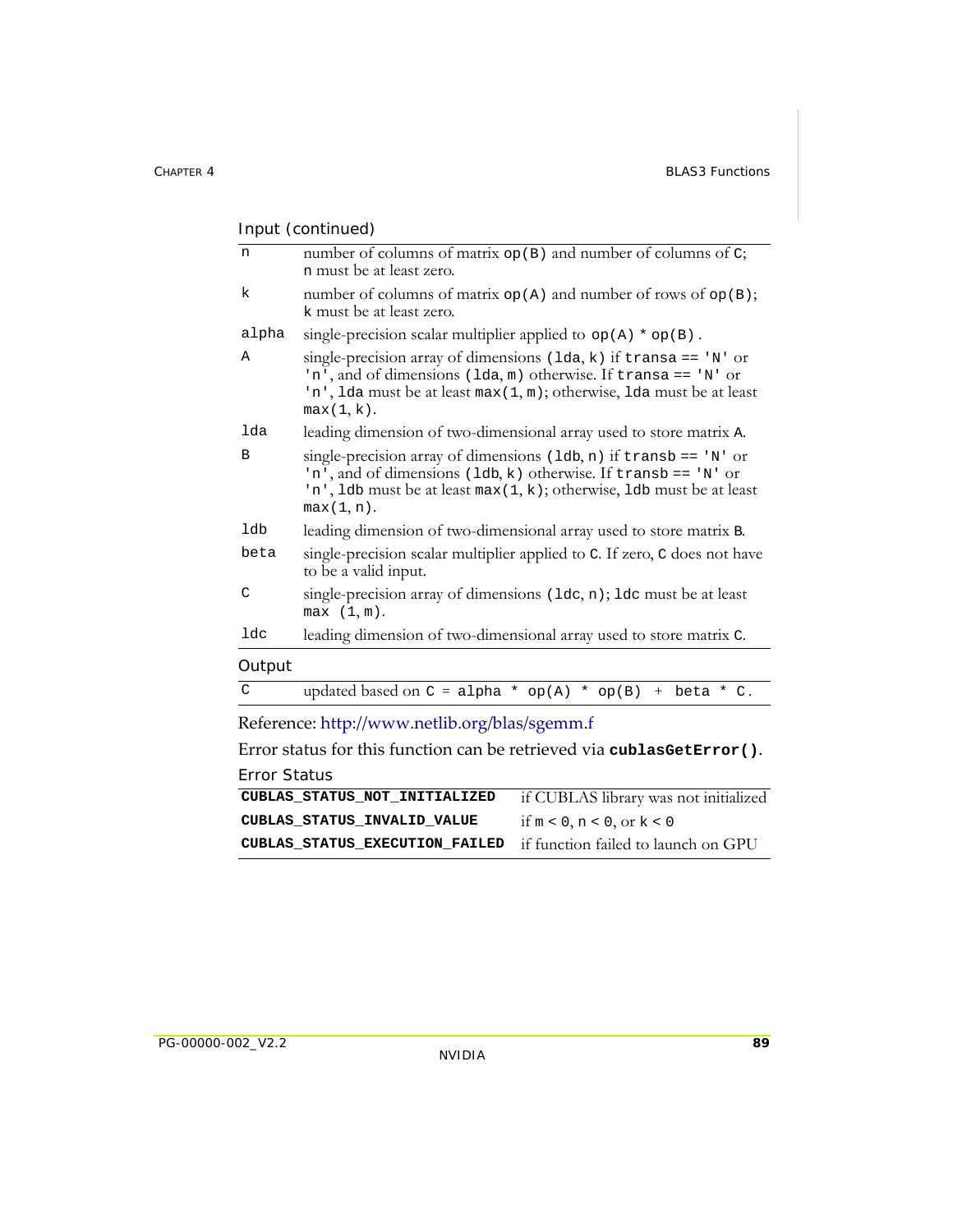Input (continued)

| | |
|---|---|
| `n` | number of columns of matrix `op(B)` and number of columns of `C`; `n` must be at least zero. |
| `k` | number of columns of matrix `op(A)` and number of rows of `op(B)`; `k` must be at least zero. |
| `alpha` | single-precision scalar multiplier applied to `op(A) * op(B)`. |
| `A` | single-precision array of dimensions `(lda, k)` if `transa == 'N'` or `'n'`, and of dimensions `(lda, m)` otherwise. If `transa == 'N'` or `'n'`, `lda` must be at least `max(1, m)`; otherwise, `lda` must be at least `max(1, k)`. |
| `lda` | leading dimension of two-dimensional array used to store matrix `A`. |
| `B` | single-precision array of dimensions `(ldb, n)` if `transb == 'N'` or `'n'`, and of dimensions `(ldb, k)` otherwise. If `transb == 'N'` or `'n'`, `ldb` must be at least `max(1, k)`; otherwise, `ldb` must be at least `max(1, n)`. |
| `ldb` | leading dimension of two-dimensional array used to store matrix `B`. |
| `beta` | single-precision scalar multiplier applied to `C`. If zero, `C` does not have to be a valid input. |
| `C` | single-precision array of dimensions `(ldc, n)`; `ldc` must be at least `max (1, m)`. |
| `ldc` | leading dimension of two-dimensional array used to store matrix `C`. |

Output

| | |
|---|---|
| `C` | updated based on `C = alpha * op(A) * op(B) + beta * C`. |

Reference: http://www.netlib.org/blas/sgemm.f

Error status for this function can be retrieved via **`cublasGetError()`**.

Error Status

| | |
|---|---|
| **`CUBLAS_STATUS_NOT_INITIALIZED`** | if CUBLAS library was not initialized |
| **`CUBLAS_STATUS_INVALID_VALUE`** | if `m < 0`, `n < 0`, or `k < 0` |
| **`CUBLAS_STATUS_EXECUTION_FAILED`** | if function failed to launch on GPU |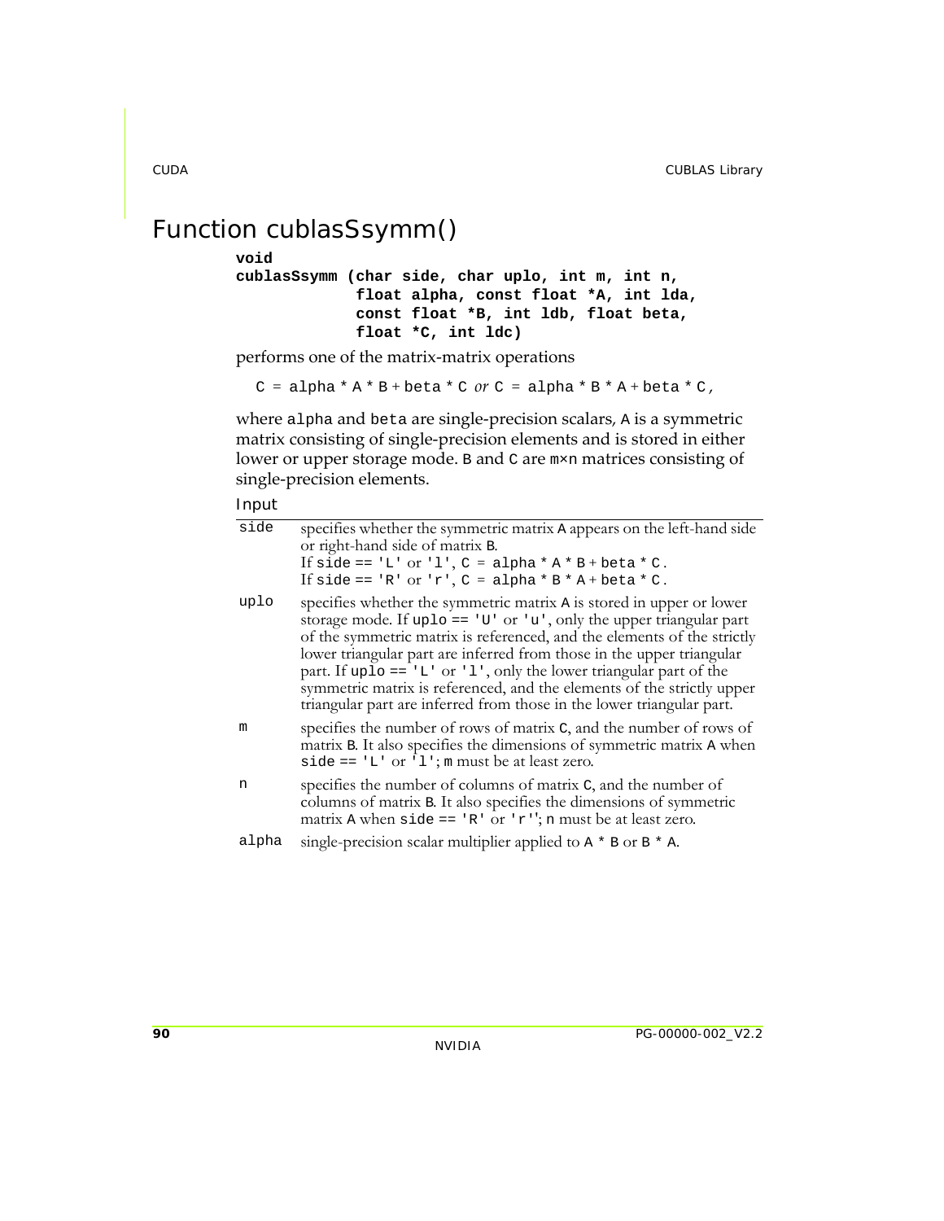# Function cublasSsymm()

```
void
cublasSsymm (char side, char uplo, int m, int n,
             float alpha, const float *A, int lda,
             const float *B, int ldb, float beta,
             float *C, int ldc)
```

performs one of the matrix-matrix operations

C = alpha * A * B + beta * C *or* C = alpha * B * A + beta * C,

where alpha and beta are single-precision scalars, A is a symmetric matrix consisting of single-precision elements and is stored in either lower or upper storage mode. B and C are m×n matrices consisting of single-precision elements.

Input

| | |
|---|---|
| side | specifies whether the symmetric matrix A appears on the left-hand side or right-hand side of matrix B. If side == 'L' or 'l', C = alpha * A * B + beta * C. If side == 'R' or 'r', C = alpha * B * A + beta * C. |
| uplo | specifies whether the symmetric matrix A is stored in upper or lower storage mode. If uplo == 'U' or 'u', only the upper triangular part of the symmetric matrix is referenced, and the elements of the strictly lower triangular part are inferred from those in the upper triangular part. If uplo == 'L' or 'l', only the lower triangular part of the symmetric matrix is referenced, and the elements of the strictly upper triangular part are inferred from those in the lower triangular part. |
| m | specifies the number of rows of matrix C, and the number of rows of matrix B. It also specifies the dimensions of symmetric matrix A when side == 'L' or 'l'; m must be at least zero. |
| n | specifies the number of columns of matrix C, and the number of columns of matrix B. It also specifies the dimensions of symmetric matrix A when side == 'R' or 'r''; n must be at least zero. |
| alpha | single-precision scalar multiplier applied to A * B or B * A. |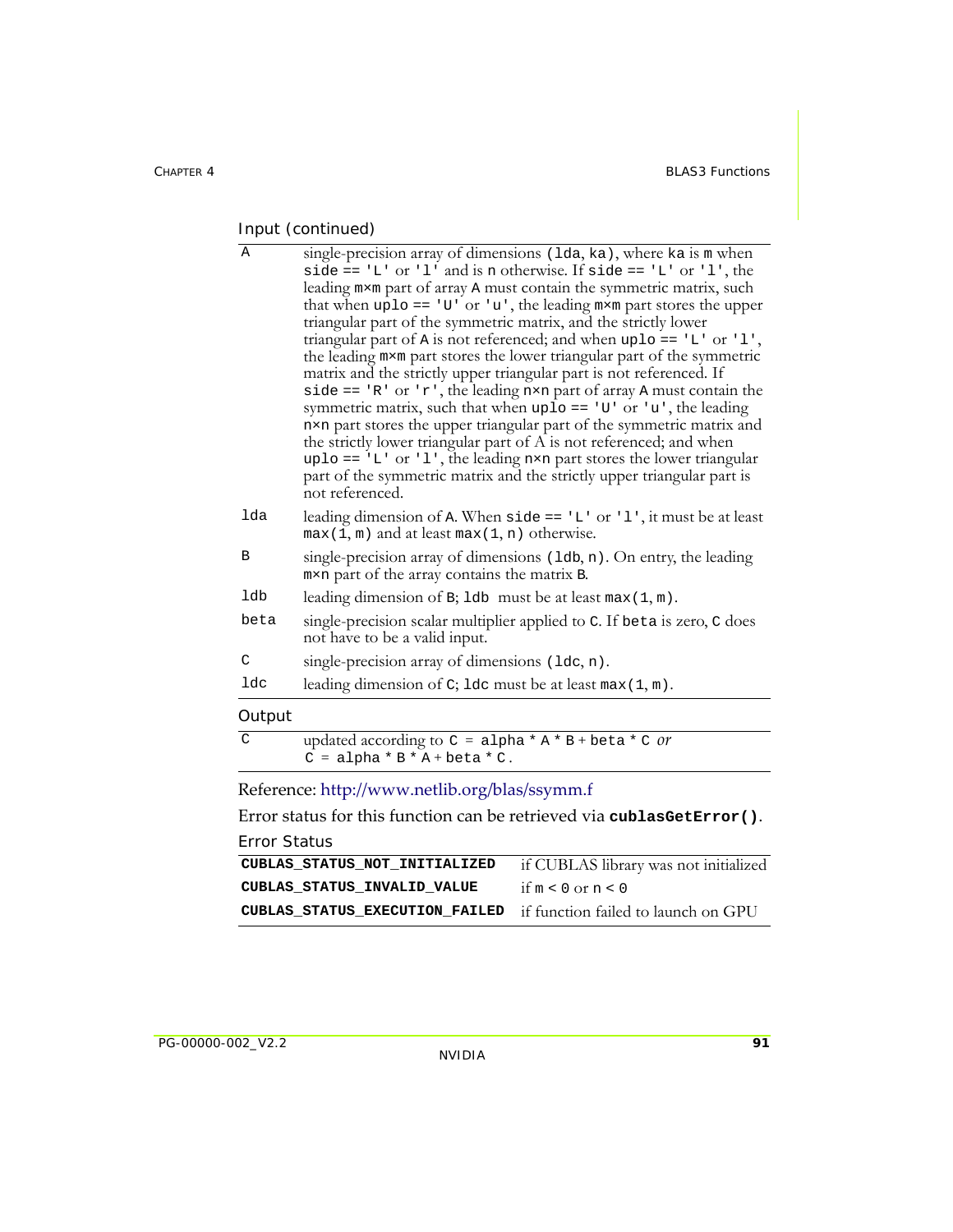Input (continued)

| | |
|---|---|
| A | single-precision array of dimensions (lda, ka), where ka is m when side == 'L' or 'l' and is n otherwise. If side == 'L' or 'l', the leading m×m part of array A must contain the symmetric matrix, such that when uplo == 'U' or 'u', the leading m×m part stores the upper triangular part of the symmetric matrix, and the strictly lower triangular part of A is not referenced; and when uplo == 'L' or 'l', the leading m×m part stores the lower triangular part of the symmetric matrix and the strictly upper triangular part is not referenced. If side == 'R' or 'r', the leading n×n part of array A must contain the symmetric matrix, such that when uplo == 'U' or 'u', the leading n×n part stores the upper triangular part of the symmetric matrix and the strictly lower triangular part of A is not referenced; and when uplo == 'L' or 'l', the leading n×n part stores the lower triangular part of the symmetric matrix and the strictly upper triangular part is not referenced. |
| lda | leading dimension of A. When side == 'L' or 'l', it must be at least max(1, m) and at least max(1, n) otherwise. |
| B | single-precision array of dimensions (ldb, n). On entry, the leading m×n part of the array contains the matrix B. |
| ldb | leading dimension of B; ldb must be at least max(1, m). |
| beta | single-precision scalar multiplier applied to C. If beta is zero, C does not have to be a valid input. |
| C | single-precision array of dimensions (ldc, n). |
| ldc | leading dimension of C; ldc must be at least max(1, m). |

Output

| | |
|---|---|
| C | updated according to C = alpha * A * B + beta * C *or* C = alpha * B * A + beta * C. |

Reference: http://www.netlib.org/blas/ssymm.f

Error status for this function can be retrieved via **cublasGetError()**.

Error Status

| | |
|---|---|
| **CUBLAS_STATUS_NOT_INITIALIZED** | if CUBLAS library was not initialized |
| **CUBLAS_STATUS_INVALID_VALUE** | if m < 0 or n < 0 |
| **CUBLAS_STATUS_EXECUTION_FAILED** | if function failed to launch on GPU |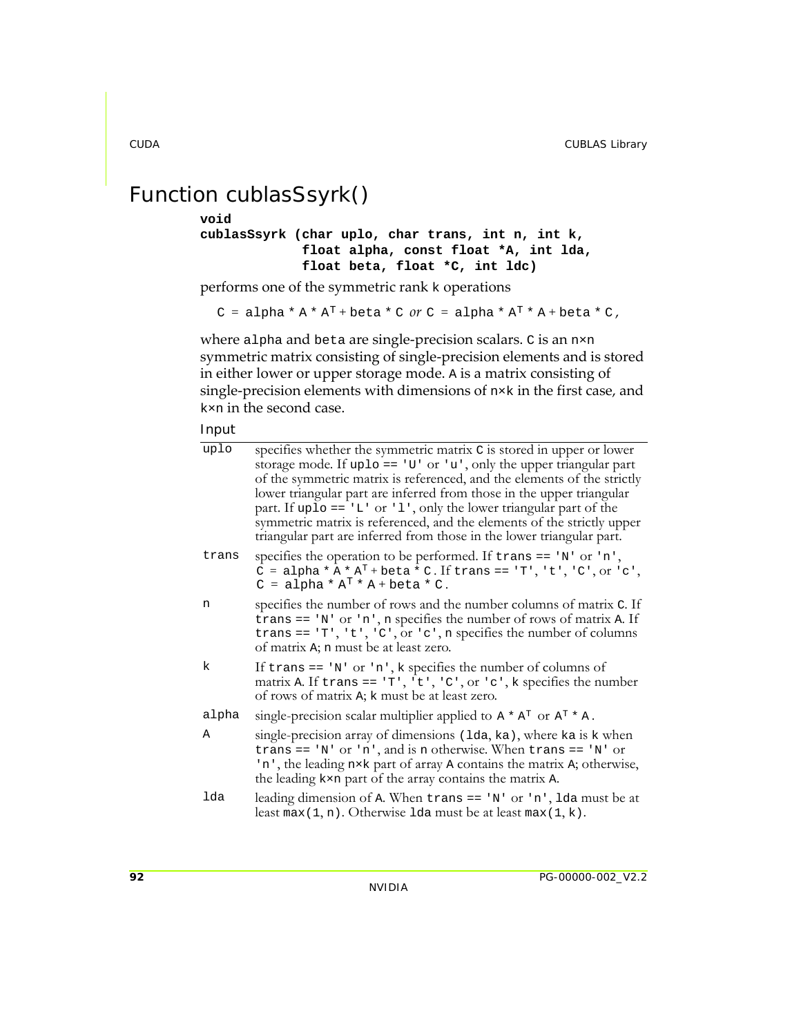# Function cublasSsyrk()

```
void
cublasSsyrk (char uplo, char trans, int n, int k,
             float alpha, const float *A, int lda,
             float beta, float *C, int ldc)
```

performs one of the symmetric rank k operations

$$C = alpha * A * A^T + beta * C \textit{ or } C = alpha * A^T * A + beta * C,$$

where alpha and beta are single-precision scalars. C is an n×n symmetric matrix consisting of single-precision elements and is stored in either lower or upper storage mode. A is a matrix consisting of single-precision elements with dimensions of n×k in the first case, and k×n in the second case.

Input

| | |
|---|---|
| uplo | specifies whether the symmetric matrix C is stored in upper or lower storage mode. If uplo == 'U' or 'u', only the upper triangular part of the symmetric matrix is referenced, and the elements of the strictly lower triangular part are inferred from those in the upper triangular part. If uplo == 'L' or 'l', only the lower triangular part of the symmetric matrix is referenced, and the elements of the strictly upper triangular part are inferred from those in the lower triangular part. |
| trans | specifies the operation to be performed. If trans == 'N' or 'n', $C = alpha * A * A^T + beta * C$. If trans == 'T', 't', 'C', or 'c', $C = alpha * A^T * A + beta * C$. |
| n | specifies the number of rows and the number columns of matrix C. If trans == 'N' or 'n', n specifies the number of rows of matrix A. If trans == 'T', 't', 'C', or 'c', n specifies the number of columns of matrix A; n must be at least zero. |
| k | If trans == 'N' or 'n', k specifies the number of columns of matrix A. If trans == 'T', 't', 'C', or 'c', k specifies the number of rows of matrix A; k must be at least zero. |
| alpha | single-precision scalar multiplier applied to $A * A^T$ or $A^T * A$. |
| A | single-precision array of dimensions (lda, ka), where ka is k when trans == 'N' or 'n', and is n otherwise. When trans == 'N' or 'n', the leading n×k part of array A contains the matrix A; otherwise, the leading k×n part of the array contains the matrix A. |
| lda | leading dimension of A. When trans == 'N' or 'n', lda must be at least max(1, n). Otherwise lda must be at least max(1, k). |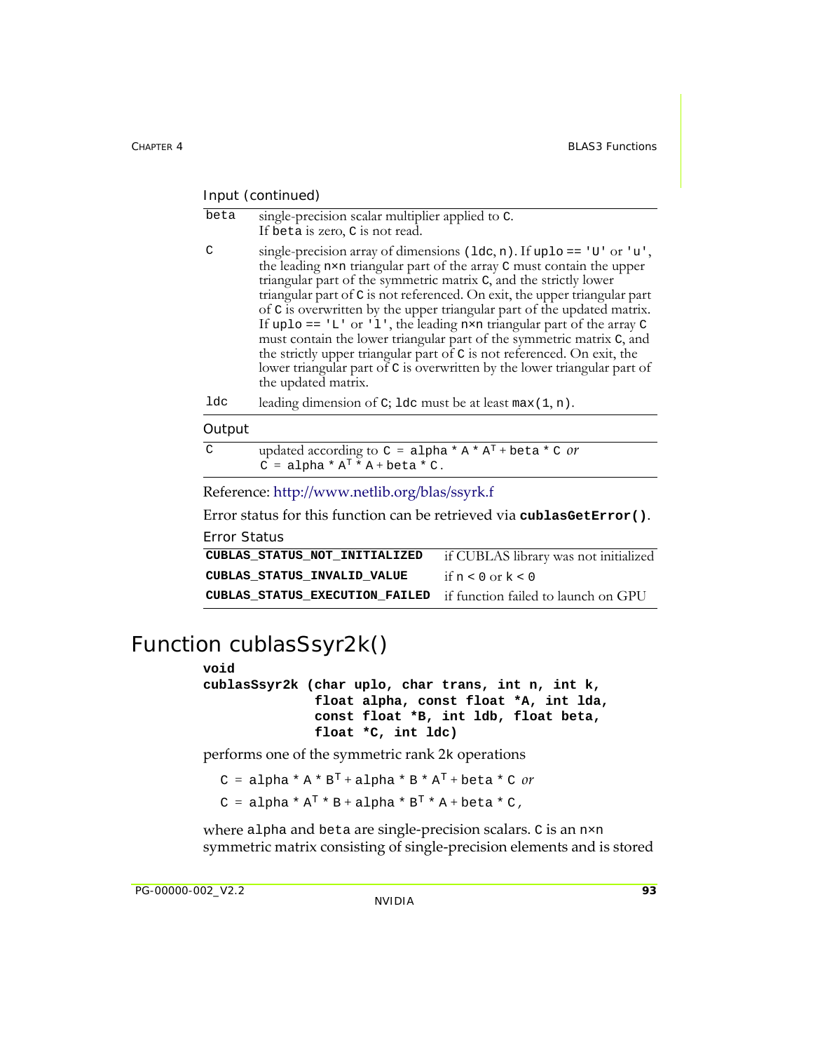Input (continued)

| | |
|---|---|
| beta | single-precision scalar multiplier applied to C. If beta is zero, C is not read. |
| C | single-precision array of dimensions (ldc, n). If uplo == 'U' or 'u', the leading n×n triangular part of the array C must contain the upper triangular part of the symmetric matrix C, and the strictly lower triangular part of C is not referenced. On exit, the upper triangular part of C is overwritten by the upper triangular part of the updated matrix. If uplo == 'L' or 'l', the leading n×n triangular part of the array C must contain the lower triangular part of the symmetric matrix C, and the strictly upper triangular part of C is not referenced. On exit, the lower triangular part of C is overwritten by the lower triangular part of the updated matrix. |
| ldc | leading dimension of C; ldc must be at least max(1, n). |

Output

| | |
|---|---|
| C | updated according to $C = alpha * A * A^T + beta * C$ *or* $C = alpha * A^T * A + beta * C$. |

Reference: http://www.netlib.org/blas/ssyrk.f

Error status for this function can be retrieved via **cublasGetError()**.

Error Status

| | |
|---|---|
| **CUBLAS_STATUS_NOT_INITIALIZED** | if CUBLAS library was not initialized |
| **CUBLAS_STATUS_INVALID_VALUE** | if n < 0 or k < 0 |
| **CUBLAS_STATUS_EXECUTION_FAILED** | if function failed to launch on GPU |

# Function cublasSsyr2k()

```
void
cublasSsyr2k (char uplo, char trans, int n, int k,
              float alpha, const float *A, int lda,
              const float *B, int ldb, float beta,
              float *C, int ldc)
```

performs one of the symmetric rank 2k operations

$C = alpha * A * B^T + alpha * B * A^T + beta * C$ *or*

$C = alpha * A^T * B + alpha * B^T * A + beta * C$,

where alpha and beta are single-precision scalars. C is an n×n symmetric matrix consisting of single-precision elements and is stored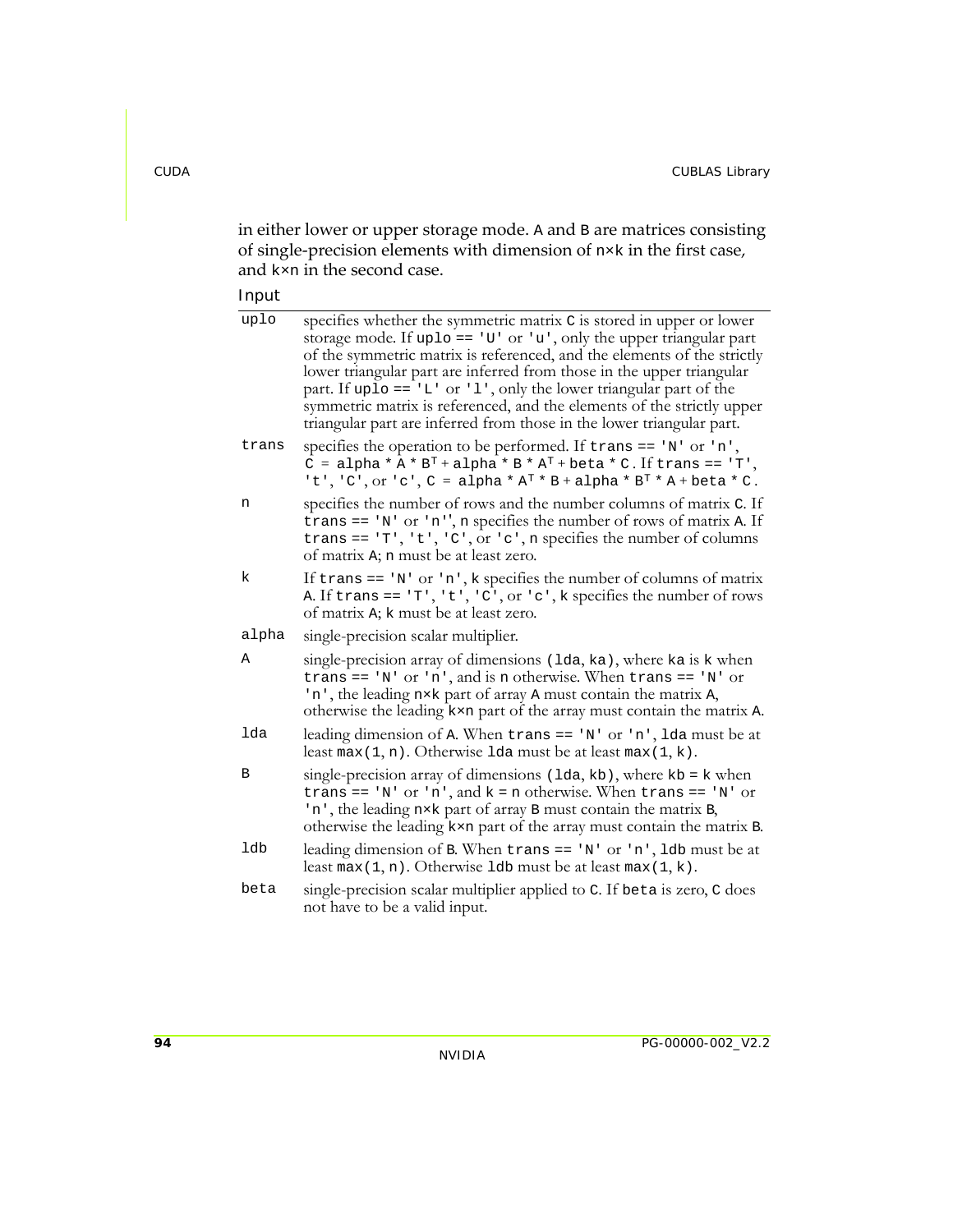in either lower or upper storage mode. A and B are matrices consisting of single-precision elements with dimension of n×k in the first case, and k×n in the second case.

Input

| | |
|---|---|
| `uplo` | specifies whether the symmetric matrix C is stored in upper or lower storage mode. If `uplo == 'U'` or `'u'`, only the upper triangular part of the symmetric matrix is referenced, and the elements of the strictly lower triangular part are inferred from those in the upper triangular part. If `uplo == 'L'` or `'l'`, only the lower triangular part of the symmetric matrix is referenced, and the elements of the strictly upper triangular part are inferred from those in the lower triangular part. |
| `trans` | specifies the operation to be performed. If `trans == 'N'` or `'n'`, $C = alpha * A * B^T + alpha * B * A^T + beta * C$. If `trans == 'T'`, `'t'`, `'C'`, or `'c'`, $C = alpha * A^T * B + alpha * B^T * A + beta * C$. |
| `n` | specifies the number of rows and the number columns of matrix C. If `trans == 'N'` or `'n''`, n specifies the number of rows of matrix A. If `trans == 'T'`, `'t'`, `'C'`, or `'c'`, n specifies the number of columns of matrix A; n must be at least zero. |
| `k` | If `trans == 'N'` or `'n'`, k specifies the number of columns of matrix A. If `trans == 'T'`, `'t'`, `'C'`, or `'c'`, k specifies the number of rows of matrix A; k must be at least zero. |
| `alpha` | single-precision scalar multiplier. |
| `A` | single-precision array of dimensions `(lda, ka)`, where ka is k when `trans == 'N'` or `'n'`, and is n otherwise. When `trans == 'N'` or `'n'`, the leading n×k part of array A must contain the matrix A, otherwise the leading k×n part of the array must contain the matrix A. |
| `lda` | leading dimension of A. When `trans == 'N'` or `'n'`, lda must be at least `max(1, n)`. Otherwise lda must be at least `max(1, k)`. |
| `B` | single-precision array of dimensions `(lda, kb)`, where kb = k when `trans == 'N'` or `'n'`, and k = n otherwise. When `trans == 'N'` or `'n'`, the leading n×k part of array B must contain the matrix B, otherwise the leading k×n part of the array must contain the matrix B. |
| `ldb` | leading dimension of B. When `trans == 'N'` or `'n'`, ldb must be at least `max(1, n)`. Otherwise ldb must be at least `max(1, k)`. |
| `beta` | single-precision scalar multiplier applied to C. If beta is zero, C does not have to be a valid input. |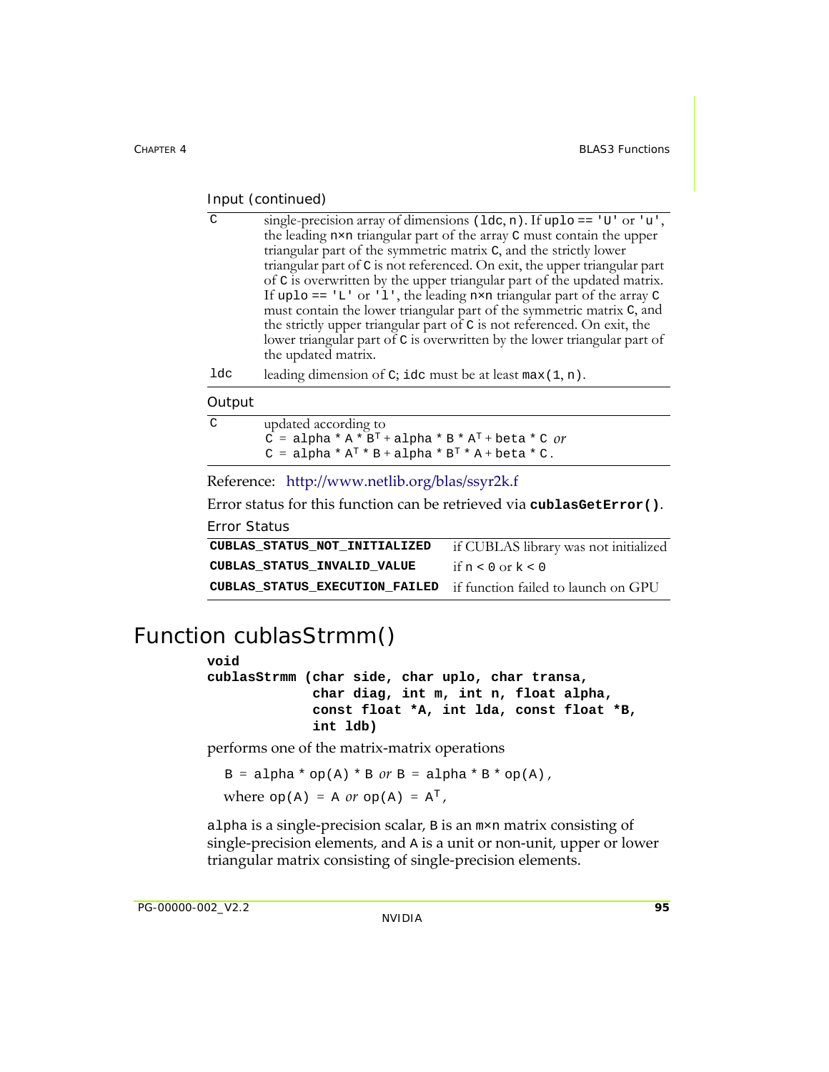Input (continued)

| | |
|---|---|
| C | single-precision array of dimensions (ldc, n). If uplo == 'U' or 'u', the leading n×n triangular part of the array C must contain the upper triangular part of the symmetric matrix C, and the strictly lower triangular part of C is not referenced. On exit, the upper triangular part of C is overwritten by the upper triangular part of the updated matrix. If uplo == 'L' or 'l', the leading n×n triangular part of the array C must contain the lower triangular part of the symmetric matrix C, and the strictly upper triangular part of C is not referenced. On exit, the lower triangular part of C is overwritten by the lower triangular part of the updated matrix. |
| ldc | leading dimension of C; idc must be at least max(1, n). |

Output

| | |
|---|---|
| C | updated according to<br>C = alpha * A * $B^T$ + alpha * B * $A^T$ + beta * C *or*<br>C = alpha * $A^T$ * B + alpha * $B^T$ * A + beta * C. |

Reference: http://www.netlib.org/blas/ssyr2k.f

Error status for this function can be retrieved via **cublasGetError()**.

Error Status

| | |
|---|---|
| **CUBLAS_STATUS_NOT_INITIALIZED** | if CUBLAS library was not initialized |
| **CUBLAS_STATUS_INVALID_VALUE** | if n < 0 or k < 0 |
| **CUBLAS_STATUS_EXECUTION_FAILED** | if function failed to launch on GPU |

# Function cublasStrmm()

```
void
cublasStrmm (char side, char uplo, char transa,
             char diag, int m, int n, float alpha,
             const float *A, int lda, const float *B,
             int ldb)
```

performs one of the matrix-matrix operations

B = alpha * op(A) * B *or* B = alpha * B * op(A),

where op(A) = A *or* op(A) = $A^T$,

alpha is a single-precision scalar, B is an m×n matrix consisting of single-precision elements, and A is a unit or non-unit, upper or lower triangular matrix consisting of single-precision elements.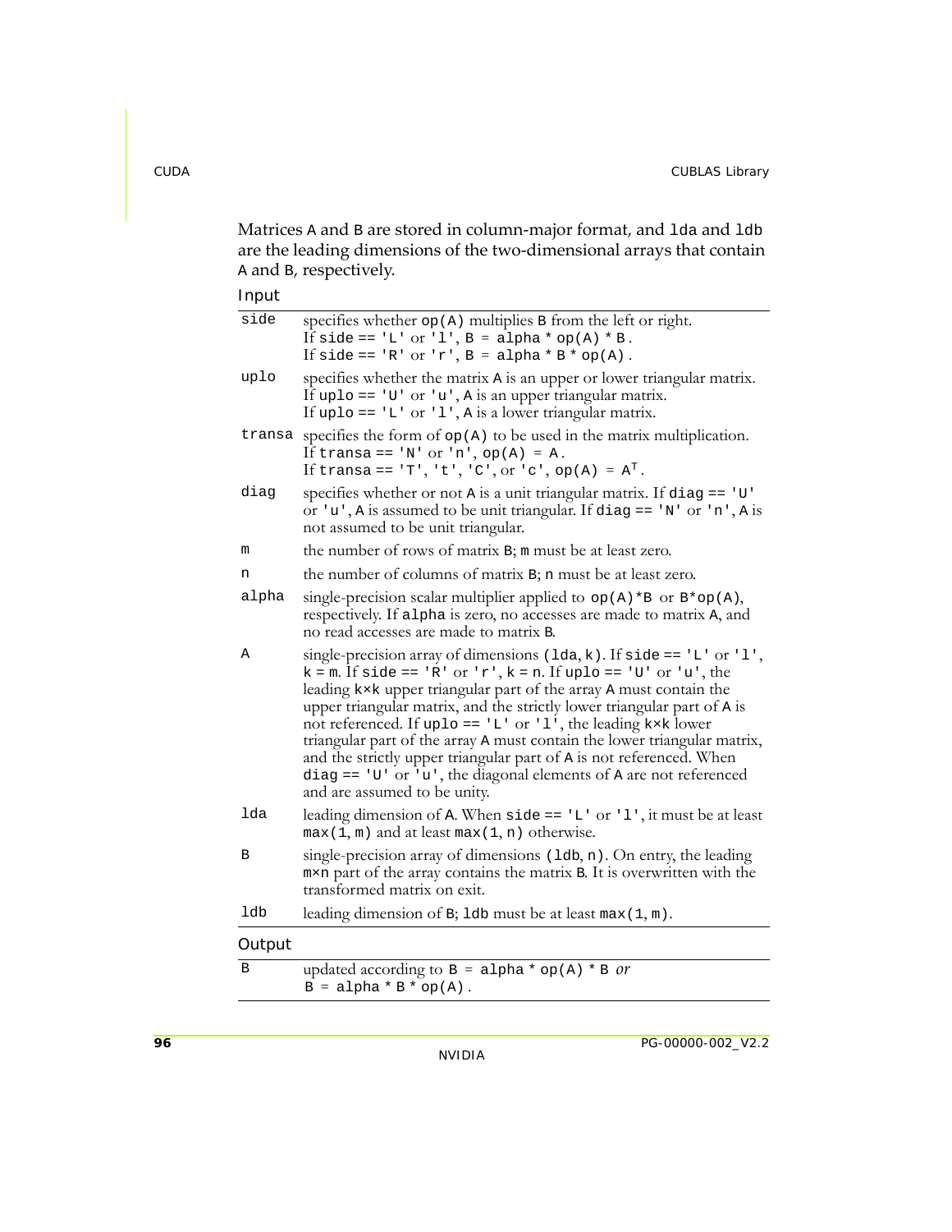Matrices A and B are stored in column-major format, and lda and ldb are the leading dimensions of the two-dimensional arrays that contain A and B, respectively.

Input

| | |
|---|---|
| side | specifies whether op(A) multiplies B from the left or right. If side == 'L' or 'l', B = alpha * op(A) * B. If side == 'R' or 'r', B = alpha * B * op(A). |
| uplo | specifies whether the matrix A is an upper or lower triangular matrix. If uplo == 'U' or 'u', A is an upper triangular matrix. If uplo == 'L' or 'l', A is a lower triangular matrix. |
| transa | specifies the form of op(A) to be used in the matrix multiplication. If transa == 'N' or 'n', op(A) = A. If transa == 'T', 't', 'C', or 'c', op(A) = $A^T$. |
| diag | specifies whether or not A is a unit triangular matrix. If diag == 'U' or 'u', A is assumed to be unit triangular. If diag == 'N' or 'n', A is not assumed to be unit triangular. |
| m | the number of rows of matrix B; m must be at least zero. |
| n | the number of columns of matrix B; n must be at least zero. |
| alpha | single-precision scalar multiplier applied to op(A)*B or B*op(A), respectively. If alpha is zero, no accesses are made to matrix A, and no read accesses are made to matrix B. |
| A | single-precision array of dimensions (lda, k). If side == 'L' or 'l', k = m. If side == 'R' or 'r', k = n. If uplo == 'U' or 'u', the leading k×k upper triangular part of the array A must contain the upper triangular matrix, and the strictly lower triangular part of A is not referenced. If uplo == 'L' or 'l', the leading k×k lower triangular part of the array A must contain the lower triangular matrix, and the strictly upper triangular part of A is not referenced. When diag == 'U' or 'u', the diagonal elements of A are not referenced and are assumed to be unity. |
| lda | leading dimension of A. When side == 'L' or 'l', it must be at least max(1, m) and at least max(1, n) otherwise. |
| B | single-precision array of dimensions (ldb, n). On entry, the leading m×n part of the array contains the matrix B. It is overwritten with the transformed matrix on exit. |
| ldb | leading dimension of B; ldb must be at least max(1, m). |

Output

| | |
|---|---|
| B | updated according to B = alpha * op(A) * B *or* B = alpha * B * op(A). |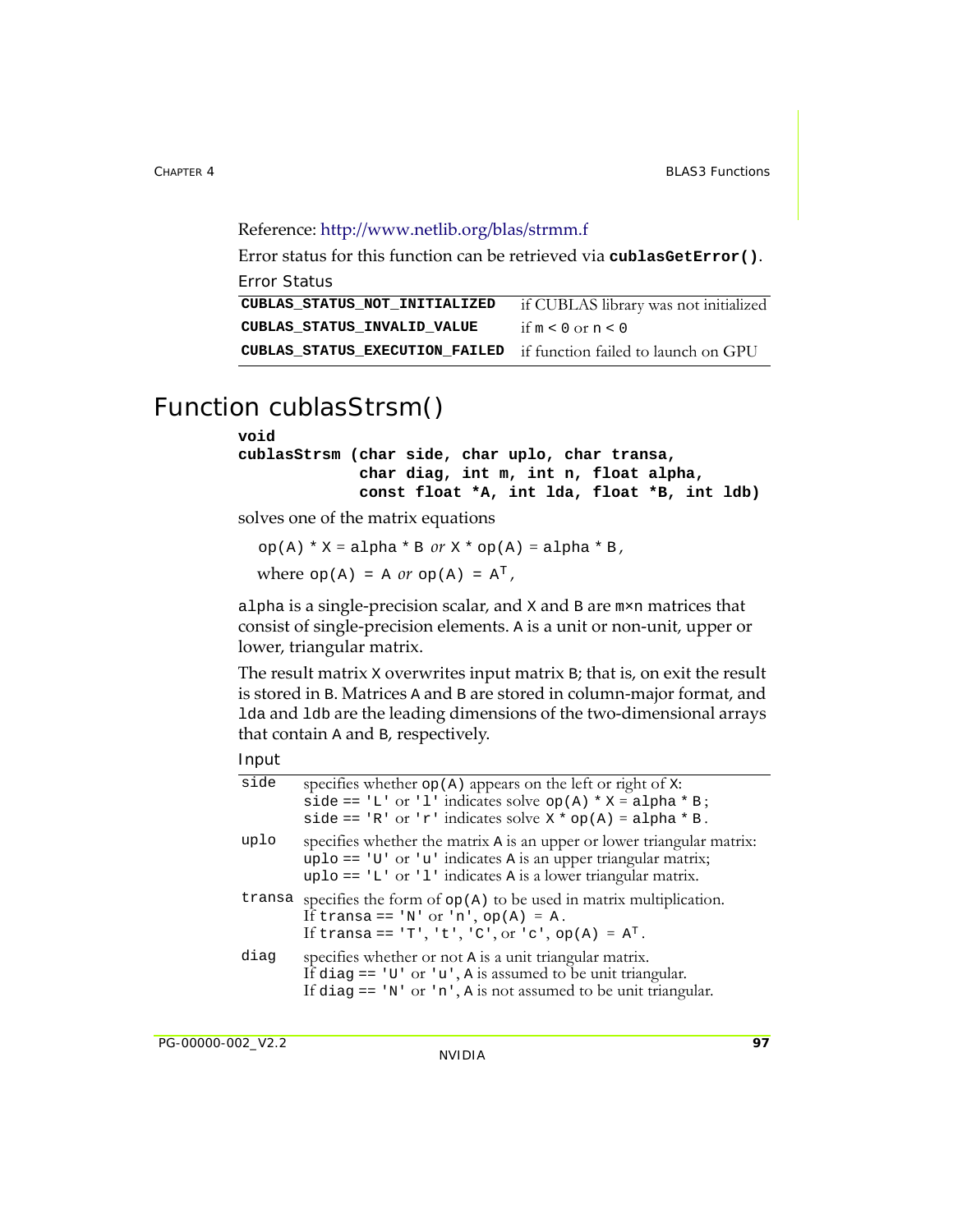Reference: http://www.netlib.org/blas/strmm.f

Error status for this function can be retrieved via **cublasGetError()**.

Error Status

| | |
|---|---|
| **CUBLAS_STATUS_NOT_INITIALIZED** | if CUBLAS library was not initialized |
| **CUBLAS_STATUS_INVALID_VALUE** | if m < 0 or n < 0 |
| **CUBLAS_STATUS_EXECUTION_FAILED** | if function failed to launch on GPU |

# Function cublasStrsm()

```
void
cublasStrsm (char side, char uplo, char transa,
             char diag, int m, int n, float alpha,
             const float *A, int lda, float *B, int ldb)
```

solves one of the matrix equations

op(A) * X = alpha * B *or* X * op(A) = alpha * B,

where op(A) = A *or* op(A) = $A^T$,

alpha is a single-precision scalar, and X and B are m×n matrices that consist of single-precision elements. A is a unit or non-unit, upper or lower, triangular matrix.

The result matrix X overwrites input matrix B; that is, on exit the result is stored in B. Matrices A and B are stored in column-major format, and lda and ldb are the leading dimensions of the two-dimensional arrays that contain A and B, respectively.

Input

| | |
|---|---|
| side | specifies whether op(A) appears on the left or right of X: side == 'L' or 'l' indicates solve op(A) * X = alpha * B; side == 'R' or 'r' indicates solve X * op(A) = alpha * B. |
| uplo | specifies whether the matrix A is an upper or lower triangular matrix: uplo == 'U' or 'u' indicates A is an upper triangular matrix; uplo == 'L' or 'l' indicates A is a lower triangular matrix. |
| transa | specifies the form of op(A) to be used in matrix multiplication. If transa == 'N' or 'n', op(A) = A. If transa == 'T', 't', 'C', or 'c', op(A) = $A^T$. |
| diag | specifies whether or not A is a unit triangular matrix. If diag == 'U' or 'u', A is assumed to be unit triangular. If diag == 'N' or 'n', A is not assumed to be unit triangular. |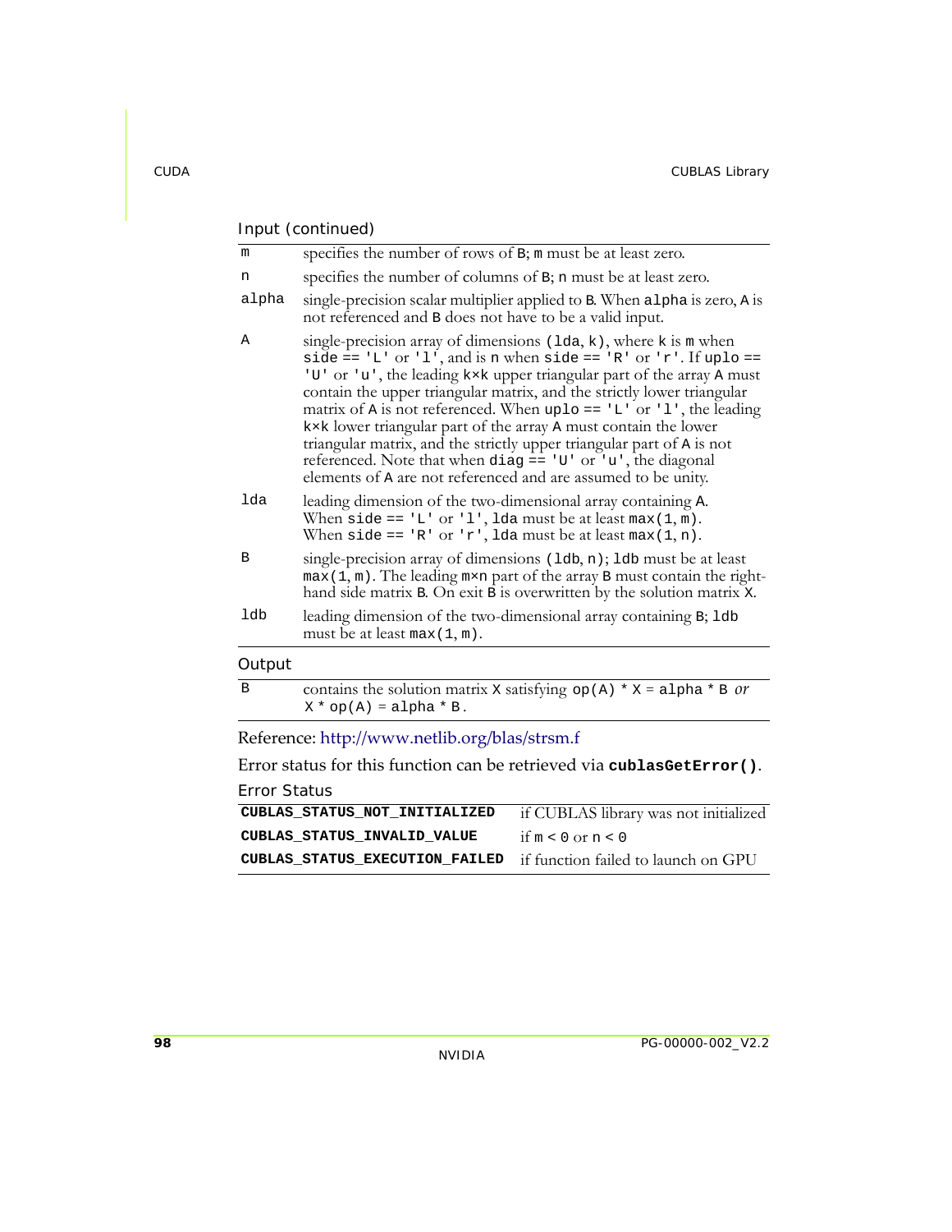Input (continued)

| | |
|---|---|
| m | specifies the number of rows of B; m must be at least zero. |
| n | specifies the number of columns of B; n must be at least zero. |
| alpha | single-precision scalar multiplier applied to B. When alpha is zero, A is not referenced and B does not have to be a valid input. |
| A | single-precision array of dimensions (lda, k), where k is m when side == 'L' or 'l', and is n when side == 'R' or 'r'. If uplo == 'U' or 'u', the leading k×k upper triangular part of the array A must contain the upper triangular matrix, and the strictly lower triangular matrix of A is not referenced. When uplo == 'L' or 'l', the leading k×k lower triangular part of the array A must contain the lower triangular matrix, and the strictly upper triangular part of A is not referenced. Note that when diag == 'U' or 'u', the diagonal elements of A are not referenced and are assumed to be unity. |
| lda | leading dimension of the two-dimensional array containing A. When side == 'L' or 'l', lda must be at least max(1, m). When side == 'R' or 'r', lda must be at least max(1, n). |
| B | single-precision array of dimensions (ldb, n); ldb must be at least max(1, m). The leading m×n part of the array B must contain the right-hand side matrix B. On exit B is overwritten by the solution matrix X. |
| ldb | leading dimension of the two-dimensional array containing B; ldb must be at least max(1, m). |

Output

| | |
|---|---|
| B | contains the solution matrix X satisfying op(A) * X = alpha * B *or* X * op(A) = alpha * B. |

Reference: http://www.netlib.org/blas/strsm.f

Error status for this function can be retrieved via **cublasGetError()**.

Error Status

| | |
|---|---|
| **CUBLAS_STATUS_NOT_INITIALIZED** | if CUBLAS library was not initialized |
| **CUBLAS_STATUS_INVALID_VALUE** | if m < 0 or n < 0 |
| **CUBLAS_STATUS_EXECUTION_FAILED** | if function failed to launch on GPU |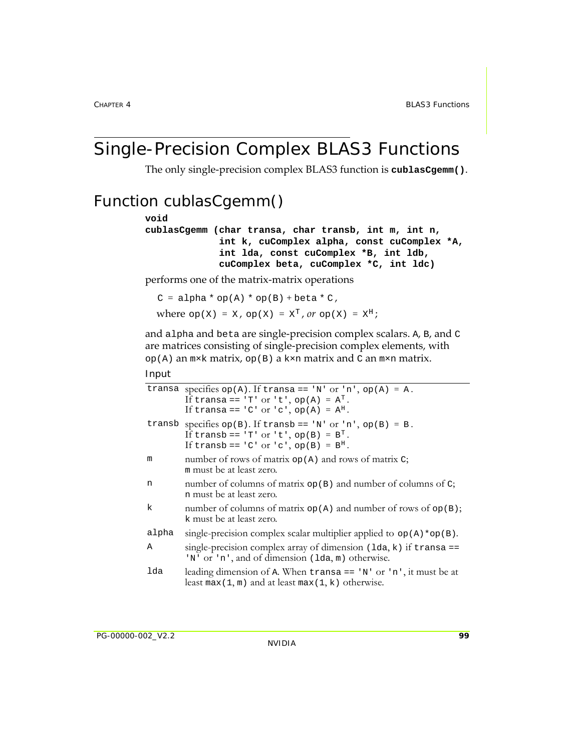# Single-Precision Complex BLAS3 Functions

The only single-precision complex BLAS3 function is **`cublasCgemm()`**.

## Function cublasCgemm()

```
void
cublasCgemm (char transa, char transb, int m, int n,
             int k, cuComplex alpha, const cuComplex *A,
             int lda, const cuComplex *B, int ldb,
             cuComplex beta, cuComplex *C, int ldc)
```

performs one of the matrix-matrix operations

`C = alpha * op(A) * op(B) + beta * C`,

where `op(X) = X`, $\text{op}(X) = X^T$, *or* $\text{op}(X) = X^H$;

and `alpha` and `beta` are single-precision complex scalars. `A`, `B`, and `C` are matrices consisting of single-precision complex elements, with `op(A)` an `m×k` matrix, `op(B)` a `k×n` matrix and `C` an `m×n` matrix.

Input

| | |
|---|---|
| `transa` | specifies `op(A)`. If `transa == 'N'` or `'n'`, `op(A) = A`. If `transa == 'T'` or `'t'`, $\text{op}(A) = A^T$. If `transa == 'C'` or `'c'`, $\text{op}(A) = A^H$. |
| `transb` | specifies `op(B)`. If `transb == 'N'` or `'n'`, `op(B) = B`. If `transb == 'T'` or `'t'`, $\text{op}(B) = B^T$. If `transb == 'C'` or `'c'`, $\text{op}(B) = B^H$. |
| `m` | number of rows of matrix `op(A)` and rows of matrix `C`; `m` must be at least zero. |
| `n` | number of columns of matrix `op(B)` and number of columns of `C`; `n` must be at least zero. |
| `k` | number of columns of matrix `op(A)` and number of rows of `op(B)`; `k` must be at least zero. |
| `alpha` | single-precision complex scalar multiplier applied to `op(A)*op(B)`. |
| `A` | single-precision complex array of dimension `(lda, k)` if `transa == 'N'` or `'n'`, and of dimension `(lda, m)` otherwise. |
| `lda` | leading dimension of `A`. When `transa == 'N'` or `'n'`, it must be at least `max(1, m)` and at least `max(1, k)` otherwise. |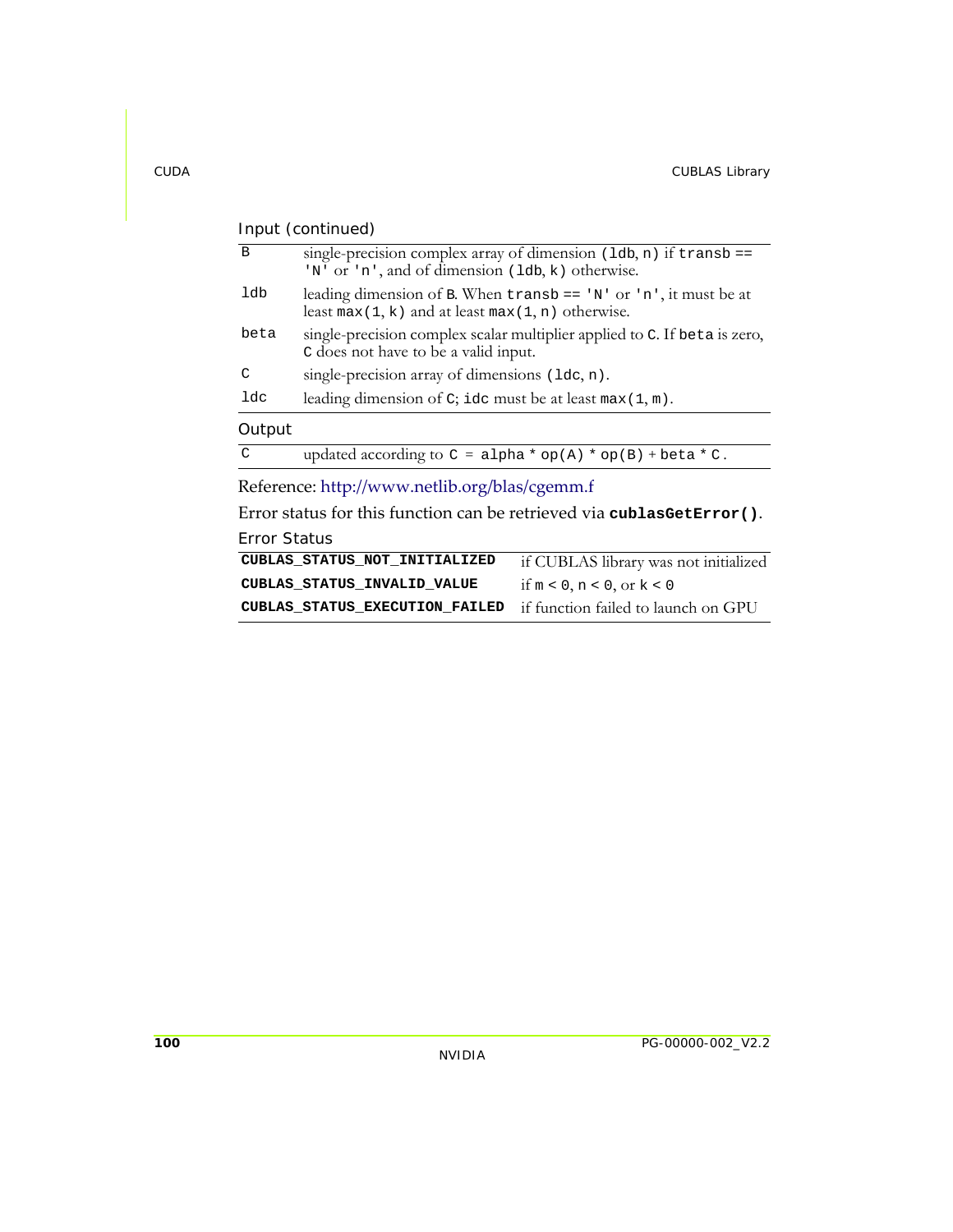Input (continued)

| | |
|---|---|
| B | single-precision complex array of dimension (ldb, n) if transb == 'N' or 'n', and of dimension (ldb, k) otherwise. |
| ldb | leading dimension of B. When transb == 'N' or 'n', it must be at least max(1, k) and at least max(1, n) otherwise. |
| beta | single-precision complex scalar multiplier applied to C. If beta is zero, C does not have to be a valid input. |
| C | single-precision array of dimensions (ldc, n). |
| ldc | leading dimension of C; idc must be at least max(1, m). |

Output

| | |
|---|---|
| C | updated according to C = alpha * op(A) * op(B) + beta * C. |

Reference: http://www.netlib.org/blas/cgemm.f

Error status for this function can be retrieved via **cublasGetError()**.

Error Status

| | |
|---|---|
| **CUBLAS_STATUS_NOT_INITIALIZED** | if CUBLAS library was not initialized |
| **CUBLAS_STATUS_INVALID_VALUE** | if m < 0, n < 0, or k < 0 |
| **CUBLAS_STATUS_EXECUTION_FAILED** | if function failed to launch on GPU |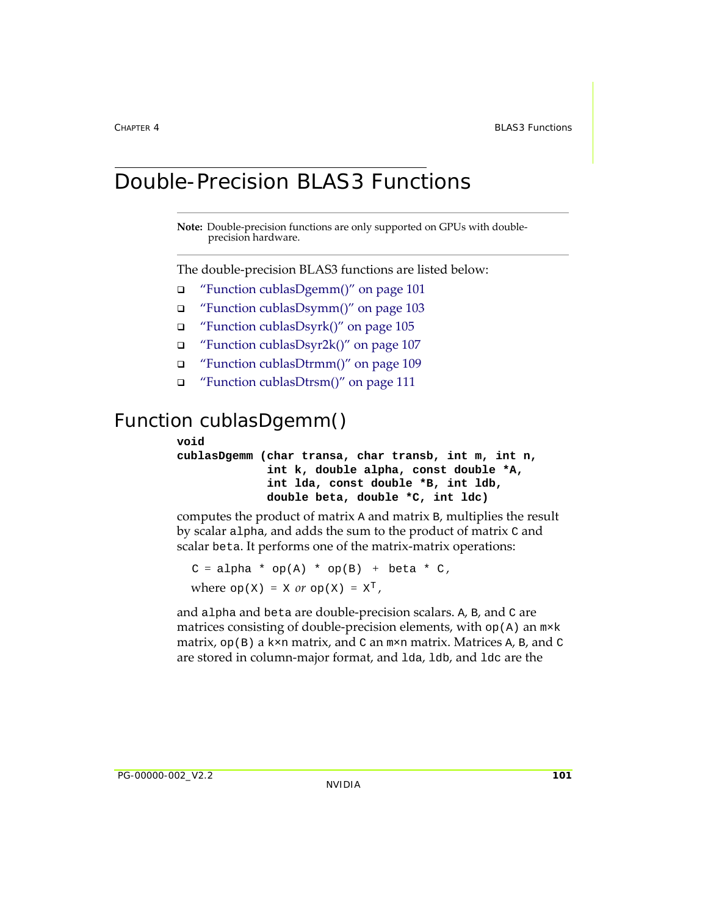# Double-Precision BLAS3 Functions

**Note:** Double-precision functions are only supported on GPUs with double-precision hardware.

The double-precision BLAS3 functions are listed below:

- "Function cublasDgemm()" on page 101
- "Function cublasDsymm()" on page 103
- "Function cublasDsyrk()" on page 105
- "Function cublasDsyr2k()" on page 107
- "Function cublasDtrmm()" on page 109
- "Function cublasDtrsm()" on page 111

## Function cublasDgemm()

```
void
cublasDgemm (char transa, char transb, int m, int n,
             int k, double alpha, const double *A,
             int lda, const double *B, int ldb,
             double beta, double *C, int ldc)
```

computes the product of matrix `A` and matrix `B`, multiplies the result by scalar `alpha`, and adds the sum to the product of matrix `C` and scalar `beta`. It performs one of the matrix-matrix operations:

`C = alpha * op(A) * op(B) + beta * C,`

where `op(X) = X` *or* `op(X) = X`$^T$,

and `alpha` and `beta` are double-precision scalars. `A`, `B`, and `C` are matrices consisting of double-precision elements, with `op(A)` an `m×k` matrix, `op(B)` a `k×n` matrix, and `C` an `m×n` matrix. Matrices `A`, `B`, and `C` are stored in column-major format, and `lda`, `ldb`, and `ldc` are the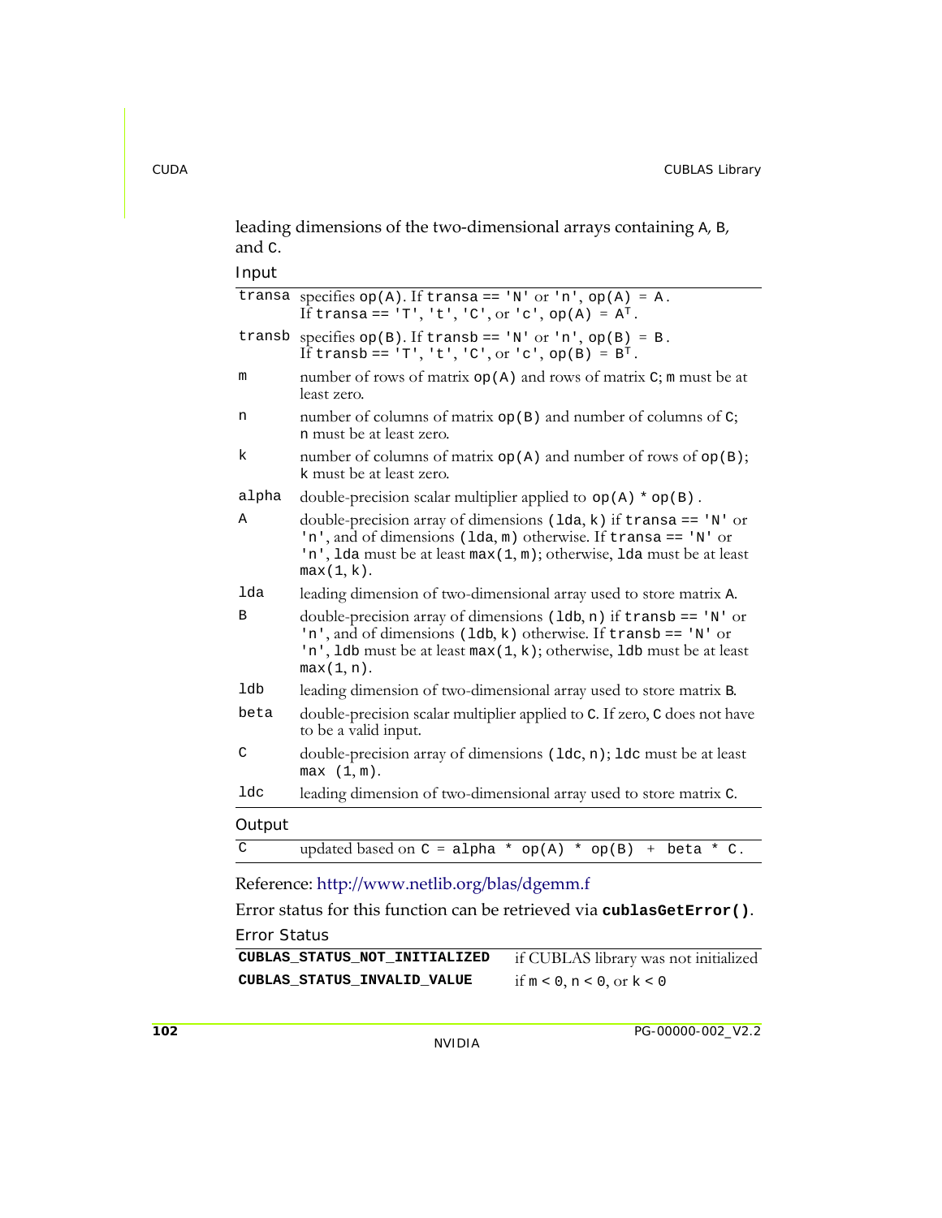leading dimensions of the two-dimensional arrays containing A, B, and C.

Input

| | |
|---|---|
| transa | specifies op(A). If transa == 'N' or 'n', op(A) = A. If transa == 'T', 't', 'C', or 'c', op(A) = $A^T$. |
| transb | specifies op(B). If transb == 'N' or 'n', op(B) = B. If transb == 'T', 't', 'C', or 'c', op(B) = $B^T$. |
| m | number of rows of matrix op(A) and rows of matrix C; m must be at least zero. |
| n | number of columns of matrix op(B) and number of columns of C; n must be at least zero. |
| k | number of columns of matrix op(A) and number of rows of op(B); k must be at least zero. |
| alpha | double-precision scalar multiplier applied to op(A) * op(B). |
| A | double-precision array of dimensions (lda, k) if transa == 'N' or 'n', and of dimensions (lda, m) otherwise. If transa == 'N' or 'n', lda must be at least max(1, m); otherwise, lda must be at least max(1, k). |
| lda | leading dimension of two-dimensional array used to store matrix A. |
| B | double-precision array of dimensions (ldb, n) if transb == 'N' or 'n', and of dimensions (ldb, k) otherwise. If transb == 'N' or 'n', ldb must be at least max(1, k); otherwise, ldb must be at least max(1, n). |
| ldb | leading dimension of two-dimensional array used to store matrix B. |
| beta | double-precision scalar multiplier applied to C. If zero, C does not have to be a valid input. |
| C | double-precision array of dimensions (ldc, n); ldc must be at least max (1, m). |
| ldc | leading dimension of two-dimensional array used to store matrix C. |

Output

| | |
|---|---|
| C | updated based on C = alpha * op(A) * op(B) + beta * C. |

Reference: http://www.netlib.org/blas/dgemm.f

Error status for this function can be retrieved via **cublasGetError()**.

Error Status

| | |
|---|---|
| **CUBLAS_STATUS_NOT_INITIALIZED** | if CUBLAS library was not initialized |
| **CUBLAS_STATUS_INVALID_VALUE** | if m < 0, n < 0, or k < 0 |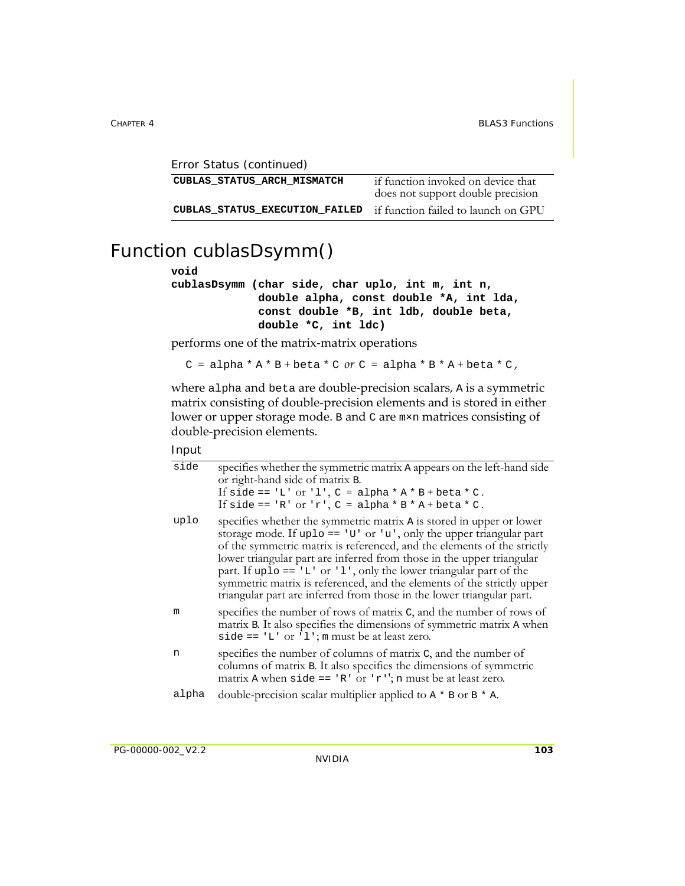Error Status (continued)

| | |
|---|---|
| **CUBLAS_STATUS_ARCH_MISMATCH** | if function invoked on device that does not support double precision |
| **CUBLAS_STATUS_EXECUTION_FAILED** | if function failed to launch on GPU |

# Function cublasDsymm()

```
void
cublasDsymm (char side, char uplo, int m, int n,
             double alpha, const double *A, int lda,
             const double *B, int ldb, double beta,
             double *C, int ldc)
```

performs one of the matrix-matrix operations

`C = alpha * A * B + beta * C` *or* `C = alpha * B * A + beta * C`,

where `alpha` and `beta` are double-precision scalars, `A` is a symmetric matrix consisting of double-precision elements and is stored in either lower or upper storage mode. `B` and `C` are `m×n` matrices consisting of double-precision elements.

Input

| | |
|---|---|
| `side` | specifies whether the symmetric matrix `A` appears on the left-hand side or right-hand side of matrix `B`. If `side == 'L'` or `'l'`, `C = alpha * A * B + beta * C`. If `side == 'R'` or `'r'`, `C = alpha * B * A + beta * C`. |
| `uplo` | specifies whether the symmetric matrix `A` is stored in upper or lower storage mode. If `uplo == 'U'` or `'u'`, only the upper triangular part of the symmetric matrix is referenced, and the elements of the strictly lower triangular part are inferred from those in the upper triangular part. If `uplo == 'L'` or `'l'`, only the lower triangular part of the symmetric matrix is referenced, and the elements of the strictly upper triangular part are inferred from those in the lower triangular part. |
| `m` | specifies the number of rows of matrix `C`, and the number of rows of matrix `B`. It also specifies the dimensions of symmetric matrix `A` when `side == 'L'` or `'l'`; `m` must be at least zero. |
| `n` | specifies the number of columns of matrix `C`, and the number of columns of matrix `B`. It also specifies the dimensions of symmetric matrix `A` when `side == 'R'` or `'r''`; `n` must be at least zero. |
| `alpha` | double-precision scalar multiplier applied to `A * B` or `B * A`. |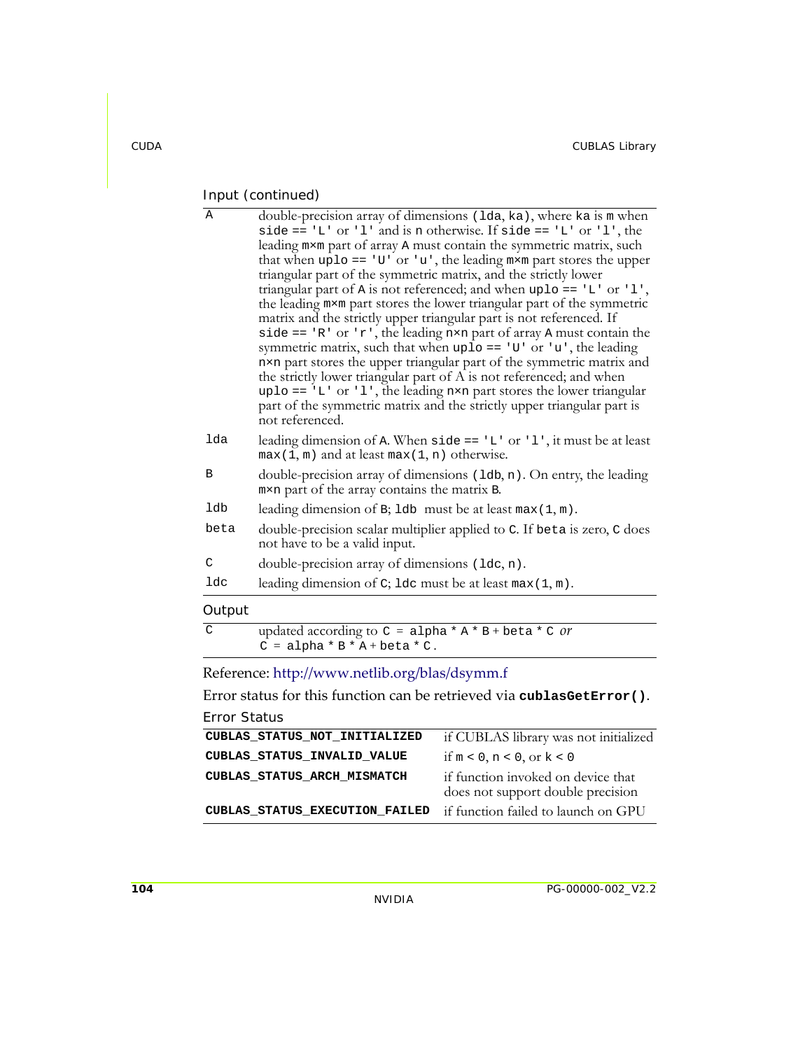Input (continued)

| | |
|---|---|
| `A` | double-precision array of dimensions `(lda, ka)`, where `ka` is `m` when `side == 'L'` or `'l'` and is `n` otherwise. If `side == 'L'` or `'l'`, the leading `m×m` part of array `A` must contain the symmetric matrix, such that when `uplo == 'U'` or `'u'`, the leading `m×m` part stores the upper triangular part of the symmetric matrix, and the strictly lower triangular part of `A` is not referenced; and when `uplo == 'L'` or `'l'`, the leading `m×m` part stores the lower triangular part of the symmetric matrix and the strictly upper triangular part is not referenced. If `side == 'R'` or `'r'`, the leading `n×n` part of array `A` must contain the symmetric matrix, such that when `uplo == 'U'` or `'u'`, the leading `n×n` part stores the upper triangular part of the symmetric matrix and the strictly lower triangular part of A is not referenced; and when `uplo == 'L'` or `'l'`, the leading `n×n` part stores the lower triangular part of the symmetric matrix and the strictly upper triangular part is not referenced. |
| `lda` | leading dimension of `A`. When `side == 'L'` or `'l'`, it must be at least `max(1, m)` and at least `max(1, n)` otherwise. |
| `B` | double-precision array of dimensions `(ldb, n)`. On entry, the leading `m×n` part of the array contains the matrix `B`. |
| `ldb` | leading dimension of `B`; `ldb` must be at least `max(1, m)`. |
| `beta` | double-precision scalar multiplier applied to `C`. If `beta` is zero, `C` does not have to be a valid input. |
| `C` | double-precision array of dimensions `(ldc, n)`. |
| `ldc` | leading dimension of `C`; `ldc` must be at least `max(1, m)`. |

Output

| | |
|---|---|
| `C` | updated according to `C = alpha * A * B + beta * C` *or* `C = alpha * B * A + beta * C`. |

Reference: http://www.netlib.org/blas/dsymm.f

Error status for this function can be retrieved via **`cublasGetError()`**.

Error Status

| | |
|---|---|
| **`CUBLAS_STATUS_NOT_INITIALIZED`** | if CUBLAS library was not initialized |
| **`CUBLAS_STATUS_INVALID_VALUE`** | if `m < 0`, `n < 0`, or `k < 0` |
| **`CUBLAS_STATUS_ARCH_MISMATCH`** | if function invoked on device that does not support double precision |
| **`CUBLAS_STATUS_EXECUTION_FAILED`** | if function failed to launch on GPU |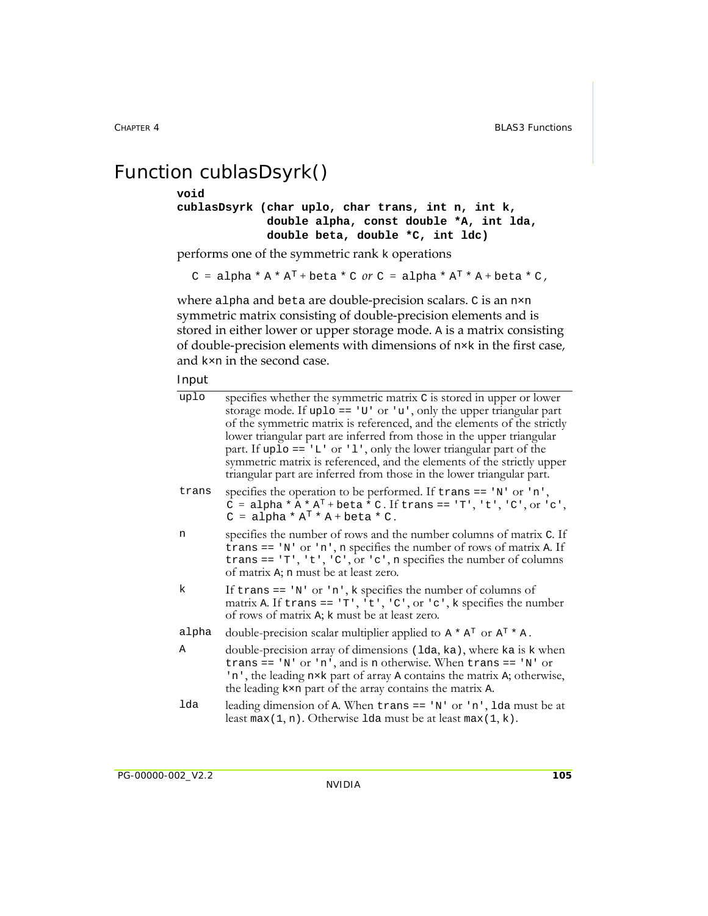# Function cublasDsyrk()

```
void
cublasDsyrk (char uplo, char trans, int n, int k,
             double alpha, const double *A, int lda,
             double beta, double *C, int ldc)
```

performs one of the symmetric rank k operations

$C = alpha * A * A^T + beta * C$ *or* $C = alpha * A^T * A + beta * C$,

where alpha and beta are double-precision scalars. C is an n×n symmetric matrix consisting of double-precision elements and is stored in either lower or upper storage mode. A is a matrix consisting of double-precision elements with dimensions of n×k in the first case, and k×n in the second case.

Input

| | |
|---|---|
| uplo | specifies whether the symmetric matrix C is stored in upper or lower storage mode. If uplo == 'U' or 'u', only the upper triangular part of the symmetric matrix is referenced, and the elements of the strictly lower triangular part are inferred from those in the upper triangular part. If uplo == 'L' or 'l', only the lower triangular part of the symmetric matrix is referenced, and the elements of the strictly upper triangular part are inferred from those in the lower triangular part. |
| trans | specifies the operation to be performed. If trans == 'N' or 'n', $C = alpha * A * A^T + beta * C$. If trans == 'T', 't', 'C', or 'c', $C = alpha * A^T * A + beta * C$. |
| n | specifies the number of rows and the number columns of matrix C. If trans == 'N' or 'n', n specifies the number of rows of matrix A. If trans == 'T', 't', 'C', or 'c', n specifies the number of columns of matrix A; n must be at least zero. |
| k | If trans == 'N' or 'n', k specifies the number of columns of matrix A. If trans == 'T', 't', 'C', or 'c', k specifies the number of rows of matrix A; k must be at least zero. |
| alpha | double-precision scalar multiplier applied to $A * A^T$ or $A^T * A$. |
| A | double-precision array of dimensions (lda, ka), where ka is k when trans == 'N' or 'n', and is n otherwise. When trans == 'N' or 'n', the leading n×k part of array A contains the matrix A; otherwise, the leading k×n part of the array contains the matrix A. |
| lda | leading dimension of A. When trans == 'N' or 'n', lda must be at least max(1, n). Otherwise lda must be at least max(1, k). |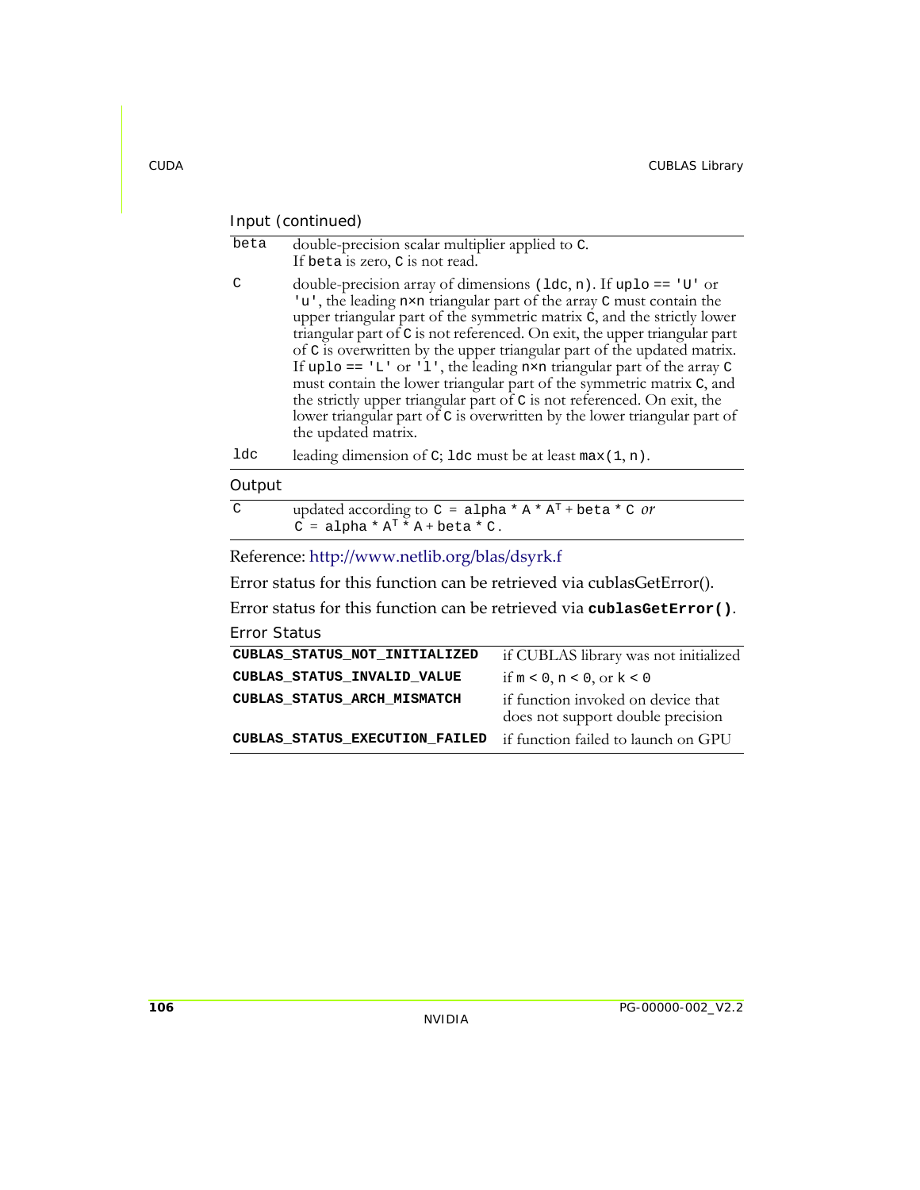Input (continued)

| | |
|---|---|
| `beta` | double-precision scalar multiplier applied to `C`. If `beta` is zero, `C` is not read. |
| `C` | double-precision array of dimensions `(ldc, n)`. If `uplo == 'U'` or `'u'`, the leading `n×n` triangular part of the array `C` must contain the upper triangular part of the symmetric matrix `C`, and the strictly lower triangular part of `C` is not referenced. On exit, the upper triangular part of `C` is overwritten by the upper triangular part of the updated matrix. If `uplo == 'L'` or `'l'`, the leading `n×n` triangular part of the array `C` must contain the lower triangular part of the symmetric matrix `C`, and the strictly upper triangular part of `C` is not referenced. On exit, the lower triangular part of `C` is overwritten by the lower triangular part of the updated matrix. |
| `ldc` | leading dimension of `C`; `ldc` must be at least `max(1, n)`. |

Output

| | |
|---|---|
| `C` | updated according to $C = alpha * A * A^T + beta * C$ *or* $C = alpha * A^T * A + beta * C$. |

Reference: http://www.netlib.org/blas/dsyrk.f

Error status for this function can be retrieved via cublasGetError().

Error status for this function can be retrieved via **`cublasGetError()`**.

Error Status

| | |
|---|---|
| **`CUBLAS_STATUS_NOT_INITIALIZED`** | if CUBLAS library was not initialized |
| **`CUBLAS_STATUS_INVALID_VALUE`** | if `m < 0`, `n < 0`, or `k < 0` |
| **`CUBLAS_STATUS_ARCH_MISMATCH`** | if function invoked on device that does not support double precision |
| **`CUBLAS_STATUS_EXECUTION_FAILED`** | if function failed to launch on GPU |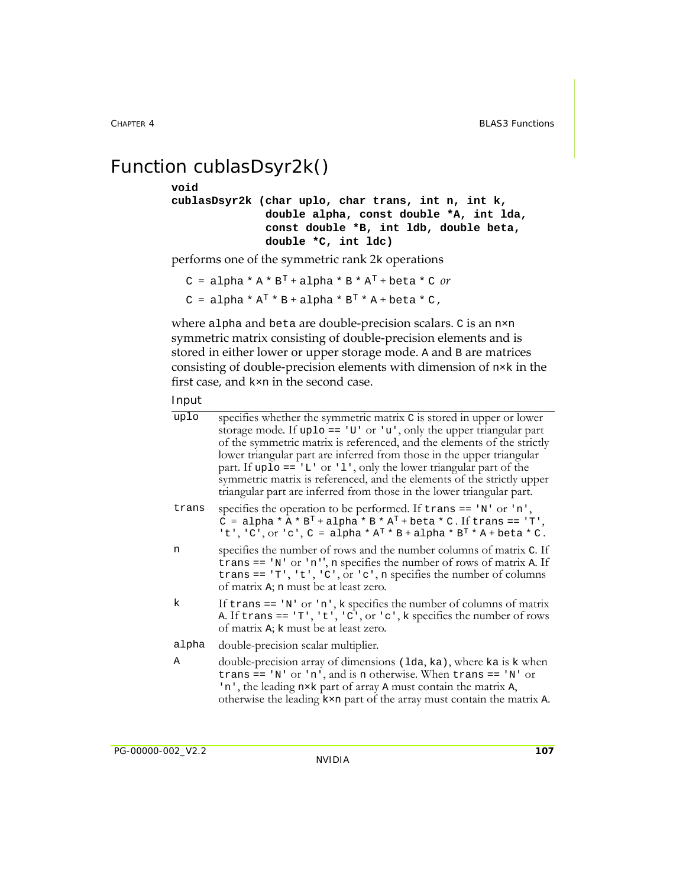# Function cublasDsyr2k()

```
void
cublasDsyr2k (char uplo, char trans, int n, int k,
              double alpha, const double *A, int lda,
              const double *B, int ldb, double beta,
              double *C, int ldc)
```

performs one of the symmetric rank 2k operations

$C = alpha * A * B^T + alpha * B * A^T + beta * C$ *or*

$C = alpha * A^T * B + alpha * B^T * A + beta * C$,

where alpha and beta are double-precision scalars. C is an n×n symmetric matrix consisting of double-precision elements and is stored in either lower or upper storage mode. A and B are matrices consisting of double-precision elements with dimension of n×k in the first case, and k×n in the second case.

Input

| | |
|---|---|
| uplo | specifies whether the symmetric matrix C is stored in upper or lower storage mode. If uplo == 'U' or 'u', only the upper triangular part of the symmetric matrix is referenced, and the elements of the strictly lower triangular part are inferred from those in the upper triangular part. If uplo == 'L' or 'l', only the lower triangular part of the symmetric matrix is referenced, and the elements of the strictly upper triangular part are inferred from those in the lower triangular part. |
| trans | specifies the operation to be performed. If trans == 'N' or 'n', $C = alpha * A * B^T + alpha * B * A^T + beta * C$. If trans == 'T', 't', 'C', or 'c', $C = alpha * A^T * B + alpha * B^T * A + beta * C$. |
| n | specifies the number of rows and the number columns of matrix C. If trans == 'N' or 'n'', n specifies the number of rows of matrix A. If trans == 'T', 't', 'C', or 'c', n specifies the number of columns of matrix A; n must be at least zero. |
| k | If trans == 'N' or 'n', k specifies the number of columns of matrix A. If trans == 'T', 't', 'C', or 'c', k specifies the number of rows of matrix A; k must be at least zero. |
| alpha | double-precision scalar multiplier. |
| A | double-precision array of dimensions (lda, ka), where ka is k when trans == 'N' or 'n', and is n otherwise. When trans == 'N' or 'n', the leading n×k part of array A must contain the matrix A, otherwise the leading k×n part of the array must contain the matrix A. |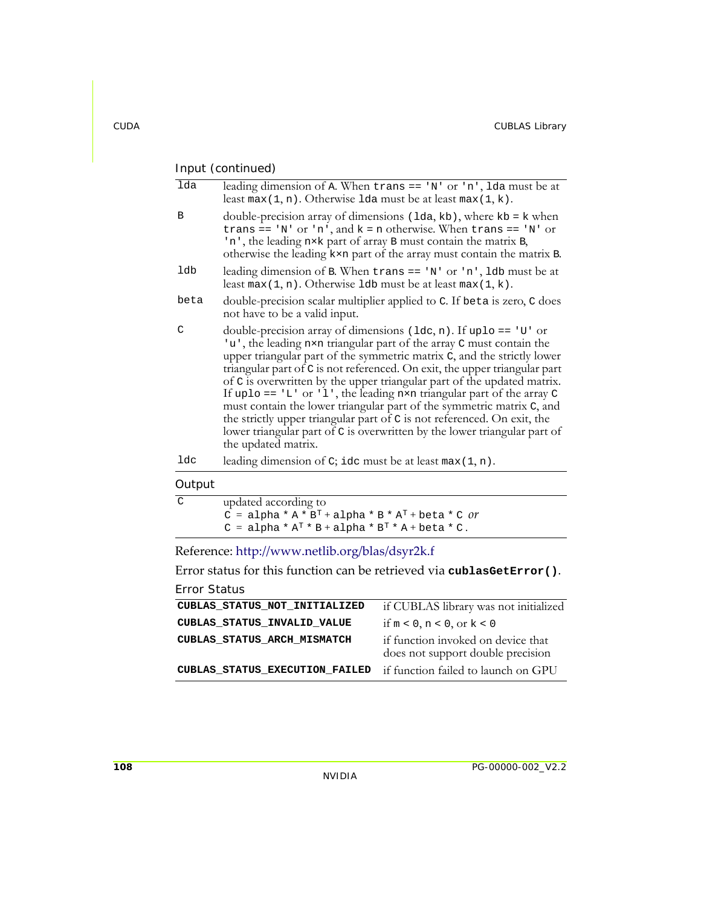Input (continued)

| | |
|---|---|
| lda | leading dimension of A. When trans == 'N' or 'n', lda must be at least max(1, n). Otherwise lda must be at least max(1, k). |
| B | double-precision array of dimensions (lda, kb), where kb = k when trans == 'N' or 'n', and k = n otherwise. When trans == 'N' or 'n', the leading n×k part of array B must contain the matrix B, otherwise the leading k×n part of the array must contain the matrix B. |
| ldb | leading dimension of B. When trans == 'N' or 'n', ldb must be at least max(1, n). Otherwise ldb must be at least max(1, k). |
| beta | double-precision scalar multiplier applied to C. If beta is zero, C does not have to be a valid input. |
| C | double-precision array of dimensions (ldc, n). If uplo == 'U' or 'u', the leading n×n triangular part of the array C must contain the upper triangular part of the symmetric matrix C, and the strictly lower triangular part of C is not referenced. On exit, the upper triangular part of C is overwritten by the upper triangular part of the updated matrix. If uplo == 'L' or 'l', the leading n×n triangular part of the array C must contain the lower triangular part of the symmetric matrix C, and the strictly upper triangular part of C is not referenced. On exit, the lower triangular part of C is overwritten by the lower triangular part of the updated matrix. |
| ldc | leading dimension of C; idc must be at least max(1, n). |

Output

| | |
|---|---|
| C | updated according to<br>C = alpha * A * $B^T$ + alpha * B * $A^T$ + beta * C *or*<br>C = alpha * $A^T$ * B + alpha * $B^T$ * A + beta * C . |

Reference: http://www.netlib.org/blas/dsyr2k.f

Error status for this function can be retrieved via **cublasGetError()**.

Error Status

| | |
|---|---|
| **CUBLAS_STATUS_NOT_INITIALIZED** | if CUBLAS library was not initialized |
| **CUBLAS_STATUS_INVALID_VALUE** | if m < 0, n < 0, or k < 0 |
| **CUBLAS_STATUS_ARCH_MISMATCH** | if function invoked on device that does not support double precision |
| **CUBLAS_STATUS_EXECUTION_FAILED** | if function failed to launch on GPU |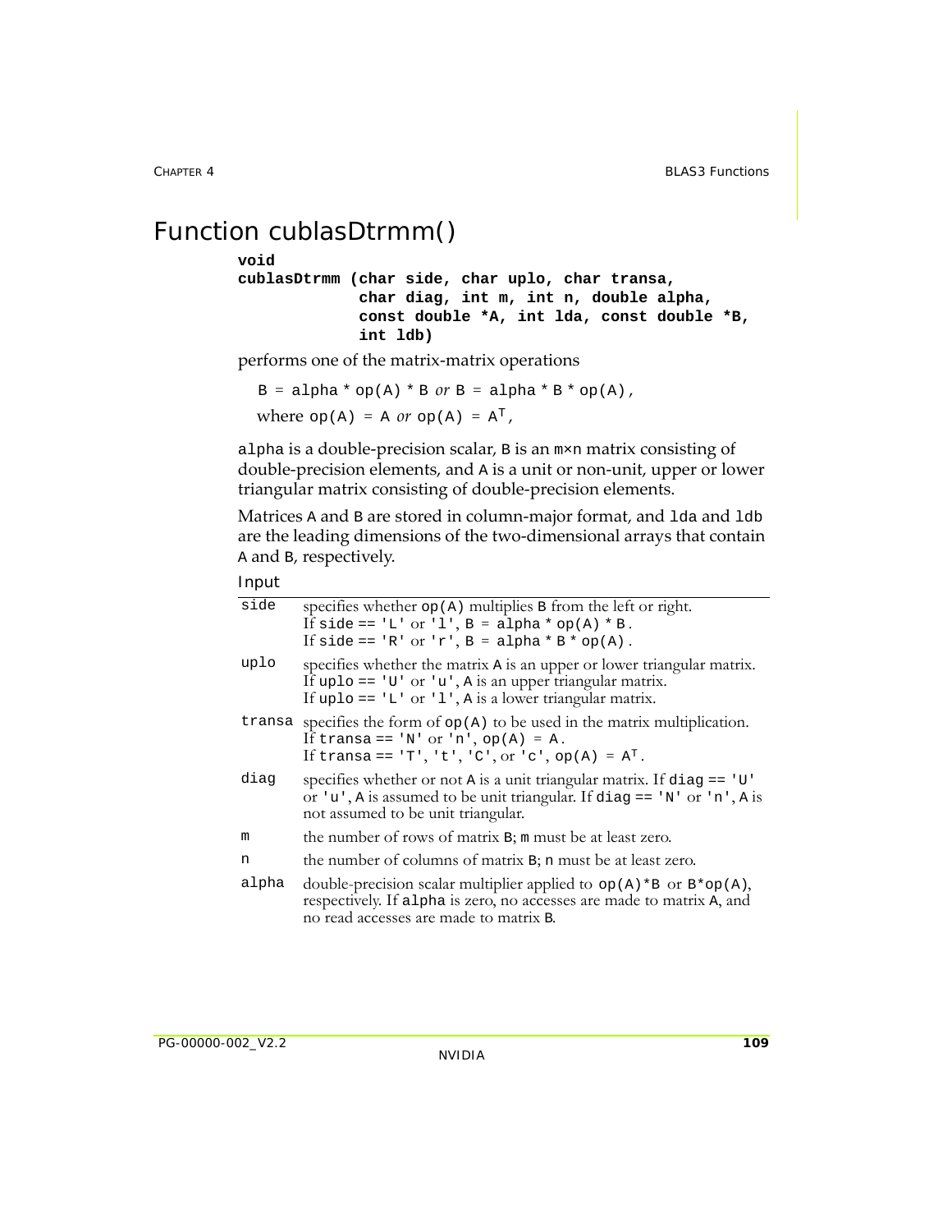# Function cublasDtrmm()

```
void
cublasDtrmm (char side, char uplo, char transa,
             char diag, int m, int n, double alpha,
             const double *A, int lda, const double *B,
             int ldb)
```

performs one of the matrix-matrix operations

B = alpha * op(A) * B *or* B = alpha * B * op(A),

where op(A) = A *or* op(A) = $A^T$,

alpha is a double-precision scalar, B is an m×n matrix consisting of double-precision elements, and A is a unit or non-unit, upper or lower triangular matrix consisting of double-precision elements.

Matrices A and B are stored in column-major format, and lda and ldb are the leading dimensions of the two-dimensional arrays that contain A and B, respectively.

Input

| | |
|---|---|
| side | specifies whether op(A) multiplies B from the left or right. If side == 'L' or 'l', B = alpha * op(A) * B. If side == 'R' or 'r', B = alpha * B * op(A). |
| uplo | specifies whether the matrix A is an upper or lower triangular matrix. If uplo == 'U' or 'u', A is an upper triangular matrix. If uplo == 'L' or 'l', A is a lower triangular matrix. |
| transa | specifies the form of op(A) to be used in the matrix multiplication. If transa == 'N' or 'n', op(A) = A. If transa == 'T', 't', 'C', or 'c', op(A) = $A^T$. |
| diag | specifies whether or not A is a unit triangular matrix. If diag == 'U' or 'u', A is assumed to be unit triangular. If diag == 'N' or 'n', A is not assumed to be unit triangular. |
| m | the number of rows of matrix B; m must be at least zero. |
| n | the number of columns of matrix B; n must be at least zero. |
| alpha | double-precision scalar multiplier applied to op(A)*B or B*op(A), respectively. If alpha is zero, no accesses are made to matrix A, and no read accesses are made to matrix B. |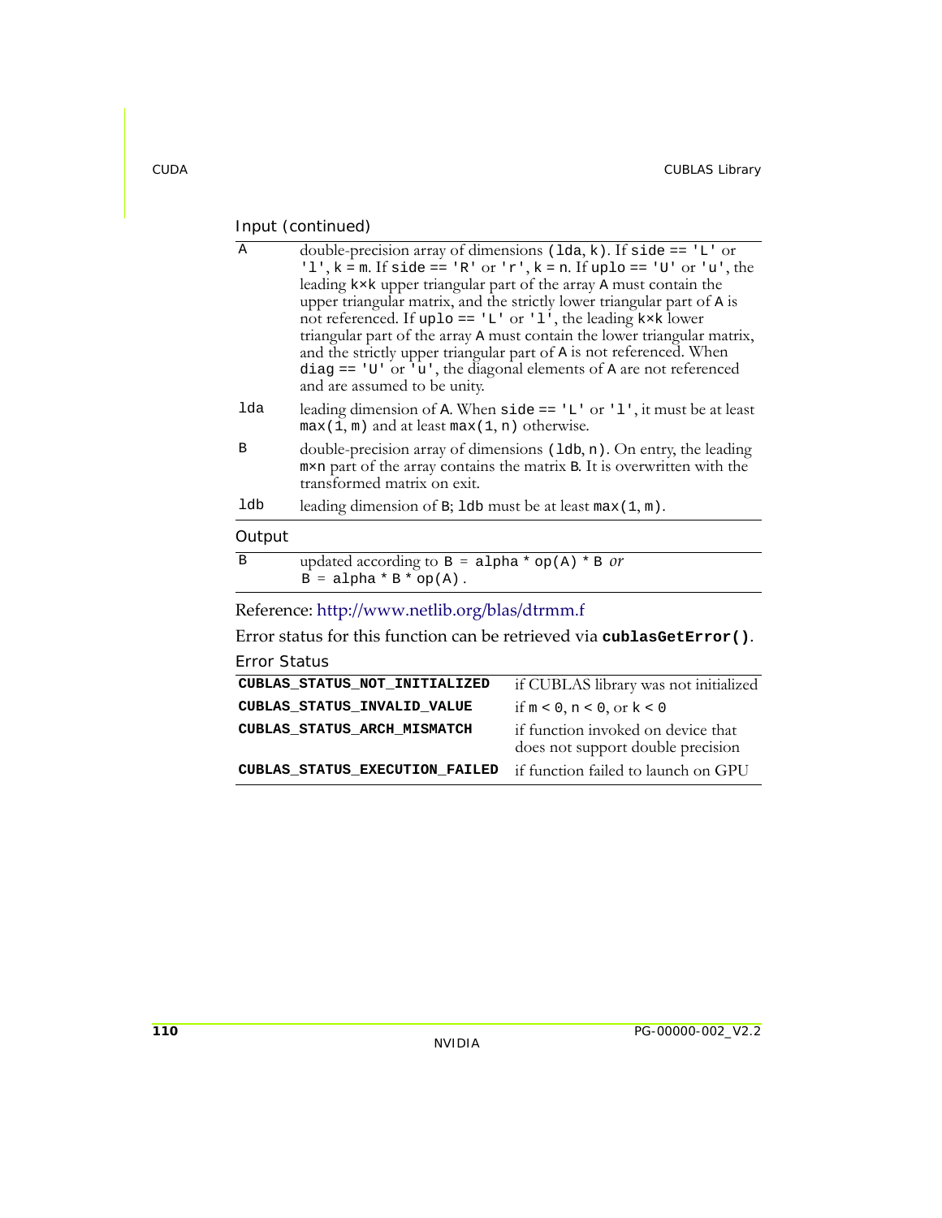Input (continued)

| | |
|---|---|
| A | double-precision array of dimensions (lda, k). If side == 'L' or 'l', k = m. If side == 'R' or 'r', k = n. If uplo == 'U' or 'u', the leading k×k upper triangular part of the array A must contain the upper triangular matrix, and the strictly lower triangular part of A is not referenced. If uplo == 'L' or 'l', the leading k×k lower triangular part of the array A must contain the lower triangular matrix, and the strictly upper triangular part of A is not referenced. When diag == 'U' or 'u', the diagonal elements of A are not referenced and are assumed to be unity. |
| lda | leading dimension of A. When side == 'L' or 'l', it must be at least max(1, m) and at least max(1, n) otherwise. |
| B | double-precision array of dimensions (ldb, n). On entry, the leading m×n part of the array contains the matrix B. It is overwritten with the transformed matrix on exit. |
| ldb | leading dimension of B; ldb must be at least max(1, m). |

Output

| | |
|---|---|
| B | updated according to B = alpha * op(A) * B *or* B = alpha * B * op(A). |

Reference: http://www.netlib.org/blas/dtrmm.f

Error status for this function can be retrieved via **cublasGetError()**.

Error Status

| | |
|---|---|
| **CUBLAS_STATUS_NOT_INITIALIZED** | if CUBLAS library was not initialized |
| **CUBLAS_STATUS_INVALID_VALUE** | if m < 0, n < 0, or k < 0 |
| **CUBLAS_STATUS_ARCH_MISMATCH** | if function invoked on device that does not support double precision |
| **CUBLAS_STATUS_EXECUTION_FAILED** | if function failed to launch on GPU |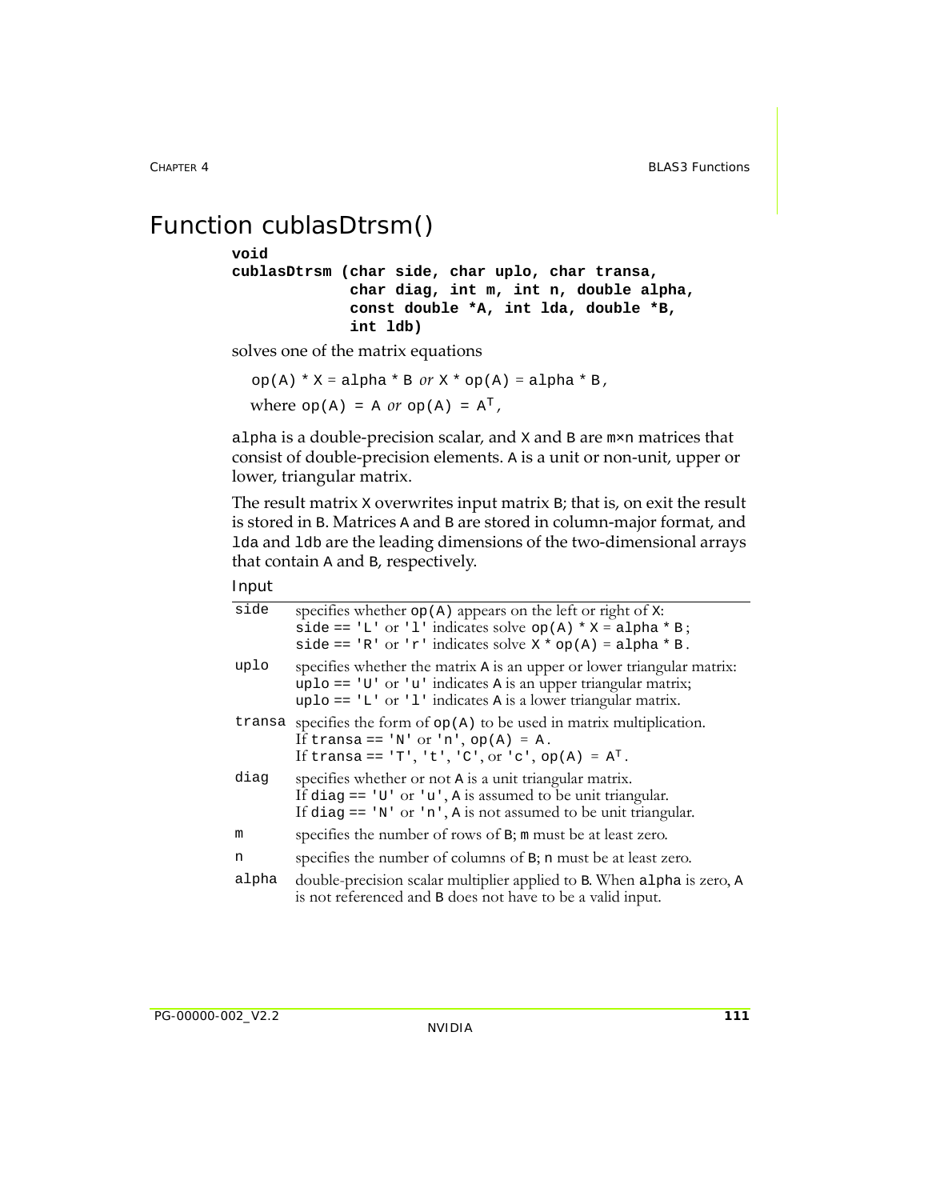# Function cublasDtrsm()

```
void
cublasDtrsm (char side, char uplo, char transa,
             char diag, int m, int n, double alpha,
             const double *A, int lda, double *B,
             int ldb)
```

solves one of the matrix equations

op(A) * X = alpha * B *or* X * op(A) = alpha * B,

where op(A) = A *or* op(A) = $A^T$,

alpha is a double-precision scalar, and X and B are m×n matrices that consist of double-precision elements. A is a unit or non-unit, upper or lower, triangular matrix.

The result matrix X overwrites input matrix B; that is, on exit the result is stored in B. Matrices A and B are stored in column-major format, and lda and ldb are the leading dimensions of the two-dimensional arrays that contain A and B, respectively.

Input

| | |
|---|---|
| side | specifies whether op(A) appears on the left or right of X: side == 'L' or 'l' indicates solve op(A) * X = alpha * B; side == 'R' or 'r' indicates solve X * op(A) = alpha * B. |
| uplo | specifies whether the matrix A is an upper or lower triangular matrix: uplo == 'U' or 'u' indicates A is an upper triangular matrix; uplo == 'L' or 'l' indicates A is a lower triangular matrix. |
| transa | specifies the form of op(A) to be used in matrix multiplication. If transa == 'N' or 'n', op(A) = A. If transa == 'T', 't', 'C', or 'c', op(A) = $A^T$. |
| diag | specifies whether or not A is a unit triangular matrix. If diag == 'U' or 'u', A is assumed to be unit triangular. If diag == 'N' or 'n', A is not assumed to be unit triangular. |
| m | specifies the number of rows of B; m must be at least zero. |
| n | specifies the number of columns of B; n must be at least zero. |
| alpha | double-precision scalar multiplier applied to B. When alpha is zero, A is not referenced and B does not have to be a valid input. |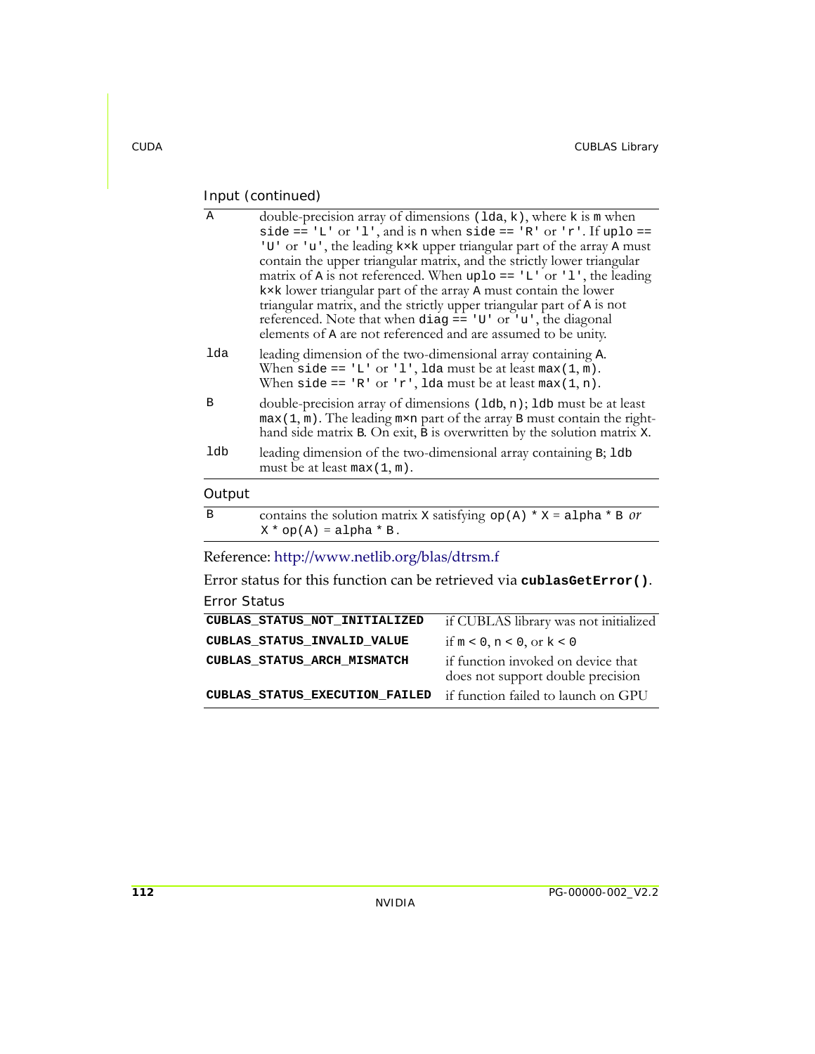Input (continued)

| | |
|---|---|
| A | double-precision array of dimensions (lda, k), where k is m when side == 'L' or 'l', and is n when side == 'R' or 'r'. If uplo == 'U' or 'u', the leading k×k upper triangular part of the array A must contain the upper triangular matrix, and the strictly lower triangular matrix of A is not referenced. When uplo == 'L' or 'l', the leading k×k lower triangular part of the array A must contain the lower triangular matrix, and the strictly upper triangular part of A is not referenced. Note that when diag == 'U' or 'u', the diagonal elements of A are not referenced and are assumed to be unity. |
| lda | leading dimension of the two-dimensional array containing A. When side == 'L' or 'l', lda must be at least max(1, m). When side == 'R' or 'r', lda must be at least max(1, n). |
| B | double-precision array of dimensions (ldb, n); ldb must be at least max(1, m). The leading m×n part of the array B must contain the right-hand side matrix B. On exit, B is overwritten by the solution matrix X. |
| ldb | leading dimension of the two-dimensional array containing B; ldb must be at least max(1, m). |

Output

| | |
|---|---|
| B | contains the solution matrix X satisfying op(A) * X = alpha * B *or* X * op(A) = alpha * B. |

Reference: http://www.netlib.org/blas/dtrsm.f

Error status for this function can be retrieved via **cublasGetError()**.

Error Status

| | |
|---|---|
| **CUBLAS_STATUS_NOT_INITIALIZED** | if CUBLAS library was not initialized |
| **CUBLAS_STATUS_INVALID_VALUE** | if m < 0, n < 0, or k < 0 |
| **CUBLAS_STATUS_ARCH_MISMATCH** | if function invoked on device that does not support double precision |
| **CUBLAS_STATUS_EXECUTION_FAILED** | if function failed to launch on GPU |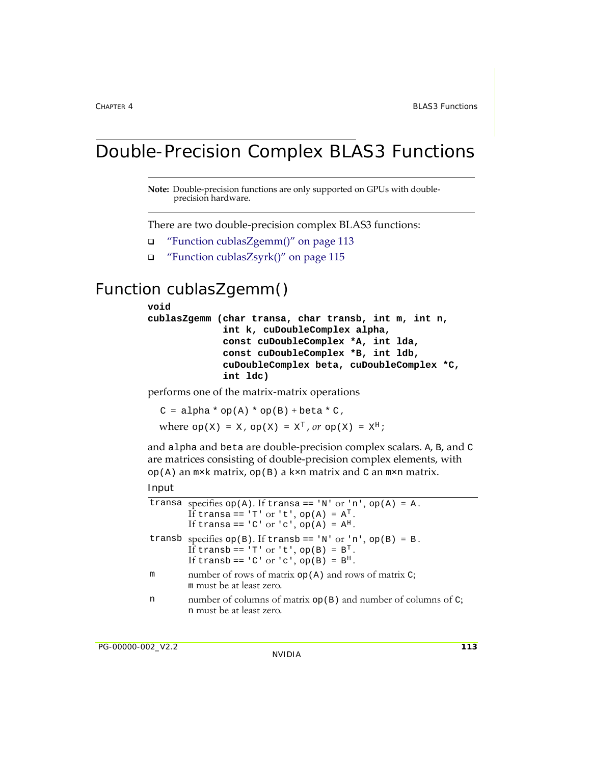# Double-Precision Complex BLAS3 Functions

**Note:** Double-precision functions are only supported on GPUs with double-precision hardware.

There are two double-precision complex BLAS3 functions:

- "Function cublasZgemm()" on page 113
- "Function cublasZsyrk()" on page 115

## Function cublasZgemm()

```
void
cublasZgemm (char transa, char transb, int m, int n,
             int k, cuDoubleComplex alpha,
             const cuDoubleComplex *A, int lda,
             const cuDoubleComplex *B, int ldb,
             cuDoubleComplex beta, cuDoubleComplex *C,
             int ldc)
```

performs one of the matrix-matrix operations

C = alpha * op(A) * op(B) + beta * C,

where op(X) = X, op(X) = $X^T$, *or* op(X) = $X^H$;

and alpha and beta are double-precision complex scalars. A, B, and C are matrices consisting of double-precision complex elements, with op(A) an m×k matrix, op(B) a k×n matrix and C an m×n matrix.

### Input

| | |
|---|---|
| transa | specifies op(A). If transa == 'N' or 'n', op(A) = A. If transa == 'T' or 't', op(A) = $A^T$. If transa == 'C' or 'c', op(A) = $A^H$. |
| transb | specifies op(B). If transb == 'N' or 'n', op(B) = B. If transb == 'T' or 't', op(B) = $B^T$. If transb == 'C' or 'c', op(B) = $B^H$. |
| m | number of rows of matrix op(A) and rows of matrix C; m must be at least zero. |
| n | number of columns of matrix op(B) and number of columns of C; n must be at least zero. |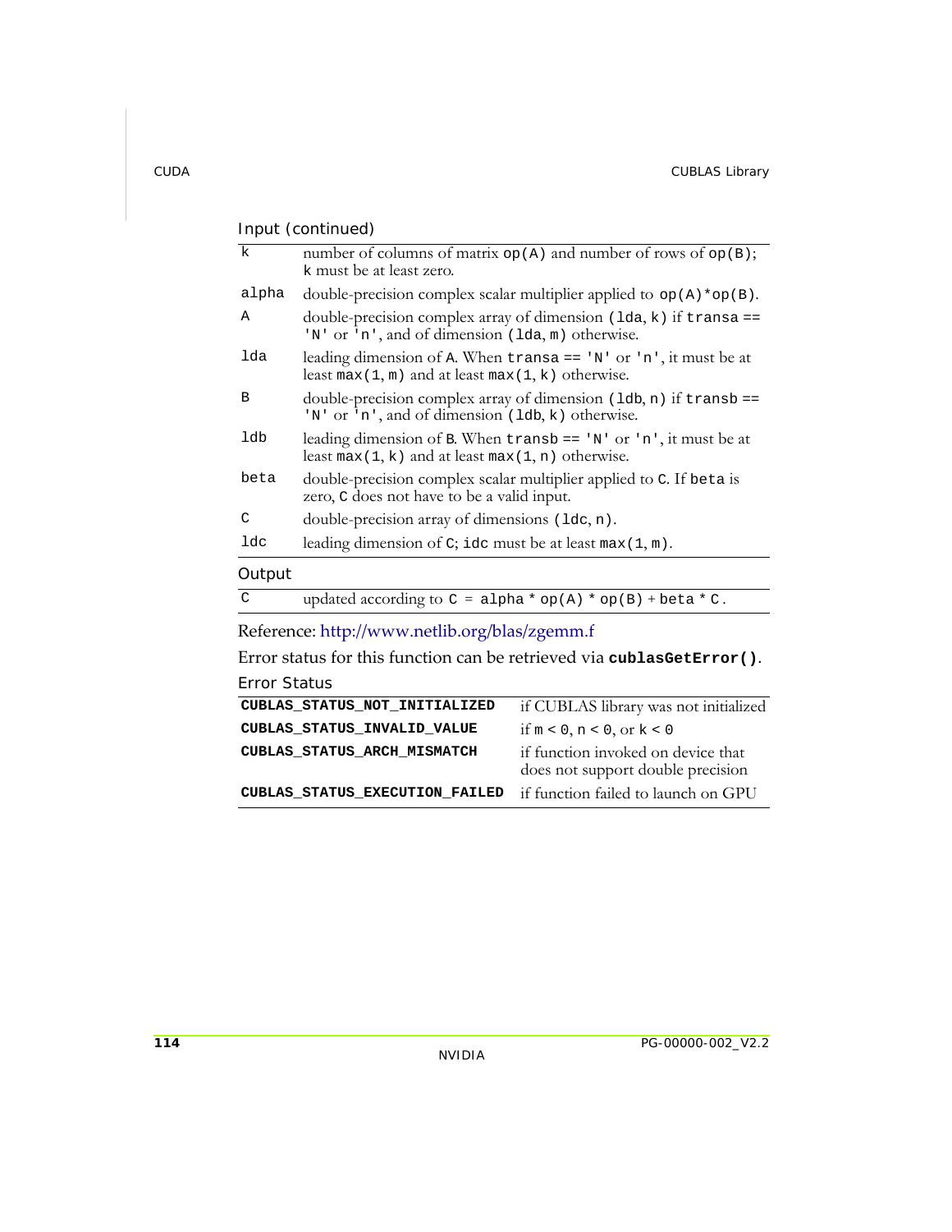Input (continued)

| | |
|---|---|
| `k` | number of columns of matrix `op(A)` and number of rows of `op(B)`; `k` must be at least zero. |
| `alpha` | double-precision complex scalar multiplier applied to `op(A)*op(B)`. |
| `A` | double-precision complex array of dimension `(lda, k)` if `transa == 'N'` or `'n'`, and of dimension `(lda, m)` otherwise. |
| `lda` | leading dimension of `A`. When `transa == 'N'` or `'n'`, it must be at least `max(1, m)` and at least `max(1, k)` otherwise. |
| `B` | double-precision complex array of dimension `(ldb, n)` if `transb == 'N'` or `'n'`, and of dimension `(ldb, k)` otherwise. |
| `ldb` | leading dimension of `B`. When `transb == 'N'` or `'n'`, it must be at least `max(1, k)` and at least `max(1, n)` otherwise. |
| `beta` | double-precision complex scalar multiplier applied to `C`. If `beta` is zero, `C` does not have to be a valid input. |
| `C` | double-precision array of dimensions `(ldc, n)`. |
| `ldc` | leading dimension of `C`; `idc` must be at least `max(1, m)`. |

Output

| | |
|---|---|
| `C` | updated according to `C = alpha * op(A) * op(B) + beta * C`. |

Reference: http://www.netlib.org/blas/zgemm.f

Error status for this function can be retrieved via **`cublasGetError()`**.

Error Status

| | |
|---|---|
| **`CUBLAS_STATUS_NOT_INITIALIZED`** | if CUBLAS library was not initialized |
| **`CUBLAS_STATUS_INVALID_VALUE`** | if `m < 0`, `n < 0`, or `k < 0` |
| **`CUBLAS_STATUS_ARCH_MISMATCH`** | if function invoked on device that does not support double precision |
| **`CUBLAS_STATUS_EXECUTION_FAILED`** | if function failed to launch on GPU |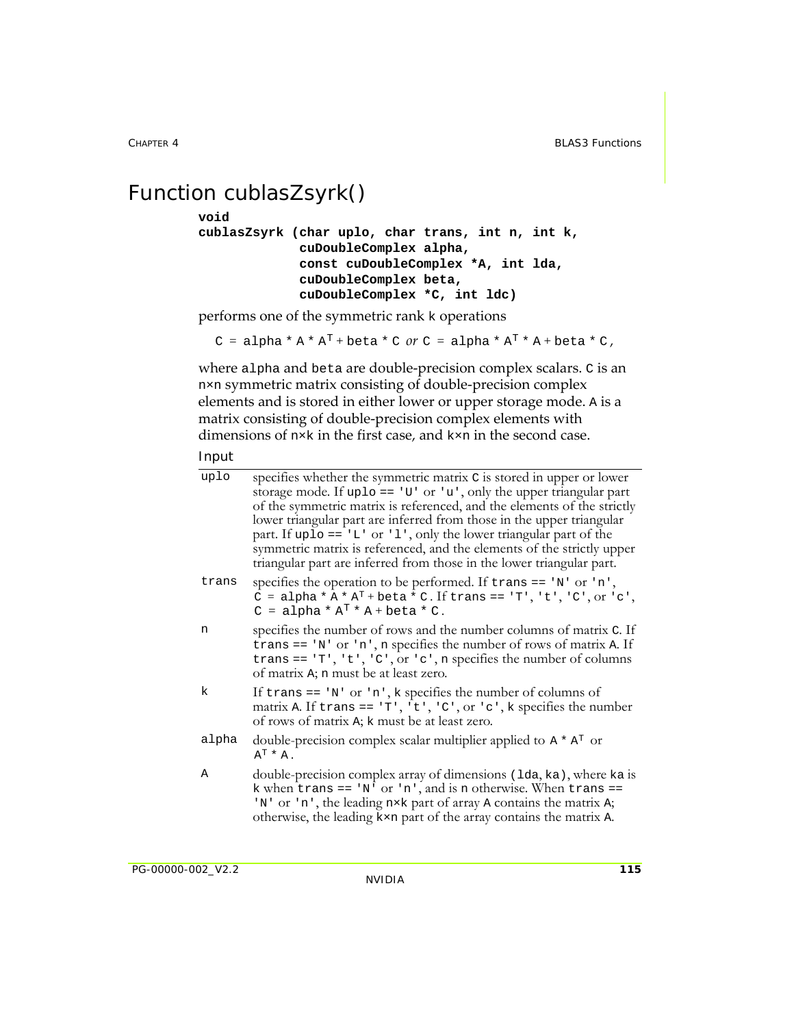# Function cublasZsyrk()

```
void
cublasZsyrk (char uplo, char trans, int n, int k,
             cuDoubleComplex alpha,
             const cuDoubleComplex *A, int lda,
             cuDoubleComplex beta,
             cuDoubleComplex *C, int ldc)
```

performs one of the symmetric rank k operations

$$C = alpha * A * A^T + beta * C \textit{ or } C = alpha * A^T * A + beta * C,$$

where alpha and beta are double-precision complex scalars. C is an n×n symmetric matrix consisting of double-precision complex elements and is stored in either lower or upper storage mode. A is a matrix consisting of double-precision complex elements with dimensions of n×k in the first case, and k×n in the second case.

Input

| | |
|---|---|
| uplo | specifies whether the symmetric matrix C is stored in upper or lower storage mode. If uplo == 'U' or 'u', only the upper triangular part of the symmetric matrix is referenced, and the elements of the strictly lower triangular part are inferred from those in the upper triangular part. If uplo == 'L' or 'l', only the lower triangular part of the symmetric matrix is referenced, and the elements of the strictly upper triangular part are inferred from those in the lower triangular part. |
| trans | specifies the operation to be performed. If trans == 'N' or 'n', $C = alpha * A * A^T + beta * C$. If trans == 'T', 't', 'C', or 'c', $C = alpha * A^T * A + beta * C$. |
| n | specifies the number of rows and the number columns of matrix C. If trans == 'N' or 'n', n specifies the number of rows of matrix A. If trans == 'T', 't', 'C', or 'c', n specifies the number of columns of matrix A; n must be at least zero. |
| k | If trans == 'N' or 'n', k specifies the number of columns of matrix A. If trans == 'T', 't', 'C', or 'c', k specifies the number of rows of matrix A; k must be at least zero. |
| alpha | double-precision complex scalar multiplier applied to $A * A^T$ or $A^T * A$. |
| A | double-precision complex array of dimensions (lda, ka), where ka is k when trans == 'N' or 'n', and is n otherwise. When trans == 'N' or 'n', the leading n×k part of array A contains the matrix A; otherwise, the leading k×n part of the array contains the matrix A. |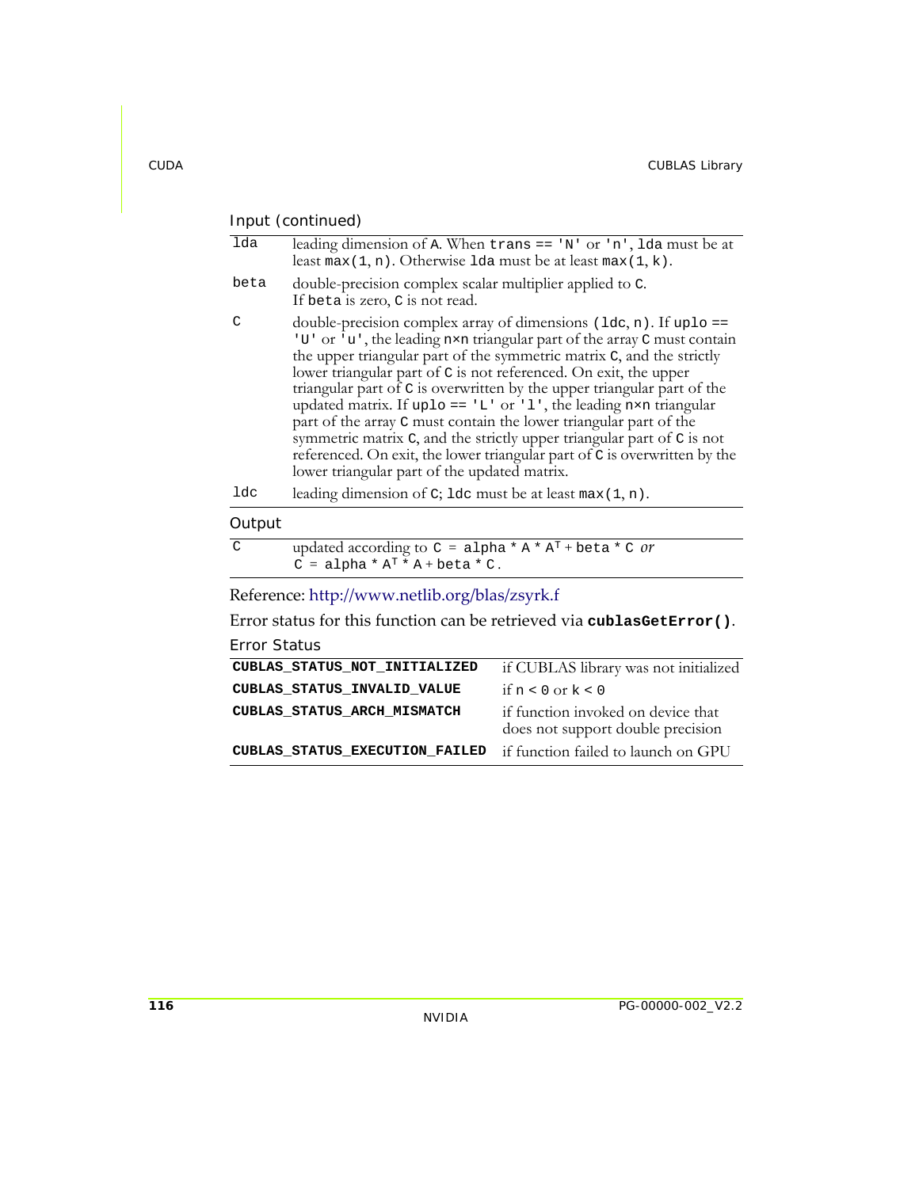Input (continued)

| | |
|---|---|
| `lda` | leading dimension of A. When `trans == 'N'` or `'n'`, `lda` must be at least `max(1, n)`. Otherwise `lda` must be at least `max(1, k)`. |
| `beta` | double-precision complex scalar multiplier applied to C. If `beta` is zero, C is not read. |
| `C` | double-precision complex array of dimensions `(ldc, n)`. If `uplo == 'U'` or `'u'`, the leading `n×n` triangular part of the array C must contain the upper triangular part of the symmetric matrix C, and the strictly lower triangular part of C is not referenced. On exit, the upper triangular part of C is overwritten by the upper triangular part of the updated matrix. If `uplo == 'L'` or `'l'`, the leading `n×n` triangular part of the array C must contain the lower triangular part of the symmetric matrix C, and the strictly upper triangular part of C is not referenced. On exit, the lower triangular part of C is overwritten by the lower triangular part of the updated matrix. |
| `ldc` | leading dimension of C; `ldc` must be at least `max(1, n)`. |

Output

| | |
|---|---|
| `C` | updated according to $C = alpha * A * A^T + beta * C$ *or* $C = alpha * A^T * A + beta * C$. |

Reference: http://www.netlib.org/blas/zsyrk.f

Error status for this function can be retrieved via **`cublasGetError()`**.

Error Status

| | |
|---|---|
| **CUBLAS_STATUS_NOT_INITIALIZED** | if CUBLAS library was not initialized |
| **CUBLAS_STATUS_INVALID_VALUE** | if `n < 0` or `k < 0` |
| **CUBLAS_STATUS_ARCH_MISMATCH** | if function invoked on device that does not support double precision |
| **CUBLAS_STATUS_EXECUTION_FAILED** | if function failed to launch on GPU |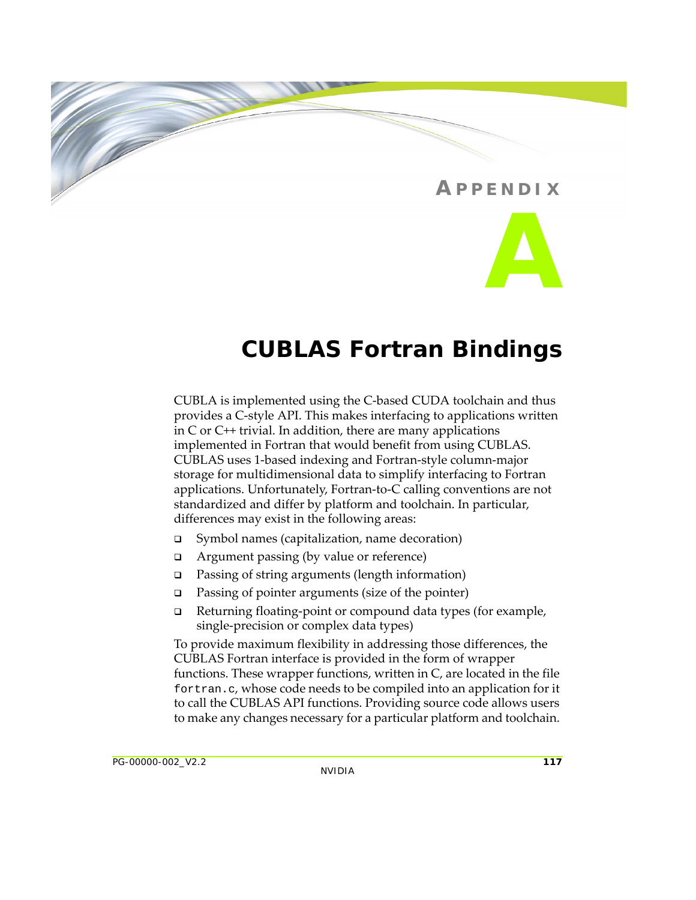# APPENDIX A

# CUBLAS Fortran Bindings

CUBLA is implemented using the C-based CUDA toolchain and thus provides a C-style API. This makes interfacing to applications written in C or C++ trivial. In addition, there are many applications implemented in Fortran that would benefit from using CUBLAS. CUBLAS uses 1-based indexing and Fortran-style column-major storage for multidimensional data to simplify interfacing to Fortran applications. Unfortunately, Fortran-to-C calling conventions are not standardized and differ by platform and toolchain. In particular, differences may exist in the following areas:

- Symbol names (capitalization, name decoration)
- Argument passing (by value or reference)
- Passing of string arguments (length information)
- Passing of pointer arguments (size of the pointer)
- Returning floating-point or compound data types (for example, single-precision or complex data types)

To provide maximum flexibility in addressing those differences, the CUBLAS Fortran interface is provided in the form of wrapper functions. These wrapper functions, written in C, are located in the file `fortran.c`, whose code needs to be compiled into an application for it to call the CUBLAS API functions. Providing source code allows users to make any changes necessary for a particular platform and toolchain.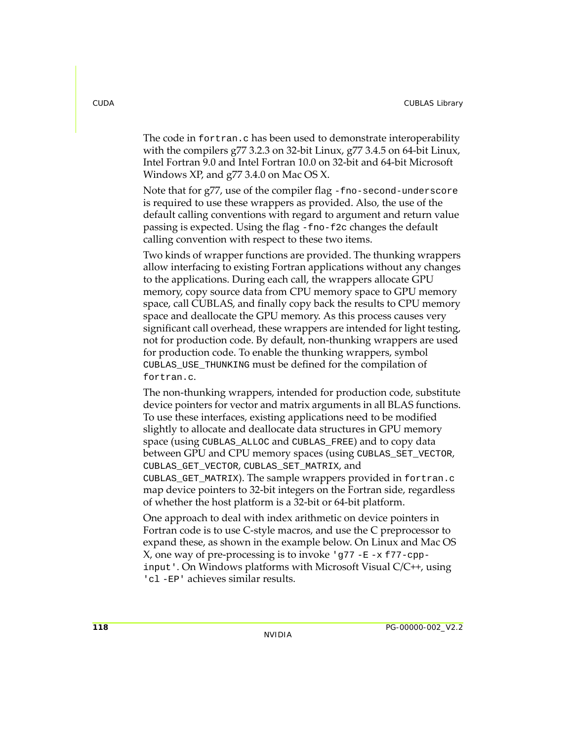The code in `fortran.c` has been used to demonstrate interoperability with the compilers g77 3.2.3 on 32-bit Linux, g77 3.4.5 on 64-bit Linux, Intel Fortran 9.0 and Intel Fortran 10.0 on 32-bit and 64-bit Microsoft Windows XP, and g77 3.4.0 on Mac OS X.

Note that for g77, use of the compiler flag `-fno-second-underscore` is required to use these wrappers as provided. Also, the use of the default calling conventions with regard to argument and return value passing is expected. Using the flag `-fno-f2c` changes the default calling convention with respect to these two items.

Two kinds of wrapper functions are provided. The thunking wrappers allow interfacing to existing Fortran applications without any changes to the applications. During each call, the wrappers allocate GPU memory, copy source data from CPU memory space to GPU memory space, call CUBLAS, and finally copy back the results to CPU memory space and deallocate the GPU memory. As this process causes very significant call overhead, these wrappers are intended for light testing, not for production code. By default, non-thunking wrappers are used for production code. To enable the thunking wrappers, symbol `CUBLAS_USE_THUNKING` must be defined for the compilation of `fortran.c`.

The non-thunking wrappers, intended for production code, substitute device pointers for vector and matrix arguments in all BLAS functions. To use these interfaces, existing applications need to be modified slightly to allocate and deallocate data structures in GPU memory space (using `CUBLAS_ALLOC` and `CUBLAS_FREE`) and to copy data between GPU and CPU memory spaces (using `CUBLAS_SET_VECTOR`, `CUBLAS_GET_VECTOR`, `CUBLAS_SET_MATRIX`, and `CUBLAS_GET_MATRIX`). The sample wrappers provided in `fortran.c` map device pointers to 32-bit integers on the Fortran side, regardless of whether the host platform is a 32-bit or 64-bit platform.

One approach to deal with index arithmetic on device pointers in Fortran code is to use C-style macros, and use the C preprocessor to expand these, as shown in the example below. On Linux and Mac OS X, one way of pre-processing is to invoke `'g77 -E -x f77-cpp-input'`. On Windows platforms with Microsoft Visual C/C++, using `'cl -EP'` achieves similar results.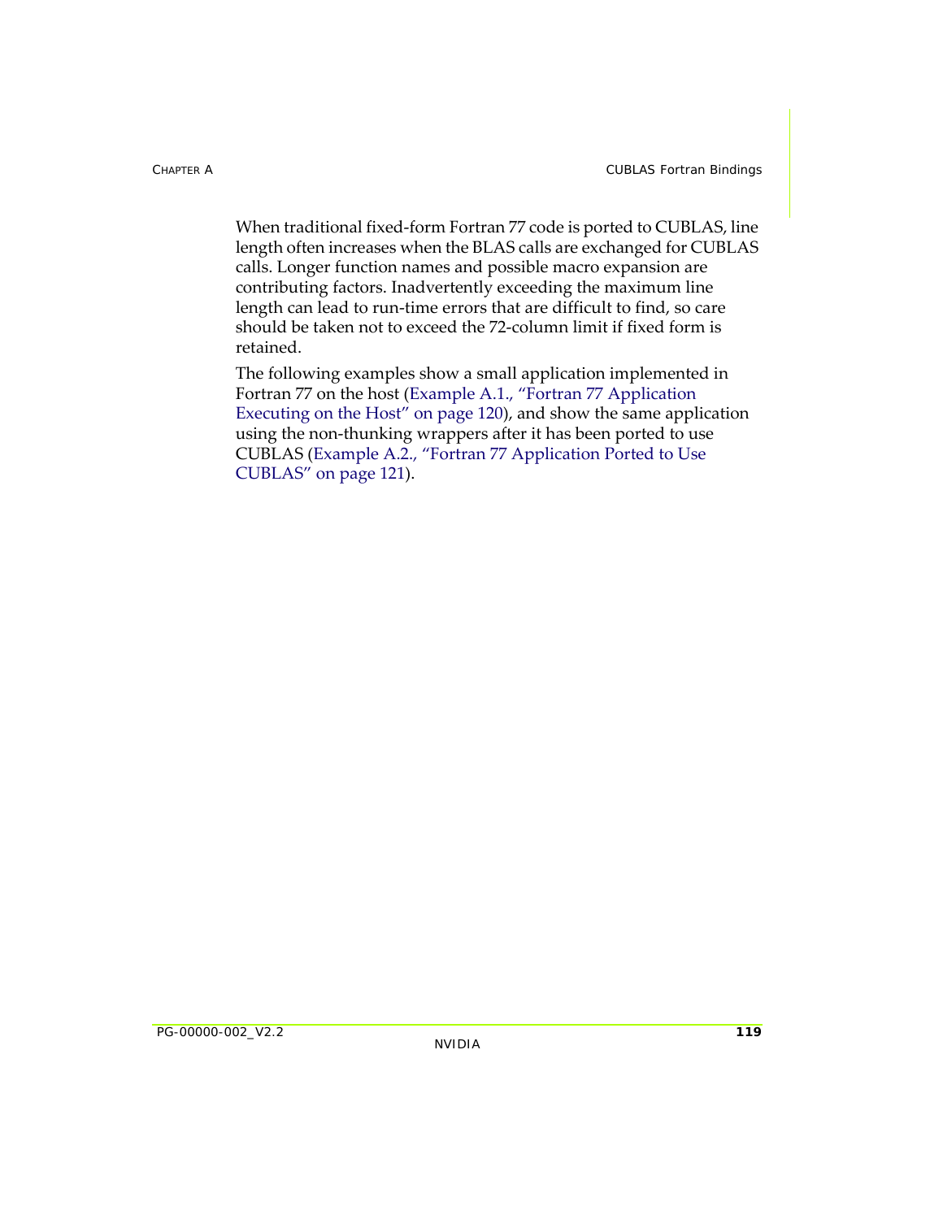When traditional fixed-form Fortran 77 code is ported to CUBLAS, line length often increases when the BLAS calls are exchanged for CUBLAS calls. Longer function names and possible macro expansion are contributing factors. Inadvertently exceeding the maximum line length can lead to run-time errors that are difficult to find, so care should be taken not to exceed the 72-column limit if fixed form is retained.

The following examples show a small application implemented in Fortran 77 on the host (Example A.1., "Fortran 77 Application Executing on the Host" on page 120), and show the same application using the non-thunking wrappers after it has been ported to use CUBLAS (Example A.2., "Fortran 77 Application Ported to Use CUBLAS" on page 121).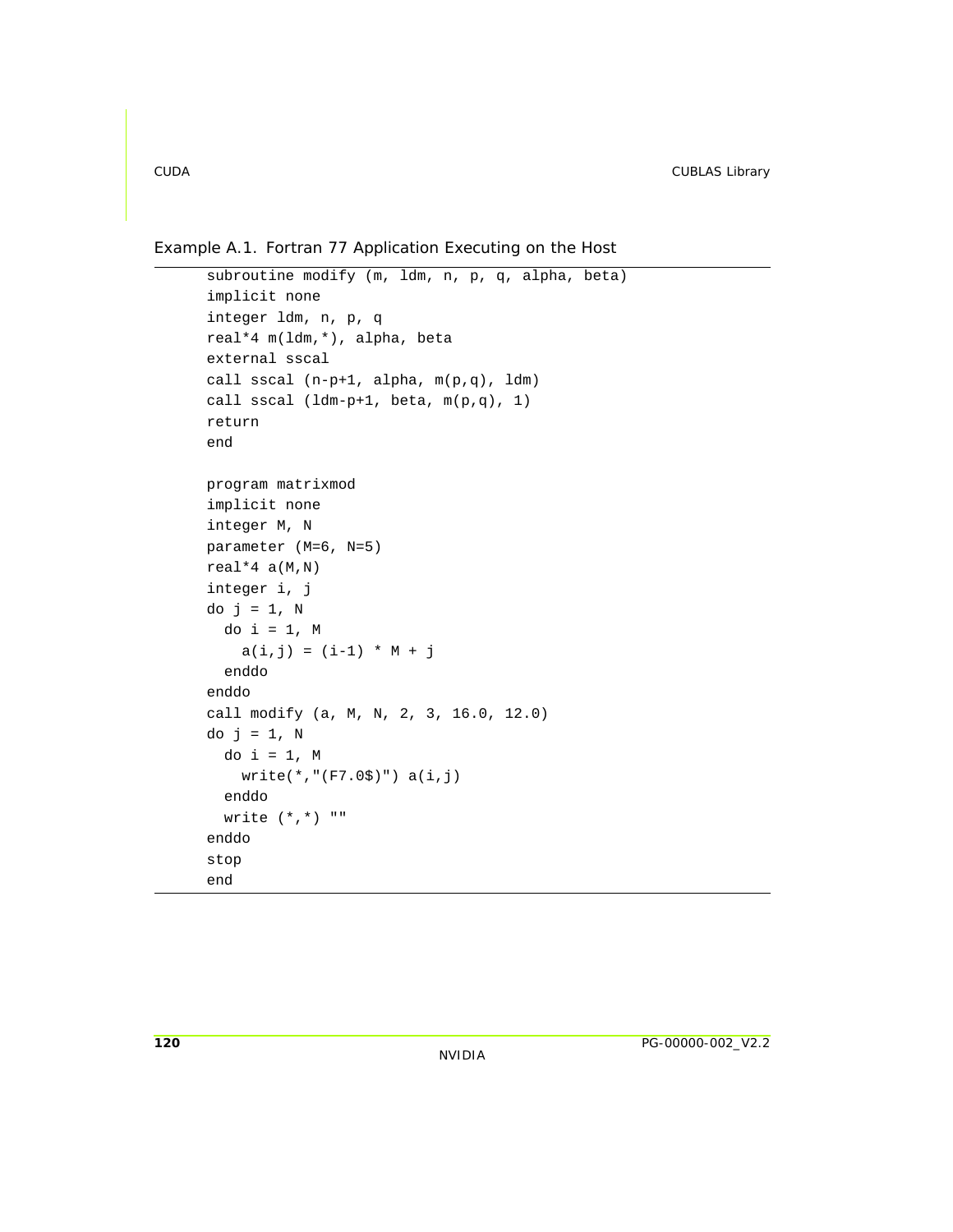Example A.1. Fortran 77 Application Executing on the Host

```
subroutine modify (m, ldm, n, p, q, alpha, beta)
implicit none
integer ldm, n, p, q
real*4 m(ldm,*), alpha, beta
external sscal
call sscal (n-p+1, alpha, m(p,q), ldm)
call sscal (ldm-p+1, beta, m(p,q), 1)
return
end

program matrixmod
implicit none
integer M, N
parameter (M=6, N=5)
real*4 a(M,N)
integer i, j
do j = 1, N
  do i = 1, M
    a(i,j) = (i-1) * M + j
  enddo
enddo
call modify (a, M, N, 2, 3, 16.0, 12.0)
do j = 1, N
  do i = 1, M
    write(*,"(F7.0$)") a(i,j)
  enddo
  write (*,*) ""
enddo
stop
end
```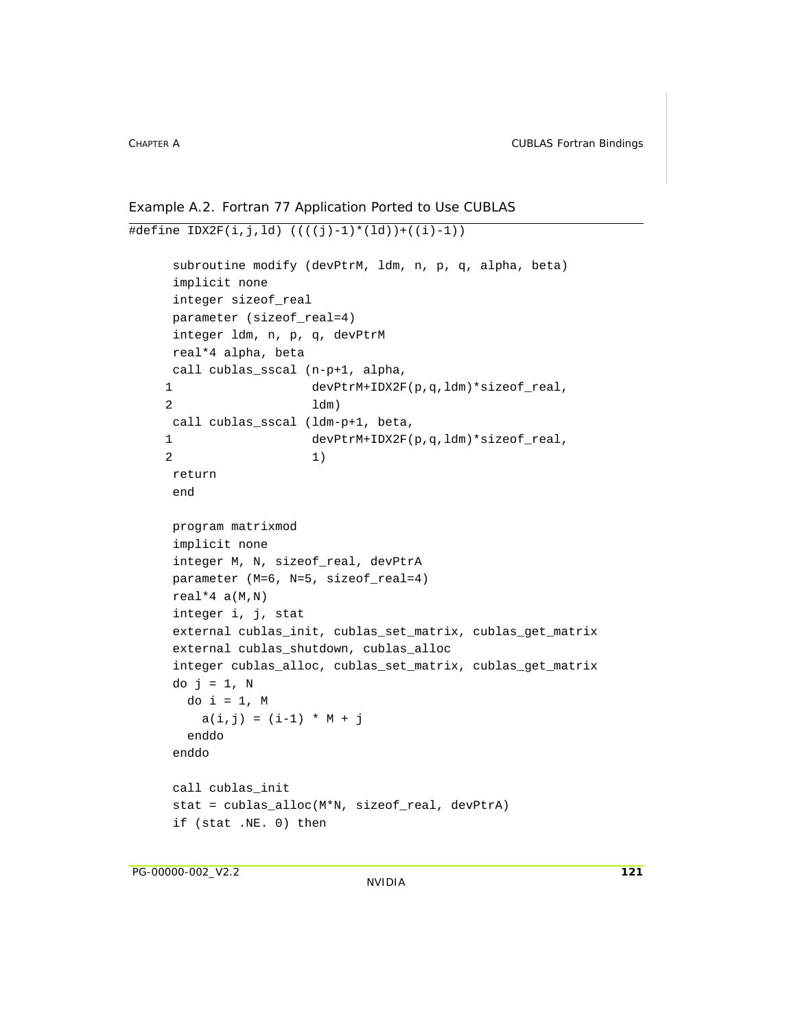Example A.2. Fortran 77 Application Ported to Use CUBLAS

```
#define IDX2F(i,j,ld) ((((j)-1)*(ld))+((i)-1))

      subroutine modify (devPtrM, ldm, n, p, q, alpha, beta)
      implicit none
      integer sizeof_real
      parameter (sizeof_real=4)
      integer ldm, n, p, q, devPtrM
      real*4 alpha, beta
      call cublas_sscal (n-p+1, alpha,
     1                   devPtrM+IDX2F(p,q,ldm)*sizeof_real,
     2                   ldm)
      call cublas_sscal (ldm-p+1, beta,
     1                   devPtrM+IDX2F(p,q,ldm)*sizeof_real,
     2                   1)
      return
      end

      program matrixmod
      implicit none
      integer M, N, sizeof_real, devPtrA
      parameter (M=6, N=5, sizeof_real=4)
      real*4 a(M,N)
      integer i, j, stat
      external cublas_init, cublas_set_matrix, cublas_get_matrix
      external cublas_shutdown, cublas_alloc
      integer cublas_alloc, cublas_set_matrix, cublas_get_matrix
      do j = 1, N
        do i = 1, M
          a(i,j) = (i-1) * M + j
        enddo
      enddo

      call cublas_init
      stat = cublas_alloc(M*N, sizeof_real, devPtrA)
      if (stat .NE. 0) then
```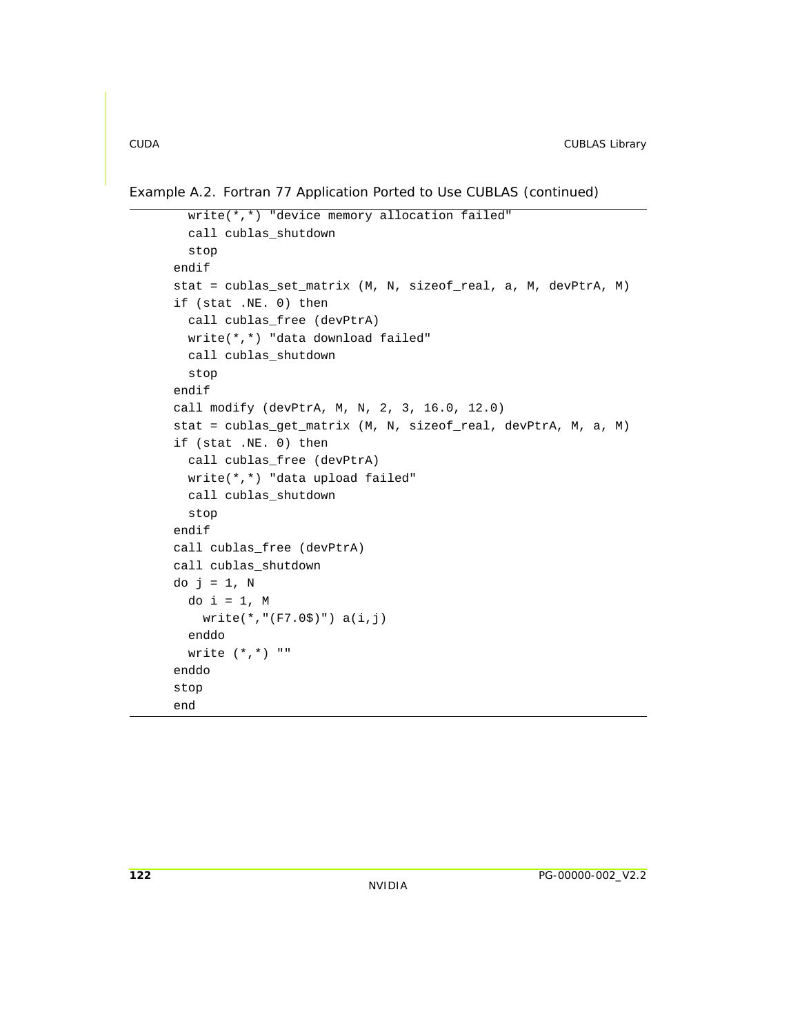Example A.2. Fortran 77 Application Ported to Use CUBLAS (continued)

```
        write(*,*) "device memory allocation failed"
        call cublas_shutdown
        stop
      endif
      stat = cublas_set_matrix (M, N, sizeof_real, a, M, devPtrA, M)
      if (stat .NE. 0) then
        call cublas_free (devPtrA)
        write(*,*) "data download failed"
        call cublas_shutdown
        stop
      endif
      call modify (devPtrA, M, N, 2, 3, 16.0, 12.0)
      stat = cublas_get_matrix (M, N, sizeof_real, devPtrA, M, a, M)
      if (stat .NE. 0) then
        call cublas_free (devPtrA)
        write(*,*) "data upload failed"
        call cublas_shutdown
        stop
      endif
      call cublas_free (devPtrA)
      call cublas_shutdown
      do j = 1, N
        do i = 1, M
          write(*,"(F7.0$)") a(i,j)
        enddo
        write (*,*) ""
      enddo
      stop
      end
```